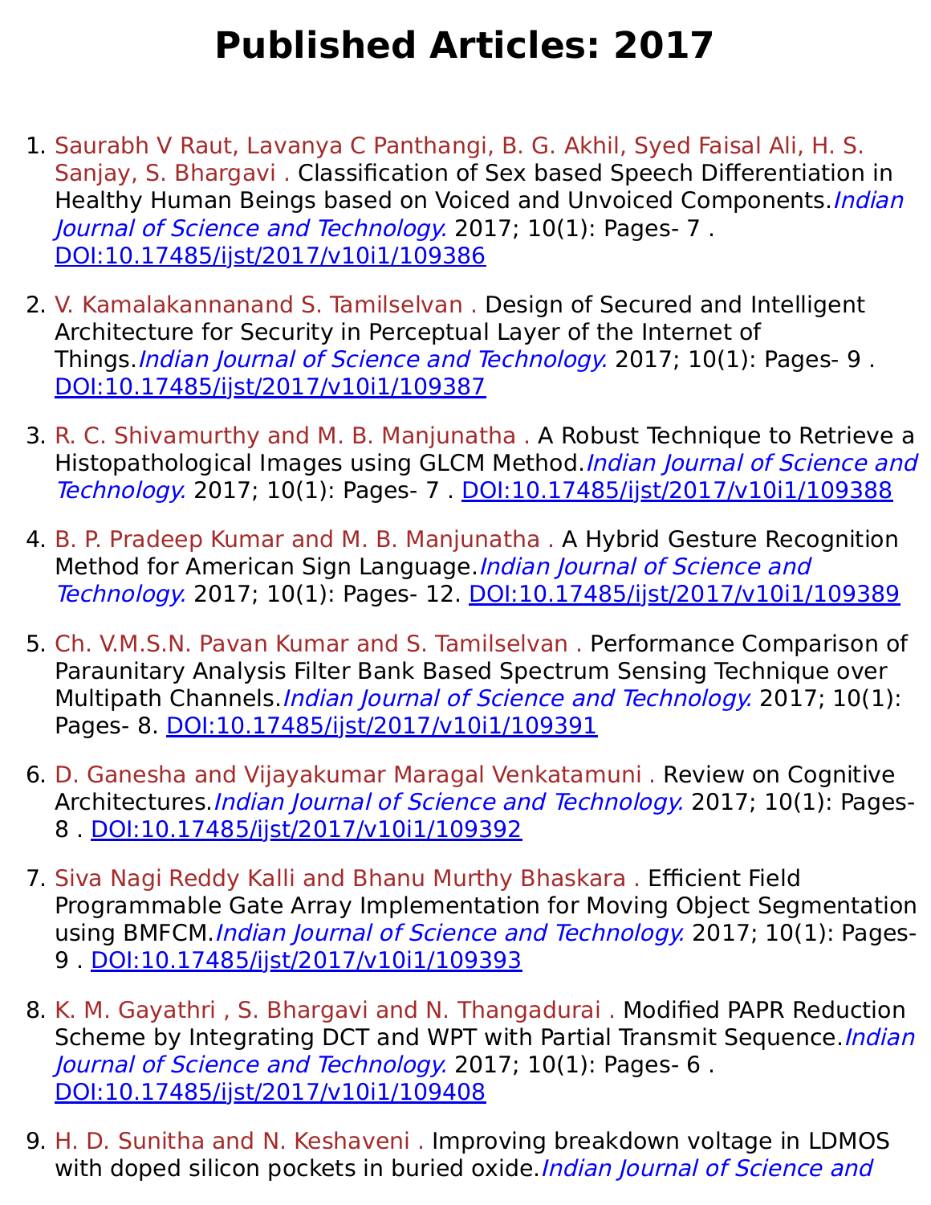# Published Articles: 2017

1. Saurabh V Raut, Lavanya C Panthangi, B. G. Akhil, Syed Faisal Ali, H. S. Sanjay, S. Bhargavi . Classification of Sex based Speech Differentiation in Healthy Human Beings based on Voiced and Unvoiced Components.*Indian Journal of Science and Technology.* 2017; 10(1): Pages- 7 . DOI:10.17485/ijst/2017/v10i1/109386

2. V. Kamalakannanand S. Tamilselvan . Design of Secured and Intelligent Architecture for Security in Perceptual Layer of the Internet of Things.*Indian Journal of Science and Technology.* 2017; 10(1): Pages- 9 . DOI:10.17485/ijst/2017/v10i1/109387

3. R. C. Shivamurthy and M. B. Manjunatha . A Robust Technique to Retrieve a Histopathological Images using GLCM Method.*Indian Journal of Science and Technology.* 2017; 10(1): Pages- 7 . DOI:10.17485/ijst/2017/v10i1/109388

4. B. P. Pradeep Kumar and M. B. Manjunatha . A Hybrid Gesture Recognition Method for American Sign Language.*Indian Journal of Science and Technology.* 2017; 10(1): Pages- 12. DOI:10.17485/ijst/2017/v10i1/109389

5. Ch. V.M.S.N. Pavan Kumar and S. Tamilselvan . Performance Comparison of Paraunitary Analysis Filter Bank Based Spectrum Sensing Technique over Multipath Channels.*Indian Journal of Science and Technology.* 2017; 10(1): Pages- 8. DOI:10.17485/ijst/2017/v10i1/109391

6. D. Ganesha and Vijayakumar Maragal Venkatamuni . Review on Cognitive Architectures.*Indian Journal of Science and Technology.* 2017; 10(1): Pages- 8 . DOI:10.17485/ijst/2017/v10i1/109392

7. Siva Nagi Reddy Kalli and Bhanu Murthy Bhaskara . Efficient Field Programmable Gate Array Implementation for Moving Object Segmentation using BMFCM.*Indian Journal of Science and Technology.* 2017; 10(1): Pages- 9 . DOI:10.17485/ijst/2017/v10i1/109393

8. K. M. Gayathri , S. Bhargavi and N. Thangadurai . Modified PAPR Reduction Scheme by Integrating DCT and WPT with Partial Transmit Sequence.*Indian Journal of Science and Technology.* 2017; 10(1): Pages- 6 . DOI:10.17485/ijst/2017/v10i1/109408

9. H. D. Sunitha and N. Keshaveni . Improving breakdown voltage in LDMOS with doped silicon pockets in buried oxide.*Indian Journal of Science and*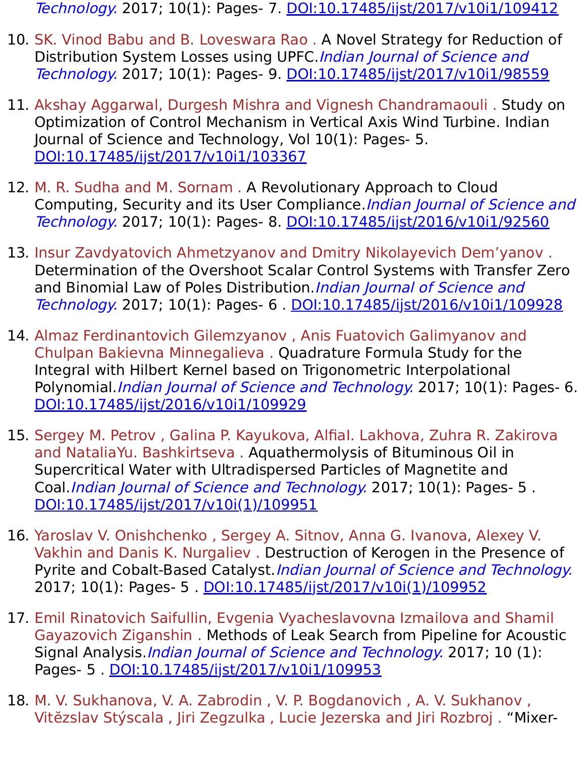*Technology.* 2017; 10(1): Pages- 7. [DOI:10.17485/ijst/2017/v10i1/109412]()

10. SK. Vinod Babu and B. Loveswara Rao . A Novel Strategy for Reduction of Distribution System Losses using UPFC.*Indian Journal of Science and Technology.* 2017; 10(1): Pages- 9. [DOI:10.17485/ijst/2017/v10i1/98559]()

11. Akshay Aggarwal, Durgesh Mishra and Vignesh Chandramaouli . Study on Optimization of Control Mechanism in Vertical Axis Wind Turbine. Indian Journal of Science and Technology, Vol 10(1): Pages- 5. [DOI:10.17485/ijst/2017/v10i1/103367]()

12. M. R. Sudha and M. Sornam . A Revolutionary Approach to Cloud Computing, Security and its User Compliance.*Indian Journal of Science and Technology.* 2017; 10(1): Pages- 8. [DOI:10.17485/ijst/2016/v10i1/92560]()

13. Insur Zavdyatovich Ahmetzyanov and Dmitry Nikolayevich Dem'yanov . Determination of the Overshoot Scalar Control Systems with Transfer Zero and Binomial Law of Poles Distribution.*Indian Journal of Science and Technology.* 2017; 10(1): Pages- 6 . [DOI:10.17485/ijst/2016/v10i1/109928]()

14. Almaz Ferdinantovich Gilemzyanov , Anis Fuatovich Galimyanov and Chulpan Bakievna Minnegalieva . Quadrature Formula Study for the Integral with Hilbert Kernel based on Trigonometric Interpolational Polynomial.*Indian Journal of Science and Technology.* 2017; 10(1): Pages- 6. [DOI:10.17485/ijst/2016/v10i1/109929]()

15. Sergey M. Petrov , Galina P. Kayukova, AlfiaI. Lakhova, Zuhra R. Zakirova and NataliaYu. Bashkirtseva . Aquathermolysis of Bituminous Oil in Supercritical Water with Ultradispersed Particles of Magnetite and Coal.*Indian Journal of Science and Technology.* 2017; 10(1): Pages- 5 . [DOI:10.17485/ijst/2017/v10i(1)/109951]()

16. Yaroslav V. Onishchenko , Sergey A. Sitnov, Anna G. Ivanova, Alexey V. Vakhin and Danis K. Nurgaliev . Destruction of Kerogen in the Presence of Pyrite and Cobalt-Based Catalyst.*Indian Journal of Science and Technology.* 2017; 10(1): Pages- 5 . [DOI:10.17485/ijst/2017/v10i(1)/109952]()

17. Emil Rinatovich Saifullin, Evgenia Vyacheslavovna Izmailova and Shamil Gayazovich Ziganshin . Methods of Leak Search from Pipeline for Acoustic Signal Analysis.*Indian Journal of Science and Technology.* 2017; 10 (1): Pages- 5 . [DOI:10.17485/ijst/2017/v10i1/109953]()

18. M. V. Sukhanova, V. A. Zabrodin , V. P. Bogdanovich , A. V. Sukhanov , Vitězslav Stýscala , Jiri Zegzulka , Lucie Jezerska and Jiri Rozbroj . "Mixer-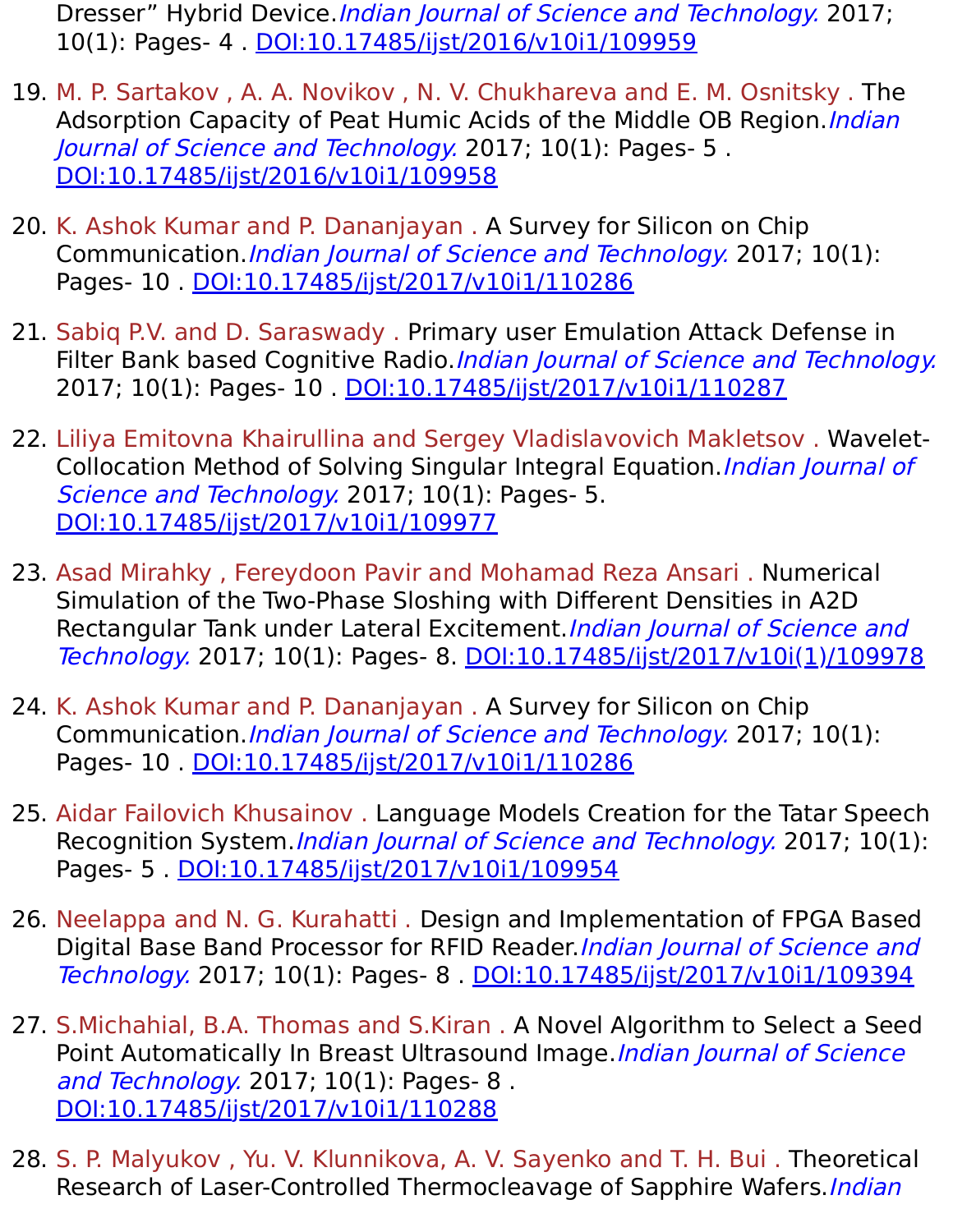Dresser" Hybrid Device.*Indian Journal of Science and Technology.* 2017; 10(1): Pages- 4 . DOI:10.17485/ijst/2016/v10i1/109959

19. M. P. Sartakov , A. A. Novikov , N. V. Chukhareva and E. M. Osnitsky . The Adsorption Capacity of Peat Humic Acids of the Middle OB Region.*Indian Journal of Science and Technology.* 2017; 10(1): Pages- 5 . DOI:10.17485/ijst/2016/v10i1/109958

20. K. Ashok Kumar and P. Dananjayan . A Survey for Silicon on Chip Communication.*Indian Journal of Science and Technology.* 2017; 10(1): Pages- 10 . DOI:10.17485/ijst/2017/v10i1/110286

21. Sabiq P.V. and D. Saraswady . Primary user Emulation Attack Defense in Filter Bank based Cognitive Radio.*Indian Journal of Science and Technology.* 2017; 10(1): Pages- 10 . DOI:10.17485/ijst/2017/v10i1/110287

22. Liliya Emitovna Khairullina and Sergey Vladislavovich Makletsov . Wavelet-Collocation Method of Solving Singular Integral Equation.*Indian Journal of Science and Technology.* 2017; 10(1): Pages- 5. DOI:10.17485/ijst/2017/v10i1/109977

23. Asad Mirahky , Fereydoon Pavir and Mohamad Reza Ansari . Numerical Simulation of the Two-Phase Sloshing with Different Densities in A2D Rectangular Tank under Lateral Excitement.*Indian Journal of Science and Technology.* 2017; 10(1): Pages- 8. DOI:10.17485/ijst/2017/v10i(1)/109978

24. K. Ashok Kumar and P. Dananjayan . A Survey for Silicon on Chip Communication.*Indian Journal of Science and Technology.* 2017; 10(1): Pages- 10 . DOI:10.17485/ijst/2017/v10i1/110286

25. Aidar Failovich Khusainov . Language Models Creation for the Tatar Speech Recognition System.*Indian Journal of Science and Technology.* 2017; 10(1): Pages- 5 . DOI:10.17485/ijst/2017/v10i1/109954

26. Neelappa and N. G. Kurahatti . Design and Implementation of FPGA Based Digital Base Band Processor for RFID Reader.*Indian Journal of Science and Technology.* 2017; 10(1): Pages- 8 . DOI:10.17485/ijst/2017/v10i1/109394

27. S.Michahial, B.A. Thomas and S.Kiran . A Novel Algorithm to Select a Seed Point Automatically In Breast Ultrasound Image.*Indian Journal of Science and Technology.* 2017; 10(1): Pages- 8 . DOI:10.17485/ijst/2017/v10i1/110288

28. S. P. Malyukov , Yu. V. Klunnikova, A. V. Sayenko and T. H. Bui . Theoretical Research of Laser-Controlled Thermocleavage of Sapphire Wafers.*Indian*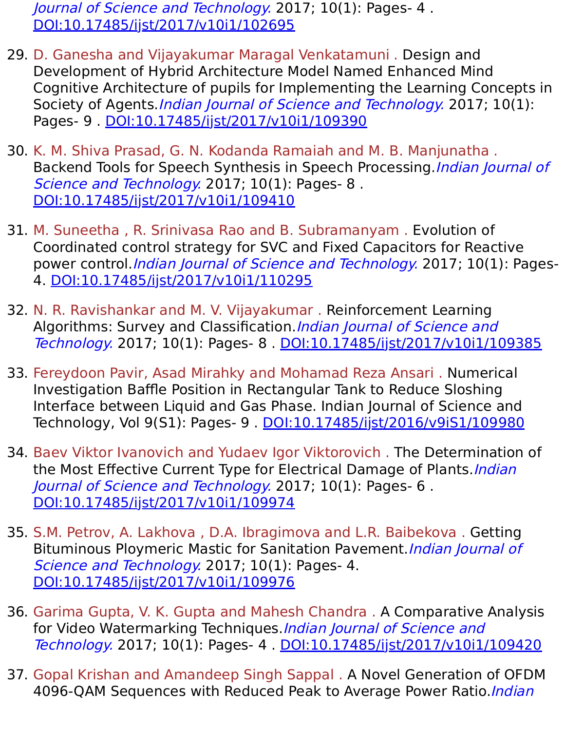*Journal of Science and Technology.* 2017; 10(1): Pages- 4 . DOI:10.17485/ijst/2017/v10i1/102695

29. D. Ganesha and Vijayakumar Maragal Venkatamuni . Design and Development of Hybrid Architecture Model Named Enhanced Mind Cognitive Architecture of pupils for Implementing the Learning Concepts in Society of Agents.*Indian Journal of Science and Technology.* 2017; 10(1): Pages- 9 . DOI:10.17485/ijst/2017/v10i1/109390

30. K. M. Shiva Prasad, G. N. Kodanda Ramaiah and M. B. Manjunatha . Backend Tools for Speech Synthesis in Speech Processing.*Indian Journal of Science and Technology.* 2017; 10(1): Pages- 8 . DOI:10.17485/ijst/2017/v10i1/109410

31. M. Suneetha , R. Srinivasa Rao and B. Subramanyam . Evolution of Coordinated control strategy for SVC and Fixed Capacitors for Reactive power control.*Indian Journal of Science and Technology.* 2017; 10(1): Pages- 4. DOI:10.17485/ijst/2017/v10i1/110295

32. N. R. Ravishankar and M. V. Vijayakumar . Reinforcement Learning Algorithms: Survey and Classification.*Indian Journal of Science and Technology.* 2017; 10(1): Pages- 8 . DOI:10.17485/ijst/2017/v10i1/109385

33. Fereydoon Pavir, Asad Mirahky and Mohamad Reza Ansari . Numerical Investigation Baffle Position in Rectangular Tank to Reduce Sloshing Interface between Liquid and Gas Phase. Indian Journal of Science and Technology, Vol 9(S1): Pages- 9 . DOI:10.17485/ijst/2016/v9iS1/109980

34. Baev Viktor Ivanovich and Yudaev Igor Viktorovich . The Determination of the Most Effective Current Type for Electrical Damage of Plants.*Indian Journal of Science and Technology.* 2017; 10(1): Pages- 6 . DOI:10.17485/ijst/2017/v10i1/109974

35. S.M. Petrov, A. Lakhova , D.A. Ibragimova and L.R. Baibekova . Getting Bituminous Ploymeric Mastic for Sanitation Pavement.*Indian Journal of Science and Technology.* 2017; 10(1): Pages- 4. DOI:10.17485/ijst/2017/v10i1/109976

36. Garima Gupta, V. K. Gupta and Mahesh Chandra . A Comparative Analysis for Video Watermarking Techniques.*Indian Journal of Science and Technology.* 2017; 10(1): Pages- 4 . DOI:10.17485/ijst/2017/v10i1/109420

37. Gopal Krishan and Amandeep Singh Sappal . A Novel Generation of OFDM 4096-QAM Sequences with Reduced Peak to Average Power Ratio.*Indian*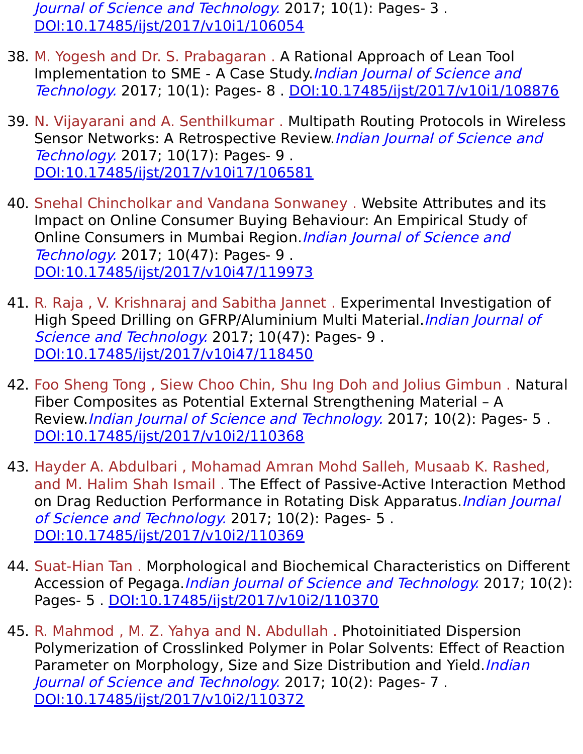*Journal of Science and Technology.* 2017; 10(1): Pages- 3 . DOI:10.17485/ijst/2017/v10i1/106054

38. M. Yogesh and Dr. S. Prabagaran . A Rational Approach of Lean Tool Implementation to SME - A Case Study.*Indian Journal of Science and Technology.* 2017; 10(1): Pages- 8 . DOI:10.17485/ijst/2017/v10i1/108876

39. N. Vijayarani and A. Senthilkumar . Multipath Routing Protocols in Wireless Sensor Networks: A Retrospective Review.*Indian Journal of Science and Technology.* 2017; 10(17): Pages- 9 . DOI:10.17485/ijst/2017/v10i17/106581

40. Snehal Chincholkar and Vandana Sonwaney . Website Attributes and its Impact on Online Consumer Buying Behaviour: An Empirical Study of Online Consumers in Mumbai Region.*Indian Journal of Science and Technology.* 2017; 10(47): Pages- 9 . DOI:10.17485/ijst/2017/v10i47/119973

41. R. Raja , V. Krishnaraj and Sabitha Jannet . Experimental Investigation of High Speed Drilling on GFRP/Aluminium Multi Material.*Indian Journal of Science and Technology.* 2017; 10(47): Pages- 9 . DOI:10.17485/ijst/2017/v10i47/118450

42. Foo Sheng Tong , Siew Choo Chin, Shu Ing Doh and Jolius Gimbun . Natural Fiber Composites as Potential External Strengthening Material – A Review.*Indian Journal of Science and Technology.* 2017; 10(2): Pages- 5 . DOI:10.17485/ijst/2017/v10i2/110368

43. Hayder A. Abdulbari , Mohamad Amran Mohd Salleh, Musaab K. Rashed, and M. Halim Shah Ismail . The Effect of Passive-Active Interaction Method on Drag Reduction Performance in Rotating Disk Apparatus.*Indian Journal of Science and Technology.* 2017; 10(2): Pages- 5 . DOI:10.17485/ijst/2017/v10i2/110369

44. Suat-Hian Tan . Morphological and Biochemical Characteristics on Different Accession of Pegaga.*Indian Journal of Science and Technology.* 2017; 10(2): Pages- 5 . DOI:10.17485/ijst/2017/v10i2/110370

45. R. Mahmod , M. Z. Yahya and N. Abdullah . Photoinitiated Dispersion Polymerization of Crosslinked Polymer in Polar Solvents: Effect of Reaction Parameter on Morphology, Size and Size Distribution and Yield.*Indian Journal of Science and Technology.* 2017; 10(2): Pages- 7 . DOI:10.17485/ijst/2017/v10i2/110372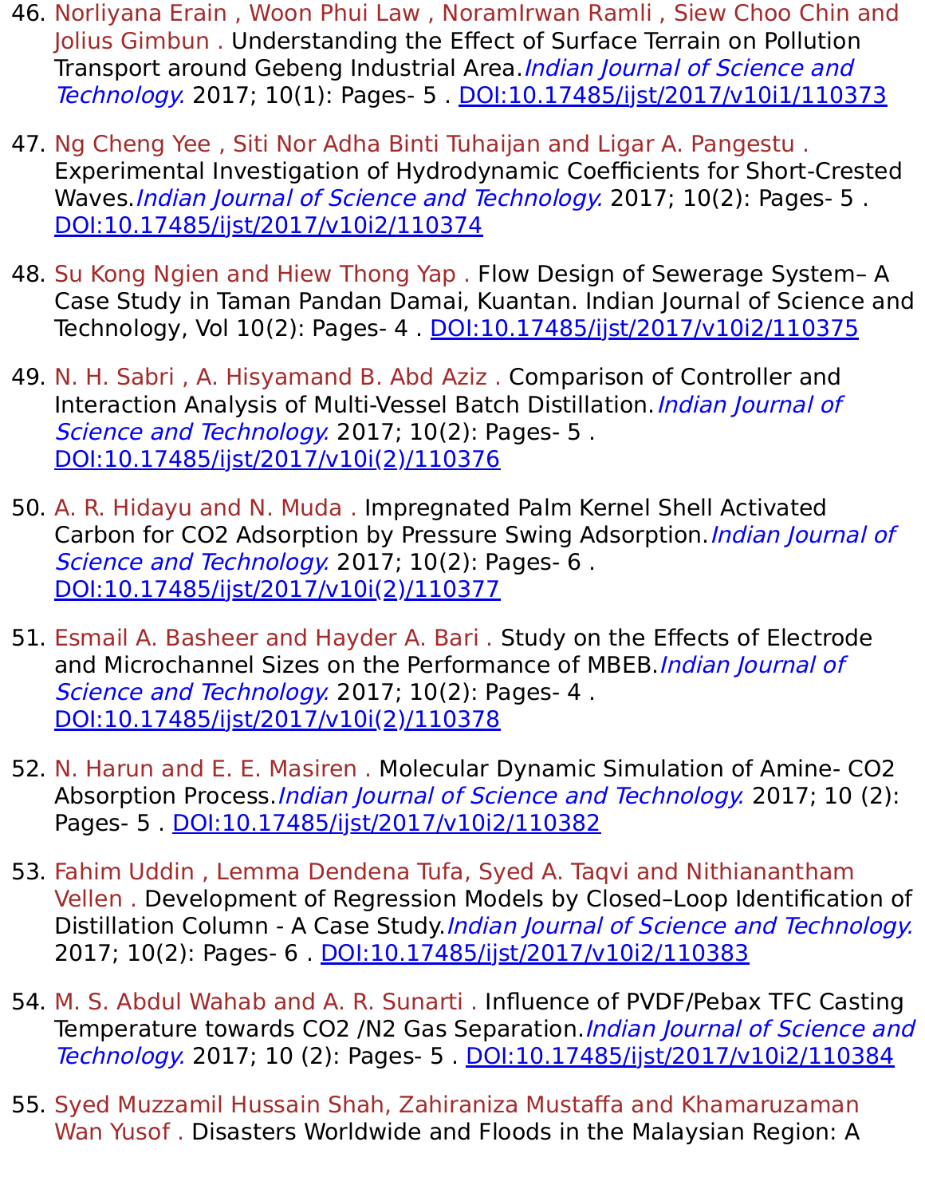46. Norliyana Erain , Woon Phui Law , NoramIrwan Ramli , Siew Choo Chin and Jolius Gimbun . Understanding the Effect of Surface Terrain on Pollution Transport around Gebeng Industrial Area.*Indian Journal of Science and Technology.* 2017; 10(1): Pages- 5 . DOI:10.17485/ijst/2017/v10i1/110373

47. Ng Cheng Yee , Siti Nor Adha Binti Tuhaijan and Ligar A. Pangestu . Experimental Investigation of Hydrodynamic Coefficients for Short-Crested Waves.*Indian Journal of Science and Technology.* 2017; 10(2): Pages- 5 . DOI:10.17485/ijst/2017/v10i2/110374

48. Su Kong Ngien and Hiew Thong Yap . Flow Design of Sewerage System– A Case Study in Taman Pandan Damai, Kuantan. Indian Journal of Science and Technology, Vol 10(2): Pages- 4 . DOI:10.17485/ijst/2017/v10i2/110375

49. N. H. Sabri , A. Hisyamand B. Abd Aziz . Comparison of Controller and Interaction Analysis of Multi-Vessel Batch Distillation.*Indian Journal of Science and Technology.* 2017; 10(2): Pages- 5 . DOI:10.17485/ijst/2017/v10i(2)/110376

50. A. R. Hidayu and N. Muda . Impregnated Palm Kernel Shell Activated Carbon for CO2 Adsorption by Pressure Swing Adsorption.*Indian Journal of Science and Technology.* 2017; 10(2): Pages- 6 . DOI:10.17485/ijst/2017/v10i(2)/110377

51. Esmail A. Basheer and Hayder A. Bari . Study on the Effects of Electrode and Microchannel Sizes on the Performance of MBEB.*Indian Journal of Science and Technology.* 2017; 10(2): Pages- 4 . DOI:10.17485/ijst/2017/v10i(2)/110378

52. N. Harun and E. E. Masiren . Molecular Dynamic Simulation of Amine- CO2 Absorption Process.*Indian Journal of Science and Technology.* 2017; 10 (2): Pages- 5 . DOI:10.17485/ijst/2017/v10i2/110382

53. Fahim Uddin , Lemma Dendena Tufa, Syed A. Taqvi and Nithianantham Vellen . Development of Regression Models by Closed–Loop Identification of Distillation Column - A Case Study.*Indian Journal of Science and Technology.* 2017; 10(2): Pages- 6 . DOI:10.17485/ijst/2017/v10i2/110383

54. M. S. Abdul Wahab and A. R. Sunarti . Influence of PVDF/Pebax TFC Casting Temperature towards CO2 /N2 Gas Separation.*Indian Journal of Science and Technology.* 2017; 10 (2): Pages- 5 . DOI:10.17485/ijst/2017/v10i2/110384

55. Syed Muzzamil Hussain Shah, Zahiraniza Mustaffa and Khamaruzaman Wan Yusof . Disasters Worldwide and Floods in the Malaysian Region: A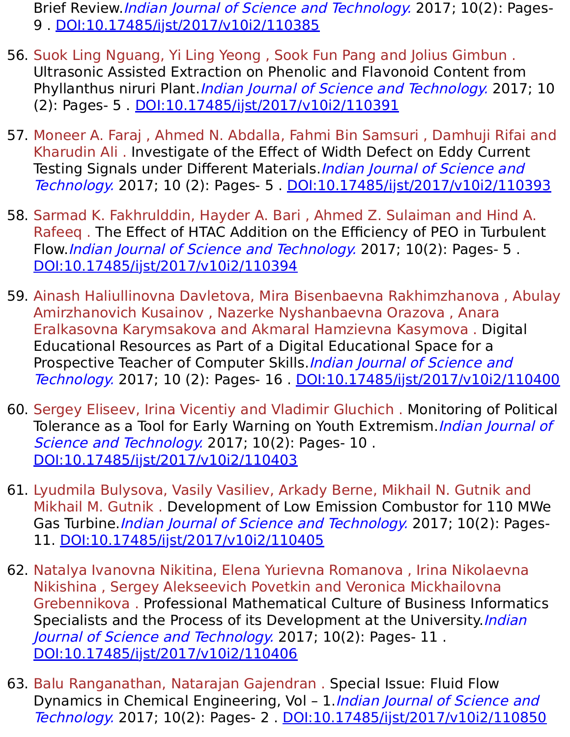Brief Review.*Indian Journal of Science and Technology.* 2017; 10(2): Pages- 9 . DOI:10.17485/ijst/2017/v10i2/110385

56. Suok Ling Nguang, Yi Ling Yeong , Sook Fun Pang and Jolius Gimbun . Ultrasonic Assisted Extraction on Phenolic and Flavonoid Content from Phyllanthus niruri Plant.*Indian Journal of Science and Technology.* 2017; 10 (2): Pages- 5 . DOI:10.17485/ijst/2017/v10i2/110391

57. Moneer A. Faraj , Ahmed N. Abdalla, Fahmi Bin Samsuri , Damhuji Rifai and Kharudin Ali . Investigate of the Effect of Width Defect on Eddy Current Testing Signals under Different Materials.*Indian Journal of Science and Technology.* 2017; 10 (2): Pages- 5 . DOI:10.17485/ijst/2017/v10i2/110393

58. Sarmad K. Fakhrulddin, Hayder A. Bari , Ahmed Z. Sulaiman and Hind A. Rafeeq . The Effect of HTAC Addition on the Efficiency of PEO in Turbulent Flow.*Indian Journal of Science and Technology.* 2017; 10(2): Pages- 5 . DOI:10.17485/ijst/2017/v10i2/110394

59. Ainash Haliullinovna Davletova, Mira Bisenbaevna Rakhimzhanova , Abulay Amirzhanovich Kusainov , Nazerke Nyshanbaevna Orazova , Anara Eralkasovna Karymsakova and Akmaral Hamzievna Kasymova . Digital Educational Resources as Part of a Digital Educational Space for a Prospective Teacher of Computer Skills.*Indian Journal of Science and Technology.* 2017; 10 (2): Pages- 16 . DOI:10.17485/ijst/2017/v10i2/110400

60. Sergey Eliseev, Irina Vicentiy and Vladimir Gluchich . Monitoring of Political Tolerance as a Tool for Early Warning on Youth Extremism.*Indian Journal of Science and Technology.* 2017; 10(2): Pages- 10 . DOI:10.17485/ijst/2017/v10i2/110403

61. Lyudmila Bulysova, Vasily Vasiliev, Arkady Berne, Mikhail N. Gutnik and Mikhail M. Gutnik . Development of Low Emission Combustor for 110 MWe Gas Turbine.*Indian Journal of Science and Technology.* 2017; 10(2): Pages- 11. DOI:10.17485/ijst/2017/v10i2/110405

62. Natalya Ivanovna Nikitina, Elena Yurievna Romanova , Irina Nikolaevna Nikishina , Sergey Alekseevich Povetkin and Veronica Mickhailovna Grebennikova . Professional Mathematical Culture of Business Informatics Specialists and the Process of its Development at the University.*Indian Journal of Science and Technology.* 2017; 10(2): Pages- 11 . DOI:10.17485/ijst/2017/v10i2/110406

63. Balu Ranganathan, Natarajan Gajendran . Special Issue: Fluid Flow Dynamics in Chemical Engineering, Vol – 1.*Indian Journal of Science and Technology.* 2017; 10(2): Pages- 2 . DOI:10.17485/ijst/2017/v10i2/110850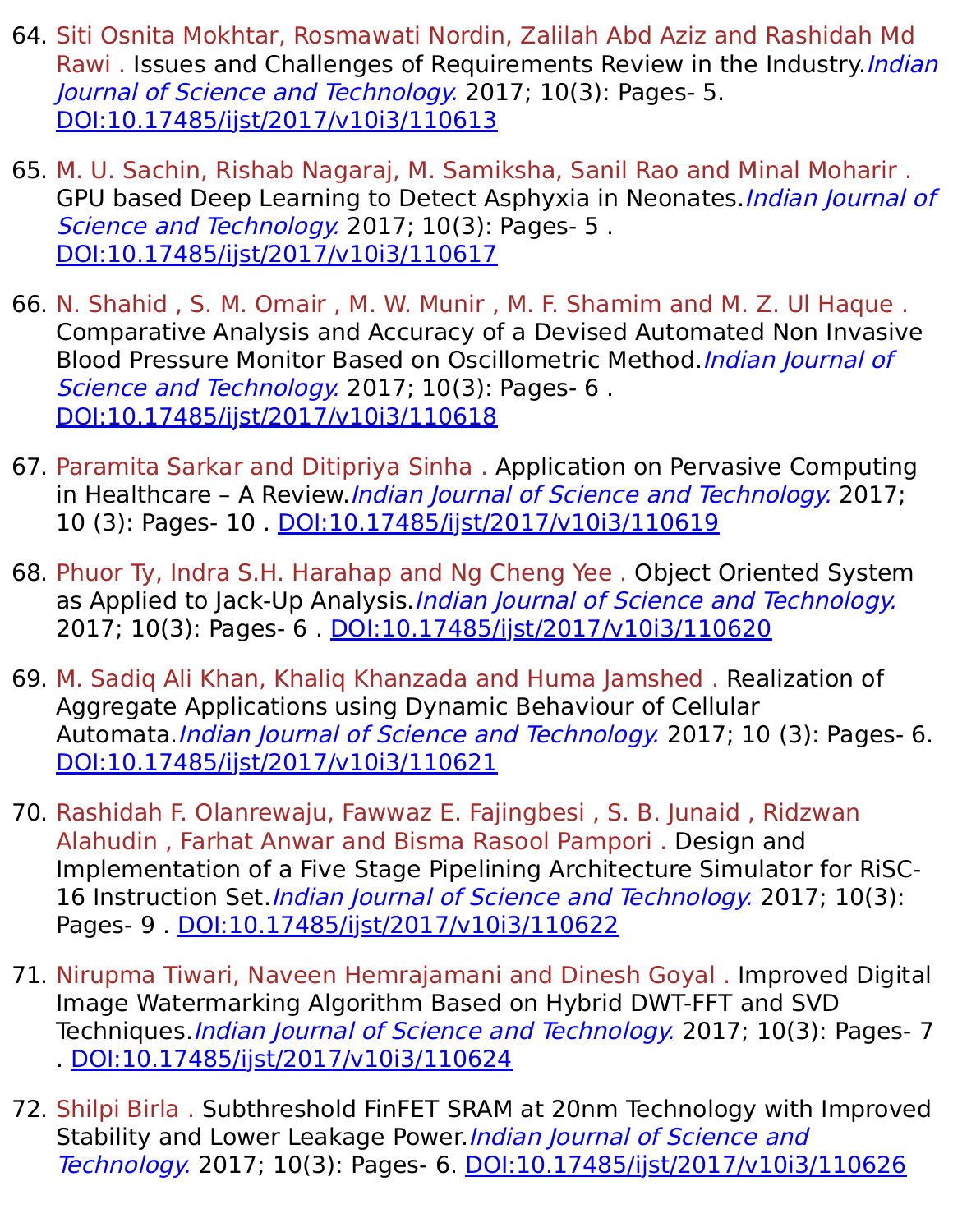64. Siti Osnita Mokhtar, Rosmawati Nordin, Zalilah Abd Aziz and Rashidah Md Rawi . Issues and Challenges of Requirements Review in the Industry.*Indian Journal of Science and Technology.* 2017; 10(3): Pages- 5. DOI:10.17485/ijst/2017/v10i3/110613

65. M. U. Sachin, Rishab Nagaraj, M. Samiksha, Sanil Rao and Minal Moharir . GPU based Deep Learning to Detect Asphyxia in Neonates.*Indian Journal of Science and Technology.* 2017; 10(3): Pages- 5 . DOI:10.17485/ijst/2017/v10i3/110617

66. N. Shahid , S. M. Omair , M. W. Munir , M. F. Shamim and M. Z. Ul Haque . Comparative Analysis and Accuracy of a Devised Automated Non Invasive Blood Pressure Monitor Based on Oscillometric Method.*Indian Journal of Science and Technology.* 2017; 10(3): Pages- 6 . DOI:10.17485/ijst/2017/v10i3/110618

67. Paramita Sarkar and Ditipriya Sinha . Application on Pervasive Computing in Healthcare – A Review.*Indian Journal of Science and Technology.* 2017; 10 (3): Pages- 10 . DOI:10.17485/ijst/2017/v10i3/110619

68. Phuor Ty, Indra S.H. Harahap and Ng Cheng Yee . Object Oriented System as Applied to Jack-Up Analysis.*Indian Journal of Science and Technology.* 2017; 10(3): Pages- 6 . DOI:10.17485/ijst/2017/v10i3/110620

69. M. Sadiq Ali Khan, Khaliq Khanzada and Huma Jamshed . Realization of Aggregate Applications using Dynamic Behaviour of Cellular Automata.*Indian Journal of Science and Technology.* 2017; 10 (3): Pages- 6. DOI:10.17485/ijst/2017/v10i3/110621

70. Rashidah F. Olanrewaju, Fawwaz E. Fajingbesi , S. B. Junaid , Ridzwan Alahudin , Farhat Anwar and Bisma Rasool Pampori . Design and Implementation of a Five Stage Pipelining Architecture Simulator for RiSC-16 Instruction Set.*Indian Journal of Science and Technology.* 2017; 10(3): Pages- 9 . DOI:10.17485/ijst/2017/v10i3/110622

71. Nirupma Tiwari, Naveen Hemrajamani and Dinesh Goyal . Improved Digital Image Watermarking Algorithm Based on Hybrid DWT-FFT and SVD Techniques.*Indian Journal of Science and Technology.* 2017; 10(3): Pages- 7 . DOI:10.17485/ijst/2017/v10i3/110624

72. Shilpi Birla . Subthreshold FinFET SRAM at 20nm Technology with Improved Stability and Lower Leakage Power.*Indian Journal of Science and Technology.* 2017; 10(3): Pages- 6. DOI:10.17485/ijst/2017/v10i3/110626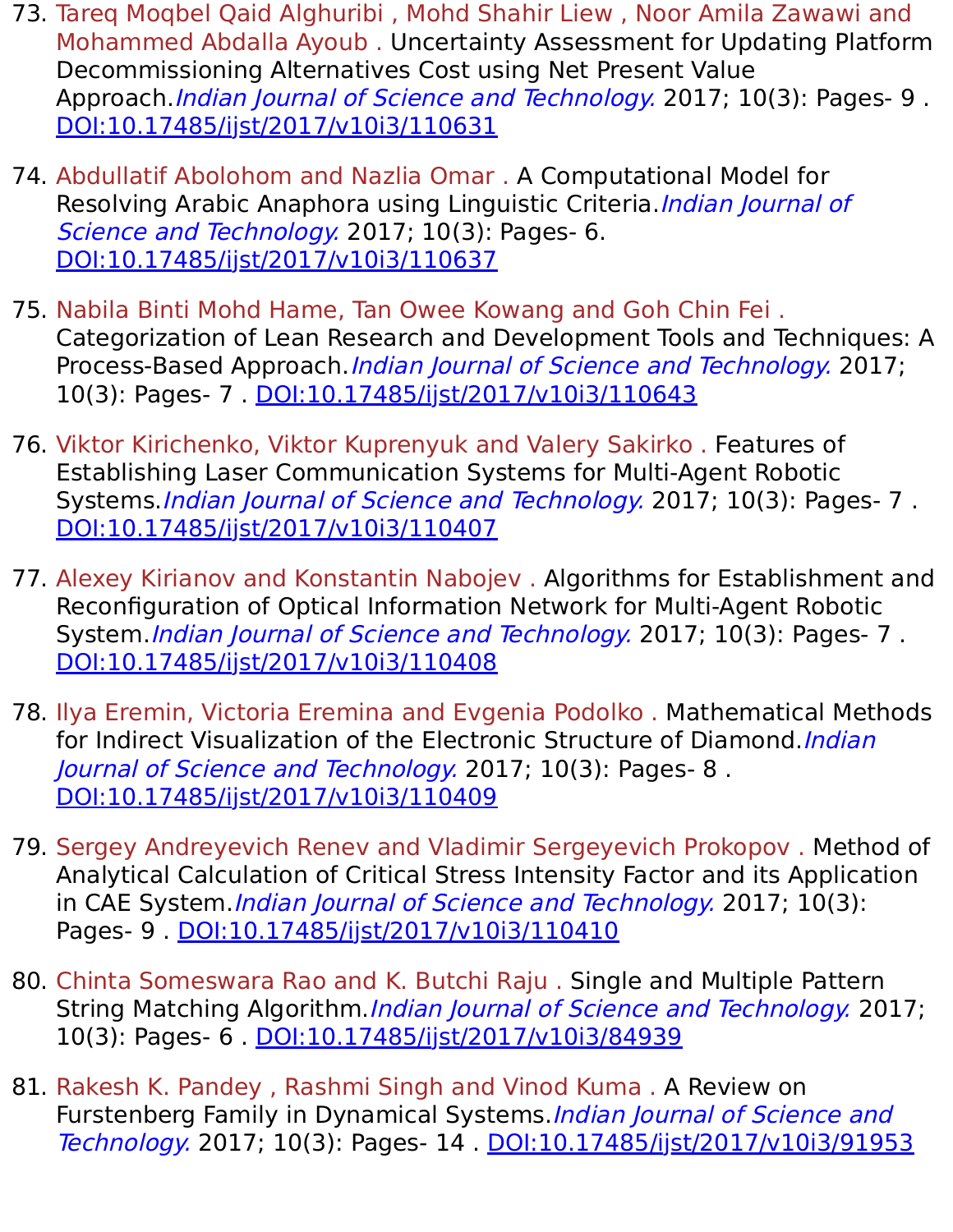73. Tareq Moqbel Qaid Alghuribi , Mohd Shahir Liew , Noor Amila Zawawi and Mohammed Abdalla Ayoub . Uncertainty Assessment for Updating Platform Decommissioning Alternatives Cost using Net Present Value Approach.*Indian Journal of Science and Technology.* 2017; 10(3): Pages- 9 . DOI:10.17485/ijst/2017/v10i3/110631

74. Abdullatif Abolohom and Nazlia Omar . A Computational Model for Resolving Arabic Anaphora using Linguistic Criteria.*Indian Journal of Science and Technology.* 2017; 10(3): Pages- 6. DOI:10.17485/ijst/2017/v10i3/110637

75. Nabila Binti Mohd Hame, Tan Owee Kowang and Goh Chin Fei . Categorization of Lean Research and Development Tools and Techniques: A Process-Based Approach.*Indian Journal of Science and Technology.* 2017; 10(3): Pages- 7 . DOI:10.17485/ijst/2017/v10i3/110643

76. Viktor Kirichenko, Viktor Kuprenyuk and Valery Sakirko . Features of Establishing Laser Communication Systems for Multi-Agent Robotic Systems.*Indian Journal of Science and Technology.* 2017; 10(3): Pages- 7 . DOI:10.17485/ijst/2017/v10i3/110407

77. Alexey Kirianov and Konstantin Nabojev . Algorithms for Establishment and Reconfiguration of Optical Information Network for Multi-Agent Robotic System.*Indian Journal of Science and Technology.* 2017; 10(3): Pages- 7 . DOI:10.17485/ijst/2017/v10i3/110408

78. Ilya Eremin, Victoria Eremina and Evgenia Podolko . Mathematical Methods for Indirect Visualization of the Electronic Structure of Diamond.*Indian Journal of Science and Technology.* 2017; 10(3): Pages- 8 . DOI:10.17485/ijst/2017/v10i3/110409

79. Sergey Andreyevich Renev and Vladimir Sergeyevich Prokopov . Method of Analytical Calculation of Critical Stress Intensity Factor and its Application in CAE System.*Indian Journal of Science and Technology.* 2017; 10(3): Pages- 9 . DOI:10.17485/ijst/2017/v10i3/110410

80. Chinta Someswara Rao and K. Butchi Raju . Single and Multiple Pattern String Matching Algorithm.*Indian Journal of Science and Technology.* 2017; 10(3): Pages- 6 . DOI:10.17485/ijst/2017/v10i3/84939

81. Rakesh K. Pandey , Rashmi Singh and Vinod Kuma . A Review on Furstenberg Family in Dynamical Systems.*Indian Journal of Science and Technology.* 2017; 10(3): Pages- 14 . DOI:10.17485/ijst/2017/v10i3/91953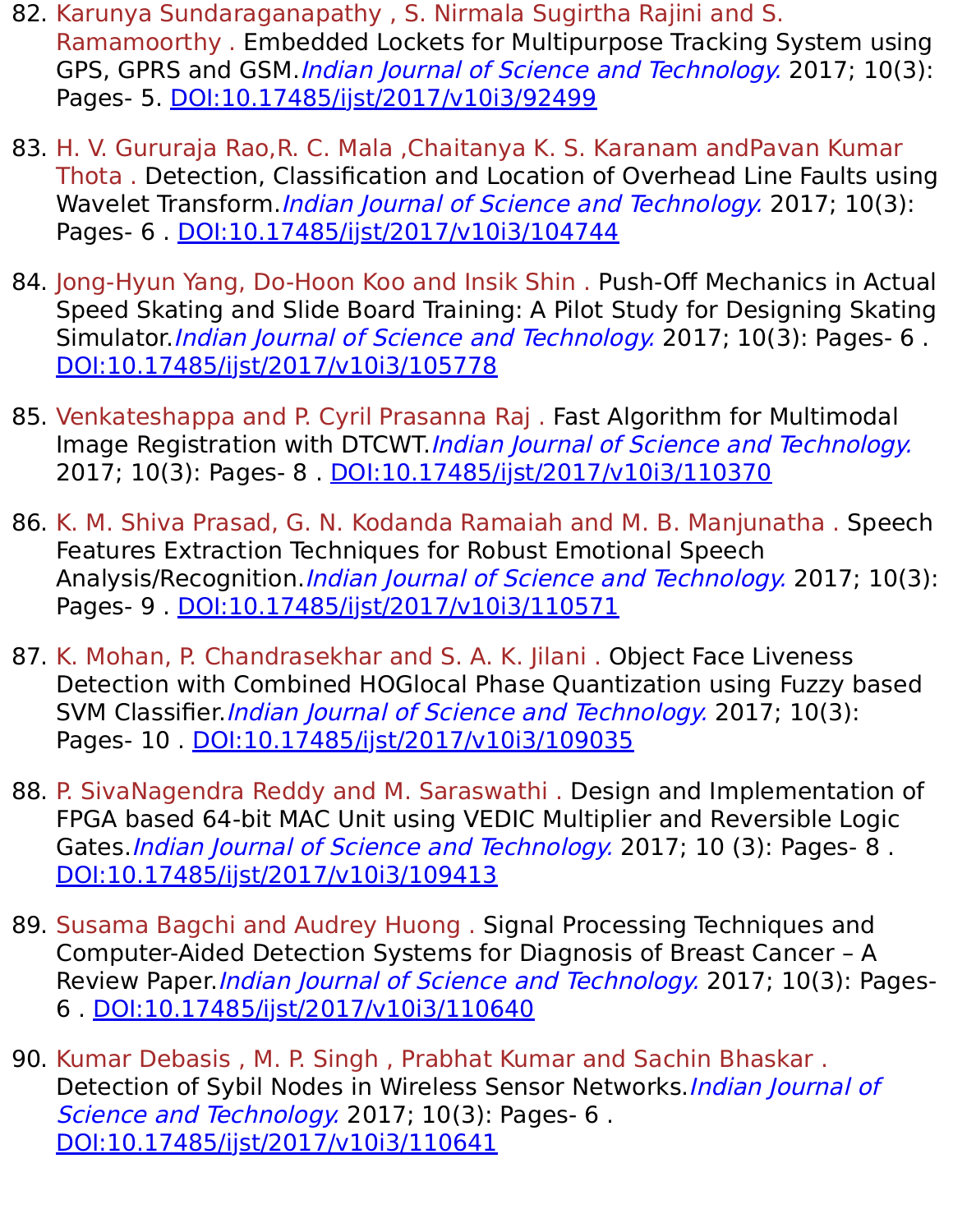82. Karunya Sundaraganapathy , S. Nirmala Sugirtha Rajini and S. Ramamoorthy . Embedded Lockets for Multipurpose Tracking System using GPS, GPRS and GSM.*Indian Journal of Science and Technology.* 2017; 10(3): Pages- 5. DOI:10.17485/ijst/2017/v10i3/92499

83. H. V. Gururaja Rao,R. C. Mala ,Chaitanya K. S. Karanam andPavan Kumar Thota . Detection, Classification and Location of Overhead Line Faults using Wavelet Transform.*Indian Journal of Science and Technology.* 2017; 10(3): Pages- 6 . DOI:10.17485/ijst/2017/v10i3/104744

84. Jong-Hyun Yang, Do-Hoon Koo and Insik Shin . Push-Off Mechanics in Actual Speed Skating and Slide Board Training: A Pilot Study for Designing Skating Simulator.*Indian Journal of Science and Technology.* 2017; 10(3): Pages- 6 . DOI:10.17485/ijst/2017/v10i3/105778

85. Venkateshappa and P. Cyril Prasanna Raj . Fast Algorithm for Multimodal Image Registration with DTCWT.*Indian Journal of Science and Technology.* 2017; 10(3): Pages- 8 . DOI:10.17485/ijst/2017/v10i3/110370

86. K. M. Shiva Prasad, G. N. Kodanda Ramaiah and M. B. Manjunatha . Speech Features Extraction Techniques for Robust Emotional Speech Analysis/Recognition.*Indian Journal of Science and Technology.* 2017; 10(3): Pages- 9 . DOI:10.17485/ijst/2017/v10i3/110571

87. K. Mohan, P. Chandrasekhar and S. A. K. Jilani . Object Face Liveness Detection with Combined HOGlocal Phase Quantization using Fuzzy based SVM Classifier.*Indian Journal of Science and Technology.* 2017; 10(3): Pages- 10 . DOI:10.17485/ijst/2017/v10i3/109035

88. P. SivaNagendra Reddy and M. Saraswathi . Design and Implementation of FPGA based 64-bit MAC Unit using VEDIC Multiplier and Reversible Logic Gates.*Indian Journal of Science and Technology.* 2017; 10 (3): Pages- 8 . DOI:10.17485/ijst/2017/v10i3/109413

89. Susama Bagchi and Audrey Huong . Signal Processing Techniques and Computer-Aided Detection Systems for Diagnosis of Breast Cancer – A Review Paper.*Indian Journal of Science and Technology.* 2017; 10(3): Pages- 6 . DOI:10.17485/ijst/2017/v10i3/110640

90. Kumar Debasis , M. P. Singh , Prabhat Kumar and Sachin Bhaskar . Detection of Sybil Nodes in Wireless Sensor Networks.*Indian Journal of Science and Technology.* 2017; 10(3): Pages- 6 . DOI:10.17485/ijst/2017/v10i3/110641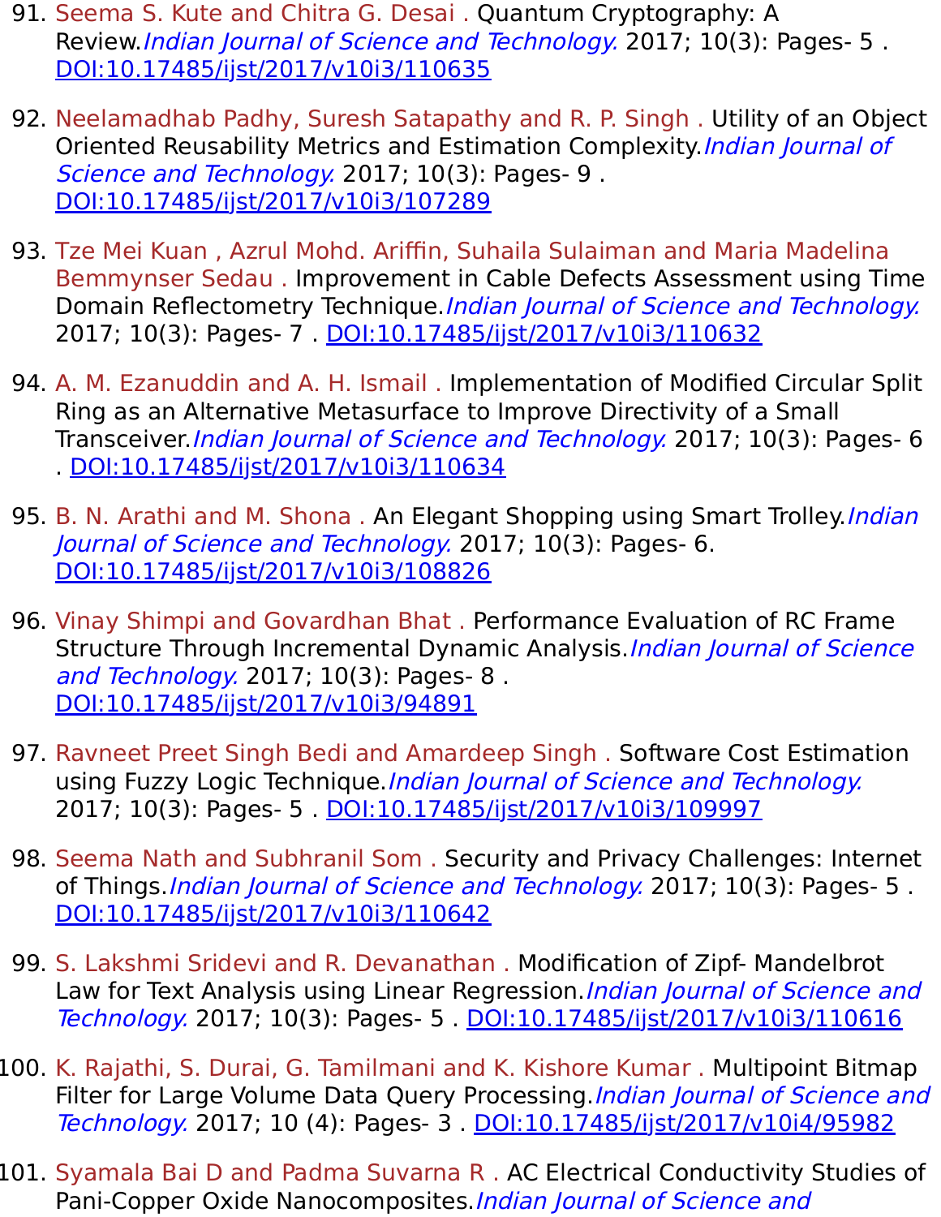91. Seema S. Kute and Chitra G. Desai . Quantum Cryptography: A Review.*Indian Journal of Science and Technology.* 2017; 10(3): Pages- 5 . DOI:10.17485/ijst/2017/v10i3/110635

92. Neelamadhab Padhy, Suresh Satapathy and R. P. Singh . Utility of an Object Oriented Reusability Metrics and Estimation Complexity.*Indian Journal of Science and Technology.* 2017; 10(3): Pages- 9 . DOI:10.17485/ijst/2017/v10i3/107289

93. Tze Mei Kuan , Azrul Mohd. Ariffin, Suhaila Sulaiman and Maria Madelina Bemmynser Sedau . Improvement in Cable Defects Assessment using Time Domain Reflectometry Technique.*Indian Journal of Science and Technology.* 2017; 10(3): Pages- 7 . DOI:10.17485/ijst/2017/v10i3/110632

94. A. M. Ezanuddin and A. H. Ismail . Implementation of Modified Circular Split Ring as an Alternative Metasurface to Improve Directivity of a Small Transceiver.*Indian Journal of Science and Technology.* 2017; 10(3): Pages- 6 . DOI:10.17485/ijst/2017/v10i3/110634

95. B. N. Arathi and M. Shona . An Elegant Shopping using Smart Trolley.*Indian Journal of Science and Technology.* 2017; 10(3): Pages- 6. DOI:10.17485/ijst/2017/v10i3/108826

96. Vinay Shimpi and Govardhan Bhat . Performance Evaluation of RC Frame Structure Through Incremental Dynamic Analysis.*Indian Journal of Science and Technology.* 2017; 10(3): Pages- 8 . DOI:10.17485/ijst/2017/v10i3/94891

97. Ravneet Preet Singh Bedi and Amardeep Singh . Software Cost Estimation using Fuzzy Logic Technique.*Indian Journal of Science and Technology.* 2017; 10(3): Pages- 5 . DOI:10.17485/ijst/2017/v10i3/109997

98. Seema Nath and Subhranil Som . Security and Privacy Challenges: Internet of Things.*Indian Journal of Science and Technology.* 2017; 10(3): Pages- 5 . DOI:10.17485/ijst/2017/v10i3/110642

99. S. Lakshmi Sridevi and R. Devanathan . Modification of Zipf- Mandelbrot Law for Text Analysis using Linear Regression.*Indian Journal of Science and Technology.* 2017; 10(3): Pages- 5 . DOI:10.17485/ijst/2017/v10i3/110616

100. K. Rajathi, S. Durai, G. Tamilmani and K. Kishore Kumar . Multipoint Bitmap Filter for Large Volume Data Query Processing.*Indian Journal of Science and Technology.* 2017; 10 (4): Pages- 3 . DOI:10.17485/ijst/2017/v10i4/95982

101. Syamala Bai D and Padma Suvarna R . AC Electrical Conductivity Studies of Pani-Copper Oxide Nanocomposites.*Indian Journal of Science and*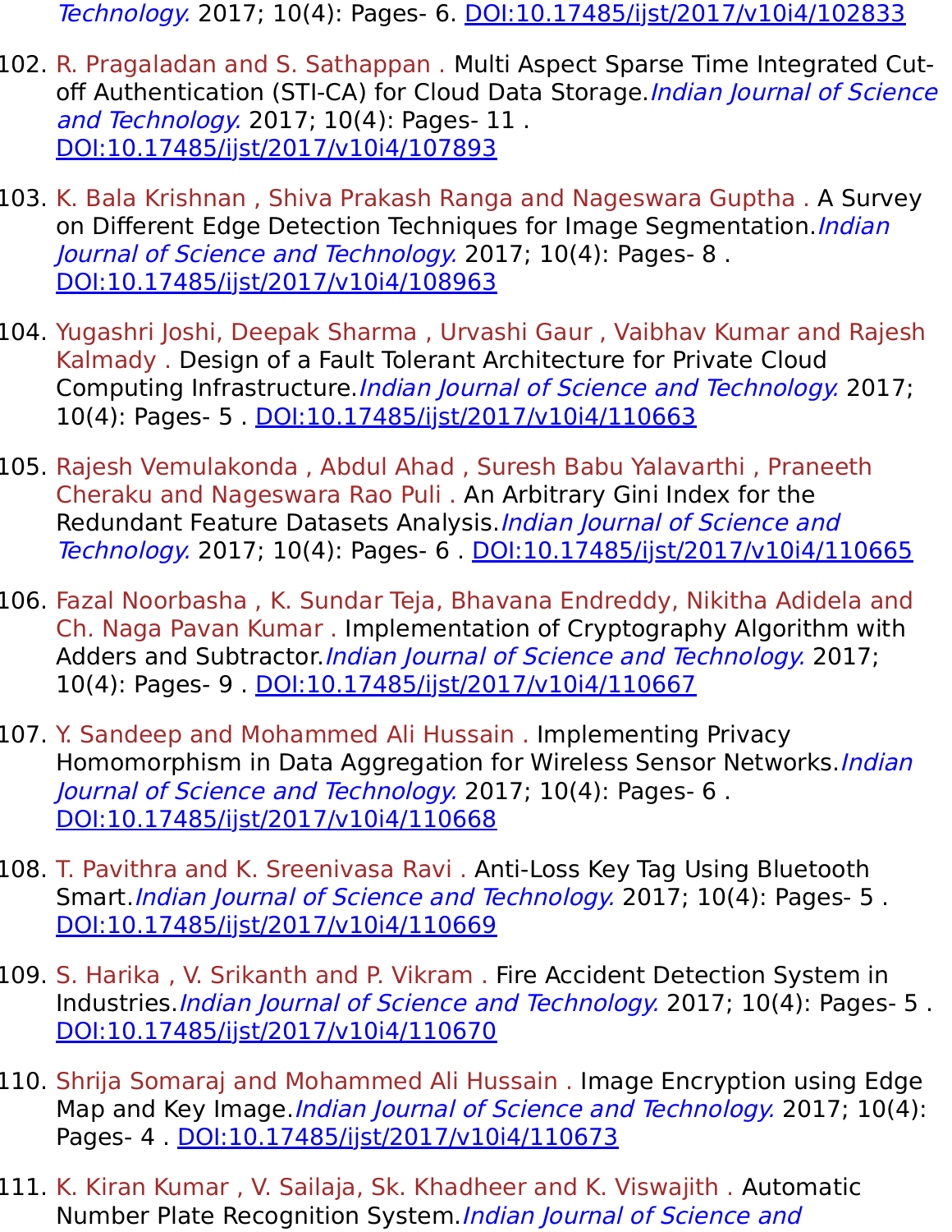Technology. 2017; 10(4): Pages- 6. DOI:10.17485/ijst/2017/v10i4/102833

102. R. Pragaladan and S. Sathappan . Multi Aspect Sparse Time Integrated Cut-off Authentication (STI-CA) for Cloud Data Storage.*Indian Journal of Science and Technology.* 2017; 10(4): Pages- 11 . DOI:10.17485/ijst/2017/v10i4/107893

103. K. Bala Krishnan , Shiva Prakash Ranga and Nageswara Guptha . A Survey on Different Edge Detection Techniques for Image Segmentation.*Indian Journal of Science and Technology.* 2017; 10(4): Pages- 8 . DOI:10.17485/ijst/2017/v10i4/108963

104. Yugashri Joshi, Deepak Sharma , Urvashi Gaur , Vaibhav Kumar and Rajesh Kalmady . Design of a Fault Tolerant Architecture for Private Cloud Computing Infrastructure.*Indian Journal of Science and Technology.* 2017; 10(4): Pages- 5 . DOI:10.17485/ijst/2017/v10i4/110663

105. Rajesh Vemulakonda , Abdul Ahad , Suresh Babu Yalavarthi , Praneeth Cheraku and Nageswara Rao Puli . An Arbitrary Gini Index for the Redundant Feature Datasets Analysis.*Indian Journal of Science and Technology.* 2017; 10(4): Pages- 6 . DOI:10.17485/ijst/2017/v10i4/110665

106. Fazal Noorbasha , K. Sundar Teja, Bhavana Endreddy, Nikitha Adidela and Ch. Naga Pavan Kumar . Implementation of Cryptography Algorithm with Adders and Subtractor.*Indian Journal of Science and Technology.* 2017; 10(4): Pages- 9 . DOI:10.17485/ijst/2017/v10i4/110667

107. Y. Sandeep and Mohammed Ali Hussain . Implementing Privacy Homomorphism in Data Aggregation for Wireless Sensor Networks.*Indian Journal of Science and Technology.* 2017; 10(4): Pages- 6 . DOI:10.17485/ijst/2017/v10i4/110668

108. T. Pavithra and K. Sreenivasa Ravi . Anti-Loss Key Tag Using Bluetooth Smart.*Indian Journal of Science and Technology.* 2017; 10(4): Pages- 5 . DOI:10.17485/ijst/2017/v10i4/110669

109. S. Harika , V. Srikanth and P. Vikram . Fire Accident Detection System in Industries.*Indian Journal of Science and Technology.* 2017; 10(4): Pages- 5 . DOI:10.17485/ijst/2017/v10i4/110670

110. Shrija Somaraj and Mohammed Ali Hussain . Image Encryption using Edge Map and Key Image.*Indian Journal of Science and Technology.* 2017; 10(4): Pages- 4 . DOI:10.17485/ijst/2017/v10i4/110673

111. K. Kiran Kumar , V. Sailaja, Sk. Khadheer and K. Viswajith . Automatic Number Plate Recognition System.*Indian Journal of Science and*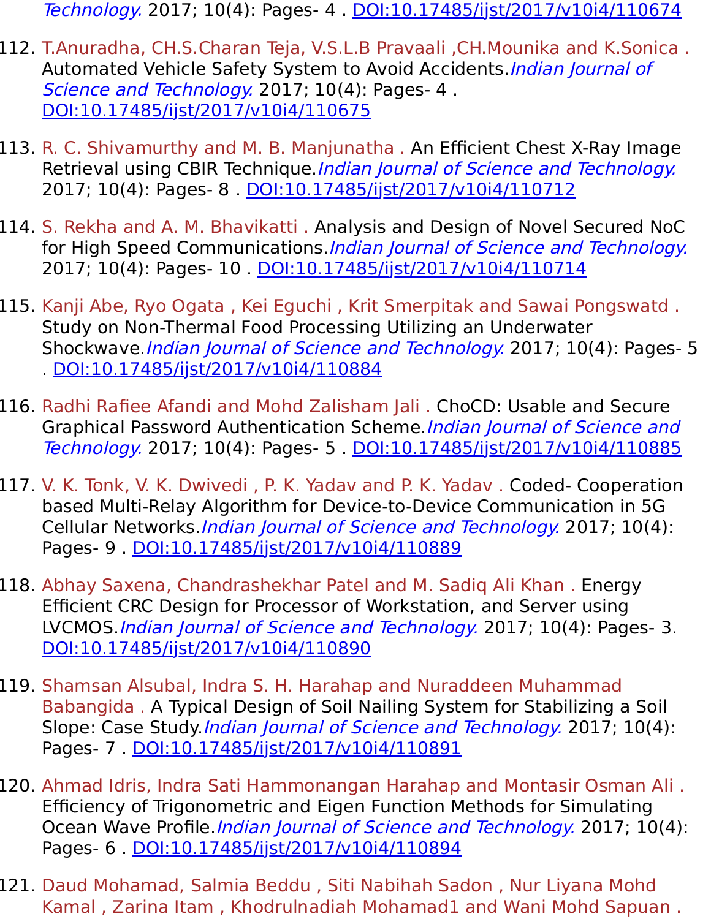*Technology.* 2017; 10(4): Pages- 4 . DOI:10.17485/ijst/2017/v10i4/110674

112. T.Anuradha, CH.S.Charan Teja, V.S.L.B Pravaali ,CH.Mounika and K.Sonica . Automated Vehicle Safety System to Avoid Accidents.*Indian Journal of Science and Technology.* 2017; 10(4): Pages- 4 . DOI:10.17485/ijst/2017/v10i4/110675

113. R. C. Shivamurthy and M. B. Manjunatha . An Efficient Chest X-Ray Image Retrieval using CBIR Technique.*Indian Journal of Science and Technology.* 2017; 10(4): Pages- 8 . DOI:10.17485/ijst/2017/v10i4/110712

114. S. Rekha and A. M. Bhavikatti . Analysis and Design of Novel Secured NoC for High Speed Communications.*Indian Journal of Science and Technology.* 2017; 10(4): Pages- 10 . DOI:10.17485/ijst/2017/v10i4/110714

115. Kanji Abe, Ryo Ogata , Kei Eguchi , Krit Smerpitak and Sawai Pongswatd . Study on Non-Thermal Food Processing Utilizing an Underwater Shockwave.*Indian Journal of Science and Technology.* 2017; 10(4): Pages- 5 . DOI:10.17485/ijst/2017/v10i4/110884

116. Radhi Rafiee Afandi and Mohd Zalisham Jali . ChoCD: Usable and Secure Graphical Password Authentication Scheme.*Indian Journal of Science and Technology.* 2017; 10(4): Pages- 5 . DOI:10.17485/ijst/2017/v10i4/110885

117. V. K. Tonk, V. K. Dwivedi , P. K. Yadav and P. K. Yadav . Coded- Cooperation based Multi-Relay Algorithm for Device-to-Device Communication in 5G Cellular Networks.*Indian Journal of Science and Technology.* 2017; 10(4): Pages- 9 . DOI:10.17485/ijst/2017/v10i4/110889

118. Abhay Saxena, Chandrashekhar Patel and M. Sadiq Ali Khan . Energy Efficient CRC Design for Processor of Workstation, and Server using LVCMOS.*Indian Journal of Science and Technology.* 2017; 10(4): Pages- 3. DOI:10.17485/ijst/2017/v10i4/110890

119. Shamsan Alsubal, Indra S. H. Harahap and Nuraddeen Muhammad Babangida . A Typical Design of Soil Nailing System for Stabilizing a Soil Slope: Case Study.*Indian Journal of Science and Technology.* 2017; 10(4): Pages- 7 . DOI:10.17485/ijst/2017/v10i4/110891

120. Ahmad Idris, Indra Sati Hammonangan Harahap and Montasir Osman Ali . Efficiency of Trigonometric and Eigen Function Methods for Simulating Ocean Wave Profile.*Indian Journal of Science and Technology.* 2017; 10(4): Pages- 6 . DOI:10.17485/ijst/2017/v10i4/110894

121. Daud Mohamad, Salmia Beddu , Siti Nabihah Sadon , Nur Liyana Mohd Kamal , Zarina Itam , Khodrulnadiah Mohamad1 and Wani Mohd Sapuan .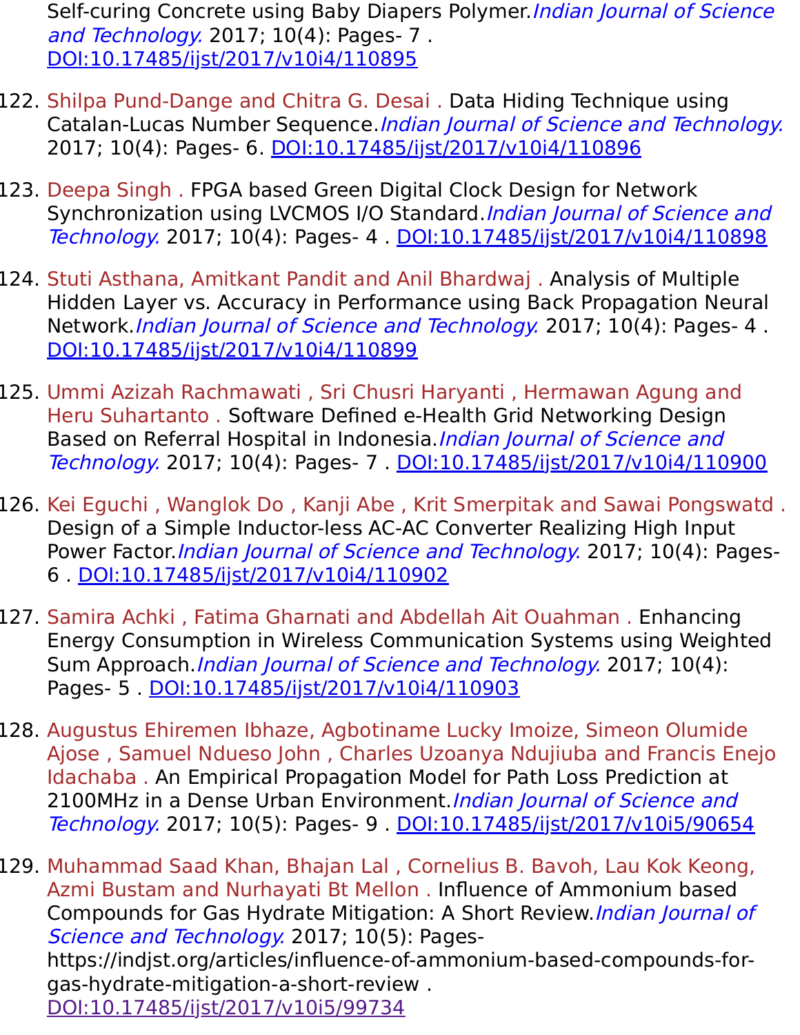Self-curing Concrete using Baby Diapers Polymer.*Indian Journal of Science and Technology.* 2017; 10(4): Pages- 7 . DOI:10.17485/ijst/2017/v10i4/110895

122. Shilpa Pund-Dange and Chitra G. Desai . Data Hiding Technique using Catalan-Lucas Number Sequence.*Indian Journal of Science and Technology.* 2017; 10(4): Pages- 6. DOI:10.17485/ijst/2017/v10i4/110896

123. Deepa Singh . FPGA based Green Digital Clock Design for Network Synchronization using LVCMOS I/O Standard.*Indian Journal of Science and Technology.* 2017; 10(4): Pages- 4 . DOI:10.17485/ijst/2017/v10i4/110898

124. Stuti Asthana, Amitkant Pandit and Anil Bhardwaj . Analysis of Multiple Hidden Layer vs. Accuracy in Performance using Back Propagation Neural Network.*Indian Journal of Science and Technology.* 2017; 10(4): Pages- 4 . DOI:10.17485/ijst/2017/v10i4/110899

125. Ummi Azizah Rachmawati , Sri Chusri Haryanti , Hermawan Agung and Heru Suhartanto . Software Defined e-Health Grid Networking Design Based on Referral Hospital in Indonesia.*Indian Journal of Science and Technology.* 2017; 10(4): Pages- 7 . DOI:10.17485/ijst/2017/v10i4/110900

126. Kei Eguchi , Wanglok Do , Kanji Abe , Krit Smerpitak and Sawai Pongswatd . Design of a Simple Inductor-less AC-AC Converter Realizing High Input Power Factor.*Indian Journal of Science and Technology.* 2017; 10(4): Pages- 6 . DOI:10.17485/ijst/2017/v10i4/110902

127. Samira Achki , Fatima Gharnati and Abdellah Ait Ouahman . Enhancing Energy Consumption in Wireless Communication Systems using Weighted Sum Approach.*Indian Journal of Science and Technology.* 2017; 10(4): Pages- 5 . DOI:10.17485/ijst/2017/v10i4/110903

128. Augustus Ehiremen Ibhaze, Agbotiname Lucky Imoize, Simeon Olumide Ajose , Samuel Ndueso John , Charles Uzoanya Ndujiuba and Francis Enejo Idachaba . An Empirical Propagation Model for Path Loss Prediction at 2100MHz in a Dense Urban Environment.*Indian Journal of Science and Technology.* 2017; 10(5): Pages- 9 . DOI:10.17485/ijst/2017/v10i5/90654

129. Muhammad Saad Khan, Bhajan Lal , Cornelius B. Bavoh, Lau Kok Keong, Azmi Bustam and Nurhayati Bt Mellon . Influence of Ammonium based Compounds for Gas Hydrate Mitigation: A Short Review.*Indian Journal of Science and Technology.* 2017; 10(5): Pages- https://indjst.org/articles/influence-of-ammonium-based-compounds-for-gas-hydrate-mitigation-a-short-review . DOI:10.17485/ijst/2017/v10i5/99734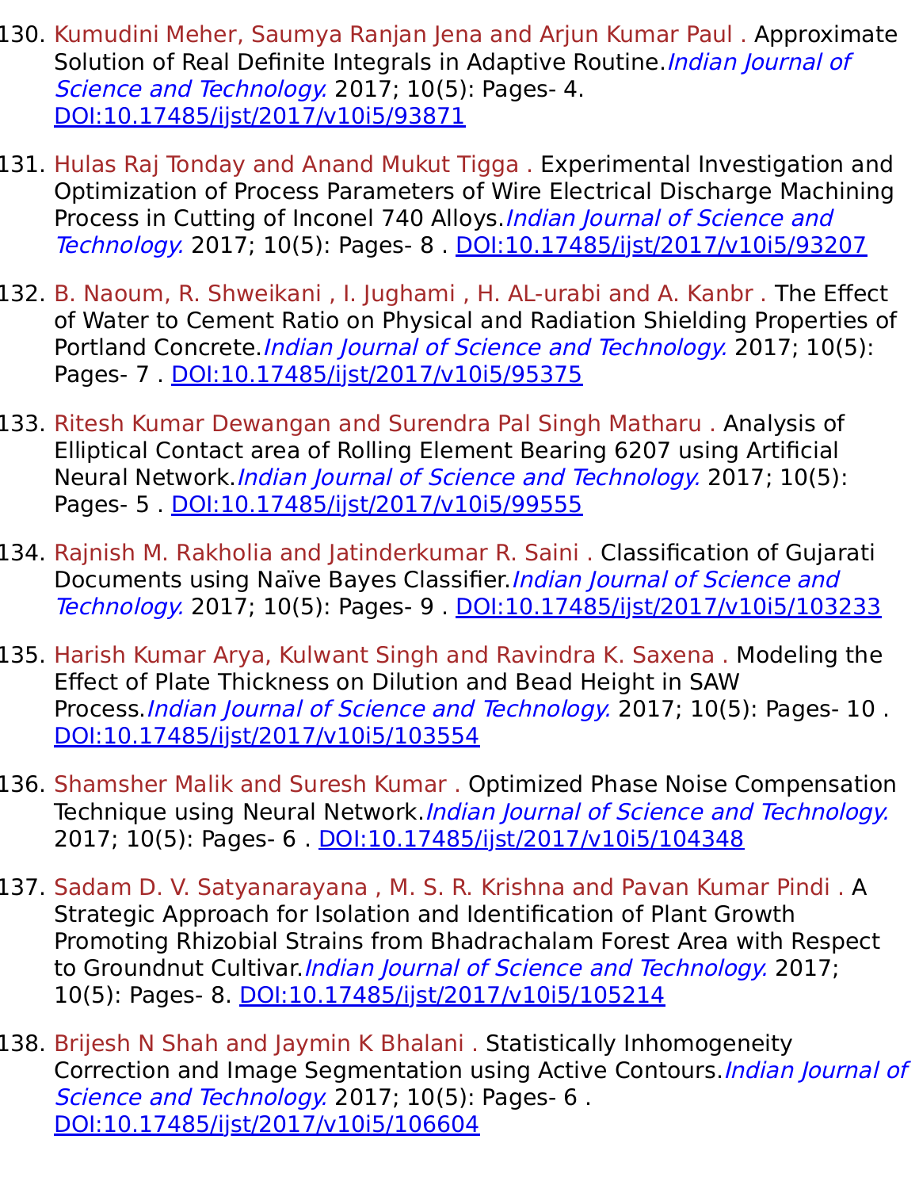130. Kumudini Meher, Saumya Ranjan Jena and Arjun Kumar Paul . Approximate Solution of Real Definite Integrals in Adaptive Routine.*Indian Journal of Science and Technology.* 2017; 10(5): Pages- 4. DOI:10.17485/ijst/2017/v10i5/93871

131. Hulas Raj Tonday and Anand Mukut Tigga . Experimental Investigation and Optimization of Process Parameters of Wire Electrical Discharge Machining Process in Cutting of Inconel 740 Alloys.*Indian Journal of Science and Technology.* 2017; 10(5): Pages- 8 . DOI:10.17485/ijst/2017/v10i5/93207

132. B. Naoum, R. Shweikani , I. Jughami , H. AL-urabi and A. Kanbr . The Effect of Water to Cement Ratio on Physical and Radiation Shielding Properties of Portland Concrete.*Indian Journal of Science and Technology.* 2017; 10(5): Pages- 7 . DOI:10.17485/ijst/2017/v10i5/95375

133. Ritesh Kumar Dewangan and Surendra Pal Singh Matharu . Analysis of Elliptical Contact area of Rolling Element Bearing 6207 using Artificial Neural Network.*Indian Journal of Science and Technology.* 2017; 10(5): Pages- 5 . DOI:10.17485/ijst/2017/v10i5/99555

134. Rajnish M. Rakholia and Jatinderkumar R. Saini . Classification of Gujarati Documents using Naïve Bayes Classifier.*Indian Journal of Science and Technology.* 2017; 10(5): Pages- 9 . DOI:10.17485/ijst/2017/v10i5/103233

135. Harish Kumar Arya, Kulwant Singh and Ravindra K. Saxena . Modeling the Effect of Plate Thickness on Dilution and Bead Height in SAW Process.*Indian Journal of Science and Technology.* 2017; 10(5): Pages- 10 . DOI:10.17485/ijst/2017/v10i5/103554

136. Shamsher Malik and Suresh Kumar . Optimized Phase Noise Compensation Technique using Neural Network.*Indian Journal of Science and Technology.* 2017; 10(5): Pages- 6 . DOI:10.17485/ijst/2017/v10i5/104348

137. Sadam D. V. Satyanarayana , M. S. R. Krishna and Pavan Kumar Pindi . A Strategic Approach for Isolation and Identification of Plant Growth Promoting Rhizobial Strains from Bhadrachalam Forest Area with Respect to Groundnut Cultivar.*Indian Journal of Science and Technology.* 2017; 10(5): Pages- 8. DOI:10.17485/ijst/2017/v10i5/105214

138. Brijesh N Shah and Jaymin K Bhalani . Statistically Inhomogeneity Correction and Image Segmentation using Active Contours.*Indian Journal of Science and Technology.* 2017; 10(5): Pages- 6 . DOI:10.17485/ijst/2017/v10i5/106604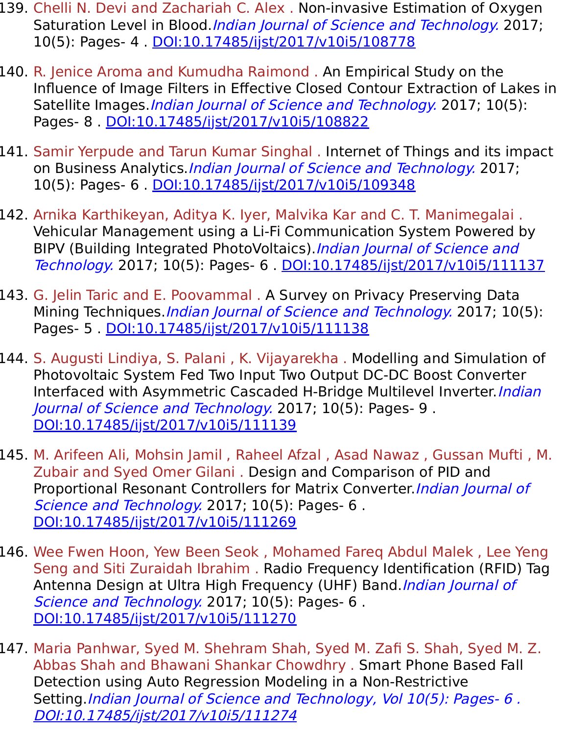139. Chelli N. Devi and Zachariah C. Alex . Non-invasive Estimation of Oxygen Saturation Level in Blood.*Indian Journal of Science and Technology.* 2017; 10(5): Pages- 4 . DOI:10.17485/ijst/2017/v10i5/108778

140. R. Jenice Aroma and Kumudha Raimond . An Empirical Study on the Influence of Image Filters in Effective Closed Contour Extraction of Lakes in Satellite Images.*Indian Journal of Science and Technology.* 2017; 10(5): Pages- 8 . DOI:10.17485/ijst/2017/v10i5/108822

141. Samir Yerpude and Tarun Kumar Singhal . Internet of Things and its impact on Business Analytics.*Indian Journal of Science and Technology.* 2017; 10(5): Pages- 6 . DOI:10.17485/ijst/2017/v10i5/109348

142. Arnika Karthikeyan, Aditya K. Iyer, Malvika Kar and C. T. Manimegalai . Vehicular Management using a Li-Fi Communication System Powered by BIPV (Building Integrated PhotoVoltaics).*Indian Journal of Science and Technology.* 2017; 10(5): Pages- 6 . DOI:10.17485/ijst/2017/v10i5/111137

143. G. Jelin Taric and E. Poovammal . A Survey on Privacy Preserving Data Mining Techniques.*Indian Journal of Science and Technology.* 2017; 10(5): Pages- 5 . DOI:10.17485/ijst/2017/v10i5/111138

144. S. Augusti Lindiya, S. Palani , K. Vijayarekha . Modelling and Simulation of Photovoltaic System Fed Two Input Two Output DC-DC Boost Converter Interfaced with Asymmetric Cascaded H-Bridge Multilevel Inverter.*Indian Journal of Science and Technology.* 2017; 10(5): Pages- 9 . DOI:10.17485/ijst/2017/v10i5/111139

145. M. Arifeen Ali, Mohsin Jamil , Raheel Afzal , Asad Nawaz , Gussan Mufti , M. Zubair and Syed Omer Gilani . Design and Comparison of PID and Proportional Resonant Controllers for Matrix Converter.*Indian Journal of Science and Technology.* 2017; 10(5): Pages- 6 . DOI:10.17485/ijst/2017/v10i5/111269

146. Wee Fwen Hoon, Yew Been Seok , Mohamed Fareq Abdul Malek , Lee Yeng Seng and Siti Zuraidah Ibrahim . Radio Frequency Identification (RFID) Tag Antenna Design at Ultra High Frequency (UHF) Band.*Indian Journal of Science and Technology.* 2017; 10(5): Pages- 6 . DOI:10.17485/ijst/2017/v10i5/111270

147. Maria Panhwar, Syed M. Shehram Shah, Syed M. Zafi S. Shah, Syed M. Z. Abbas Shah and Bhawani Shankar Chowdhry . Smart Phone Based Fall Detection using Auto Regression Modeling in a Non-Restrictive Setting.*Indian Journal of Science and Technology, Vol 10(5): Pages- 6 . DOI:10.17485/ijst/2017/v10i5/111274*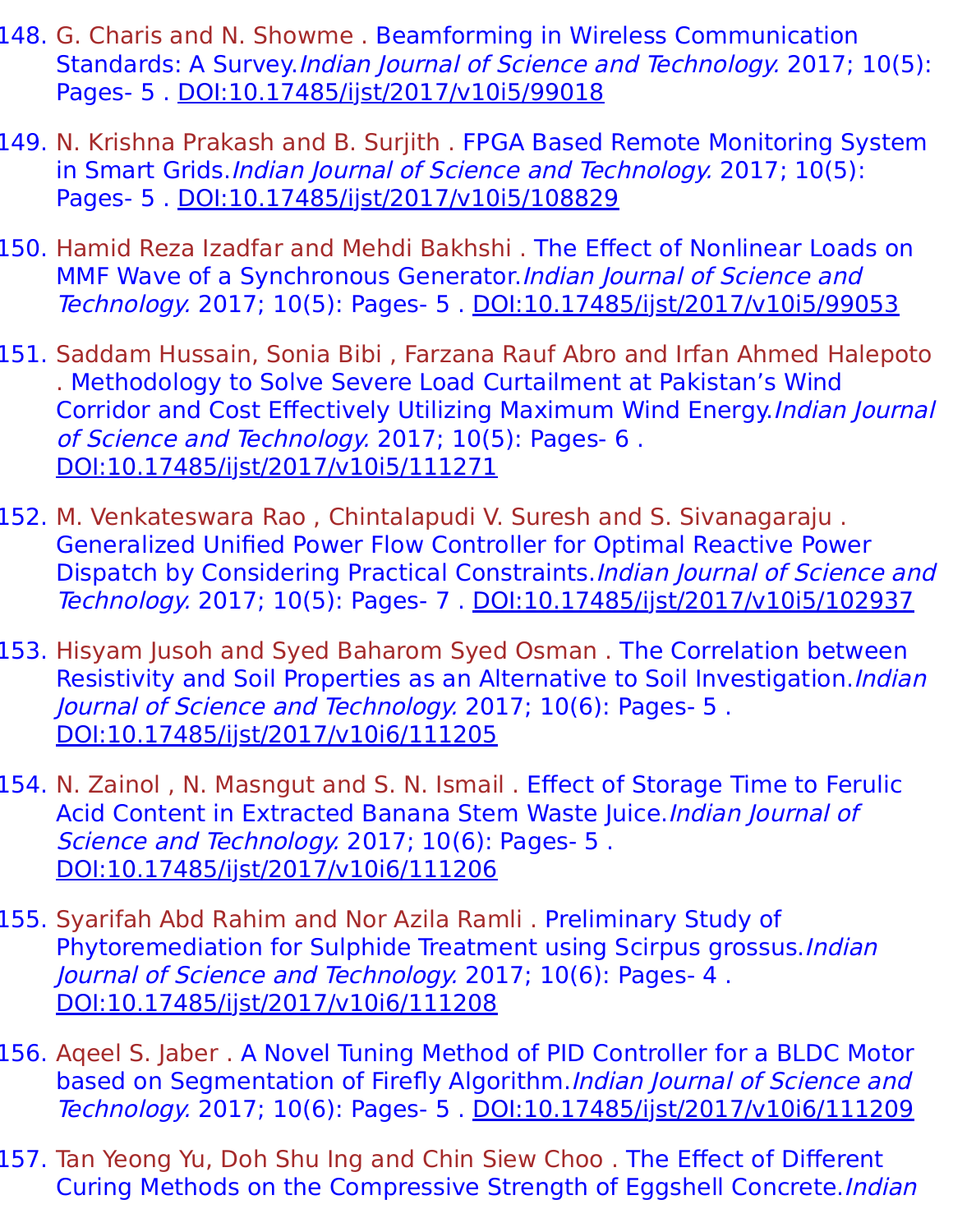148. G. Charis and N. Showme . Beamforming in Wireless Communication Standards: A Survey.*Indian Journal of Science and Technology.* 2017; 10(5): Pages- 5 . DOI:10.17485/ijst/2017/v10i5/99018

149. N. Krishna Prakash and B. Surjith . FPGA Based Remote Monitoring System in Smart Grids.*Indian Journal of Science and Technology.* 2017; 10(5): Pages- 5 . DOI:10.17485/ijst/2017/v10i5/108829

150. Hamid Reza Izadfar and Mehdi Bakhshi . The Effect of Nonlinear Loads on MMF Wave of a Synchronous Generator.*Indian Journal of Science and Technology.* 2017; 10(5): Pages- 5 . DOI:10.17485/ijst/2017/v10i5/99053

151. Saddam Hussain, Sonia Bibi , Farzana Rauf Abro and Irfan Ahmed Halepoto . Methodology to Solve Severe Load Curtailment at Pakistan's Wind Corridor and Cost Effectively Utilizing Maximum Wind Energy.*Indian Journal of Science and Technology.* 2017; 10(5): Pages- 6 . DOI:10.17485/ijst/2017/v10i5/111271

152. M. Venkateswara Rao , Chintalapudi V. Suresh and S. Sivanagaraju . Generalized Unified Power Flow Controller for Optimal Reactive Power Dispatch by Considering Practical Constraints.*Indian Journal of Science and Technology.* 2017; 10(5): Pages- 7 . DOI:10.17485/ijst/2017/v10i5/102937

153. Hisyam Jusoh and Syed Baharom Syed Osman . The Correlation between Resistivity and Soil Properties as an Alternative to Soil Investigation.*Indian Journal of Science and Technology.* 2017; 10(6): Pages- 5 . DOI:10.17485/ijst/2017/v10i6/111205

154. N. Zainol , N. Masngut and S. N. Ismail . Effect of Storage Time to Ferulic Acid Content in Extracted Banana Stem Waste Juice.*Indian Journal of Science and Technology.* 2017; 10(6): Pages- 5 . DOI:10.17485/ijst/2017/v10i6/111206

155. Syarifah Abd Rahim and Nor Azila Ramli . Preliminary Study of Phytoremediation for Sulphide Treatment using Scirpus grossus.*Indian Journal of Science and Technology.* 2017; 10(6): Pages- 4 . DOI:10.17485/ijst/2017/v10i6/111208

156. Aqeel S. Jaber . A Novel Tuning Method of PID Controller for a BLDC Motor based on Segmentation of Firefly Algorithm.*Indian Journal of Science and Technology.* 2017; 10(6): Pages- 5 . DOI:10.17485/ijst/2017/v10i6/111209

157. Tan Yeong Yu, Doh Shu Ing and Chin Siew Choo . The Effect of Different Curing Methods on the Compressive Strength of Eggshell Concrete.*Indian*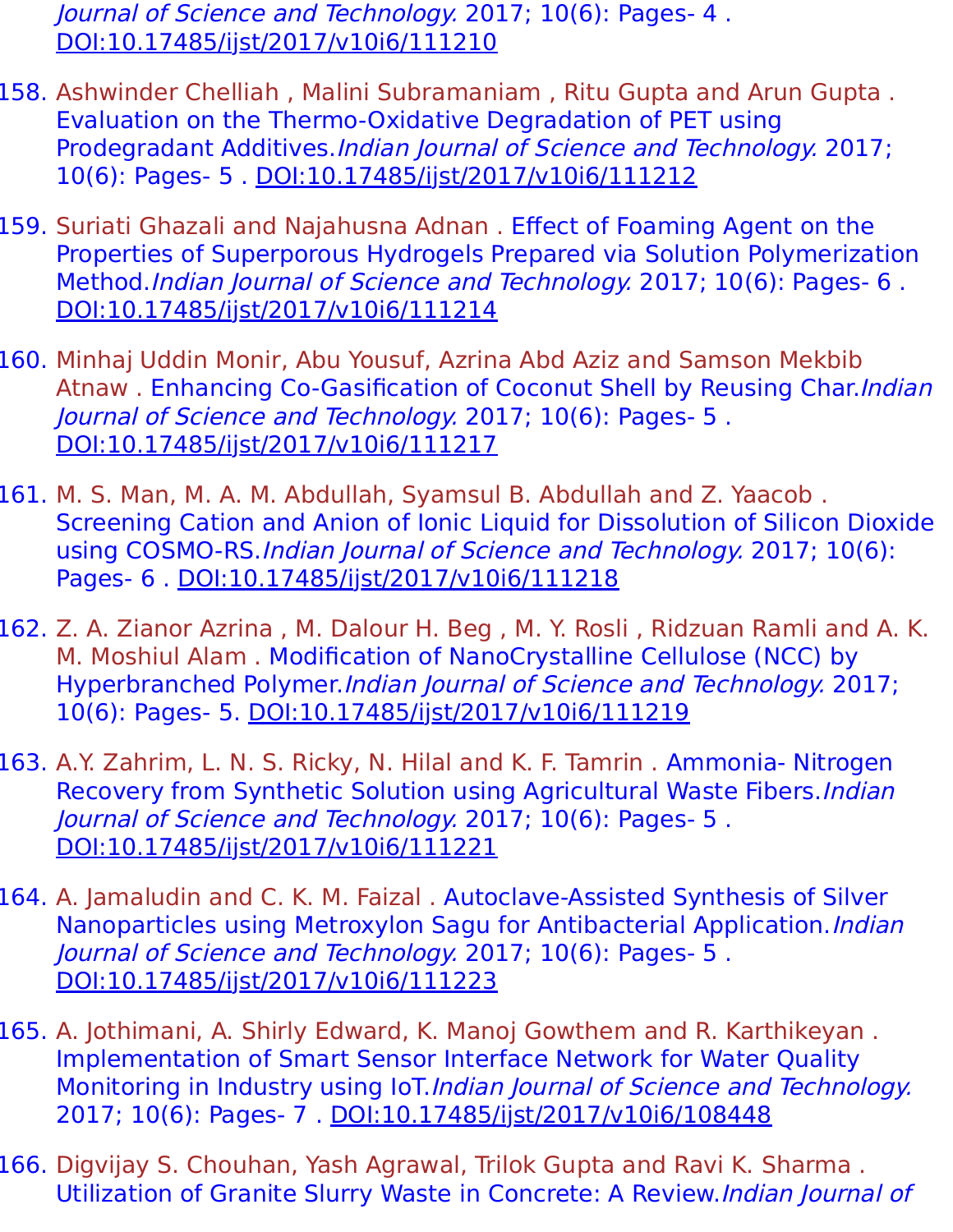*Journal of Science and Technology.* 2017; 10(6): Pages- 4 . DOI:10.17485/ijst/2017/v10i6/111210

158. Ashwinder Chelliah , Malini Subramaniam , Ritu Gupta and Arun Gupta . Evaluation on the Thermo-Oxidative Degradation of PET using Prodegradant Additives.*Indian Journal of Science and Technology.* 2017; 10(6): Pages- 5 . DOI:10.17485/ijst/2017/v10i6/111212

159. Suriati Ghazali and Najahusna Adnan . Effect of Foaming Agent on the Properties of Superporous Hydrogels Prepared via Solution Polymerization Method.*Indian Journal of Science and Technology.* 2017; 10(6): Pages- 6 . DOI:10.17485/ijst/2017/v10i6/111214

160. Minhaj Uddin Monir, Abu Yousuf, Azrina Abd Aziz and Samson Mekbib Atnaw . Enhancing Co-Gasification of Coconut Shell by Reusing Char.*Indian Journal of Science and Technology.* 2017; 10(6): Pages- 5 . DOI:10.17485/ijst/2017/v10i6/111217

161. M. S. Man, M. A. M. Abdullah, Syamsul B. Abdullah and Z. Yaacob . Screening Cation and Anion of Ionic Liquid for Dissolution of Silicon Dioxide using COSMO-RS.*Indian Journal of Science and Technology.* 2017; 10(6): Pages- 6 . DOI:10.17485/ijst/2017/v10i6/111218

162. Z. A. Zianor Azrina , M. Dalour H. Beg , M. Y. Rosli , Ridzuan Ramli and A. K. M. Moshiul Alam . Modification of NanoCrystalline Cellulose (NCC) by Hyperbranched Polymer.*Indian Journal of Science and Technology.* 2017; 10(6): Pages- 5. DOI:10.17485/ijst/2017/v10i6/111219

163. A.Y. Zahrim, L. N. S. Ricky, N. Hilal and K. F. Tamrin . Ammonia- Nitrogen Recovery from Synthetic Solution using Agricultural Waste Fibers.*Indian Journal of Science and Technology.* 2017; 10(6): Pages- 5 . DOI:10.17485/ijst/2017/v10i6/111221

164. A. Jamaludin and C. K. M. Faizal . Autoclave-Assisted Synthesis of Silver Nanoparticles using Metroxylon Sagu for Antibacterial Application.*Indian Journal of Science and Technology.* 2017; 10(6): Pages- 5 . DOI:10.17485/ijst/2017/v10i6/111223

165. A. Jothimani, A. Shirly Edward, K. Manoj Gowthem and R. Karthikeyan . Implementation of Smart Sensor Interface Network for Water Quality Monitoring in Industry using IoT.*Indian Journal of Science and Technology.* 2017; 10(6): Pages- 7 . DOI:10.17485/ijst/2017/v10i6/108448

166. Digvijay S. Chouhan, Yash Agrawal, Trilok Gupta and Ravi K. Sharma . Utilization of Granite Slurry Waste in Concrete: A Review.*Indian Journal of*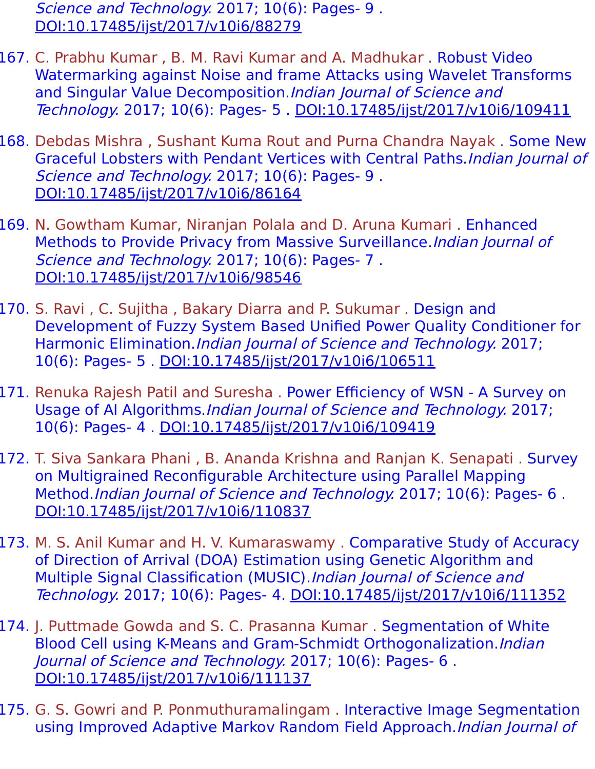Science and Technology. 2017; 10(6): Pages- 9 . DOI:10.17485/ijst/2017/v10i6/88279

167. C. Prabhu Kumar , B. M. Ravi Kumar and A. Madhukar . Robust Video Watermarking against Noise and frame Attacks using Wavelet Transforms and Singular Value Decomposition.*Indian Journal of Science and Technology.* 2017; 10(6): Pages- 5 . DOI:10.17485/ijst/2017/v10i6/109411

168. Debdas Mishra , Sushant Kuma Rout and Purna Chandra Nayak . Some New Graceful Lobsters with Pendant Vertices with Central Paths.*Indian Journal of Science and Technology.* 2017; 10(6): Pages- 9 . DOI:10.17485/ijst/2017/v10i6/86164

169. N. Gowtham Kumar, Niranjan Polala and D. Aruna Kumari . Enhanced Methods to Provide Privacy from Massive Surveillance.*Indian Journal of Science and Technology.* 2017; 10(6): Pages- 7 . DOI:10.17485/ijst/2017/v10i6/98546

170. S. Ravi , C. Sujitha , Bakary Diarra and P. Sukumar . Design and Development of Fuzzy System Based Unified Power Quality Conditioner for Harmonic Elimination.*Indian Journal of Science and Technology.* 2017; 10(6): Pages- 5 . DOI:10.17485/ijst/2017/v10i6/106511

171. Renuka Rajesh Patil and Suresha . Power Efficiency of WSN - A Survey on Usage of AI Algorithms.*Indian Journal of Science and Technology.* 2017; 10(6): Pages- 4 . DOI:10.17485/ijst/2017/v10i6/109419

172. T. Siva Sankara Phani , B. Ananda Krishna and Ranjan K. Senapati . Survey on Multigrained Reconfigurable Architecture using Parallel Mapping Method.*Indian Journal of Science and Technology.* 2017; 10(6): Pages- 6 . DOI:10.17485/ijst/2017/v10i6/110837

173. M. S. Anil Kumar and H. V. Kumaraswamy . Comparative Study of Accuracy of Direction of Arrival (DOA) Estimation using Genetic Algorithm and Multiple Signal Classification (MUSIC).*Indian Journal of Science and Technology.* 2017; 10(6): Pages- 4. DOI:10.17485/ijst/2017/v10i6/111352

174. J. Puttmade Gowda and S. C. Prasanna Kumar . Segmentation of White Blood Cell using K-Means and Gram-Schmidt Orthogonalization.*Indian Journal of Science and Technology.* 2017; 10(6): Pages- 6 . DOI:10.17485/ijst/2017/v10i6/111137

175. G. S. Gowri and P. Ponmuthuramalingam . Interactive Image Segmentation using Improved Adaptive Markov Random Field Approach.*Indian Journal of*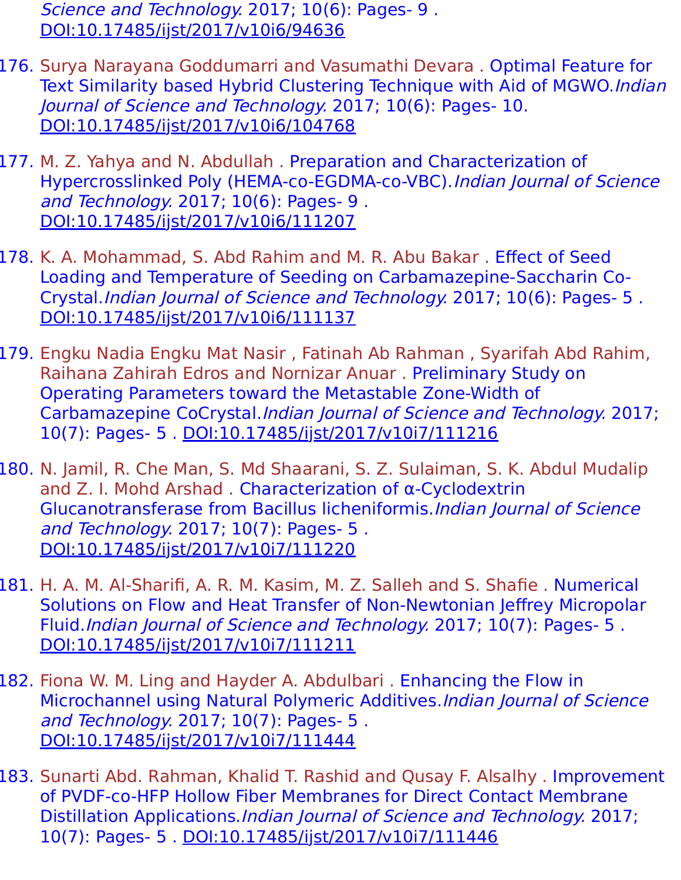Science and Technology. 2017; 10(6): Pages- 9 . DOI:10.17485/ijst/2017/v10i6/94636

176. Surya Narayana Goddumarri and Vasumathi Devara . Optimal Feature for Text Similarity based Hybrid Clustering Technique with Aid of MGWO.*Indian Journal of Science and Technology.* 2017; 10(6): Pages- 10. DOI:10.17485/ijst/2017/v10i6/104768
177. M. Z. Yahya and N. Abdullah . Preparation and Characterization of Hypercrosslinked Poly (HEMA-co-EGDMA-co-VBC).*Indian Journal of Science and Technology.* 2017; 10(6): Pages- 9 . DOI:10.17485/ijst/2017/v10i6/111207
178. K. A. Mohammad, S. Abd Rahim and M. R. Abu Bakar . Effect of Seed Loading and Temperature of Seeding on Carbamazepine-Saccharin Co-Crystal.*Indian Journal of Science and Technology.* 2017; 10(6): Pages- 5 . DOI:10.17485/ijst/2017/v10i6/111137
179. Engku Nadia Engku Mat Nasir , Fatinah Ab Rahman , Syarifah Abd Rahim, Raihana Zahirah Edros and Nornizar Anuar . Preliminary Study on Operating Parameters toward the Metastable Zone-Width of Carbamazepine CoCrystal.*Indian Journal of Science and Technology.* 2017; 10(7): Pages- 5 . DOI:10.17485/ijst/2017/v10i7/111216
180. N. Jamil, R. Che Man, S. Md Shaarani, S. Z. Sulaiman, S. K. Abdul Mudalip and Z. I. Mohd Arshad . Characterization of α-Cyclodextrin Glucanotransferase from Bacillus licheniformis.*Indian Journal of Science and Technology.* 2017; 10(7): Pages- 5 . DOI:10.17485/ijst/2017/v10i7/111220
181. H. A. M. Al-Sharifi, A. R. M. Kasim, M. Z. Salleh and S. Shafie . Numerical Solutions on Flow and Heat Transfer of Non-Newtonian Jeffrey Micropolar Fluid.*Indian Journal of Science and Technology.* 2017; 10(7): Pages- 5 . DOI:10.17485/ijst/2017/v10i7/111211
182. Fiona W. M. Ling and Hayder A. Abdulbari . Enhancing the Flow in Microchannel using Natural Polymeric Additives.*Indian Journal of Science and Technology.* 2017; 10(7): Pages- 5 . DOI:10.17485/ijst/2017/v10i7/111444
183. Sunarti Abd. Rahman, Khalid T. Rashid and Qusay F. Alsalhy . Improvement of PVDF-co-HFP Hollow Fiber Membranes for Direct Contact Membrane Distillation Applications.*Indian Journal of Science and Technology.* 2017; 10(7): Pages- 5 . DOI:10.17485/ijst/2017/v10i7/111446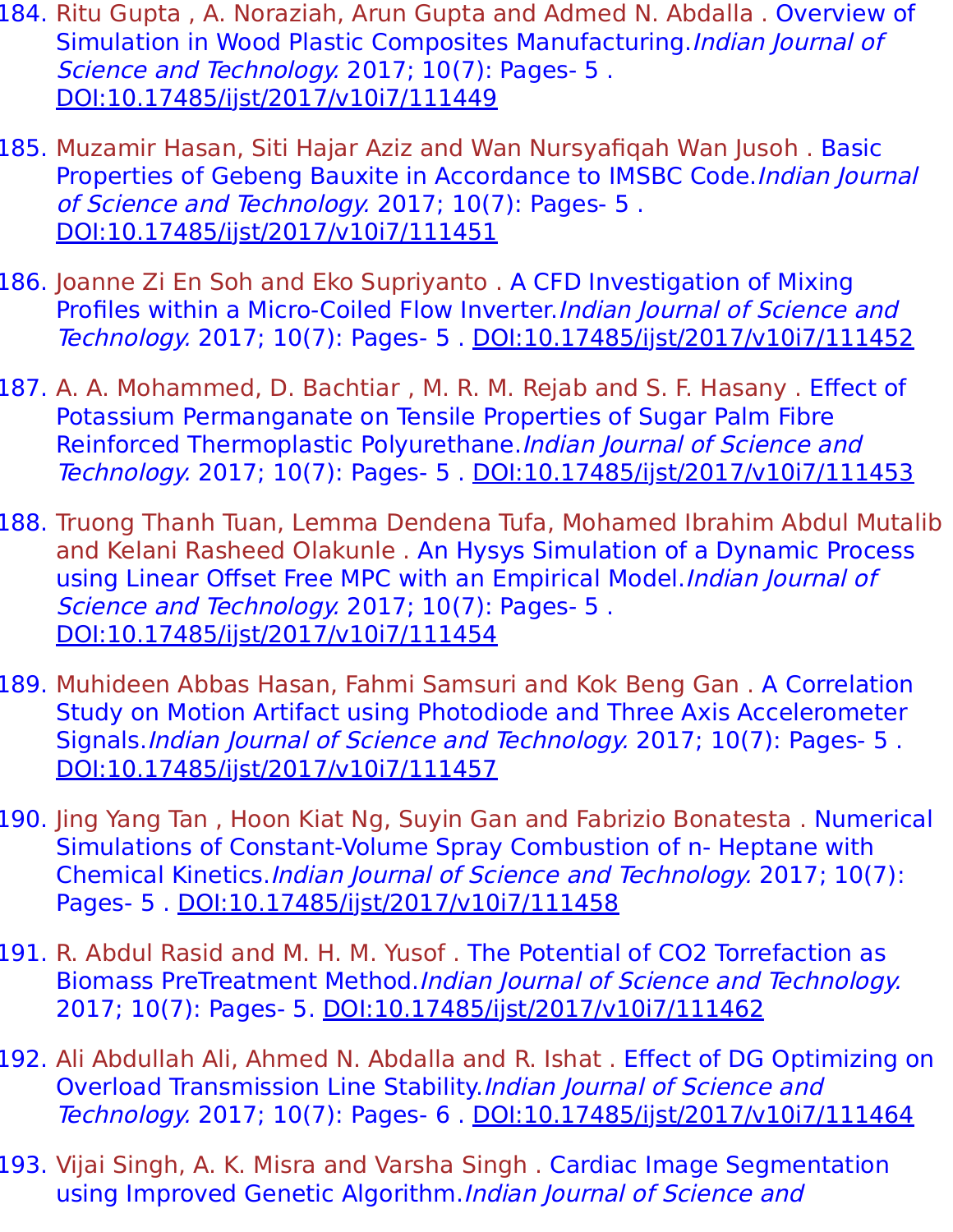184. Ritu Gupta , A. Noraziah, Arun Gupta and Admed N. Abdalla . Overview of Simulation in Wood Plastic Composites Manufacturing.*Indian Journal of Science and Technology.* 2017; 10(7): Pages- 5 . DOI:10.17485/ijst/2017/v10i7/111449

185. Muzamir Hasan, Siti Hajar Aziz and Wan Nursyafiqah Wan Jusoh . Basic Properties of Gebeng Bauxite in Accordance to IMSBC Code.*Indian Journal of Science and Technology.* 2017; 10(7): Pages- 5 . DOI:10.17485/ijst/2017/v10i7/111451

186. Joanne Zi En Soh and Eko Supriyanto . A CFD Investigation of Mixing Profiles within a Micro-Coiled Flow Inverter.*Indian Journal of Science and Technology.* 2017; 10(7): Pages- 5 . DOI:10.17485/ijst/2017/v10i7/111452

187. A. A. Mohammed, D. Bachtiar , M. R. M. Rejab and S. F. Hasany . Effect of Potassium Permanganate on Tensile Properties of Sugar Palm Fibre Reinforced Thermoplastic Polyurethane.*Indian Journal of Science and Technology.* 2017; 10(7): Pages- 5 . DOI:10.17485/ijst/2017/v10i7/111453

188. Truong Thanh Tuan, Lemma Dendena Tufa, Mohamed Ibrahim Abdul Mutalib and Kelani Rasheed Olakunle . An Hysys Simulation of a Dynamic Process using Linear Offset Free MPC with an Empirical Model.*Indian Journal of Science and Technology.* 2017; 10(7): Pages- 5 . DOI:10.17485/ijst/2017/v10i7/111454

189. Muhideen Abbas Hasan, Fahmi Samsuri and Kok Beng Gan . A Correlation Study on Motion Artifact using Photodiode and Three Axis Accelerometer Signals.*Indian Journal of Science and Technology.* 2017; 10(7): Pages- 5 . DOI:10.17485/ijst/2017/v10i7/111457

190. Jing Yang Tan , Hoon Kiat Ng, Suyin Gan and Fabrizio Bonatesta . Numerical Simulations of Constant-Volume Spray Combustion of n- Heptane with Chemical Kinetics.*Indian Journal of Science and Technology.* 2017; 10(7): Pages- 5 . DOI:10.17485/ijst/2017/v10i7/111458

191. R. Abdul Rasid and M. H. M. Yusof . The Potential of CO2 Torrefaction as Biomass PreTreatment Method.*Indian Journal of Science and Technology.* 2017; 10(7): Pages- 5. DOI:10.17485/ijst/2017/v10i7/111462

192. Ali Abdullah Ali, Ahmed N. Abdalla and R. Ishat . Effect of DG Optimizing on Overload Transmission Line Stability.*Indian Journal of Science and Technology.* 2017; 10(7): Pages- 6 . DOI:10.17485/ijst/2017/v10i7/111464

193. Vijai Singh, A. K. Misra and Varsha Singh . Cardiac Image Segmentation using Improved Genetic Algorithm.*Indian Journal of Science and*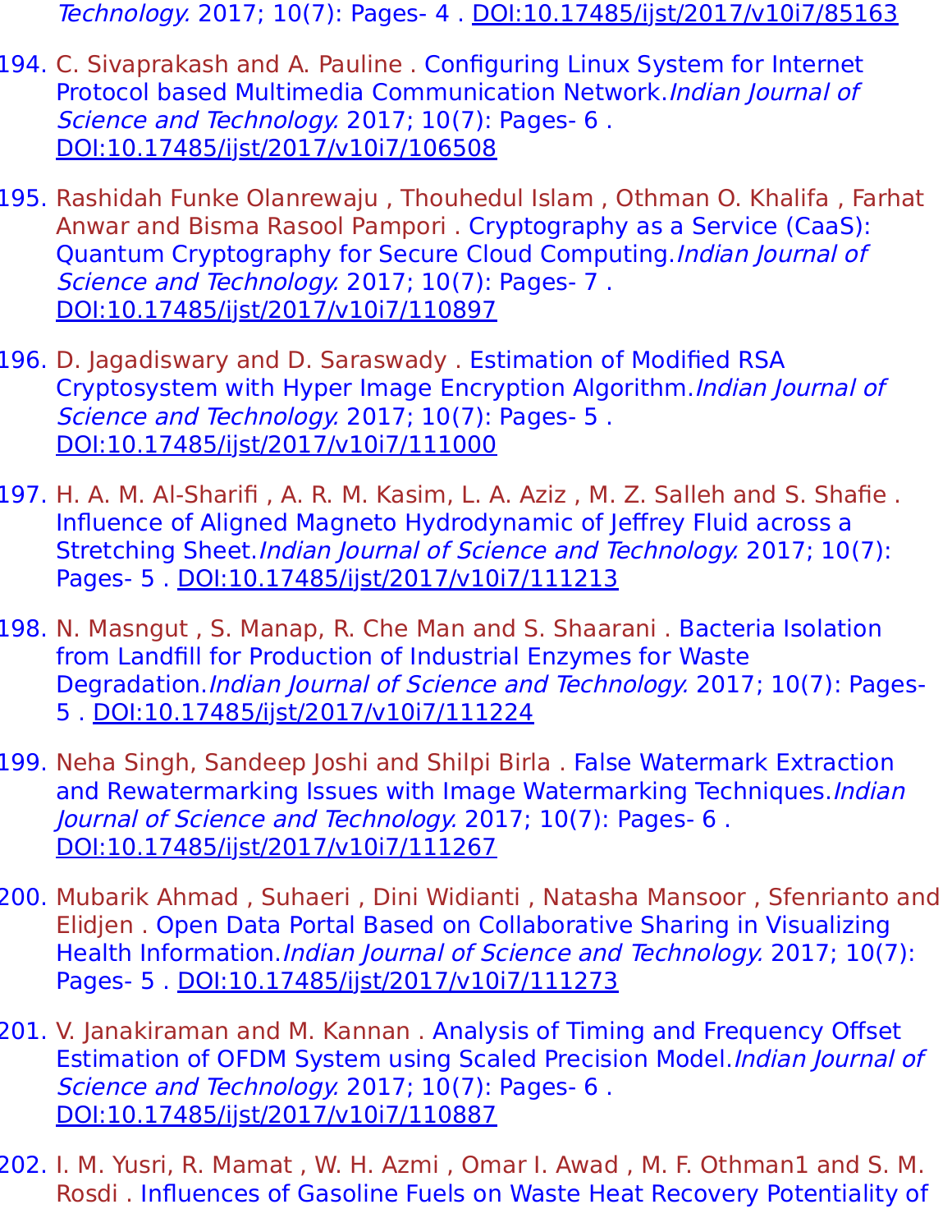Technology. 2017; 10(7): Pages- 4 . DOI:10.17485/ijst/2017/v10i7/85163

194. C. Sivaprakash and A. Pauline . Configuring Linux System for Internet Protocol based Multimedia Communication Network.*Indian Journal of Science and Technology.* 2017; 10(7): Pages- 6 . DOI:10.17485/ijst/2017/v10i7/106508

195. Rashidah Funke Olanrewaju , Thouhedul Islam , Othman O. Khalifa , Farhat Anwar and Bisma Rasool Pampori . Cryptography as a Service (CaaS): Quantum Cryptography for Secure Cloud Computing.*Indian Journal of Science and Technology.* 2017; 10(7): Pages- 7 . DOI:10.17485/ijst/2017/v10i7/110897

196. D. Jagadiswary and D. Saraswady . Estimation of Modified RSA Cryptosystem with Hyper Image Encryption Algorithm.*Indian Journal of Science and Technology.* 2017; 10(7): Pages- 5 . DOI:10.17485/ijst/2017/v10i7/111000

197. H. A. M. Al-Sharifi , A. R. M. Kasim, L. A. Aziz , M. Z. Salleh and S. Shafie . Influence of Aligned Magneto Hydrodynamic of Jeffrey Fluid across a Stretching Sheet.*Indian Journal of Science and Technology.* 2017; 10(7): Pages- 5 . DOI:10.17485/ijst/2017/v10i7/111213

198. N. Masngut , S. Manap, R. Che Man and S. Shaarani . Bacteria Isolation from Landfill for Production of Industrial Enzymes for Waste Degradation.*Indian Journal of Science and Technology.* 2017; 10(7): Pages- 5 . DOI:10.17485/ijst/2017/v10i7/111224

199. Neha Singh, Sandeep Joshi and Shilpi Birla . False Watermark Extraction and Rewatermarking Issues with Image Watermarking Techniques.*Indian Journal of Science and Technology.* 2017; 10(7): Pages- 6 . DOI:10.17485/ijst/2017/v10i7/111267

200. Mubarik Ahmad , Suhaeri , Dini Widianti , Natasha Mansoor , Sfenrianto and Elidjen . Open Data Portal Based on Collaborative Sharing in Visualizing Health Information.*Indian Journal of Science and Technology.* 2017; 10(7): Pages- 5 . DOI:10.17485/ijst/2017/v10i7/111273

201. V. Janakiraman and M. Kannan . Analysis of Timing and Frequency Offset Estimation of OFDM System using Scaled Precision Model.*Indian Journal of Science and Technology.* 2017; 10(7): Pages- 6 . DOI:10.17485/ijst/2017/v10i7/110887

202. I. M. Yusri, R. Mamat , W. H. Azmi , Omar I. Awad , M. F. Othman1 and S. M. Rosdi . Influences of Gasoline Fuels on Waste Heat Recovery Potentiality of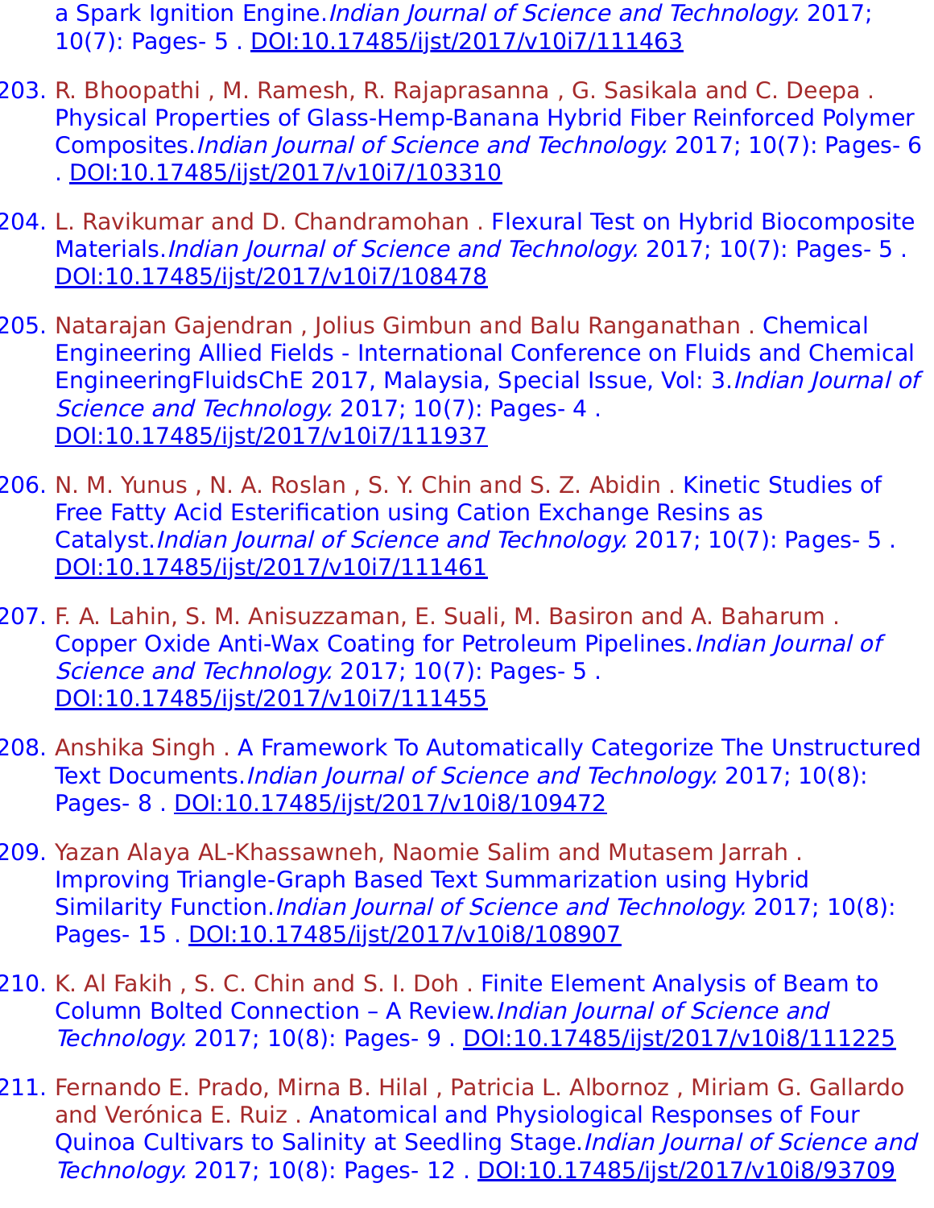a Spark Ignition Engine.*Indian Journal of Science and Technology.* 2017; 10(7): Pages- 5 . DOI:10.17485/ijst/2017/v10i7/111463

203. R. Bhoopathi , M. Ramesh, R. Rajaprasanna , G. Sasikala and C. Deepa . Physical Properties of Glass-Hemp-Banana Hybrid Fiber Reinforced Polymer Composites.*Indian Journal of Science and Technology.* 2017; 10(7): Pages- 6 . DOI:10.17485/ijst/2017/v10i7/103310

204. L. Ravikumar and D. Chandramohan . Flexural Test on Hybrid Biocomposite Materials.*Indian Journal of Science and Technology.* 2017; 10(7): Pages- 5 . DOI:10.17485/ijst/2017/v10i7/108478

205. Natarajan Gajendran , Jolius Gimbun and Balu Ranganathan . Chemical Engineering Allied Fields - International Conference on Fluids and Chemical EngineeringFluidsChE 2017, Malaysia, Special Issue, Vol: 3.*Indian Journal of Science and Technology.* 2017; 10(7): Pages- 4 . DOI:10.17485/ijst/2017/v10i7/111937

206. N. M. Yunus , N. A. Roslan , S. Y. Chin and S. Z. Abidin . Kinetic Studies of Free Fatty Acid Esterification using Cation Exchange Resins as Catalyst.*Indian Journal of Science and Technology.* 2017; 10(7): Pages- 5 . DOI:10.17485/ijst/2017/v10i7/111461

207. F. A. Lahin, S. M. Anisuzzaman, E. Suali, M. Basiron and A. Baharum . Copper Oxide Anti-Wax Coating for Petroleum Pipelines.*Indian Journal of Science and Technology.* 2017; 10(7): Pages- 5 . DOI:10.17485/ijst/2017/v10i7/111455

208. Anshika Singh . A Framework To Automatically Categorize The Unstructured Text Documents.*Indian Journal of Science and Technology.* 2017; 10(8): Pages- 8 . DOI:10.17485/ijst/2017/v10i8/109472

209. Yazan Alaya AL-Khassawneh, Naomie Salim and Mutasem Jarrah . Improving Triangle-Graph Based Text Summarization using Hybrid Similarity Function.*Indian Journal of Science and Technology.* 2017; 10(8): Pages- 15 . DOI:10.17485/ijst/2017/v10i8/108907

210. K. Al Fakih , S. C. Chin and S. I. Doh . Finite Element Analysis of Beam to Column Bolted Connection – A Review.*Indian Journal of Science and Technology.* 2017; 10(8): Pages- 9 . DOI:10.17485/ijst/2017/v10i8/111225

211. Fernando E. Prado, Mirna B. Hilal , Patricia L. Albornoz , Miriam G. Gallardo and Verónica E. Ruiz . Anatomical and Physiological Responses of Four Quinoa Cultivars to Salinity at Seedling Stage.*Indian Journal of Science and Technology.* 2017; 10(8): Pages- 12 . DOI:10.17485/ijst/2017/v10i8/93709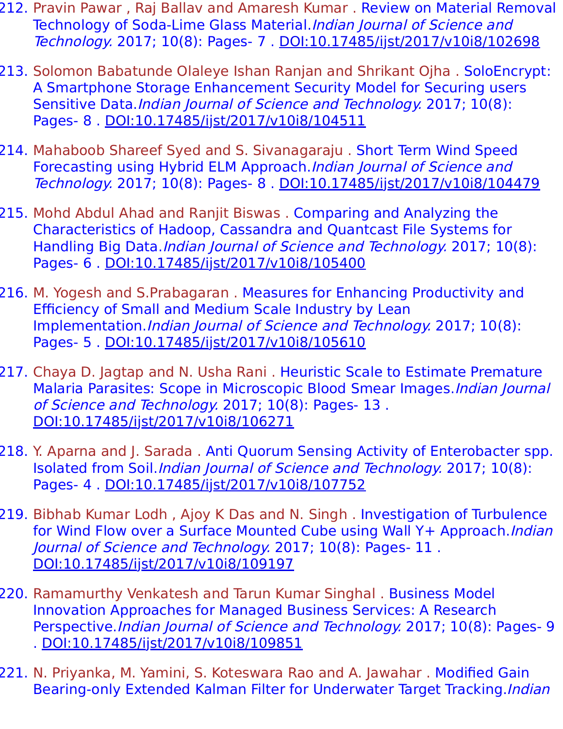212. Pravin Pawar , Raj Ballav and Amaresh Kumar . Review on Material Removal Technology of Soda-Lime Glass Material.*Indian Journal of Science and Technology.* 2017; 10(8): Pages- 7 . DOI:10.17485/ijst/2017/v10i8/102698

213. Solomon Babatunde Olaleye Ishan Ranjan and Shrikant Ojha . SoloEncrypt: A Smartphone Storage Enhancement Security Model for Securing users Sensitive Data.*Indian Journal of Science and Technology.* 2017; 10(8): Pages- 8 . DOI:10.17485/ijst/2017/v10i8/104511

214. Mahaboob Shareef Syed and S. Sivanagaraju . Short Term Wind Speed Forecasting using Hybrid ELM Approach.*Indian Journal of Science and Technology.* 2017; 10(8): Pages- 8 . DOI:10.17485/ijst/2017/v10i8/104479

215. Mohd Abdul Ahad and Ranjit Biswas . Comparing and Analyzing the Characteristics of Hadoop, Cassandra and Quantcast File Systems for Handling Big Data.*Indian Journal of Science and Technology.* 2017; 10(8): Pages- 6 . DOI:10.17485/ijst/2017/v10i8/105400

216. M. Yogesh and S.Prabagaran . Measures for Enhancing Productivity and Efficiency of Small and Medium Scale Industry by Lean Implementation.*Indian Journal of Science and Technology.* 2017; 10(8): Pages- 5 . DOI:10.17485/ijst/2017/v10i8/105610

217. Chaya D. Jagtap and N. Usha Rani . Heuristic Scale to Estimate Premature Malaria Parasites: Scope in Microscopic Blood Smear Images.*Indian Journal of Science and Technology.* 2017; 10(8): Pages- 13 . DOI:10.17485/ijst/2017/v10i8/106271

218. Y. Aparna and J. Sarada . Anti Quorum Sensing Activity of Enterobacter spp. Isolated from Soil.*Indian Journal of Science and Technology.* 2017; 10(8): Pages- 4 . DOI:10.17485/ijst/2017/v10i8/107752

219. Bibhab Kumar Lodh , Ajoy K Das and N. Singh . Investigation of Turbulence for Wind Flow over a Surface Mounted Cube using Wall Y+ Approach.*Indian Journal of Science and Technology.* 2017; 10(8): Pages- 11 . DOI:10.17485/ijst/2017/v10i8/109197

220. Ramamurthy Venkatesh and Tarun Kumar Singhal . Business Model Innovation Approaches for Managed Business Services: A Research Perspective.*Indian Journal of Science and Technology.* 2017; 10(8): Pages- 9 . DOI:10.17485/ijst/2017/v10i8/109851

221. N. Priyanka, M. Yamini, S. Koteswara Rao and A. Jawahar . Modified Gain Bearing-only Extended Kalman Filter for Underwater Target Tracking.*Indian*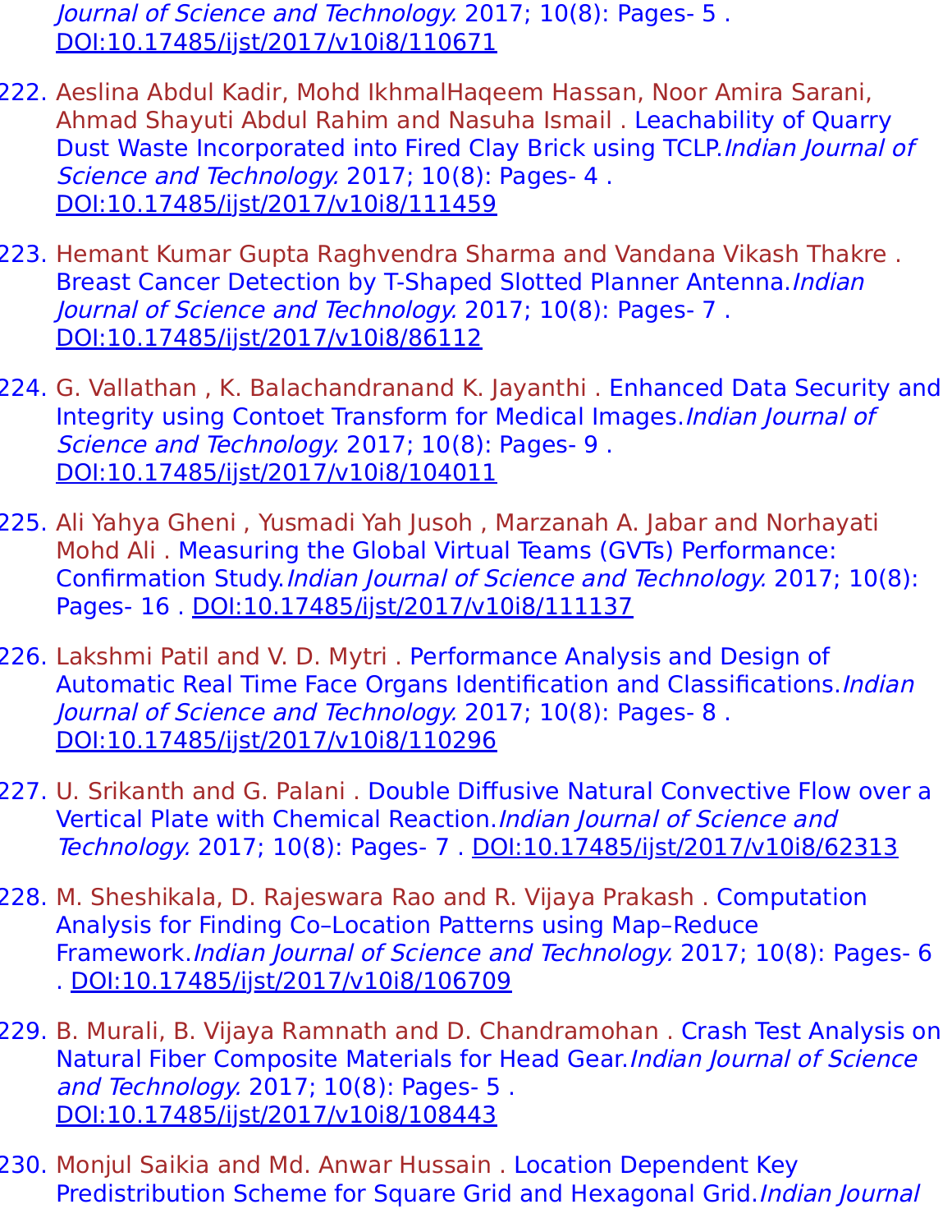*Journal of Science and Technology.* 2017; 10(8): Pages- 5 . DOI:10.17485/ijst/2017/v10i8/110671

222. Aeslina Abdul Kadir, Mohd IkhmalHaqeem Hassan, Noor Amira Sarani, Ahmad Shayuti Abdul Rahim and Nasuha Ismail . Leachability of Quarry Dust Waste Incorporated into Fired Clay Brick using TCLP.*Indian Journal of Science and Technology.* 2017; 10(8): Pages- 4 . DOI:10.17485/ijst/2017/v10i8/111459
223. Hemant Kumar Gupta Raghvendra Sharma and Vandana Vikash Thakre . Breast Cancer Detection by T-Shaped Slotted Planner Antenna.*Indian Journal of Science and Technology.* 2017; 10(8): Pages- 7 . DOI:10.17485/ijst/2017/v10i8/86112
224. G. Vallathan , K. Balachandranand K. Jayanthi . Enhanced Data Security and Integrity using Contoet Transform for Medical Images.*Indian Journal of Science and Technology.* 2017; 10(8): Pages- 9 . DOI:10.17485/ijst/2017/v10i8/104011
225. Ali Yahya Gheni , Yusmadi Yah Jusoh , Marzanah A. Jabar and Norhayati Mohd Ali . Measuring the Global Virtual Teams (GVTs) Performance: Confirmation Study.*Indian Journal of Science and Technology.* 2017; 10(8): Pages- 16 . DOI:10.17485/ijst/2017/v10i8/111137
226. Lakshmi Patil and V. D. Mytri . Performance Analysis and Design of Automatic Real Time Face Organs Identification and Classifications.*Indian Journal of Science and Technology.* 2017; 10(8): Pages- 8 . DOI:10.17485/ijst/2017/v10i8/110296
227. U. Srikanth and G. Palani . Double Diffusive Natural Convective Flow over a Vertical Plate with Chemical Reaction.*Indian Journal of Science and Technology.* 2017; 10(8): Pages- 7 . DOI:10.17485/ijst/2017/v10i8/62313
228. M. Sheshikala, D. Rajeswara Rao and R. Vijaya Prakash . Computation Analysis for Finding Co–Location Patterns using Map–Reduce Framework.*Indian Journal of Science and Technology.* 2017; 10(8): Pages- 6 . DOI:10.17485/ijst/2017/v10i8/106709
229. B. Murali, B. Vijaya Ramnath and D. Chandramohan . Crash Test Analysis on Natural Fiber Composite Materials for Head Gear.*Indian Journal of Science and Technology.* 2017; 10(8): Pages- 5 . DOI:10.17485/ijst/2017/v10i8/108443
230. Monjul Saikia and Md. Anwar Hussain . Location Dependent Key Predistribution Scheme for Square Grid and Hexagonal Grid.*Indian Journal*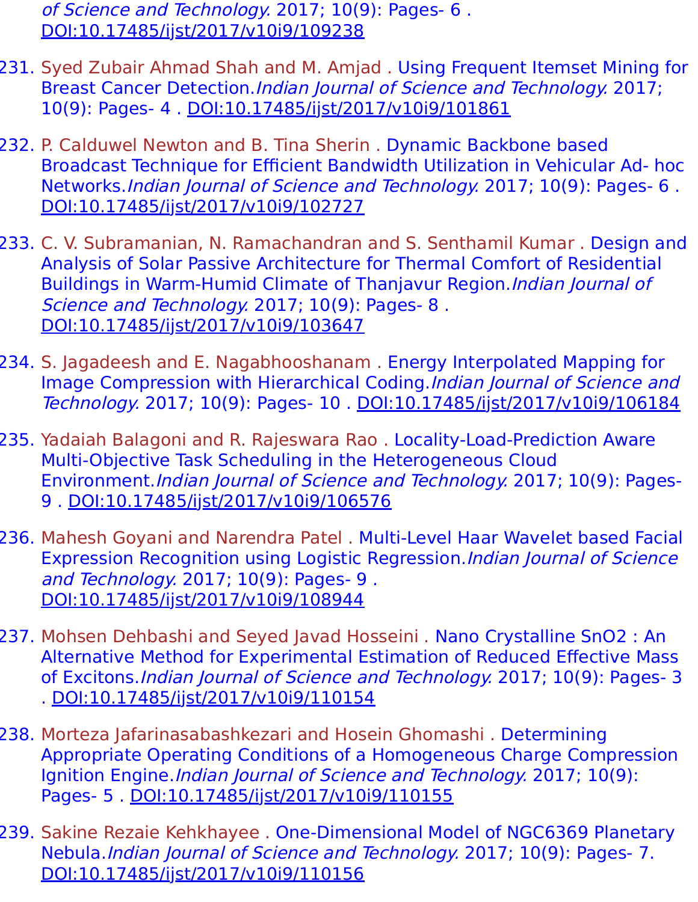of Science and Technology. 2017; 10(9): Pages- 6 . DOI:10.17485/ijst/2017/v10i9/109238

231. Syed Zubair Ahmad Shah and M. Amjad . Using Frequent Itemset Mining for Breast Cancer Detection.*Indian Journal of Science and Technology.* 2017; 10(9): Pages- 4 . DOI:10.17485/ijst/2017/v10i9/101861

232. P. Calduwel Newton and B. Tina Sherin . Dynamic Backbone based Broadcast Technique for Efficient Bandwidth Utilization in Vehicular Ad- hoc Networks.*Indian Journal of Science and Technology.* 2017; 10(9): Pages- 6 . DOI:10.17485/ijst/2017/v10i9/102727

233. C. V. Subramanian, N. Ramachandran and S. Senthamil Kumar . Design and Analysis of Solar Passive Architecture for Thermal Comfort of Residential Buildings in Warm-Humid Climate of Thanjavur Region.*Indian Journal of Science and Technology.* 2017; 10(9): Pages- 8 . DOI:10.17485/ijst/2017/v10i9/103647

234. S. Jagadeesh and E. Nagabhooshanam . Energy Interpolated Mapping for Image Compression with Hierarchical Coding.*Indian Journal of Science and Technology.* 2017; 10(9): Pages- 10 . DOI:10.17485/ijst/2017/v10i9/106184

235. Yadaiah Balagoni and R. Rajeswara Rao . Locality-Load-Prediction Aware Multi-Objective Task Scheduling in the Heterogeneous Cloud Environment.*Indian Journal of Science and Technology.* 2017; 10(9): Pages- 9 . DOI:10.17485/ijst/2017/v10i9/106576

236. Mahesh Goyani and Narendra Patel . Multi-Level Haar Wavelet based Facial Expression Recognition using Logistic Regression.*Indian Journal of Science and Technology.* 2017; 10(9): Pages- 9 . DOI:10.17485/ijst/2017/v10i9/108944

237. Mohsen Dehbashi and Seyed Javad Hosseini . Nano Crystalline SnO2 : An Alternative Method for Experimental Estimation of Reduced Effective Mass of Excitons.*Indian Journal of Science and Technology.* 2017; 10(9): Pages- 3 . DOI:10.17485/ijst/2017/v10i9/110154

238. Morteza Jafarinasabashkezari and Hosein Ghomashi . Determining Appropriate Operating Conditions of a Homogeneous Charge Compression Ignition Engine.*Indian Journal of Science and Technology.* 2017; 10(9): Pages- 5 . DOI:10.17485/ijst/2017/v10i9/110155

239. Sakine Rezaie Kehkhayee . One-Dimensional Model of NGC6369 Planetary Nebula.*Indian Journal of Science and Technology.* 2017; 10(9): Pages- 7. DOI:10.17485/ijst/2017/v10i9/110156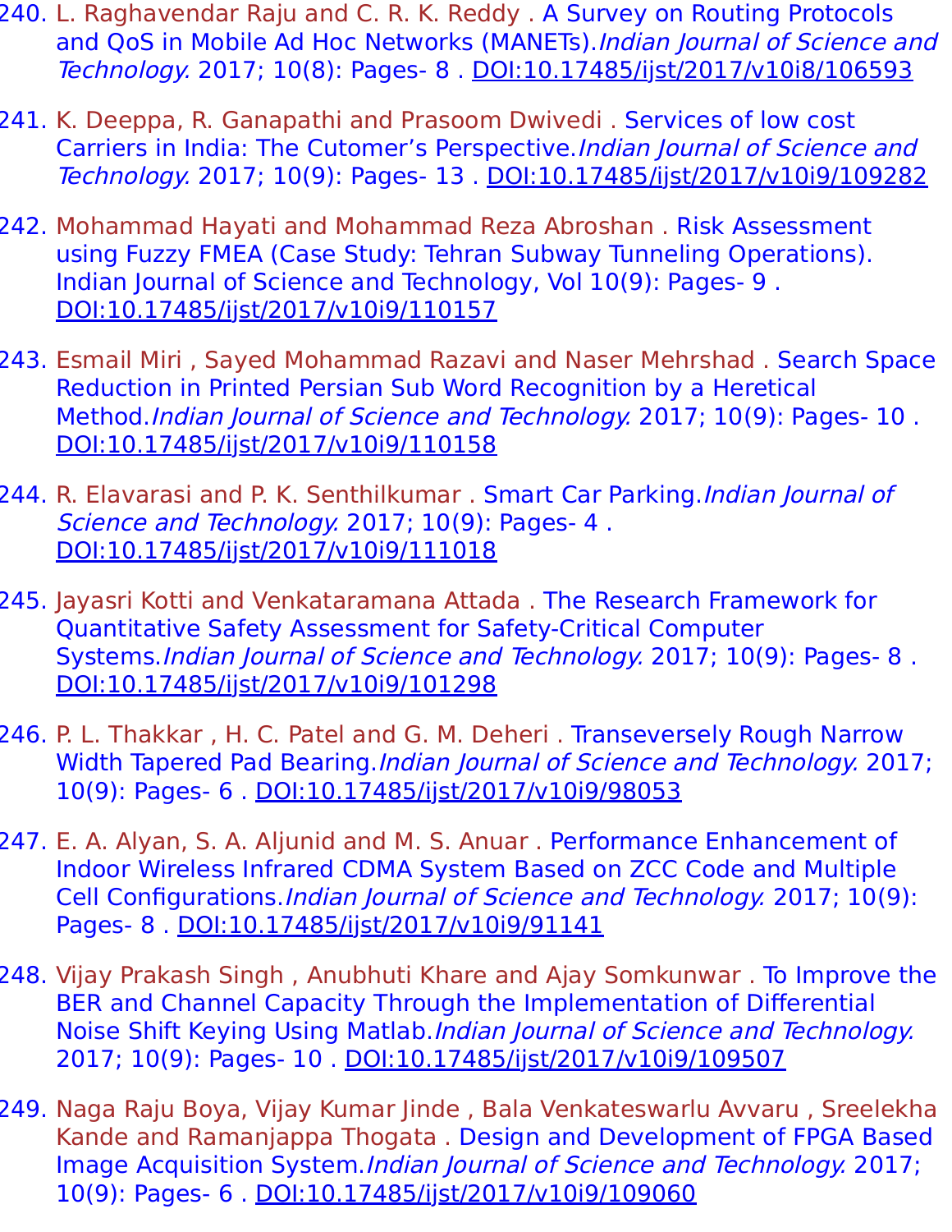240. L. Raghavendar Raju and C. R. K. Reddy . A Survey on Routing Protocols and QoS in Mobile Ad Hoc Networks (MANETs).*Indian Journal of Science and Technology.* 2017; 10(8): Pages- 8 . DOI:10.17485/ijst/2017/v10i8/106593

241. K. Deeppa, R. Ganapathi and Prasoom Dwivedi . Services of low cost Carriers in India: The Cutomer's Perspective.*Indian Journal of Science and Technology.* 2017; 10(9): Pages- 13 . DOI:10.17485/ijst/2017/v10i9/109282

242. Mohammad Hayati and Mohammad Reza Abroshan . Risk Assessment using Fuzzy FMEA (Case Study: Tehran Subway Tunneling Operations). Indian Journal of Science and Technology, Vol 10(9): Pages- 9 . DOI:10.17485/ijst/2017/v10i9/110157

243. Esmail Miri , Sayed Mohammad Razavi and Naser Mehrshad . Search Space Reduction in Printed Persian Sub Word Recognition by a Heretical Method.*Indian Journal of Science and Technology.* 2017; 10(9): Pages- 10 . DOI:10.17485/ijst/2017/v10i9/110158

244. R. Elavarasi and P. K. Senthilkumar . Smart Car Parking.*Indian Journal of Science and Technology.* 2017; 10(9): Pages- 4 . DOI:10.17485/ijst/2017/v10i9/111018

245. Jayasri Kotti and Venkataramana Attada . The Research Framework for Quantitative Safety Assessment for Safety-Critical Computer Systems.*Indian Journal of Science and Technology.* 2017; 10(9): Pages- 8 . DOI:10.17485/ijst/2017/v10i9/101298

246. P. L. Thakkar , H. C. Patel and G. M. Deheri . Transeversely Rough Narrow Width Tapered Pad Bearing.*Indian Journal of Science and Technology.* 2017; 10(9): Pages- 6 . DOI:10.17485/ijst/2017/v10i9/98053

247. E. A. Alyan, S. A. Aljunid and M. S. Anuar . Performance Enhancement of Indoor Wireless Infrared CDMA System Based on ZCC Code and Multiple Cell Configurations.*Indian Journal of Science and Technology.* 2017; 10(9): Pages- 8 . DOI:10.17485/ijst/2017/v10i9/91141

248. Vijay Prakash Singh , Anubhuti Khare and Ajay Somkunwar . To Improve the BER and Channel Capacity Through the Implementation of Differential Noise Shift Keying Using Matlab.*Indian Journal of Science and Technology.* 2017; 10(9): Pages- 10 . DOI:10.17485/ijst/2017/v10i9/109507

249. Naga Raju Boya, Vijay Kumar Jinde , Bala Venkateswarlu Avvaru , Sreelekha Kande and Ramanjappa Thogata . Design and Development of FPGA Based Image Acquisition System.*Indian Journal of Science and Technology.* 2017; 10(9): Pages- 6 . DOI:10.17485/ijst/2017/v10i9/109060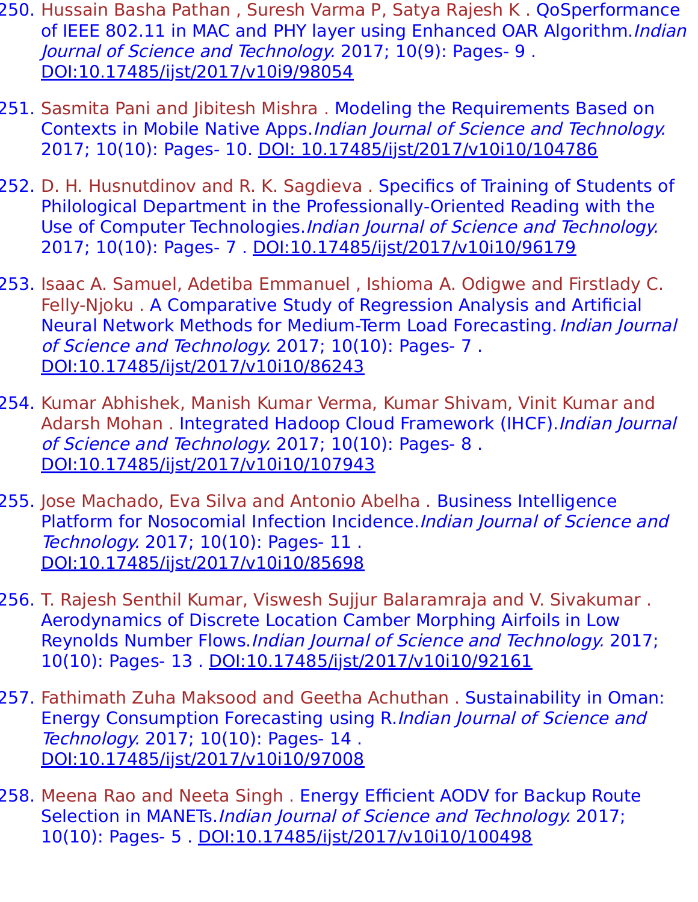250. Hussain Basha Pathan , Suresh Varma P, Satya Rajesh K . QoSperformance of IEEE 802.11 in MAC and PHY layer using Enhanced OAR Algorithm.*Indian Journal of Science and Technology.* 2017; 10(9): Pages- 9 . DOI:10.17485/ijst/2017/v10i9/98054

251. Sasmita Pani and Jibitesh Mishra . Modeling the Requirements Based on Contexts in Mobile Native Apps.*Indian Journal of Science and Technology.* 2017; 10(10): Pages- 10. DOI: 10.17485/ijst/2017/v10i10/104786

252. D. H. Husnutdinov and R. K. Sagdieva . Specifics of Training of Students of Philological Department in the Professionally-Oriented Reading with the Use of Computer Technologies.*Indian Journal of Science and Technology.* 2017; 10(10): Pages- 7 . DOI:10.17485/ijst/2017/v10i10/96179

253. Isaac A. Samuel, Adetiba Emmanuel , Ishioma A. Odigwe and Firstlady C. Felly-Njoku . A Comparative Study of Regression Analysis and Artificial Neural Network Methods for Medium-Term Load Forecasting.*Indian Journal of Science and Technology.* 2017; 10(10): Pages- 7 . DOI:10.17485/ijst/2017/v10i10/86243

254. Kumar Abhishek, Manish Kumar Verma, Kumar Shivam, Vinit Kumar and Adarsh Mohan . Integrated Hadoop Cloud Framework (IHCF).*Indian Journal of Science and Technology.* 2017; 10(10): Pages- 8 . DOI:10.17485/ijst/2017/v10i10/107943

255. Jose Machado, Eva Silva and Antonio Abelha . Business Intelligence Platform for Nosocomial Infection Incidence.*Indian Journal of Science and Technology.* 2017; 10(10): Pages- 11 . DOI:10.17485/ijst/2017/v10i10/85698

256. T. Rajesh Senthil Kumar, Viswesh Sujjur Balaramraja and V. Sivakumar . Aerodynamics of Discrete Location Camber Morphing Airfoils in Low Reynolds Number Flows.*Indian Journal of Science and Technology.* 2017; 10(10): Pages- 13 . DOI:10.17485/ijst/2017/v10i10/92161

257. Fathimath Zuha Maksood and Geetha Achuthan . Sustainability in Oman: Energy Consumption Forecasting using R.*Indian Journal of Science and Technology.* 2017; 10(10): Pages- 14 . DOI:10.17485/ijst/2017/v10i10/97008

258. Meena Rao and Neeta Singh . Energy Efficient AODV for Backup Route Selection in MANETs.*Indian Journal of Science and Technology.* 2017; 10(10): Pages- 5 . DOI:10.17485/ijst/2017/v10i10/100498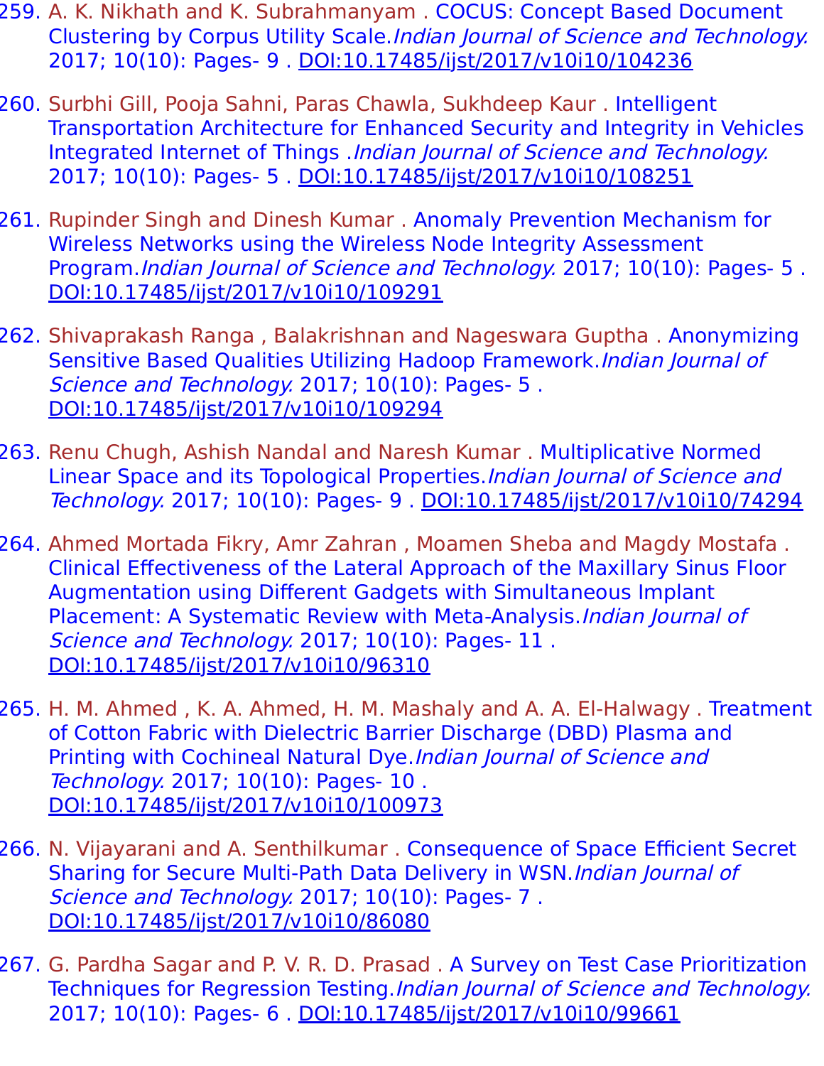259. A. K. Nikhath and K. Subrahmanyam . COCUS: Concept Based Document Clustering by Corpus Utility Scale.*Indian Journal of Science and Technology.* 2017; 10(10): Pages- 9 . DOI:10.17485/ijst/2017/v10i10/104236

260. Surbhi Gill, Pooja Sahni, Paras Chawla, Sukhdeep Kaur . Intelligent Transportation Architecture for Enhanced Security and Integrity in Vehicles Integrated Internet of Things .*Indian Journal of Science and Technology.* 2017; 10(10): Pages- 5 . DOI:10.17485/ijst/2017/v10i10/108251

261. Rupinder Singh and Dinesh Kumar . Anomaly Prevention Mechanism for Wireless Networks using the Wireless Node Integrity Assessment Program.*Indian Journal of Science and Technology.* 2017; 10(10): Pages- 5 . DOI:10.17485/ijst/2017/v10i10/109291

262. Shivaprakash Ranga , Balakrishnan and Nageswara Guptha . Anonymizing Sensitive Based Qualities Utilizing Hadoop Framework.*Indian Journal of Science and Technology.* 2017; 10(10): Pages- 5 . DOI:10.17485/ijst/2017/v10i10/109294

263. Renu Chugh, Ashish Nandal and Naresh Kumar . Multiplicative Normed Linear Space and its Topological Properties.*Indian Journal of Science and Technology.* 2017; 10(10): Pages- 9 . DOI:10.17485/ijst/2017/v10i10/74294

264. Ahmed Mortada Fikry, Amr Zahran , Moamen Sheba and Magdy Mostafa . Clinical Effectiveness of the Lateral Approach of the Maxillary Sinus Floor Augmentation using Different Gadgets with Simultaneous Implant Placement: A Systematic Review with Meta-Analysis.*Indian Journal of Science and Technology.* 2017; 10(10): Pages- 11 . DOI:10.17485/ijst/2017/v10i10/96310

265. H. M. Ahmed , K. A. Ahmed, H. M. Mashaly and A. A. El-Halwagy . Treatment of Cotton Fabric with Dielectric Barrier Discharge (DBD) Plasma and Printing with Cochineal Natural Dye.*Indian Journal of Science and Technology.* 2017; 10(10): Pages- 10 . DOI:10.17485/ijst/2017/v10i10/100973

266. N. Vijayarani and A. Senthilkumar . Consequence of Space Efficient Secret Sharing for Secure Multi-Path Data Delivery in WSN.*Indian Journal of Science and Technology.* 2017; 10(10): Pages- 7 . DOI:10.17485/ijst/2017/v10i10/86080

267. G. Pardha Sagar and P. V. R. D. Prasad . A Survey on Test Case Prioritization Techniques for Regression Testing.*Indian Journal of Science and Technology.* 2017; 10(10): Pages- 6 . DOI:10.17485/ijst/2017/v10i10/99661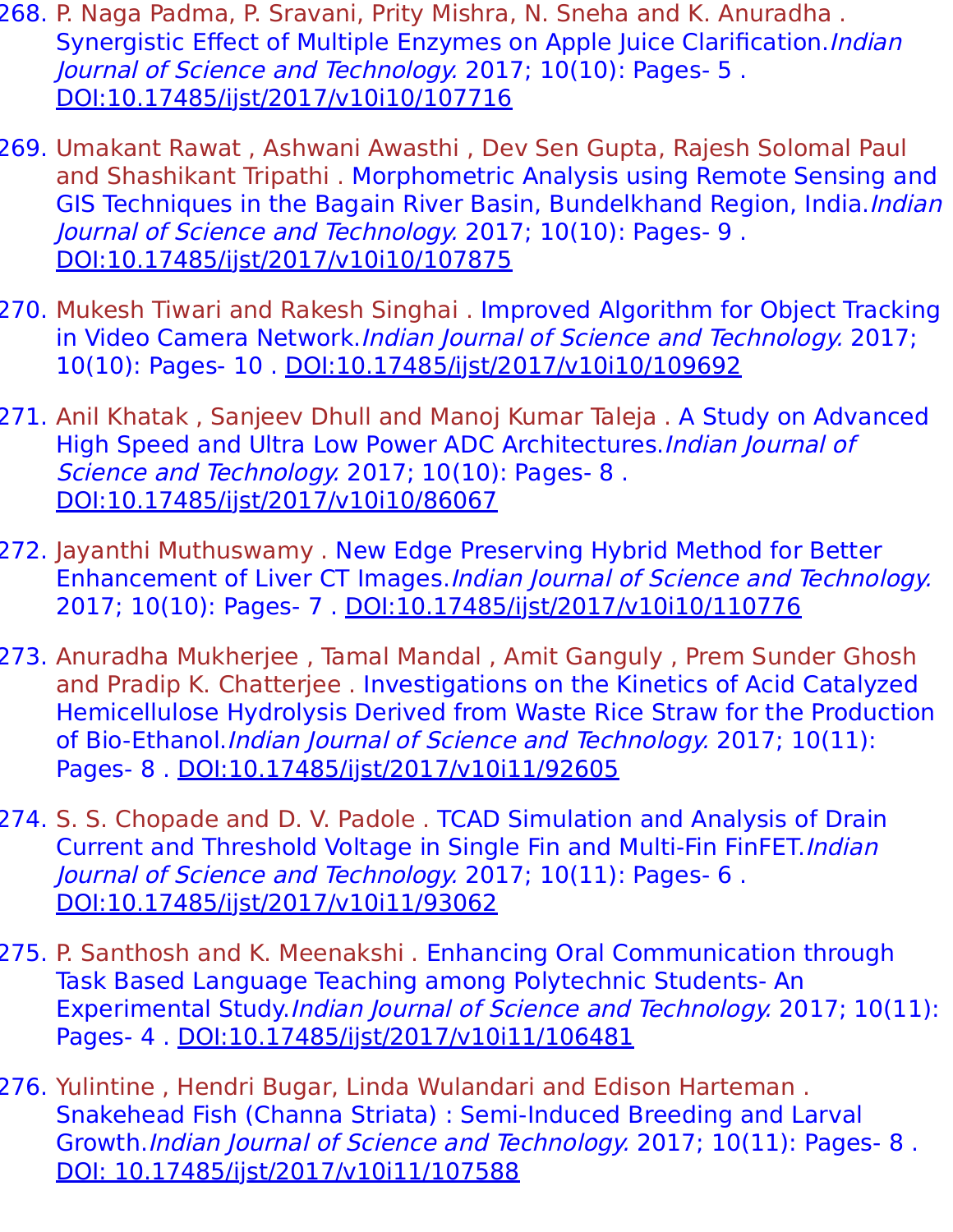268. P. Naga Padma, P. Sravani, Prity Mishra, N. Sneha and K. Anuradha . Synergistic Effect of Multiple Enzymes on Apple Juice Clarification.*Indian Journal of Science and Technology.* 2017; 10(10): Pages- 5 . DOI:10.17485/ijst/2017/v10i10/107716

269. Umakant Rawat , Ashwani Awasthi , Dev Sen Gupta, Rajesh Solomal Paul and Shashikant Tripathi . Morphometric Analysis using Remote Sensing and GIS Techniques in the Bagain River Basin, Bundelkhand Region, India.*Indian Journal of Science and Technology.* 2017; 10(10): Pages- 9 . DOI:10.17485/ijst/2017/v10i10/107875

270. Mukesh Tiwari and Rakesh Singhai . Improved Algorithm for Object Tracking in Video Camera Network.*Indian Journal of Science and Technology.* 2017; 10(10): Pages- 10 . DOI:10.17485/ijst/2017/v10i10/109692

271. Anil Khatak , Sanjeev Dhull and Manoj Kumar Taleja . A Study on Advanced High Speed and Ultra Low Power ADC Architectures.*Indian Journal of Science and Technology.* 2017; 10(10): Pages- 8 . DOI:10.17485/ijst/2017/v10i10/86067

272. Jayanthi Muthuswamy . New Edge Preserving Hybrid Method for Better Enhancement of Liver CT Images.*Indian Journal of Science and Technology.* 2017; 10(10): Pages- 7 . DOI:10.17485/ijst/2017/v10i10/110776

273. Anuradha Mukherjee , Tamal Mandal , Amit Ganguly , Prem Sunder Ghosh and Pradip K. Chatterjee . Investigations on the Kinetics of Acid Catalyzed Hemicellulose Hydrolysis Derived from Waste Rice Straw for the Production of Bio-Ethanol.*Indian Journal of Science and Technology.* 2017; 10(11): Pages- 8 . DOI:10.17485/ijst/2017/v10i11/92605

274. S. S. Chopade and D. V. Padole . TCAD Simulation and Analysis of Drain Current and Threshold Voltage in Single Fin and Multi-Fin FinFET.*Indian Journal of Science and Technology.* 2017; 10(11): Pages- 6 . DOI:10.17485/ijst/2017/v10i11/93062

275. P. Santhosh and K. Meenakshi . Enhancing Oral Communication through Task Based Language Teaching among Polytechnic Students- An Experimental Study.*Indian Journal of Science and Technology.* 2017; 10(11): Pages- 4 . DOI:10.17485/ijst/2017/v10i11/106481

276. Yulintine , Hendri Bugar, Linda Wulandari and Edison Harteman . Snakehead Fish (Channa Striata) : Semi-Induced Breeding and Larval Growth.*Indian Journal of Science and Technology.* 2017; 10(11): Pages- 8 . DOI: 10.17485/ijst/2017/v10i11/107588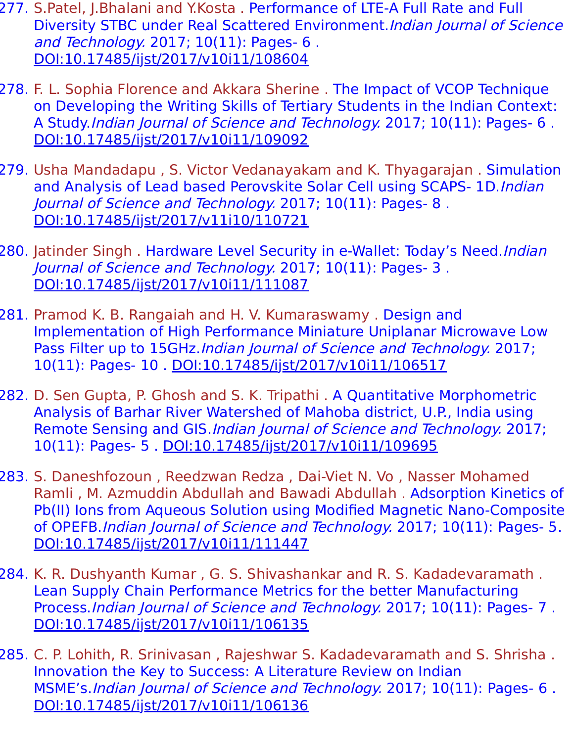277. S.Patel, J.Bhalani and Y.Kosta . Performance of LTE-A Full Rate and Full Diversity STBC under Real Scattered Environment.*Indian Journal of Science and Technology.* 2017; 10(11): Pages- 6 . DOI:10.17485/ijst/2017/v10i11/108604

278. F. L. Sophia Florence and Akkara Sherine . The Impact of VCOP Technique on Developing the Writing Skills of Tertiary Students in the Indian Context: A Study.*Indian Journal of Science and Technology.* 2017; 10(11): Pages- 6 . DOI:10.17485/ijst/2017/v10i11/109092

279. Usha Mandadapu , S. Victor Vedanayakam and K. Thyagarajan . Simulation and Analysis of Lead based Perovskite Solar Cell using SCAPS- 1D.*Indian Journal of Science and Technology.* 2017; 10(11): Pages- 8 . DOI:10.17485/ijst/2017/v11i10/110721

280. Jatinder Singh . Hardware Level Security in e-Wallet: Today's Need.*Indian Journal of Science and Technology.* 2017; 10(11): Pages- 3 . DOI:10.17485/ijst/2017/v10i11/111087

281. Pramod K. B. Rangaiah and H. V. Kumaraswamy . Design and Implementation of High Performance Miniature Uniplanar Microwave Low Pass Filter up to 15GHz.*Indian Journal of Science and Technology.* 2017; 10(11): Pages- 10 . DOI:10.17485/ijst/2017/v10i11/106517

282. D. Sen Gupta, P. Ghosh and S. K. Tripathi . A Quantitative Morphometric Analysis of Barhar River Watershed of Mahoba district, U.P., India using Remote Sensing and GIS.*Indian Journal of Science and Technology.* 2017; 10(11): Pages- 5 . DOI:10.17485/ijst/2017/v10i11/109695

283. S. Daneshfozoun , Reedzwan Redza , Dai-Viet N. Vo , Nasser Mohamed Ramli , M. Azmuddin Abdullah and Bawadi Abdullah . Adsorption Kinetics of Pb(II) Ions from Aqueous Solution using Modified Magnetic Nano-Composite of OPEFB.*Indian Journal of Science and Technology.* 2017; 10(11): Pages- 5. DOI:10.17485/ijst/2017/v10i11/111447

284. K. R. Dushyanth Kumar , G. S. Shivashankar and R. S. Kadadevaramath . Lean Supply Chain Performance Metrics for the better Manufacturing Process.*Indian Journal of Science and Technology.* 2017; 10(11): Pages- 7 . DOI:10.17485/ijst/2017/v10i11/106135

285. C. P. Lohith, R. Srinivasan , Rajeshwar S. Kadadevaramath and S. Shrisha . Innovation the Key to Success: A Literature Review on Indian MSME's.*Indian Journal of Science and Technology.* 2017; 10(11): Pages- 6 . DOI:10.17485/ijst/2017/v10i11/106136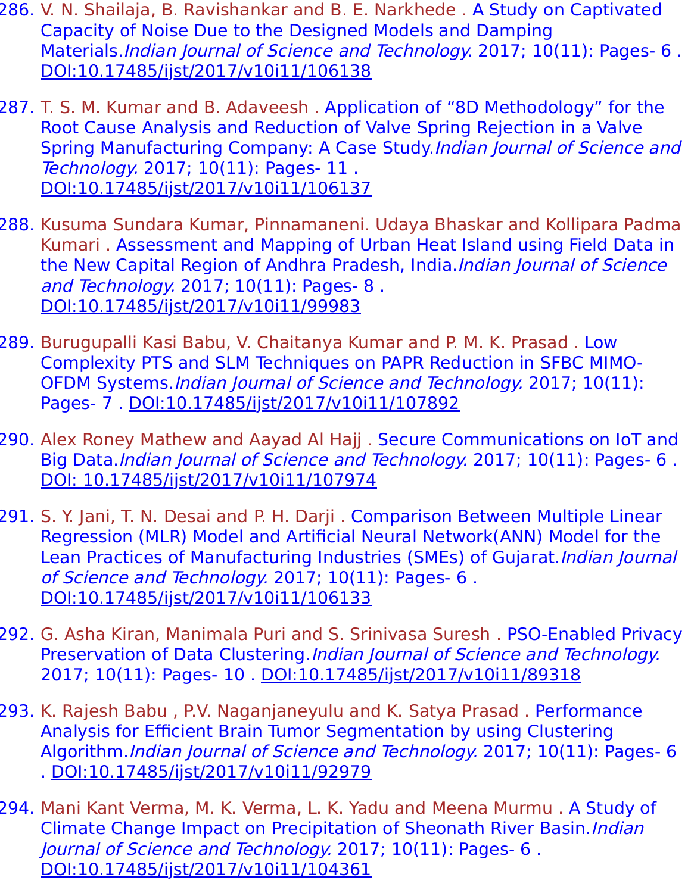286. V. N. Shailaja, B. Ravishankar and B. E. Narkhede . A Study on Captivated Capacity of Noise Due to the Designed Models and Damping Materials.*Indian Journal of Science and Technology.* 2017; 10(11): Pages- 6 . DOI:10.17485/ijst/2017/v10i11/106138

287. T. S. M. Kumar and B. Adaveesh . Application of “8D Methodology” for the Root Cause Analysis and Reduction of Valve Spring Rejection in a Valve Spring Manufacturing Company: A Case Study.*Indian Journal of Science and Technology.* 2017; 10(11): Pages- 11 . DOI:10.17485/ijst/2017/v10i11/106137

288. Kusuma Sundara Kumar, Pinnamaneni. Udaya Bhaskar and Kollipara Padma Kumari . Assessment and Mapping of Urban Heat Island using Field Data in the New Capital Region of Andhra Pradesh, India.*Indian Journal of Science and Technology.* 2017; 10(11): Pages- 8 . DOI:10.17485/ijst/2017/v10i11/99983

289. Burugupalli Kasi Babu, V. Chaitanya Kumar and P. M. K. Prasad . Low Complexity PTS and SLM Techniques on PAPR Reduction in SFBC MIMO-OFDM Systems.*Indian Journal of Science and Technology.* 2017; 10(11): Pages- 7 . DOI:10.17485/ijst/2017/v10i11/107892

290. Alex Roney Mathew and Aayad Al Hajj . Secure Communications on IoT and Big Data.*Indian Journal of Science and Technology.* 2017; 10(11): Pages- 6 . DOI: 10.17485/ijst/2017/v10i11/107974

291. S. Y. Jani, T. N. Desai and P. H. Darji . Comparison Between Multiple Linear Regression (MLR) Model and Artificial Neural Network(ANN) Model for the Lean Practices of Manufacturing Industries (SMEs) of Gujarat.*Indian Journal of Science and Technology.* 2017; 10(11): Pages- 6 . DOI:10.17485/ijst/2017/v10i11/106133

292. G. Asha Kiran, Manimala Puri and S. Srinivasa Suresh . PSO-Enabled Privacy Preservation of Data Clustering.*Indian Journal of Science and Technology.* 2017; 10(11): Pages- 10 . DOI:10.17485/ijst/2017/v10i11/89318

293. K. Rajesh Babu , P.V. Naganjaneyulu and K. Satya Prasad . Performance Analysis for Efficient Brain Tumor Segmentation by using Clustering Algorithm.*Indian Journal of Science and Technology.* 2017; 10(11): Pages- 6 . DOI:10.17485/ijst/2017/v10i11/92979

294. Mani Kant Verma, M. K. Verma, L. K. Yadu and Meena Murmu . A Study of Climate Change Impact on Precipitation of Sheonath River Basin.*Indian Journal of Science and Technology.* 2017; 10(11): Pages- 6 . DOI:10.17485/ijst/2017/v10i11/104361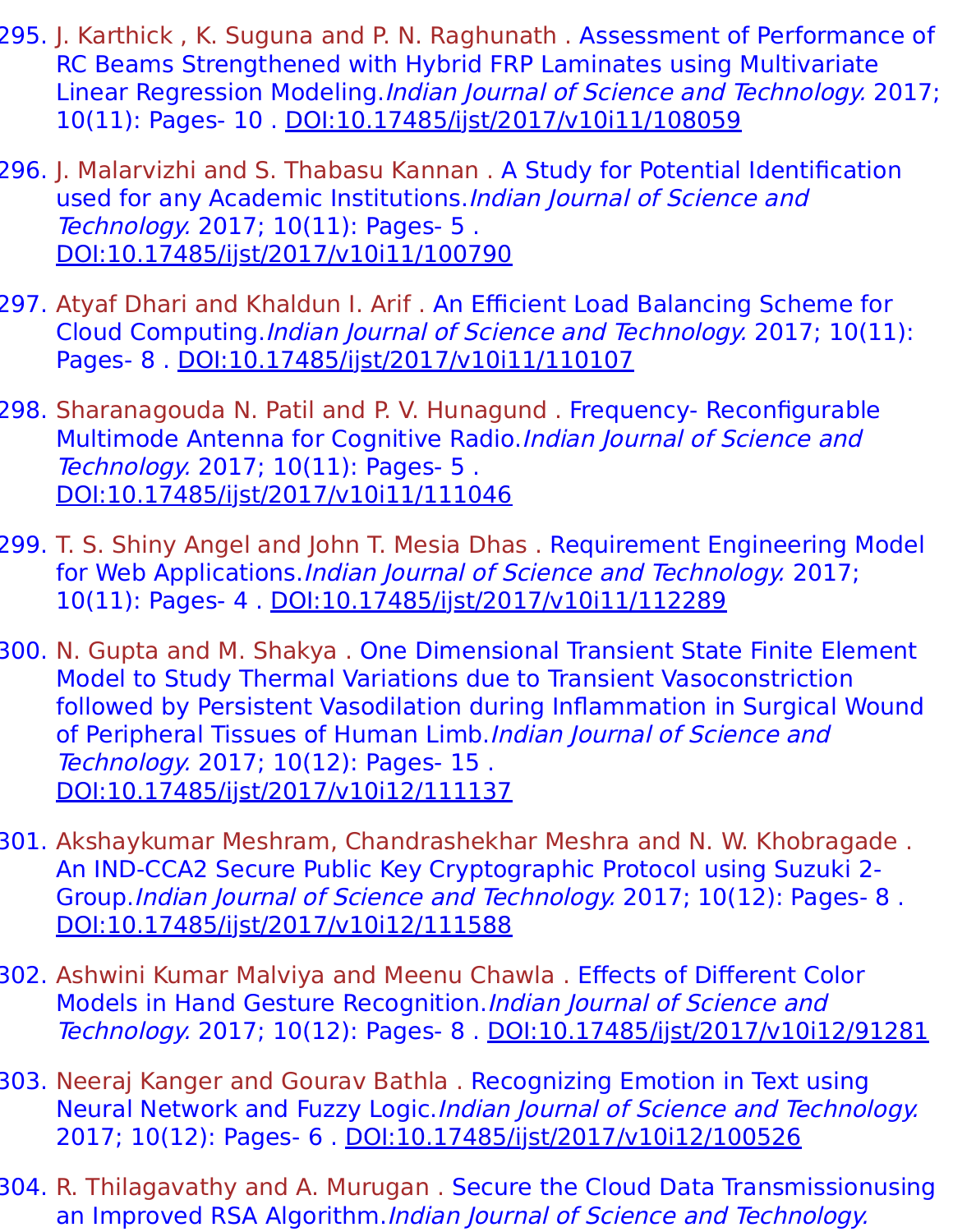295. J. Karthick , K. Suguna and P. N. Raghunath . Assessment of Performance of RC Beams Strengthened with Hybrid FRP Laminates using Multivariate Linear Regression Modeling.*Indian Journal of Science and Technology.* 2017; 10(11): Pages- 10 . DOI:10.17485/ijst/2017/v10i11/108059

296. J. Malarvizhi and S. Thabasu Kannan . A Study for Potential Identification used for any Academic Institutions.*Indian Journal of Science and Technology.* 2017; 10(11): Pages- 5 . DOI:10.17485/ijst/2017/v10i11/100790

297. Atyaf Dhari and Khaldun I. Arif . An Efficient Load Balancing Scheme for Cloud Computing.*Indian Journal of Science and Technology.* 2017; 10(11): Pages- 8 . DOI:10.17485/ijst/2017/v10i11/110107

298. Sharanagouda N. Patil and P. V. Hunagund . Frequency- Reconfigurable Multimode Antenna for Cognitive Radio.*Indian Journal of Science and Technology.* 2017; 10(11): Pages- 5 . DOI:10.17485/ijst/2017/v10i11/111046

299. T. S. Shiny Angel and John T. Mesia Dhas . Requirement Engineering Model for Web Applications.*Indian Journal of Science and Technology.* 2017; 10(11): Pages- 4 . DOI:10.17485/ijst/2017/v10i11/112289

300. N. Gupta and M. Shakya . One Dimensional Transient State Finite Element Model to Study Thermal Variations due to Transient Vasoconstriction followed by Persistent Vasodilation during Inflammation in Surgical Wound of Peripheral Tissues of Human Limb.*Indian Journal of Science and Technology.* 2017; 10(12): Pages- 15 . DOI:10.17485/ijst/2017/v10i12/111137

301. Akshaykumar Meshram, Chandrashekhar Meshra and N. W. Khobragade . An IND-CCA2 Secure Public Key Cryptographic Protocol using Suzuki 2-Group.*Indian Journal of Science and Technology.* 2017; 10(12): Pages- 8 . DOI:10.17485/ijst/2017/v10i12/111588

302. Ashwini Kumar Malviya and Meenu Chawla . Effects of Different Color Models in Hand Gesture Recognition.*Indian Journal of Science and Technology.* 2017; 10(12): Pages- 8 . DOI:10.17485/ijst/2017/v10i12/91281

303. Neeraj Kanger and Gourav Bathla . Recognizing Emotion in Text using Neural Network and Fuzzy Logic.*Indian Journal of Science and Technology.* 2017; 10(12): Pages- 6 . DOI:10.17485/ijst/2017/v10i12/100526

304. R. Thilagavathy and A. Murugan . Secure the Cloud Data Transmissionusing an Improved RSA Algorithm.*Indian Journal of Science and Technology.*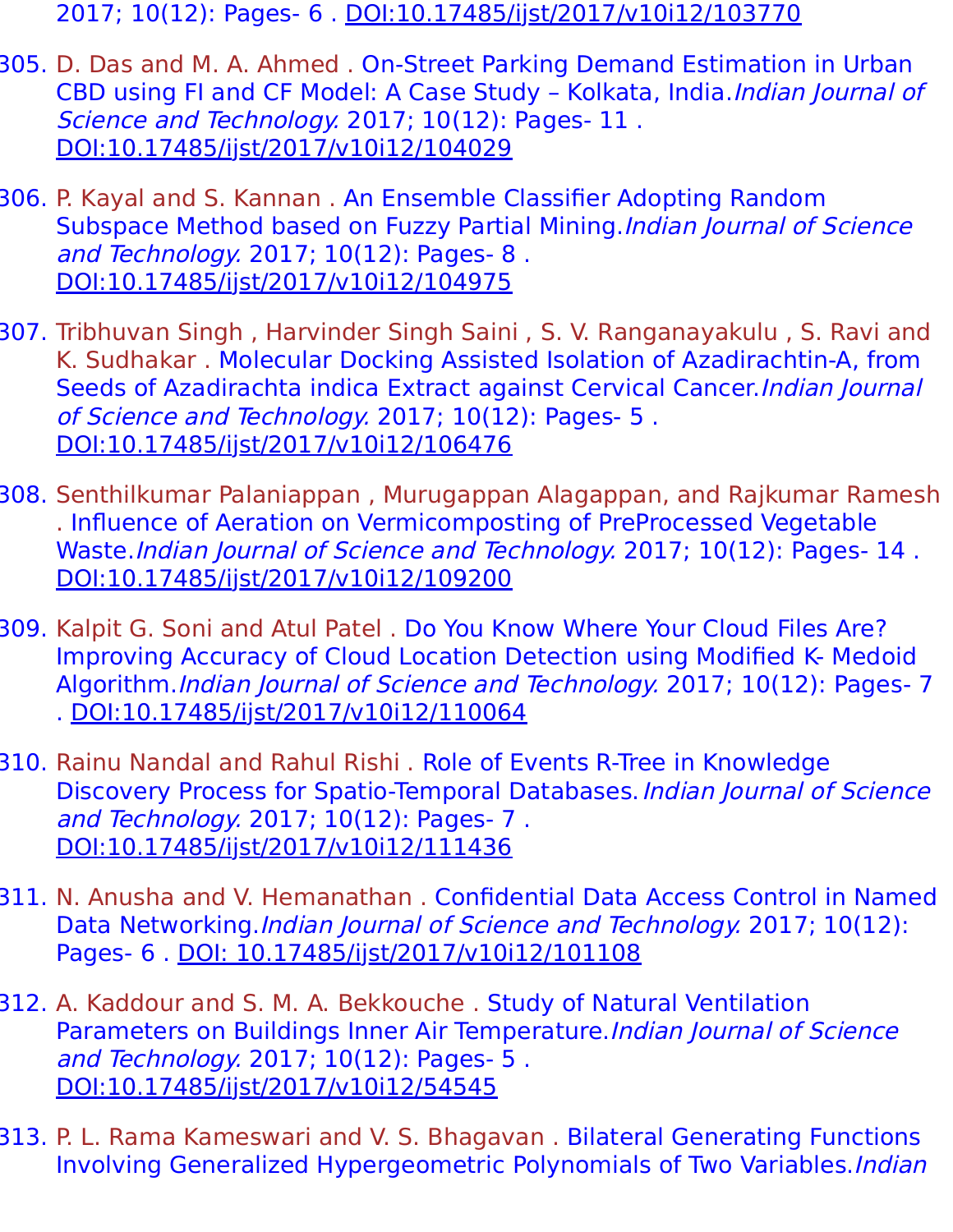2017; 10(12): Pages- 6 . DOI:10.17485/ijst/2017/v10i12/103770

305. D. Das and M. A. Ahmed . On-Street Parking Demand Estimation in Urban CBD using FI and CF Model: A Case Study – Kolkata, India.*Indian Journal of Science and Technology.* 2017; 10(12): Pages- 11 . DOI:10.17485/ijst/2017/v10i12/104029

306. P. Kayal and S. Kannan . An Ensemble Classifier Adopting Random Subspace Method based on Fuzzy Partial Mining.*Indian Journal of Science and Technology.* 2017; 10(12): Pages- 8 . DOI:10.17485/ijst/2017/v10i12/104975

307. Tribhuvan Singh , Harvinder Singh Saini , S. V. Ranganayakulu , S. Ravi and K. Sudhakar . Molecular Docking Assisted Isolation of Azadirachtin-A, from Seeds of Azadirachta indica Extract against Cervical Cancer.*Indian Journal of Science and Technology.* 2017; 10(12): Pages- 5 . DOI:10.17485/ijst/2017/v10i12/106476

308. Senthilkumar Palaniappan , Murugappan Alagappan, and Rajkumar Ramesh . Influence of Aeration on Vermicomposting of PreProcessed Vegetable Waste.*Indian Journal of Science and Technology.* 2017; 10(12): Pages- 14 . DOI:10.17485/ijst/2017/v10i12/109200

309. Kalpit G. Soni and Atul Patel . Do You Know Where Your Cloud Files Are? Improving Accuracy of Cloud Location Detection using Modified K- Medoid Algorithm.*Indian Journal of Science and Technology.* 2017; 10(12): Pages- 7 . DOI:10.17485/ijst/2017/v10i12/110064

310. Rainu Nandal and Rahul Rishi . Role of Events R-Tree in Knowledge Discovery Process for Spatio-Temporal Databases.*Indian Journal of Science and Technology.* 2017; 10(12): Pages- 7 . DOI:10.17485/ijst/2017/v10i12/111436

311. N. Anusha and V. Hemanathan . Confidential Data Access Control in Named Data Networking.*Indian Journal of Science and Technology.* 2017; 10(12): Pages- 6 . DOI: 10.17485/ijst/2017/v10i12/101108

312. A. Kaddour and S. M. A. Bekkouche . Study of Natural Ventilation Parameters on Buildings Inner Air Temperature.*Indian Journal of Science and Technology.* 2017; 10(12): Pages- 5 . DOI:10.17485/ijst/2017/v10i12/54545

313. P. L. Rama Kameswari and V. S. Bhagavan . Bilateral Generating Functions Involving Generalized Hypergeometric Polynomials of Two Variables.*Indian*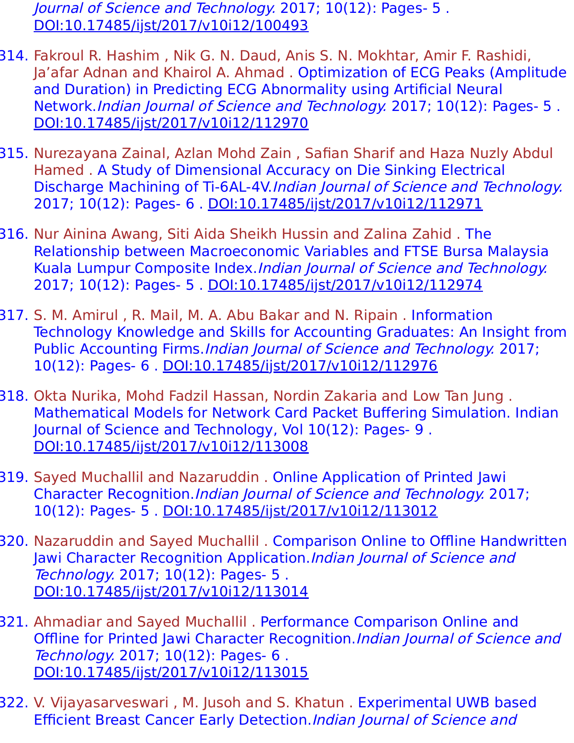Journal of Science and Technology. 2017; 10(12): Pages- 5 . DOI:10.17485/ijst/2017/v10i12/100493

314. Fakroul R. Hashim , Nik G. N. Daud, Anis S. N. Mokhtar, Amir F. Rashidi, Ja'afar Adnan and Khairol A. Ahmad . Optimization of ECG Peaks (Amplitude and Duration) in Predicting ECG Abnormality using Artificial Neural Network.*Indian Journal of Science and Technology.* 2017; 10(12): Pages- 5 . DOI:10.17485/ijst/2017/v10i12/112970

315. Nurezayana Zainal, Azlan Mohd Zain , Safian Sharif and Haza Nuzly Abdul Hamed . A Study of Dimensional Accuracy on Die Sinking Electrical Discharge Machining of Ti-6AL-4V.*Indian Journal of Science and Technology.* 2017; 10(12): Pages- 6 . DOI:10.17485/ijst/2017/v10i12/112971

316. Nur Ainina Awang, Siti Aida Sheikh Hussin and Zalina Zahid . The Relationship between Macroeconomic Variables and FTSE Bursa Malaysia Kuala Lumpur Composite Index.*Indian Journal of Science and Technology.* 2017; 10(12): Pages- 5 . DOI:10.17485/ijst/2017/v10i12/112974

317. S. M. Amirul , R. Mail, M. A. Abu Bakar and N. Ripain . Information Technology Knowledge and Skills for Accounting Graduates: An Insight from Public Accounting Firms.*Indian Journal of Science and Technology.* 2017; 10(12): Pages- 6 . DOI:10.17485/ijst/2017/v10i12/112976

318. Okta Nurika, Mohd Fadzil Hassan, Nordin Zakaria and Low Tan Jung . Mathematical Models for Network Card Packet Buffering Simulation. Indian Journal of Science and Technology, Vol 10(12): Pages- 9 . DOI:10.17485/ijst/2017/v10i12/113008

319. Sayed Muchallil and Nazaruddin . Online Application of Printed Jawi Character Recognition.*Indian Journal of Science and Technology.* 2017; 10(12): Pages- 5 . DOI:10.17485/ijst/2017/v10i12/113012

320. Nazaruddin and Sayed Muchallil . Comparison Online to Offline Handwritten Jawi Character Recognition Application.*Indian Journal of Science and Technology.* 2017; 10(12): Pages- 5 . DOI:10.17485/ijst/2017/v10i12/113014

321. Ahmadiar and Sayed Muchallil . Performance Comparison Online and Offline for Printed Jawi Character Recognition.*Indian Journal of Science and Technology.* 2017; 10(12): Pages- 6 . DOI:10.17485/ijst/2017/v10i12/113015

322. V. Vijayasarveswari , M. Jusoh and S. Khatun . Experimental UWB based Efficient Breast Cancer Early Detection.*Indian Journal of Science and*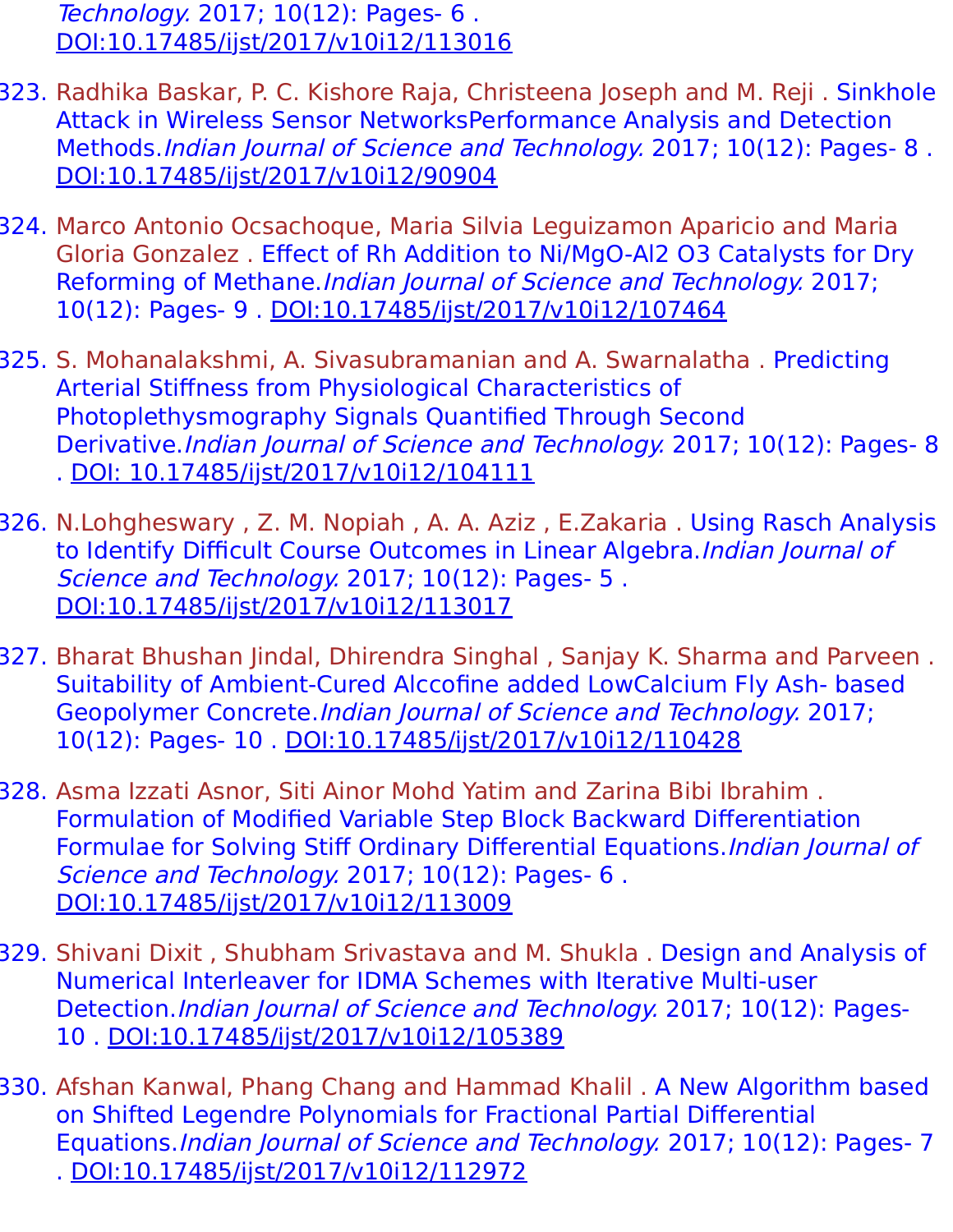Technology. 2017; 10(12): Pages- 6 . DOI:10.17485/ijst/2017/v10i12/113016

323. Radhika Baskar, P. C. Kishore Raja, Christeena Joseph and M. Reji . Sinkhole Attack in Wireless Sensor NetworksPerformance Analysis and Detection Methods.*Indian Journal of Science and Technology.* 2017; 10(12): Pages- 8 . DOI:10.17485/ijst/2017/v10i12/90904

324. Marco Antonio Ocsachoque, Maria Silvia Leguizamon Aparicio and Maria Gloria Gonzalez . Effect of Rh Addition to Ni/MgO-Al2 O3 Catalysts for Dry Reforming of Methane.*Indian Journal of Science and Technology.* 2017; 10(12): Pages- 9 . DOI:10.17485/ijst/2017/v10i12/107464

325. S. Mohanalakshmi, A. Sivasubramanian and A. Swarnalatha . Predicting Arterial Stiffness from Physiological Characteristics of Photoplethysmography Signals Quantified Through Second Derivative.*Indian Journal of Science and Technology.* 2017; 10(12): Pages- 8 . DOI: 10.17485/ijst/2017/v10i12/104111

326. N.Lohgheswary , Z. M. Nopiah , A. A. Aziz , E.Zakaria . Using Rasch Analysis to Identify Difficult Course Outcomes in Linear Algebra.*Indian Journal of Science and Technology.* 2017; 10(12): Pages- 5 . DOI:10.17485/ijst/2017/v10i12/113017

327. Bharat Bhushan Jindal, Dhirendra Singhal , Sanjay K. Sharma and Parveen . Suitability of Ambient-Cured Alccofine added LowCalcium Fly Ash- based Geopolymer Concrete.*Indian Journal of Science and Technology.* 2017; 10(12): Pages- 10 . DOI:10.17485/ijst/2017/v10i12/110428

328. Asma Izzati Asnor, Siti Ainor Mohd Yatim and Zarina Bibi Ibrahim . Formulation of Modified Variable Step Block Backward Differentiation Formulae for Solving Stiff Ordinary Differential Equations.*Indian Journal of Science and Technology.* 2017; 10(12): Pages- 6 . DOI:10.17485/ijst/2017/v10i12/113009

329. Shivani Dixit , Shubham Srivastava and M. Shukla . Design and Analysis of Numerical Interleaver for IDMA Schemes with Iterative Multi-user Detection.*Indian Journal of Science and Technology.* 2017; 10(12): Pages- 10 . DOI:10.17485/ijst/2017/v10i12/105389

330. Afshan Kanwal, Phang Chang and Hammad Khalil . A New Algorithm based on Shifted Legendre Polynomials for Fractional Partial Differential Equations.*Indian Journal of Science and Technology.* 2017; 10(12): Pages- 7 . DOI:10.17485/ijst/2017/v10i12/112972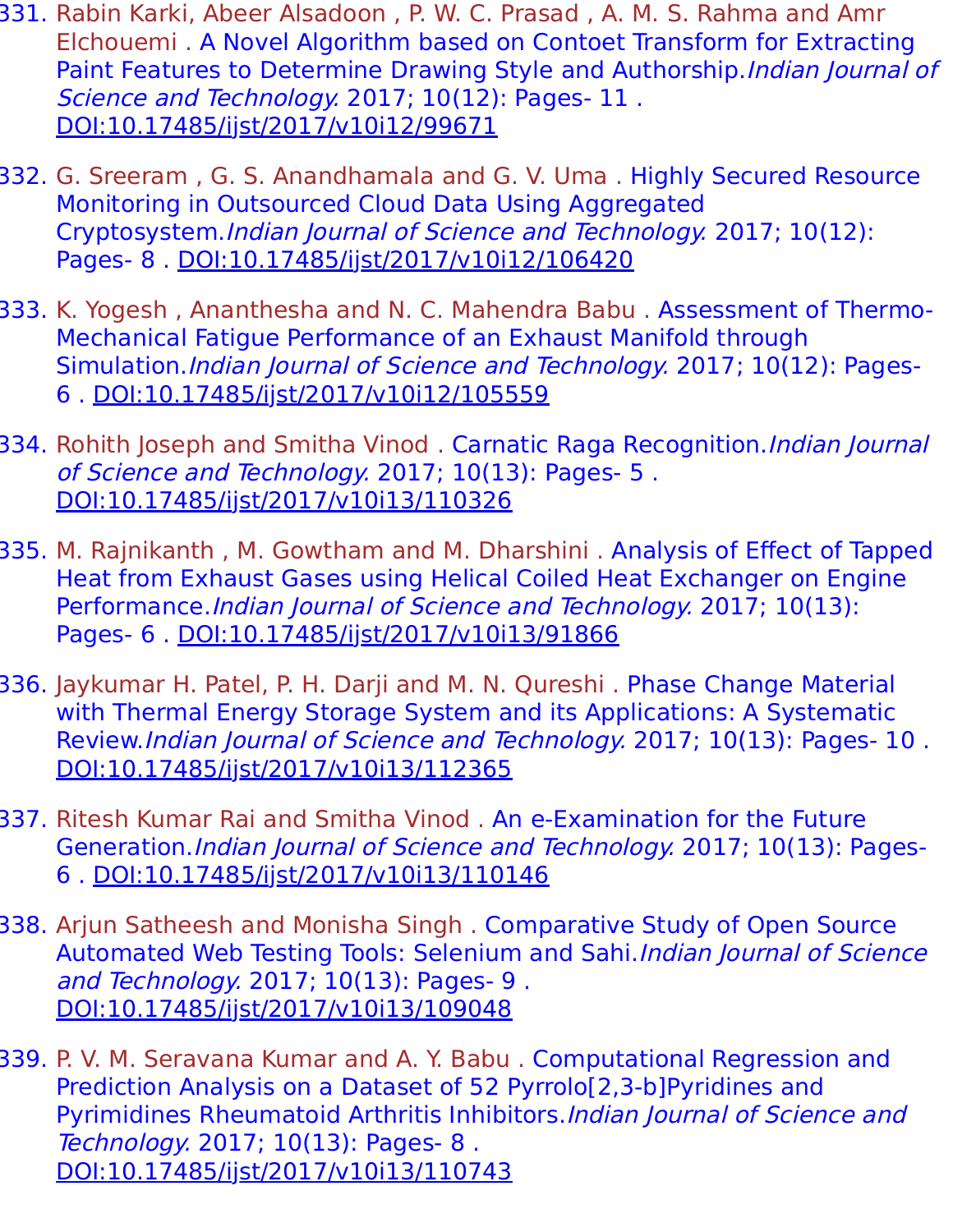331. Rabin Karki, Abeer Alsadoon , P. W. C. Prasad , A. M. S. Rahma and Amr Elchouemi . A Novel Algorithm based on Contoet Transform for Extracting Paint Features to Determine Drawing Style and Authorship.*Indian Journal of Science and Technology.* 2017; 10(12): Pages- 11 . DOI:10.17485/ijst/2017/v10i12/99671

332. G. Sreeram , G. S. Anandhamala and G. V. Uma . Highly Secured Resource Monitoring in Outsourced Cloud Data Using Aggregated Cryptosystem.*Indian Journal of Science and Technology.* 2017; 10(12): Pages- 8 . DOI:10.17485/ijst/2017/v10i12/106420

333. K. Yogesh , Ananthesha and N. C. Mahendra Babu . Assessment of Thermo-Mechanical Fatigue Performance of an Exhaust Manifold through Simulation.*Indian Journal of Science and Technology.* 2017; 10(12): Pages- 6 . DOI:10.17485/ijst/2017/v10i12/105559

334. Rohith Joseph and Smitha Vinod . Carnatic Raga Recognition.*Indian Journal of Science and Technology.* 2017; 10(13): Pages- 5 . DOI:10.17485/ijst/2017/v10i13/110326

335. M. Rajnikanth , M. Gowtham and M. Dharshini . Analysis of Effect of Tapped Heat from Exhaust Gases using Helical Coiled Heat Exchanger on Engine Performance.*Indian Journal of Science and Technology.* 2017; 10(13): Pages- 6 . DOI:10.17485/ijst/2017/v10i13/91866

336. Jaykumar H. Patel, P. H. Darji and M. N. Qureshi . Phase Change Material with Thermal Energy Storage System and its Applications: A Systematic Review.*Indian Journal of Science and Technology.* 2017; 10(13): Pages- 10 . DOI:10.17485/ijst/2017/v10i13/112365

337. Ritesh Kumar Rai and Smitha Vinod . An e-Examination for the Future Generation.*Indian Journal of Science and Technology.* 2017; 10(13): Pages- 6 . DOI:10.17485/ijst/2017/v10i13/110146

338. Arjun Satheesh and Monisha Singh . Comparative Study of Open Source Automated Web Testing Tools: Selenium and Sahi.*Indian Journal of Science and Technology.* 2017; 10(13): Pages- 9 . DOI:10.17485/ijst/2017/v10i13/109048

339. P. V. M. Seravana Kumar and A. Y. Babu . Computational Regression and Prediction Analysis on a Dataset of 52 Pyrrolo[2,3-b]Pyridines and Pyrimidines Rheumatoid Arthritis Inhibitors.*Indian Journal of Science and Technology.* 2017; 10(13): Pages- 8 . DOI:10.17485/ijst/2017/v10i13/110743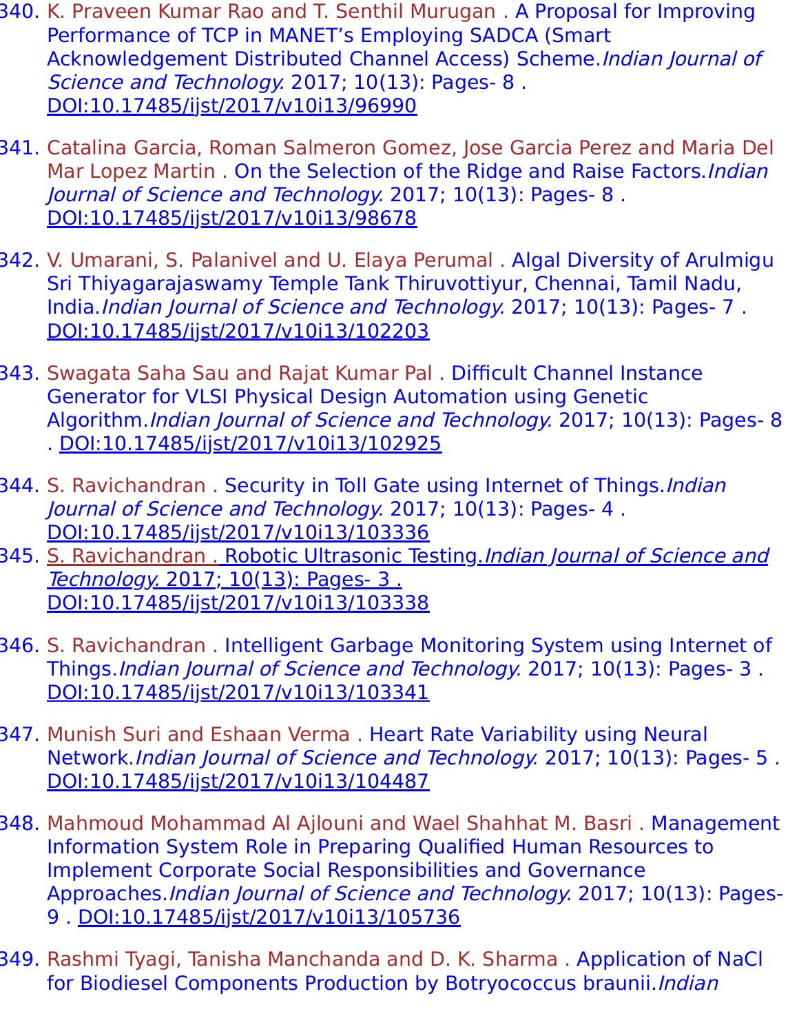340. K. Praveen Kumar Rao and T. Senthil Murugan . A Proposal for Improving Performance of TCP in MANET's Employing SADCA (Smart Acknowledgement Distributed Channel Access) Scheme.*Indian Journal of Science and Technology.* 2017; 10(13): Pages- 8 . DOI:10.17485/ijst/2017/v10i13/96990

341. Catalina Garcia, Roman Salmeron Gomez, Jose Garcia Perez and Maria Del Mar Lopez Martin . On the Selection of the Ridge and Raise Factors.*Indian Journal of Science and Technology.* 2017; 10(13): Pages- 8 . DOI:10.17485/ijst/2017/v10i13/98678

342. V. Umarani, S. Palanivel and U. Elaya Perumal . Algal Diversity of Arulmigu Sri Thiyagarajaswamy Temple Tank Thiruvottiyur, Chennai, Tamil Nadu, India.*Indian Journal of Science and Technology.* 2017; 10(13): Pages- 7 . DOI:10.17485/ijst/2017/v10i13/102203

343. Swagata Saha Sau and Rajat Kumar Pal . Difficult Channel Instance Generator for VLSI Physical Design Automation using Genetic Algorithm.*Indian Journal of Science and Technology.* 2017; 10(13): Pages- 8 . DOI:10.17485/ijst/2017/v10i13/102925

344. S. Ravichandran . Security in Toll Gate using Internet of Things.*Indian Journal of Science and Technology.* 2017; 10(13): Pages- 4 . DOI:10.17485/ijst/2017/v10i13/103336

345. S. Ravichandran . Robotic Ultrasonic Testing.*Indian Journal of Science and Technology.* 2017; 10(13): Pages- 3 . DOI:10.17485/ijst/2017/v10i13/103338

346. S. Ravichandran . Intelligent Garbage Monitoring System using Internet of Things.*Indian Journal of Science and Technology.* 2017; 10(13): Pages- 3 . DOI:10.17485/ijst/2017/v10i13/103341

347. Munish Suri and Eshaan Verma . Heart Rate Variability using Neural Network.*Indian Journal of Science and Technology.* 2017; 10(13): Pages- 5 . DOI:10.17485/ijst/2017/v10i13/104487

348. Mahmoud Mohammad Al Ajlouni and Wael Shahhat M. Basri . Management Information System Role in Preparing Qualified Human Resources to Implement Corporate Social Responsibilities and Governance Approaches.*Indian Journal of Science and Technology.* 2017; 10(13): Pages- 9 . DOI:10.17485/ijst/2017/v10i13/105736

349. Rashmi Tyagi, Tanisha Manchanda and D. K. Sharma . Application of NaCl for Biodiesel Components Production by Botryococcus braunii.*Indian*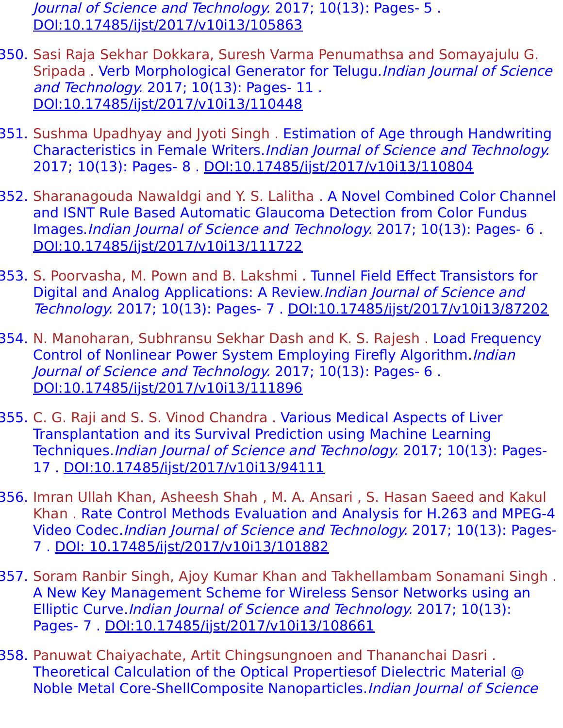Journal of Science and Technology.* 2017; 10(13): Pages- 5 . DOI:10.17485/ijst/2017/v10i13/105863

350. Sasi Raja Sekhar Dokkara, Suresh Varma Penumathsa and Somayajulu G. Sripada . Verb Morphological Generator for Telugu.*Indian Journal of Science and Technology.* 2017; 10(13): Pages- 11 . DOI:10.17485/ijst/2017/v10i13/110448

351. Sushma Upadhyay and Jyoti Singh . Estimation of Age through Handwriting Characteristics in Female Writers.*Indian Journal of Science and Technology.* 2017; 10(13): Pages- 8 . DOI:10.17485/ijst/2017/v10i13/110804

352. Sharanagouda Nawaldgi and Y. S. Lalitha . A Novel Combined Color Channel and ISNT Rule Based Automatic Glaucoma Detection from Color Fundus Images.*Indian Journal of Science and Technology.* 2017; 10(13): Pages- 6 . DOI:10.17485/ijst/2017/v10i13/111722

353. S. Poorvasha, M. Pown and B. Lakshmi . Tunnel Field Effect Transistors for Digital and Analog Applications: A Review.*Indian Journal of Science and Technology.* 2017; 10(13): Pages- 7 . DOI:10.17485/ijst/2017/v10i13/87202

354. N. Manoharan, Subhransu Sekhar Dash and K. S. Rajesh . Load Frequency Control of Nonlinear Power System Employing Firefly Algorithm.*Indian Journal of Science and Technology.* 2017; 10(13): Pages- 6 . DOI:10.17485/ijst/2017/v10i13/111896

355. C. G. Raji and S. S. Vinod Chandra . Various Medical Aspects of Liver Transplantation and its Survival Prediction using Machine Learning Techniques.*Indian Journal of Science and Technology.* 2017; 10(13): Pages- 17 . DOI:10.17485/ijst/2017/v10i13/94111

356. Imran Ullah Khan, Asheesh Shah , M. A. Ansari , S. Hasan Saeed and Kakul Khan . Rate Control Methods Evaluation and Analysis for H.263 and MPEG-4 Video Codec.*Indian Journal of Science and Technology.* 2017; 10(13): Pages- 7 . DOI: 10.17485/ijst/2017/v10i13/101882

357. Soram Ranbir Singh, Ajoy Kumar Khan and Takhellambam Sonamani Singh . A New Key Management Scheme for Wireless Sensor Networks using an Elliptic Curve.*Indian Journal of Science and Technology.* 2017; 10(13): Pages- 7 . DOI:10.17485/ijst/2017/v10i13/108661

358. Panuwat Chaiyachate, Artit Chingsungnoen and Thananchai Dasri . Theoretical Calculation of the Optical Propertiesof Dielectric Material @ Noble Metal Core-ShellComposite Nanoparticles.*Indian Journal of Science*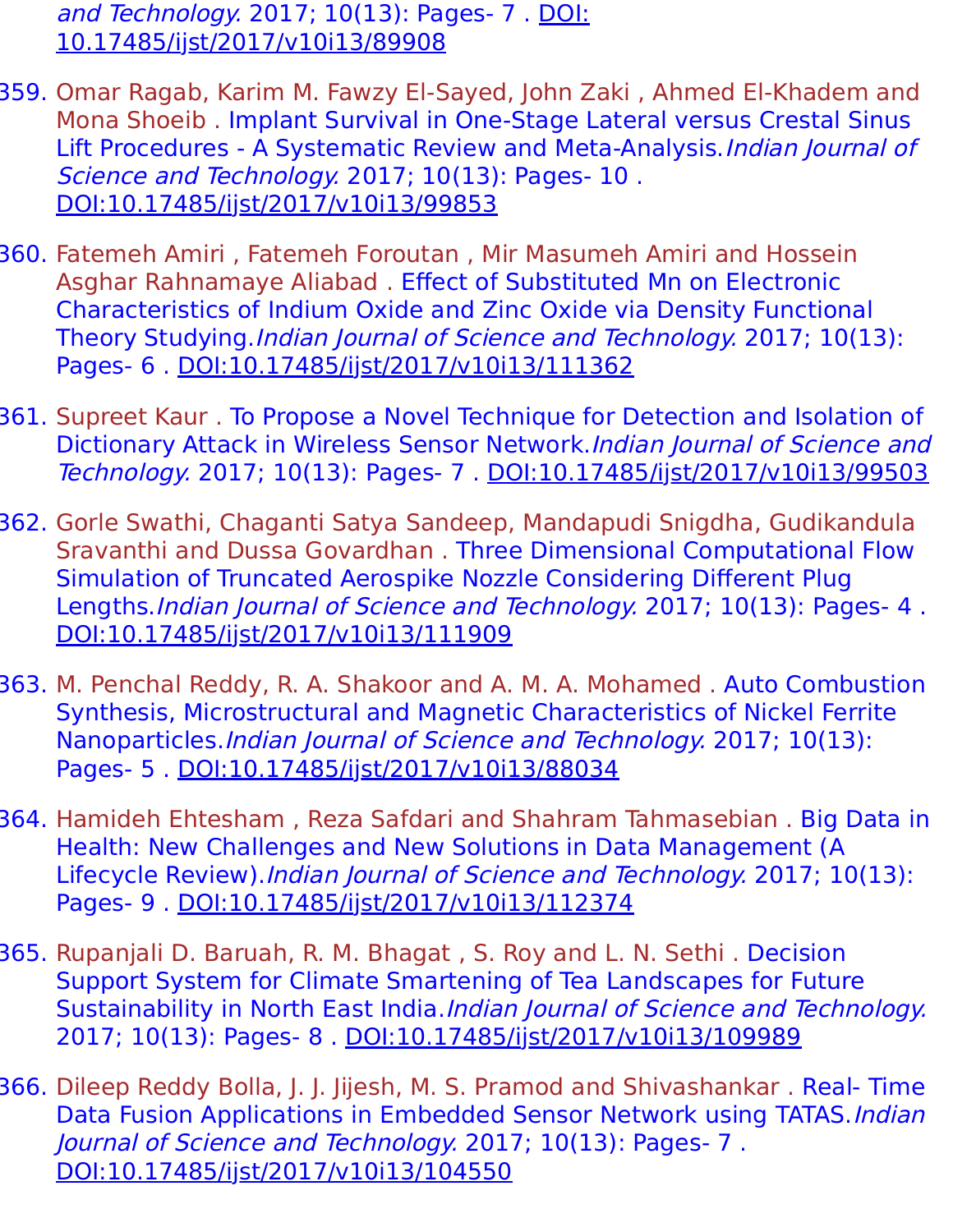*and Technology.* 2017; 10(13): Pages- 7 . DOI: 10.17485/ijst/2017/v10i13/89908

359. Omar Ragab, Karim M. Fawzy El-Sayed, John Zaki , Ahmed El-Khadem and Mona Shoeib . Implant Survival in One-Stage Lateral versus Crestal Sinus Lift Procedures - A Systematic Review and Meta-Analysis.*Indian Journal of Science and Technology.* 2017; 10(13): Pages- 10 . DOI:10.17485/ijst/2017/v10i13/99853

360. Fatemeh Amiri , Fatemeh Foroutan , Mir Masumeh Amiri and Hossein Asghar Rahnamaye Aliabad . Effect of Substituted Mn on Electronic Characteristics of Indium Oxide and Zinc Oxide via Density Functional Theory Studying.*Indian Journal of Science and Technology.* 2017; 10(13): Pages- 6 . DOI:10.17485/ijst/2017/v10i13/111362

361. Supreet Kaur . To Propose a Novel Technique for Detection and Isolation of Dictionary Attack in Wireless Sensor Network.*Indian Journal of Science and Technology.* 2017; 10(13): Pages- 7 . DOI:10.17485/ijst/2017/v10i13/99503

362. Gorle Swathi, Chaganti Satya Sandeep, Mandapudi Snigdha, Gudikandula Sravanthi and Dussa Govardhan . Three Dimensional Computational Flow Simulation of Truncated Aerospike Nozzle Considering Different Plug Lengths.*Indian Journal of Science and Technology.* 2017; 10(13): Pages- 4 . DOI:10.17485/ijst/2017/v10i13/111909

363. M. Penchal Reddy, R. A. Shakoor and A. M. A. Mohamed . Auto Combustion Synthesis, Microstructural and Magnetic Characteristics of Nickel Ferrite Nanoparticles.*Indian Journal of Science and Technology.* 2017; 10(13): Pages- 5 . DOI:10.17485/ijst/2017/v10i13/88034

364. Hamideh Ehtesham , Reza Safdari and Shahram Tahmasebian . Big Data in Health: New Challenges and New Solutions in Data Management (A Lifecycle Review).*Indian Journal of Science and Technology.* 2017; 10(13): Pages- 9 . DOI:10.17485/ijst/2017/v10i13/112374

365. Rupanjali D. Baruah, R. M. Bhagat , S. Roy and L. N. Sethi . Decision Support System for Climate Smartening of Tea Landscapes for Future Sustainability in North East India.*Indian Journal of Science and Technology.* 2017; 10(13): Pages- 8 . DOI:10.17485/ijst/2017/v10i13/109989

366. Dileep Reddy Bolla, J. J. Jijesh, M. S. Pramod and Shivashankar . Real- Time Data Fusion Applications in Embedded Sensor Network using TATAS.*Indian Journal of Science and Technology.* 2017; 10(13): Pages- 7 . DOI:10.17485/ijst/2017/v10i13/104550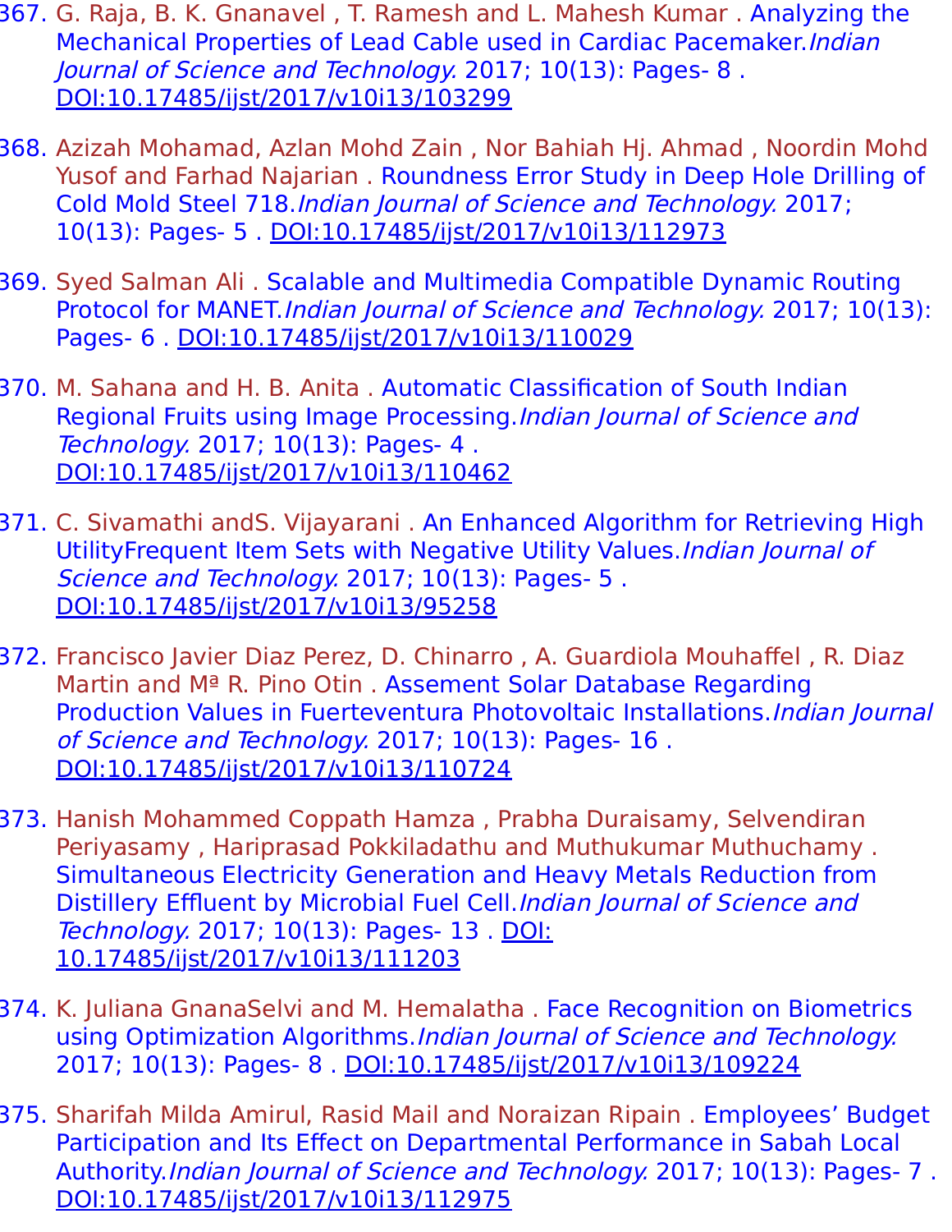367. G. Raja, B. K. Gnanavel , T. Ramesh and L. Mahesh Kumar . Analyzing the Mechanical Properties of Lead Cable used in Cardiac Pacemaker.*Indian Journal of Science and Technology.* 2017; 10(13): Pages- 8 . DOI:10.17485/ijst/2017/v10i13/103299

368. Azizah Mohamad, Azlan Mohd Zain , Nor Bahiah Hj. Ahmad , Noordin Mohd Yusof and Farhad Najarian . Roundness Error Study in Deep Hole Drilling of Cold Mold Steel 718.*Indian Journal of Science and Technology.* 2017; 10(13): Pages- 5 . DOI:10.17485/ijst/2017/v10i13/112973

369. Syed Salman Ali . Scalable and Multimedia Compatible Dynamic Routing Protocol for MANET.*Indian Journal of Science and Technology.* 2017; 10(13): Pages- 6 . DOI:10.17485/ijst/2017/v10i13/110029

370. M. Sahana and H. B. Anita . Automatic Classification of South Indian Regional Fruits using Image Processing.*Indian Journal of Science and Technology.* 2017; 10(13): Pages- 4 . DOI:10.17485/ijst/2017/v10i13/110462

371. C. Sivamathi andS. Vijayarani . An Enhanced Algorithm for Retrieving High UtilityFrequent Item Sets with Negative Utility Values.*Indian Journal of Science and Technology.* 2017; 10(13): Pages- 5 . DOI:10.17485/ijst/2017/v10i13/95258

372. Francisco Javier Diaz Perez, D. Chinarro , A. Guardiola Mouhaffel , R. Diaz Martin and Mª R. Pino Otin . Assement Solar Database Regarding Production Values in Fuerteventura Photovoltaic Installations.*Indian Journal of Science and Technology.* 2017; 10(13): Pages- 16 . DOI:10.17485/ijst/2017/v10i13/110724

373. Hanish Mohammed Coppath Hamza , Prabha Duraisamy, Selvendiran Periyasamy , Hariprasad Pokkiladathu and Muthukumar Muthuchamy . Simultaneous Electricity Generation and Heavy Metals Reduction from Distillery Effluent by Microbial Fuel Cell.*Indian Journal of Science and Technology.* 2017; 10(13): Pages- 13 . DOI: 10.17485/ijst/2017/v10i13/111203

374. K. Juliana GnanaSelvi and M. Hemalatha . Face Recognition on Biometrics using Optimization Algorithms.*Indian Journal of Science and Technology.* 2017; 10(13): Pages- 8 . DOI:10.17485/ijst/2017/v10i13/109224

375. Sharifah Milda Amirul, Rasid Mail and Noraizan Ripain . Employees' Budget Participation and Its Effect on Departmental Performance in Sabah Local Authority.*Indian Journal of Science and Technology.* 2017; 10(13): Pages- 7 . DOI:10.17485/ijst/2017/v10i13/112975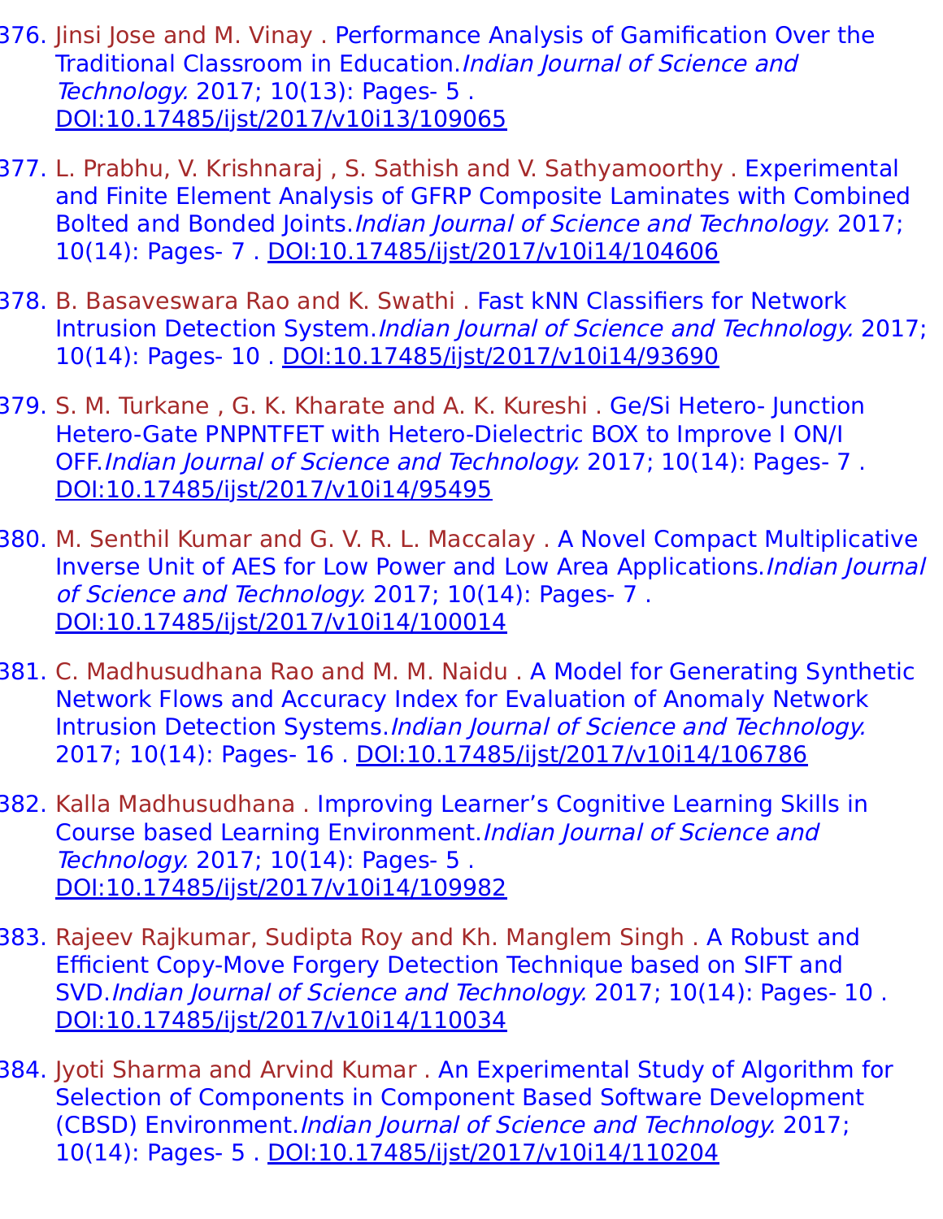376. Jinsi Jose and M. Vinay . Performance Analysis of Gamification Over the Traditional Classroom in Education.*Indian Journal of Science and Technology.* 2017; 10(13): Pages- 5 . DOI:10.17485/ijst/2017/v10i13/109065

377. L. Prabhu, V. Krishnaraj , S. Sathish and V. Sathyamoorthy . Experimental and Finite Element Analysis of GFRP Composite Laminates with Combined Bolted and Bonded Joints.*Indian Journal of Science and Technology.* 2017; 10(14): Pages- 7 . DOI:10.17485/ijst/2017/v10i14/104606

378. B. Basaveswara Rao and K. Swathi . Fast kNN Classifiers for Network Intrusion Detection System.*Indian Journal of Science and Technology.* 2017; 10(14): Pages- 10 . DOI:10.17485/ijst/2017/v10i14/93690

379. S. M. Turkane , G. K. Kharate and A. K. Kureshi . Ge/Si Hetero- Junction Hetero-Gate PNPNTFET with Hetero-Dielectric BOX to Improve I ON/I OFF.*Indian Journal of Science and Technology.* 2017; 10(14): Pages- 7 . DOI:10.17485/ijst/2017/v10i14/95495

380. M. Senthil Kumar and G. V. R. L. Maccalay . A Novel Compact Multiplicative Inverse Unit of AES for Low Power and Low Area Applications.*Indian Journal of Science and Technology.* 2017; 10(14): Pages- 7 . DOI:10.17485/ijst/2017/v10i14/100014

381. C. Madhusudhana Rao and M. M. Naidu . A Model for Generating Synthetic Network Flows and Accuracy Index for Evaluation of Anomaly Network Intrusion Detection Systems.*Indian Journal of Science and Technology.* 2017; 10(14): Pages- 16 . DOI:10.17485/ijst/2017/v10i14/106786

382. Kalla Madhusudhana . Improving Learner's Cognitive Learning Skills in Course based Learning Environment.*Indian Journal of Science and Technology.* 2017; 10(14): Pages- 5 . DOI:10.17485/ijst/2017/v10i14/109982

383. Rajeev Rajkumar, Sudipta Roy and Kh. Manglem Singh . A Robust and Efficient Copy-Move Forgery Detection Technique based on SIFT and SVD.*Indian Journal of Science and Technology.* 2017; 10(14): Pages- 10 . DOI:10.17485/ijst/2017/v10i14/110034

384. Jyoti Sharma and Arvind Kumar . An Experimental Study of Algorithm for Selection of Components in Component Based Software Development (CBSD) Environment.*Indian Journal of Science and Technology.* 2017; 10(14): Pages- 5 . DOI:10.17485/ijst/2017/v10i14/110204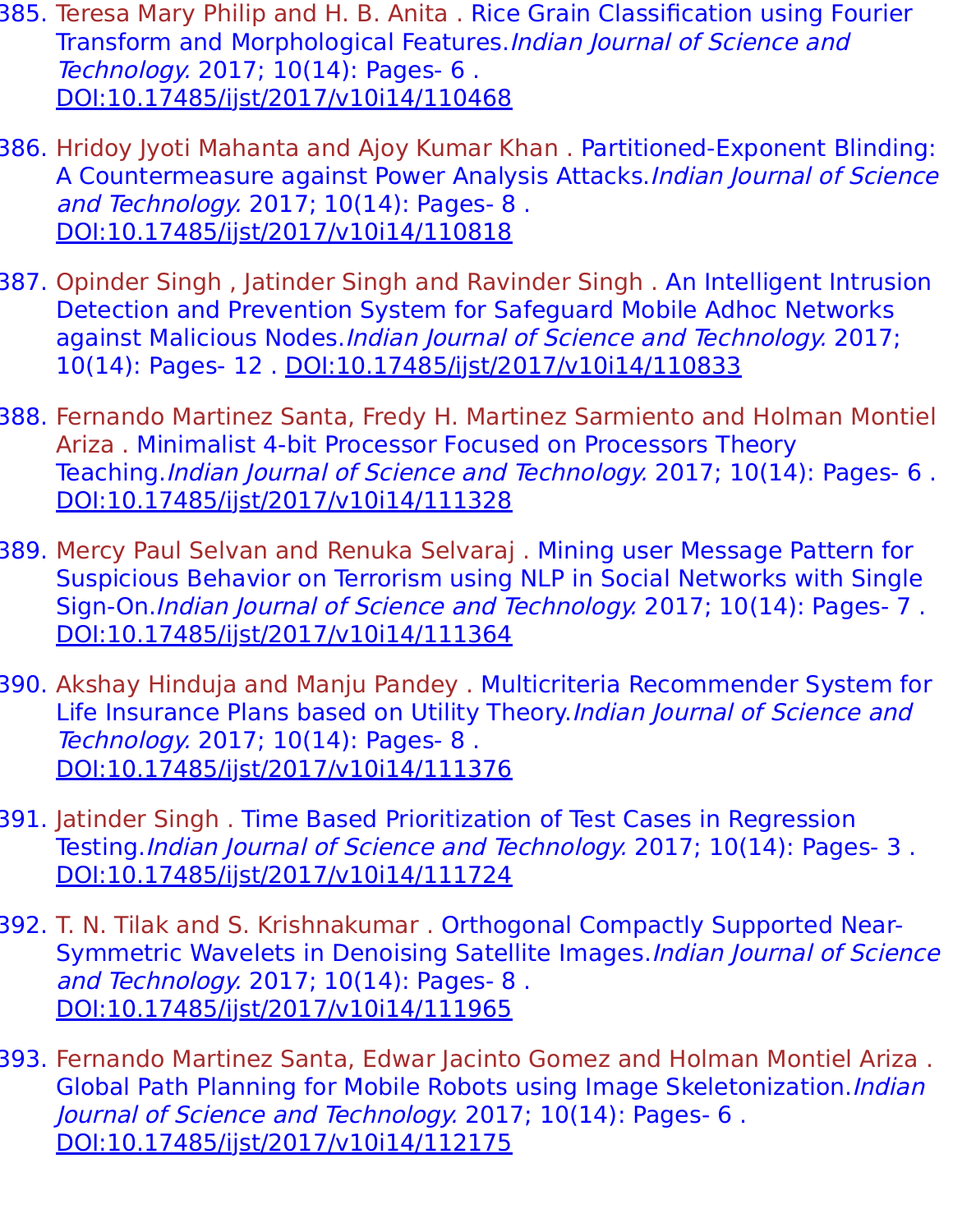385. Teresa Mary Philip and H. B. Anita . Rice Grain Classification using Fourier Transform and Morphological Features.*Indian Journal of Science and Technology.* 2017; 10(14): Pages- 6 . DOI:10.17485/ijst/2017/v10i14/110468

386. Hridoy Jyoti Mahanta and Ajoy Kumar Khan . Partitioned-Exponent Blinding: A Countermeasure against Power Analysis Attacks.*Indian Journal of Science and Technology.* 2017; 10(14): Pages- 8 . DOI:10.17485/ijst/2017/v10i14/110818

387. Opinder Singh , Jatinder Singh and Ravinder Singh . An Intelligent Intrusion Detection and Prevention System for Safeguard Mobile Adhoc Networks against Malicious Nodes.*Indian Journal of Science and Technology.* 2017; 10(14): Pages- 12 . DOI:10.17485/ijst/2017/v10i14/110833

388. Fernando Martinez Santa, Fredy H. Martinez Sarmiento and Holman Montiel Ariza . Minimalist 4-bit Processor Focused on Processors Theory Teaching.*Indian Journal of Science and Technology.* 2017; 10(14): Pages- 6 . DOI:10.17485/ijst/2017/v10i14/111328

389. Mercy Paul Selvan and Renuka Selvaraj . Mining user Message Pattern for Suspicious Behavior on Terrorism using NLP in Social Networks with Single Sign-On.*Indian Journal of Science and Technology.* 2017; 10(14): Pages- 7 . DOI:10.17485/ijst/2017/v10i14/111364

390. Akshay Hinduja and Manju Pandey . Multicriteria Recommender System for Life Insurance Plans based on Utility Theory.*Indian Journal of Science and Technology.* 2017; 10(14): Pages- 8 . DOI:10.17485/ijst/2017/v10i14/111376

391. Jatinder Singh . Time Based Prioritization of Test Cases in Regression Testing.*Indian Journal of Science and Technology.* 2017; 10(14): Pages- 3 . DOI:10.17485/ijst/2017/v10i14/111724

392. T. N. Tilak and S. Krishnakumar . Orthogonal Compactly Supported Near-Symmetric Wavelets in Denoising Satellite Images.*Indian Journal of Science and Technology.* 2017; 10(14): Pages- 8 . DOI:10.17485/ijst/2017/v10i14/111965

393. Fernando Martinez Santa, Edwar Jacinto Gomez and Holman Montiel Ariza . Global Path Planning for Mobile Robots using Image Skeletonization.*Indian Journal of Science and Technology.* 2017; 10(14): Pages- 6 . DOI:10.17485/ijst/2017/v10i14/112175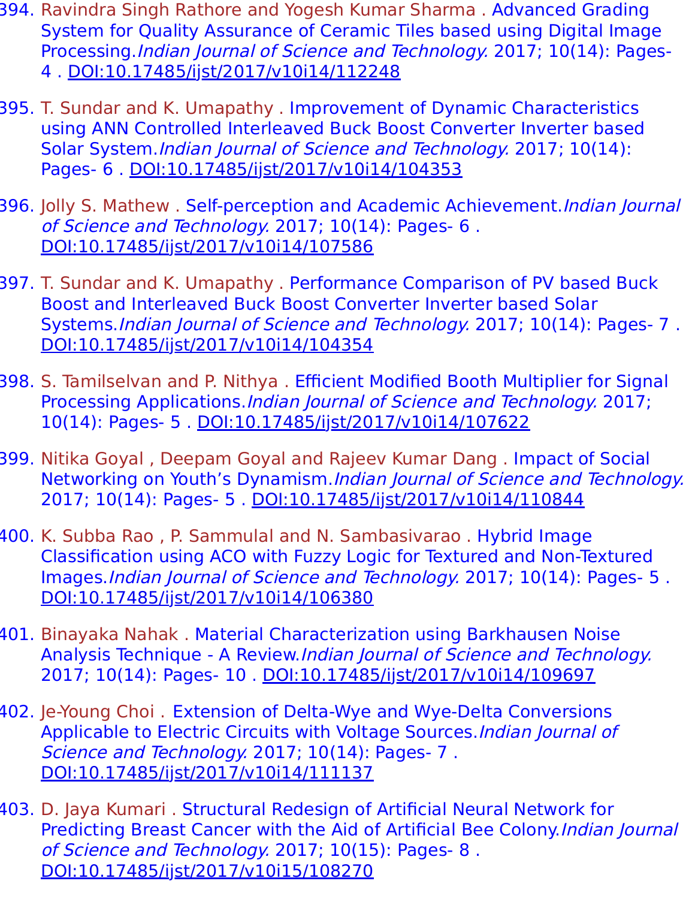394. Ravindra Singh Rathore and Yogesh Kumar Sharma . Advanced Grading System for Quality Assurance of Ceramic Tiles based using Digital Image Processing.*Indian Journal of Science and Technology.* 2017; 10(14): Pages- 4 . DOI:10.17485/ijst/2017/v10i14/112248

395. T. Sundar and K. Umapathy . Improvement of Dynamic Characteristics using ANN Controlled Interleaved Buck Boost Converter Inverter based Solar System.*Indian Journal of Science and Technology.* 2017; 10(14): Pages- 6 . DOI:10.17485/ijst/2017/v10i14/104353

396. Jolly S. Mathew . Self-perception and Academic Achievement.*Indian Journal of Science and Technology.* 2017; 10(14): Pages- 6 . DOI:10.17485/ijst/2017/v10i14/107586

397. T. Sundar and K. Umapathy . Performance Comparison of PV based Buck Boost and Interleaved Buck Boost Converter Inverter based Solar Systems.*Indian Journal of Science and Technology.* 2017; 10(14): Pages- 7 . DOI:10.17485/ijst/2017/v10i14/104354

398. S. Tamilselvan and P. Nithya . Efficient Modified Booth Multiplier for Signal Processing Applications.*Indian Journal of Science and Technology.* 2017; 10(14): Pages- 5 . DOI:10.17485/ijst/2017/v10i14/107622

399. Nitika Goyal , Deepam Goyal and Rajeev Kumar Dang . Impact of Social Networking on Youth's Dynamism.*Indian Journal of Science and Technology.* 2017; 10(14): Pages- 5 . DOI:10.17485/ijst/2017/v10i14/110844

400. K. Subba Rao , P. Sammulal and N. Sambasivarao . Hybrid Image Classification using ACO with Fuzzy Logic for Textured and Non-Textured Images.*Indian Journal of Science and Technology.* 2017; 10(14): Pages- 5 . DOI:10.17485/ijst/2017/v10i14/106380

401. Binayaka Nahak . Material Characterization using Barkhausen Noise Analysis Technique - A Review.*Indian Journal of Science and Technology.* 2017; 10(14): Pages- 10 . DOI:10.17485/ijst/2017/v10i14/109697

402. Je-Young Choi . Extension of Delta-Wye and Wye-Delta Conversions Applicable to Electric Circuits with Voltage Sources.*Indian Journal of Science and Technology.* 2017; 10(14): Pages- 7 . DOI:10.17485/ijst/2017/v10i14/111137

403. D. Jaya Kumari . Structural Redesign of Artificial Neural Network for Predicting Breast Cancer with the Aid of Artificial Bee Colony.*Indian Journal of Science and Technology.* 2017; 10(15): Pages- 8 . DOI:10.17485/ijst/2017/v10i15/108270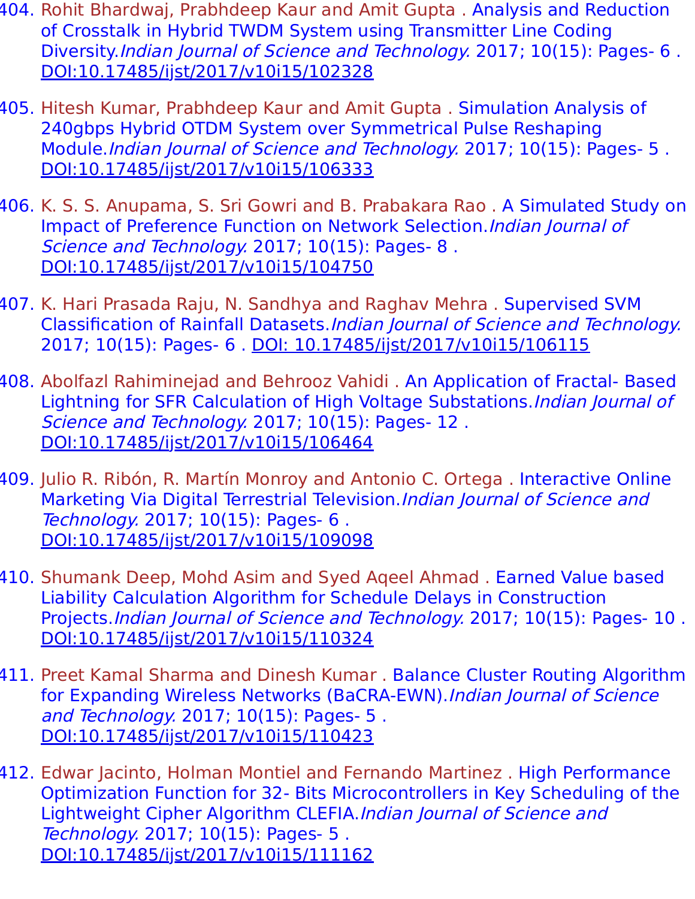404. Rohit Bhardwaj, Prabhdeep Kaur and Amit Gupta . Analysis and Reduction of Crosstalk in Hybrid TWDM System using Transmitter Line Coding Diversity.*Indian Journal of Science and Technology.* 2017; 10(15): Pages- 6 . DOI:10.17485/ijst/2017/v10i15/102328

405. Hitesh Kumar, Prabhdeep Kaur and Amit Gupta . Simulation Analysis of 240gbps Hybrid OTDM System over Symmetrical Pulse Reshaping Module.*Indian Journal of Science and Technology.* 2017; 10(15): Pages- 5 . DOI:10.17485/ijst/2017/v10i15/106333

406. K. S. S. Anupama, S. Sri Gowri and B. Prabakara Rao . A Simulated Study on Impact of Preference Function on Network Selection.*Indian Journal of Science and Technology.* 2017; 10(15): Pages- 8 . DOI:10.17485/ijst/2017/v10i15/104750

407. K. Hari Prasada Raju, N. Sandhya and Raghav Mehra . Supervised SVM Classification of Rainfall Datasets.*Indian Journal of Science and Technology.* 2017; 10(15): Pages- 6 . DOI: 10.17485/ijst/2017/v10i15/106115

408. Abolfazl Rahiminejad and Behrooz Vahidi . An Application of Fractal- Based Lightning for SFR Calculation of High Voltage Substations.*Indian Journal of Science and Technology.* 2017; 10(15): Pages- 12 . DOI:10.17485/ijst/2017/v10i15/106464

409. Julio R. Ribón, R. Martín Monroy and Antonio C. Ortega . Interactive Online Marketing Via Digital Terrestrial Television.*Indian Journal of Science and Technology.* 2017; 10(15): Pages- 6 . DOI:10.17485/ijst/2017/v10i15/109098

410. Shumank Deep, Mohd Asim and Syed Aqeel Ahmad . Earned Value based Liability Calculation Algorithm for Schedule Delays in Construction Projects.*Indian Journal of Science and Technology.* 2017; 10(15): Pages- 10 . DOI:10.17485/ijst/2017/v10i15/110324

411. Preet Kamal Sharma and Dinesh Kumar . Balance Cluster Routing Algorithm for Expanding Wireless Networks (BaCRA-EWN).*Indian Journal of Science and Technology.* 2017; 10(15): Pages- 5 . DOI:10.17485/ijst/2017/v10i15/110423

412. Edwar Jacinto, Holman Montiel and Fernando Martinez . High Performance Optimization Function for 32- Bits Microcontrollers in Key Scheduling of the Lightweight Cipher Algorithm CLEFIA.*Indian Journal of Science and Technology.* 2017; 10(15): Pages- 5 . DOI:10.17485/ijst/2017/v10i15/111162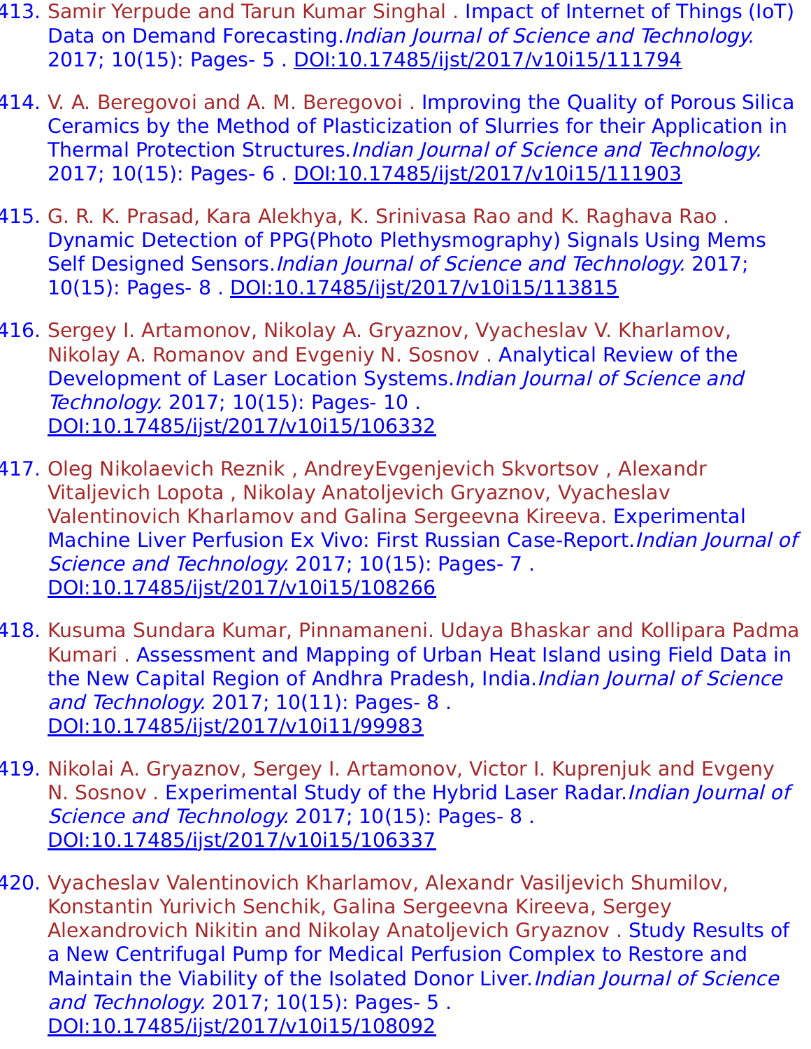413. Samir Yerpude and Tarun Kumar Singhal . Impact of Internet of Things (IoT) Data on Demand Forecasting.*Indian Journal of Science and Technology.* 2017; 10(15): Pages- 5 . DOI:10.17485/ijst/2017/v10i15/111794

414. V. A. Beregovoi and A. M. Beregovoi . Improving the Quality of Porous Silica Ceramics by the Method of Plasticization of Slurries for their Application in Thermal Protection Structures.*Indian Journal of Science and Technology.* 2017; 10(15): Pages- 6 . DOI:10.17485/ijst/2017/v10i15/111903

415. G. R. K. Prasad, Kara Alekhya, K. Srinivasa Rao and K. Raghava Rao . Dynamic Detection of PPG(Photo Plethysmography) Signals Using Mems Self Designed Sensors.*Indian Journal of Science and Technology.* 2017; 10(15): Pages- 8 . DOI:10.17485/ijst/2017/v10i15/113815

416. Sergey I. Artamonov, Nikolay A. Gryaznov, Vyacheslav V. Kharlamov, Nikolay A. Romanov and Evgeniy N. Sosnov . Analytical Review of the Development of Laser Location Systems.*Indian Journal of Science and Technology.* 2017; 10(15): Pages- 10 . DOI:10.17485/ijst/2017/v10i15/106332

417. Oleg Nikolaevich Reznik , AndreyEvgenjevich Skvortsov , Alexandr Vitaljevich Lopota , Nikolay Anatoljevich Gryaznov, Vyacheslav Valentinovich Kharlamov and Galina Sergeevna Kireeva. Experimental Machine Liver Perfusion Ex Vivo: First Russian Case-Report.*Indian Journal of Science and Technology.* 2017; 10(15): Pages- 7 . DOI:10.17485/ijst/2017/v10i15/108266

418. Kusuma Sundara Kumar, Pinnamaneni. Udaya Bhaskar and Kollipara Padma Kumari . Assessment and Mapping of Urban Heat Island using Field Data in the New Capital Region of Andhra Pradesh, India.*Indian Journal of Science and Technology.* 2017; 10(11): Pages- 8 . DOI:10.17485/ijst/2017/v10i11/99983

419. Nikolai A. Gryaznov, Sergey I. Artamonov, Victor I. Kuprenjuk and Evgeny N. Sosnov . Experimental Study of the Hybrid Laser Radar.*Indian Journal of Science and Technology.* 2017; 10(15): Pages- 8 . DOI:10.17485/ijst/2017/v10i15/106337

420. Vyacheslav Valentinovich Kharlamov, Alexandr Vasiljevich Shumilov, Konstantin Yurivich Senchik, Galina Sergeevna Kireeva, Sergey Alexandrovich Nikitin and Nikolay Anatoljevich Gryaznov . Study Results of a New Centrifugal Pump for Medical Perfusion Complex to Restore and Maintain the Viability of the Isolated Donor Liver.*Indian Journal of Science and Technology.* 2017; 10(15): Pages- 5 . DOI:10.17485/ijst/2017/v10i15/108092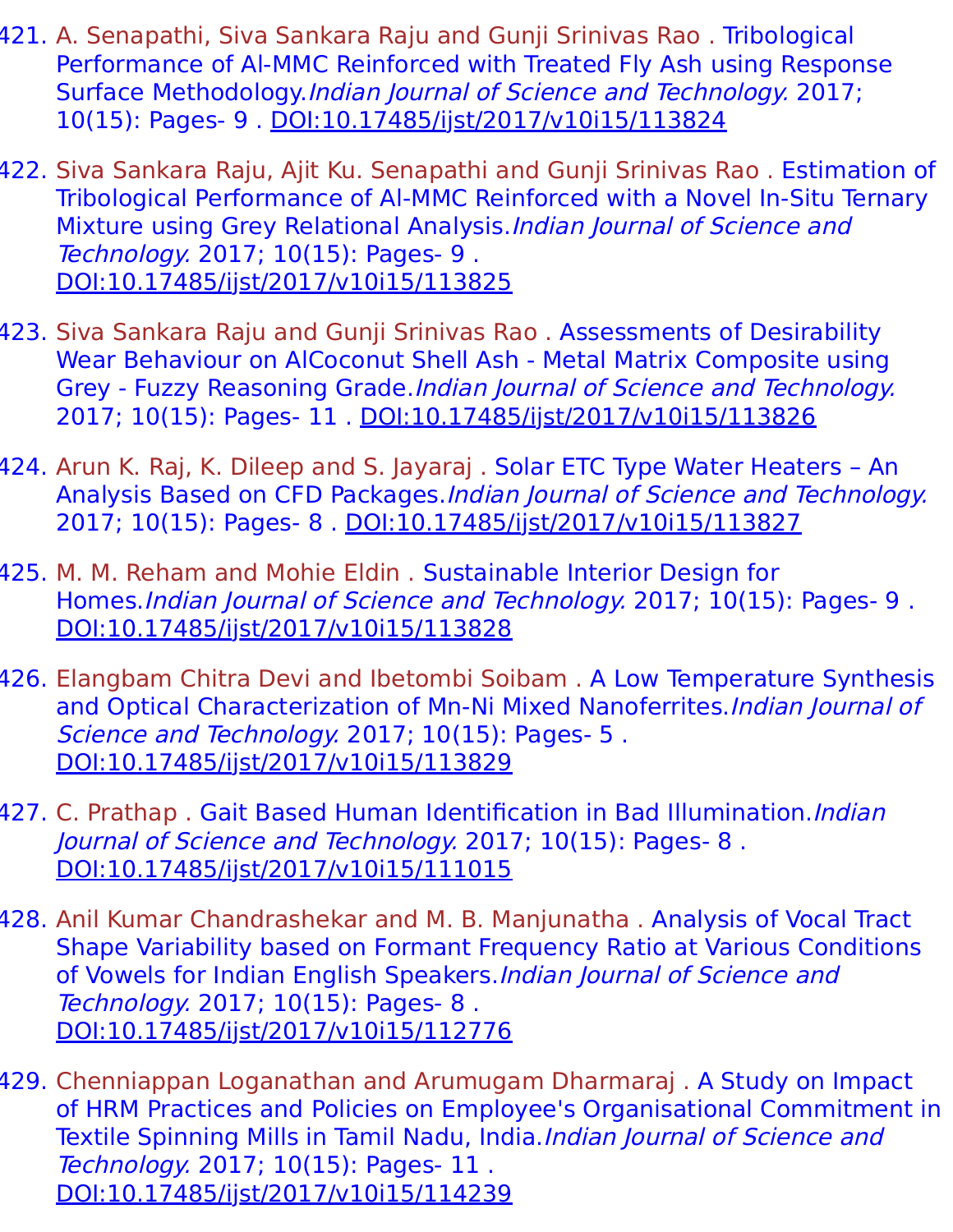421. A. Senapathi, Siva Sankara Raju and Gunji Srinivas Rao . Tribological Performance of Al-MMC Reinforced with Treated Fly Ash using Response Surface Methodology.*Indian Journal of Science and Technology.* 2017; 10(15): Pages- 9 . DOI:10.17485/ijst/2017/v10i15/113824

422. Siva Sankara Raju, Ajit Ku. Senapathi and Gunji Srinivas Rao . Estimation of Tribological Performance of Al-MMC Reinforced with a Novel In-Situ Ternary Mixture using Grey Relational Analysis.*Indian Journal of Science and Technology.* 2017; 10(15): Pages- 9 . DOI:10.17485/ijst/2017/v10i15/113825

423. Siva Sankara Raju and Gunji Srinivas Rao . Assessments of Desirability Wear Behaviour on AlCoconut Shell Ash - Metal Matrix Composite using Grey - Fuzzy Reasoning Grade.*Indian Journal of Science and Technology.* 2017; 10(15): Pages- 11 . DOI:10.17485/ijst/2017/v10i15/113826

424. Arun K. Raj, K. Dileep and S. Jayaraj . Solar ETC Type Water Heaters – An Analysis Based on CFD Packages.*Indian Journal of Science and Technology.* 2017; 10(15): Pages- 8 . DOI:10.17485/ijst/2017/v10i15/113827

425. M. M. Reham and Mohie Eldin . Sustainable Interior Design for Homes.*Indian Journal of Science and Technology.* 2017; 10(15): Pages- 9 . DOI:10.17485/ijst/2017/v10i15/113828

426. Elangbam Chitra Devi and Ibetombi Soibam . A Low Temperature Synthesis and Optical Characterization of Mn-Ni Mixed Nanoferrites.*Indian Journal of Science and Technology.* 2017; 10(15): Pages- 5 . DOI:10.17485/ijst/2017/v10i15/113829

427. C. Prathap . Gait Based Human Identification in Bad Illumination.*Indian Journal of Science and Technology.* 2017; 10(15): Pages- 8 . DOI:10.17485/ijst/2017/v10i15/111015

428. Anil Kumar Chandrashekar and M. B. Manjunatha . Analysis of Vocal Tract Shape Variability based on Formant Frequency Ratio at Various Conditions of Vowels for Indian English Speakers.*Indian Journal of Science and Technology.* 2017; 10(15): Pages- 8 . DOI:10.17485/ijst/2017/v10i15/112776

429. Chenniappan Loganathan and Arumugam Dharmaraj . A Study on Impact of HRM Practices and Policies on Employee's Organisational Commitment in Textile Spinning Mills in Tamil Nadu, India.*Indian Journal of Science and Technology.* 2017; 10(15): Pages- 11 . DOI:10.17485/ijst/2017/v10i15/114239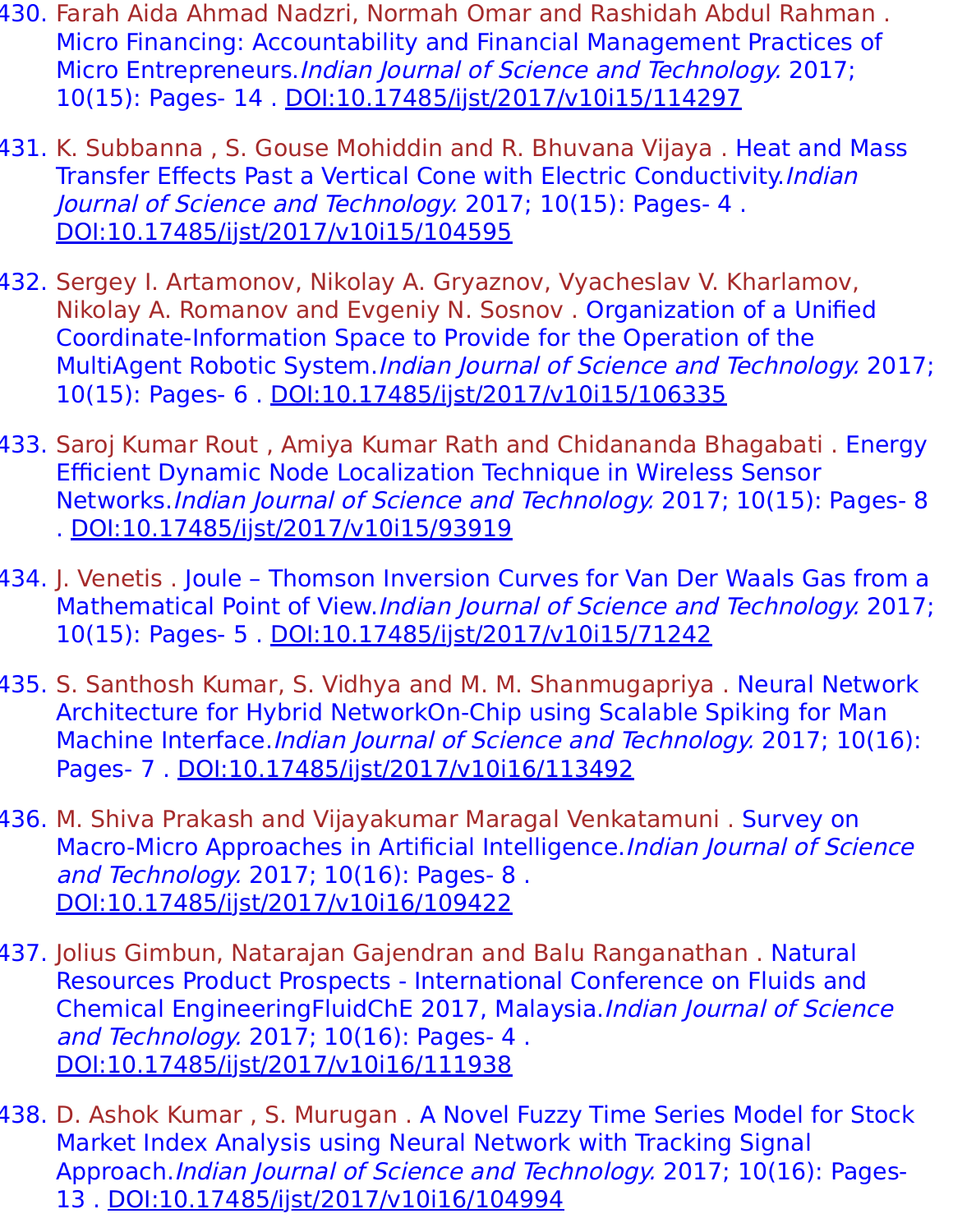430. Farah Aida Ahmad Nadzri, Normah Omar and Rashidah Abdul Rahman . Micro Financing: Accountability and Financial Management Practices of Micro Entrepreneurs.*Indian Journal of Science and Technology.* 2017; 10(15): Pages- 14 . DOI:10.17485/ijst/2017/v10i15/114297

431. K. Subbanna , S. Gouse Mohiddin and R. Bhuvana Vijaya . Heat and Mass Transfer Effects Past a Vertical Cone with Electric Conductivity.*Indian Journal of Science and Technology.* 2017; 10(15): Pages- 4 . DOI:10.17485/ijst/2017/v10i15/104595

432. Sergey I. Artamonov, Nikolay A. Gryaznov, Vyacheslav V. Kharlamov, Nikolay A. Romanov and Evgeniy N. Sosnov . Organization of a Unified Coordinate-Information Space to Provide for the Operation of the MultiAgent Robotic System.*Indian Journal of Science and Technology.* 2017; 10(15): Pages- 6 . DOI:10.17485/ijst/2017/v10i15/106335

433. Saroj Kumar Rout , Amiya Kumar Rath and Chidananda Bhagabati . Energy Efficient Dynamic Node Localization Technique in Wireless Sensor Networks.*Indian Journal of Science and Technology.* 2017; 10(15): Pages- 8 . DOI:10.17485/ijst/2017/v10i15/93919

434. J. Venetis . Joule – Thomson Inversion Curves for Van Der Waals Gas from a Mathematical Point of View.*Indian Journal of Science and Technology.* 2017; 10(15): Pages- 5 . DOI:10.17485/ijst/2017/v10i15/71242

435. S. Santhosh Kumar, S. Vidhya and M. M. Shanmugapriya . Neural Network Architecture for Hybrid NetworkOn-Chip using Scalable Spiking for Man Machine Interface.*Indian Journal of Science and Technology.* 2017; 10(16): Pages- 7 . DOI:10.17485/ijst/2017/v10i16/113492

436. M. Shiva Prakash and Vijayakumar Maragal Venkatamuni . Survey on Macro-Micro Approaches in Artificial Intelligence.*Indian Journal of Science and Technology.* 2017; 10(16): Pages- 8 . DOI:10.17485/ijst/2017/v10i16/109422

437. Jolius Gimbun, Natarajan Gajendran and Balu Ranganathan . Natural Resources Product Prospects - International Conference on Fluids and Chemical EngineeringFluidChE 2017, Malaysia.*Indian Journal of Science and Technology.* 2017; 10(16): Pages- 4 . DOI:10.17485/ijst/2017/v10i16/111938

438. D. Ashok Kumar , S. Murugan . A Novel Fuzzy Time Series Model for Stock Market Index Analysis using Neural Network with Tracking Signal Approach.*Indian Journal of Science and Technology.* 2017; 10(16): Pages- 13 . DOI:10.17485/ijst/2017/v10i16/104994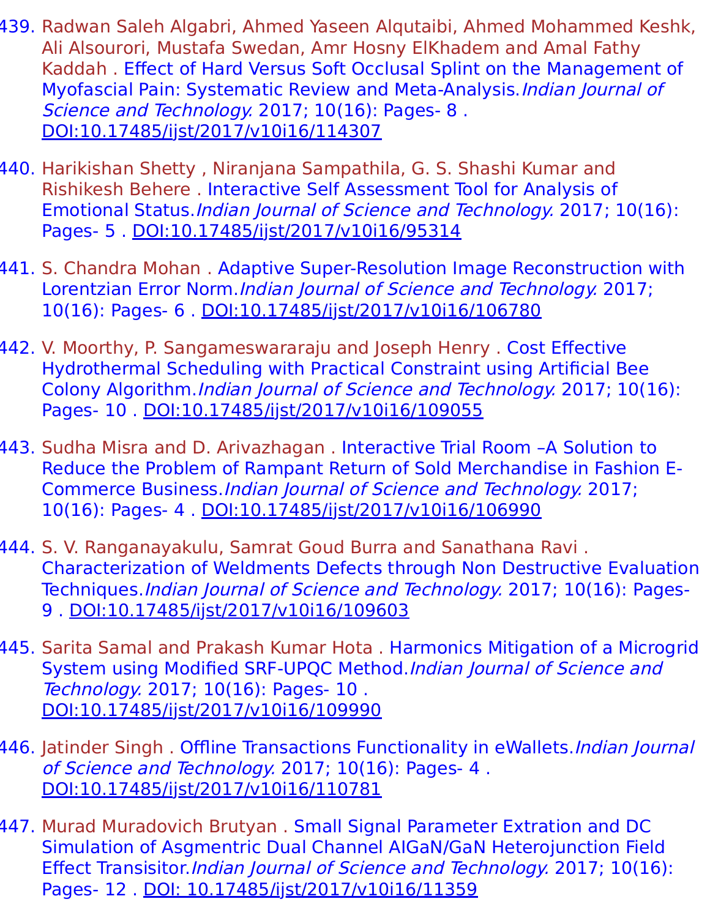439. Radwan Saleh Algabri, Ahmed Yaseen Alqutaibi, Ahmed Mohammed Keshk, Ali Alsourori, Mustafa Swedan, Amr Hosny ElKhadem and Amal Fathy Kaddah . Effect of Hard Versus Soft Occlusal Splint on the Management of Myofascial Pain: Systematic Review and Meta-Analysis.*Indian Journal of Science and Technology.* 2017; 10(16): Pages- 8 . DOI:10.17485/ijst/2017/v10i16/114307

440. Harikishan Shetty , Niranjana Sampathila, G. S. Shashi Kumar and Rishikesh Behere . Interactive Self Assessment Tool for Analysis of Emotional Status.*Indian Journal of Science and Technology.* 2017; 10(16): Pages- 5 . DOI:10.17485/ijst/2017/v10i16/95314

441. S. Chandra Mohan . Adaptive Super-Resolution Image Reconstruction with Lorentzian Error Norm.*Indian Journal of Science and Technology.* 2017; 10(16): Pages- 6 . DOI:10.17485/ijst/2017/v10i16/106780

442. V. Moorthy, P. Sangameswararaju and Joseph Henry . Cost Effective Hydrothermal Scheduling with Practical Constraint using Artificial Bee Colony Algorithm.*Indian Journal of Science and Technology.* 2017; 10(16): Pages- 10 . DOI:10.17485/ijst/2017/v10i16/109055

443. Sudha Misra and D. Arivazhagan . Interactive Trial Room –A Solution to Reduce the Problem of Rampant Return of Sold Merchandise in Fashion E-Commerce Business.*Indian Journal of Science and Technology.* 2017; 10(16): Pages- 4 . DOI:10.17485/ijst/2017/v10i16/106990

444. S. V. Ranganayakulu, Samrat Goud Burra and Sanathana Ravi . Characterization of Weldments Defects through Non Destructive Evaluation Techniques.*Indian Journal of Science and Technology.* 2017; 10(16): Pages- 9 . DOI:10.17485/ijst/2017/v10i16/109603

445. Sarita Samal and Prakash Kumar Hota . Harmonics Mitigation of a Microgrid System using Modified SRF-UPQC Method.*Indian Journal of Science and Technology.* 2017; 10(16): Pages- 10 . DOI:10.17485/ijst/2017/v10i16/109990

446. Jatinder Singh . Offline Transactions Functionality in eWallets.*Indian Journal of Science and Technology.* 2017; 10(16): Pages- 4 . DOI:10.17485/ijst/2017/v10i16/110781

447. Murad Muradovich Brutyan . Small Signal Parameter Extration and DC Simulation of Asgmentric Dual Channel AlGaN/GaN Heterojunction Field Effect Transisitor.*Indian Journal of Science and Technology.* 2017; 10(16): Pages- 12 . DOI: 10.17485/ijst/2017/v10i16/11359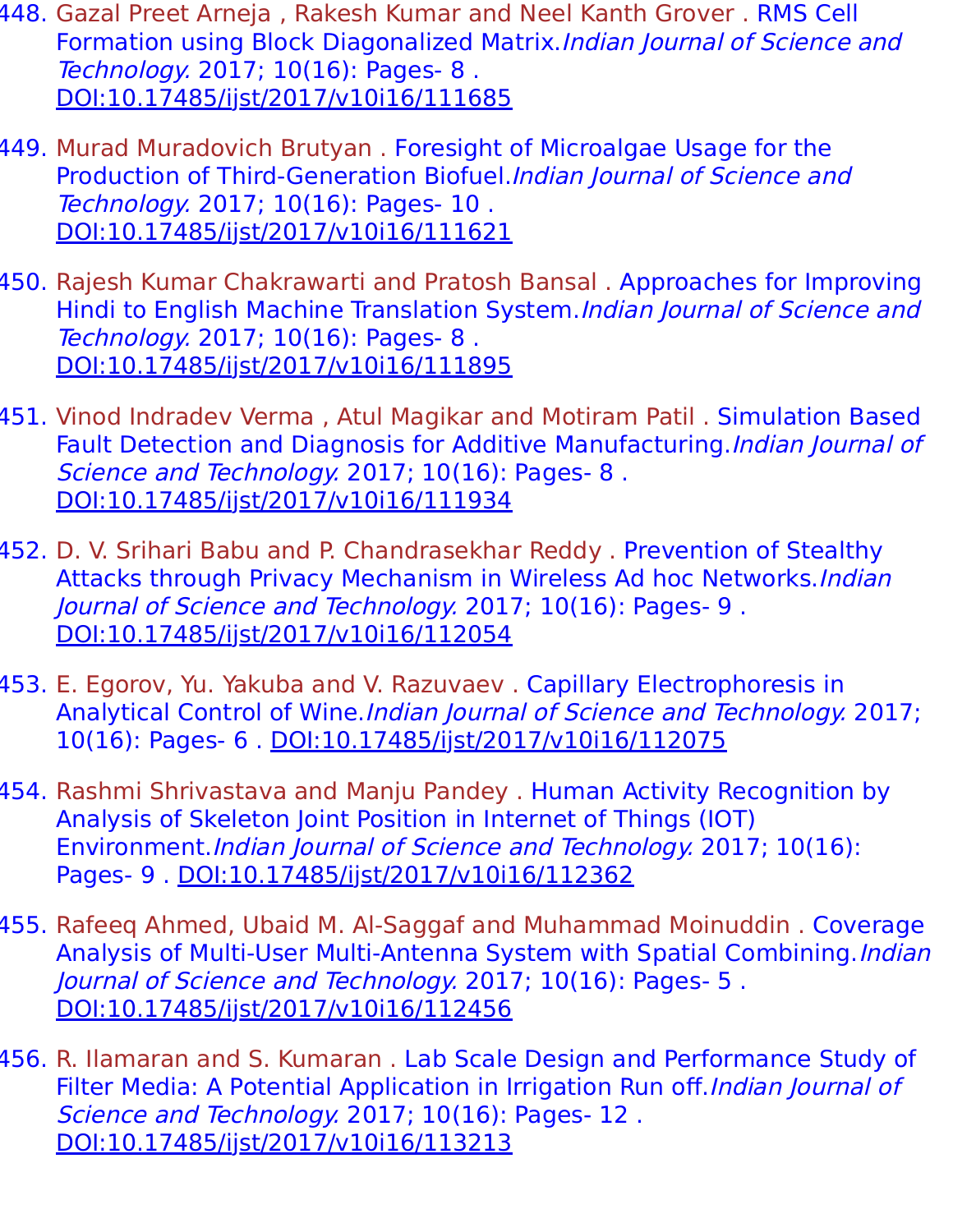448. Gazal Preet Arneja , Rakesh Kumar and Neel Kanth Grover . RMS Cell Formation using Block Diagonalized Matrix.*Indian Journal of Science and Technology.* 2017; 10(16): Pages- 8 . DOI:10.17485/ijst/2017/v10i16/111685

449. Murad Muradovich Brutyan . Foresight of Microalgae Usage for the Production of Third-Generation Biofuel.*Indian Journal of Science and Technology.* 2017; 10(16): Pages- 10 . DOI:10.17485/ijst/2017/v10i16/111621

450. Rajesh Kumar Chakrawarti and Pratosh Bansal . Approaches for Improving Hindi to English Machine Translation System.*Indian Journal of Science and Technology.* 2017; 10(16): Pages- 8 . DOI:10.17485/ijst/2017/v10i16/111895

451. Vinod Indradev Verma , Atul Magikar and Motiram Patil . Simulation Based Fault Detection and Diagnosis for Additive Manufacturing.*Indian Journal of Science and Technology.* 2017; 10(16): Pages- 8 . DOI:10.17485/ijst/2017/v10i16/111934

452. D. V. Srihari Babu and P. Chandrasekhar Reddy . Prevention of Stealthy Attacks through Privacy Mechanism in Wireless Ad hoc Networks.*Indian Journal of Science and Technology.* 2017; 10(16): Pages- 9 . DOI:10.17485/ijst/2017/v10i16/112054

453. E. Egorov, Yu. Yakuba and V. Razuvaev . Capillary Electrophoresis in Analytical Control of Wine.*Indian Journal of Science and Technology.* 2017; 10(16): Pages- 6 . DOI:10.17485/ijst/2017/v10i16/112075

454. Rashmi Shrivastava and Manju Pandey . Human Activity Recognition by Analysis of Skeleton Joint Position in Internet of Things (IOT) Environment.*Indian Journal of Science and Technology.* 2017; 10(16): Pages- 9 . DOI:10.17485/ijst/2017/v10i16/112362

455. Rafeeq Ahmed, Ubaid M. Al-Saggaf and Muhammad Moinuddin . Coverage Analysis of Multi-User Multi-Antenna System with Spatial Combining.*Indian Journal of Science and Technology.* 2017; 10(16): Pages- 5 . DOI:10.17485/ijst/2017/v10i16/112456

456. R. Ilamaran and S. Kumaran . Lab Scale Design and Performance Study of Filter Media: A Potential Application in Irrigation Run off.*Indian Journal of Science and Technology.* 2017; 10(16): Pages- 12 . DOI:10.17485/ijst/2017/v10i16/113213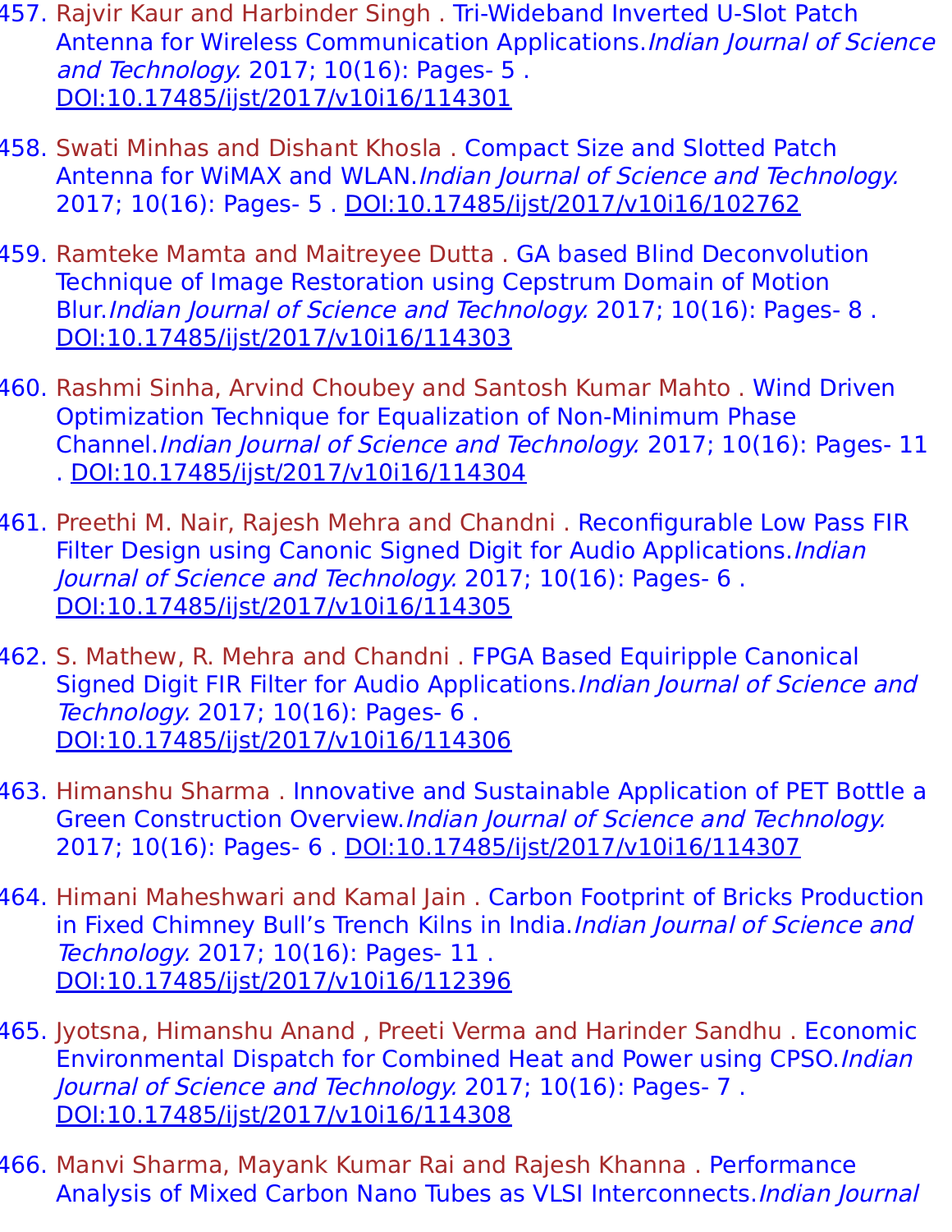457. Rajvir Kaur and Harbinder Singh . Tri-Wideband Inverted U-Slot Patch Antenna for Wireless Communication Applications.*Indian Journal of Science and Technology.* 2017; 10(16): Pages- 5 . DOI:10.17485/ijst/2017/v10i16/114301

458. Swati Minhas and Dishant Khosla . Compact Size and Slotted Patch Antenna for WiMAX and WLAN.*Indian Journal of Science and Technology.* 2017; 10(16): Pages- 5 . DOI:10.17485/ijst/2017/v10i16/102762

459. Ramteke Mamta and Maitreyee Dutta . GA based Blind Deconvolution Technique of Image Restoration using Cepstrum Domain of Motion Blur.*Indian Journal of Science and Technology.* 2017; 10(16): Pages- 8 . DOI:10.17485/ijst/2017/v10i16/114303

460. Rashmi Sinha, Arvind Choubey and Santosh Kumar Mahto . Wind Driven Optimization Technique for Equalization of Non-Minimum Phase Channel.*Indian Journal of Science and Technology.* 2017; 10(16): Pages- 11 . DOI:10.17485/ijst/2017/v10i16/114304

461. Preethi M. Nair, Rajesh Mehra and Chandni . Reconfigurable Low Pass FIR Filter Design using Canonic Signed Digit for Audio Applications.*Indian Journal of Science and Technology.* 2017; 10(16): Pages- 6 . DOI:10.17485/ijst/2017/v10i16/114305

462. S. Mathew, R. Mehra and Chandni . FPGA Based Equiripple Canonical Signed Digit FIR Filter for Audio Applications.*Indian Journal of Science and Technology.* 2017; 10(16): Pages- 6 . DOI:10.17485/ijst/2017/v10i16/114306

463. Himanshu Sharma . Innovative and Sustainable Application of PET Bottle a Green Construction Overview.*Indian Journal of Science and Technology.* 2017; 10(16): Pages- 6 . DOI:10.17485/ijst/2017/v10i16/114307

464. Himani Maheshwari and Kamal Jain . Carbon Footprint of Bricks Production in Fixed Chimney Bull's Trench Kilns in India.*Indian Journal of Science and Technology.* 2017; 10(16): Pages- 11 . DOI:10.17485/ijst/2017/v10i16/112396

465. Jyotsna, Himanshu Anand , Preeti Verma and Harinder Sandhu . Economic Environmental Dispatch for Combined Heat and Power using CPSO.*Indian Journal of Science and Technology.* 2017; 10(16): Pages- 7 . DOI:10.17485/ijst/2017/v10i16/114308

466. Manvi Sharma, Mayank Kumar Rai and Rajesh Khanna . Performance Analysis of Mixed Carbon Nano Tubes as VLSI Interconnects.*Indian Journal*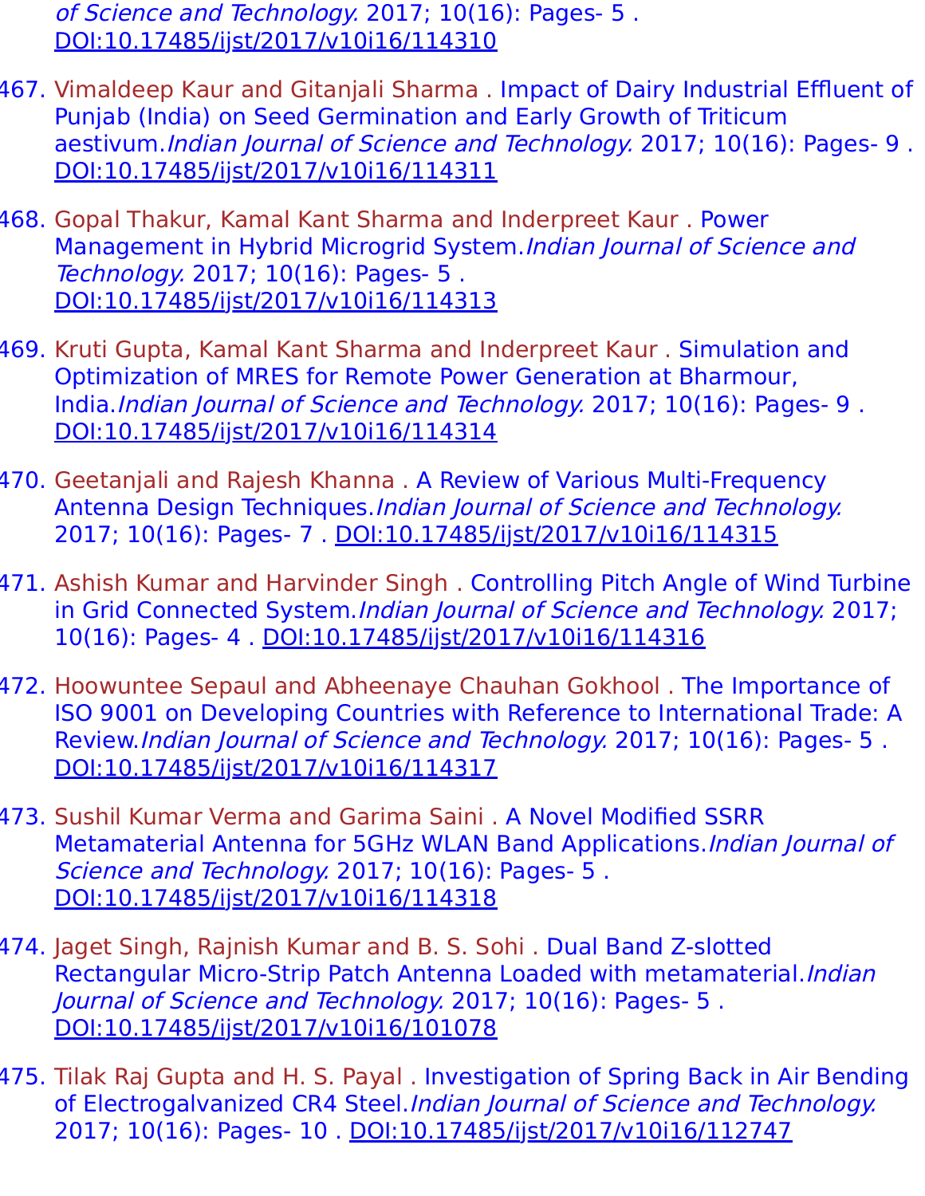of Science and Technology. 2017; 10(16): Pages- 5 . DOI:10.17485/ijst/2017/v10i16/114310

467. Vimaldeep Kaur and Gitanjali Sharma . Impact of Dairy Industrial Effluent of Punjab (India) on Seed Germination and Early Growth of Triticum aestivum.*Indian Journal of Science and Technology.* 2017; 10(16): Pages- 9 . DOI:10.17485/ijst/2017/v10i16/114311

468. Gopal Thakur, Kamal Kant Sharma and Inderpreet Kaur . Power Management in Hybrid Microgrid System.*Indian Journal of Science and Technology.* 2017; 10(16): Pages- 5 . DOI:10.17485/ijst/2017/v10i16/114313

469. Kruti Gupta, Kamal Kant Sharma and Inderpreet Kaur . Simulation and Optimization of MRES for Remote Power Generation at Bharmour, India.*Indian Journal of Science and Technology.* 2017; 10(16): Pages- 9 . DOI:10.17485/ijst/2017/v10i16/114314

470. Geetanjali and Rajesh Khanna . A Review of Various Multi-Frequency Antenna Design Techniques.*Indian Journal of Science and Technology.* 2017; 10(16): Pages- 7 . DOI:10.17485/ijst/2017/v10i16/114315

471. Ashish Kumar and Harvinder Singh . Controlling Pitch Angle of Wind Turbine in Grid Connected System.*Indian Journal of Science and Technology.* 2017; 10(16): Pages- 4 . DOI:10.17485/ijst/2017/v10i16/114316

472. Hoowuntee Sepaul and Abheenaye Chauhan Gokhool . The Importance of ISO 9001 on Developing Countries with Reference to International Trade: A Review.*Indian Journal of Science and Technology.* 2017; 10(16): Pages- 5 . DOI:10.17485/ijst/2017/v10i16/114317

473. Sushil Kumar Verma and Garima Saini . A Novel Modified SSRR Metamaterial Antenna for 5GHz WLAN Band Applications.*Indian Journal of Science and Technology.* 2017; 10(16): Pages- 5 . DOI:10.17485/ijst/2017/v10i16/114318

474. Jaget Singh, Rajnish Kumar and B. S. Sohi . Dual Band Z-slotted Rectangular Micro-Strip Patch Antenna Loaded with metamaterial.*Indian Journal of Science and Technology.* 2017; 10(16): Pages- 5 . DOI:10.17485/ijst/2017/v10i16/101078

475. Tilak Raj Gupta and H. S. Payal . Investigation of Spring Back in Air Bending of Electrogalvanized CR4 Steel.*Indian Journal of Science and Technology.* 2017; 10(16): Pages- 10 . DOI:10.17485/ijst/2017/v10i16/112747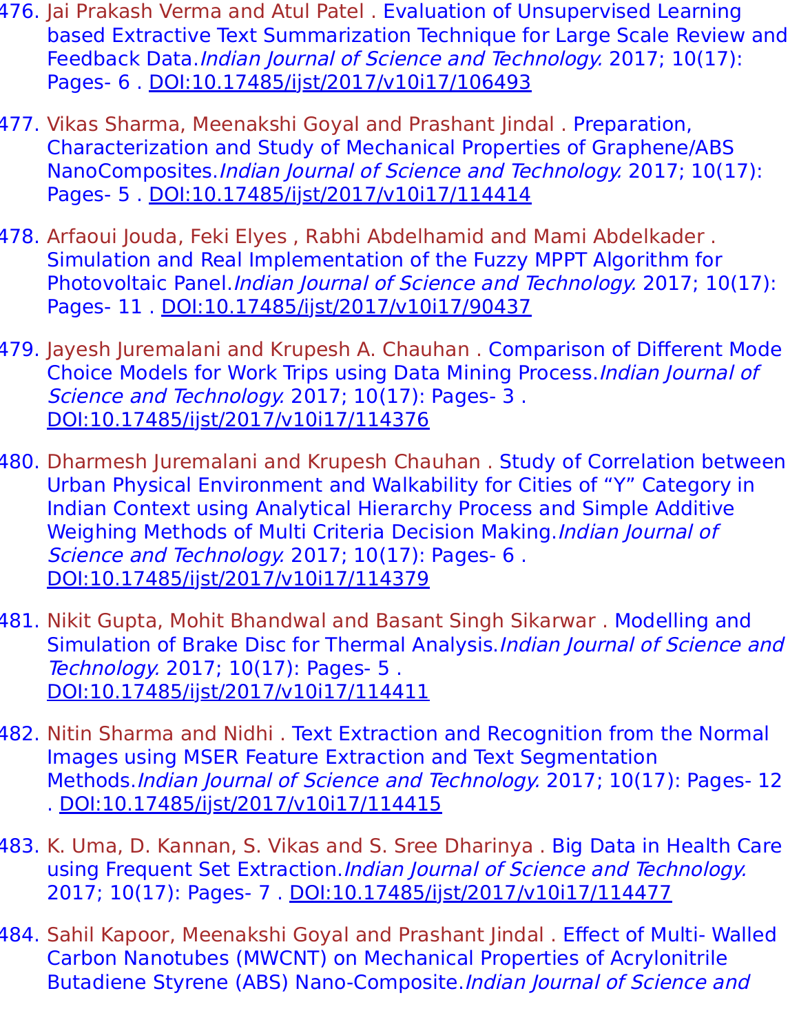476. Jai Prakash Verma and Atul Patel . Evaluation of Unsupervised Learning based Extractive Text Summarization Technique for Large Scale Review and Feedback Data.*Indian Journal of Science and Technology.* 2017; 10(17): Pages- 6 . DOI:10.17485/ijst/2017/v10i17/106493

477. Vikas Sharma, Meenakshi Goyal and Prashant Jindal . Preparation, Characterization and Study of Mechanical Properties of Graphene/ABS NanoComposites.*Indian Journal of Science and Technology.* 2017; 10(17): Pages- 5 . DOI:10.17485/ijst/2017/v10i17/114414

478. Arfaoui Jouda, Feki Elyes , Rabhi Abdelhamid and Mami Abdelkader . Simulation and Real Implementation of the Fuzzy MPPT Algorithm for Photovoltaic Panel.*Indian Journal of Science and Technology.* 2017; 10(17): Pages- 11 . DOI:10.17485/ijst/2017/v10i17/90437

479. Jayesh Juremalani and Krupesh A. Chauhan . Comparison of Different Mode Choice Models for Work Trips using Data Mining Process.*Indian Journal of Science and Technology.* 2017; 10(17): Pages- 3 . DOI:10.17485/ijst/2017/v10i17/114376

480. Dharmesh Juremalani and Krupesh Chauhan . Study of Correlation between Urban Physical Environment and Walkability for Cities of “Y” Category in Indian Context using Analytical Hierarchy Process and Simple Additive Weighing Methods of Multi Criteria Decision Making.*Indian Journal of Science and Technology.* 2017; 10(17): Pages- 6 . DOI:10.17485/ijst/2017/v10i17/114379

481. Nikit Gupta, Mohit Bhandwal and Basant Singh Sikarwar . Modelling and Simulation of Brake Disc for Thermal Analysis.*Indian Journal of Science and Technology.* 2017; 10(17): Pages- 5 . DOI:10.17485/ijst/2017/v10i17/114411

482. Nitin Sharma and Nidhi . Text Extraction and Recognition from the Normal Images using MSER Feature Extraction and Text Segmentation Methods.*Indian Journal of Science and Technology.* 2017; 10(17): Pages- 12 . DOI:10.17485/ijst/2017/v10i17/114415

483. K. Uma, D. Kannan, S. Vikas and S. Sree Dharinya . Big Data in Health Care using Frequent Set Extraction.*Indian Journal of Science and Technology.* 2017; 10(17): Pages- 7 . DOI:10.17485/ijst/2017/v10i17/114477

484. Sahil Kapoor, Meenakshi Goyal and Prashant Jindal . Effect of Multi- Walled Carbon Nanotubes (MWCNT) on Mechanical Properties of Acrylonitrile Butadiene Styrene (ABS) Nano-Composite.*Indian Journal of Science and*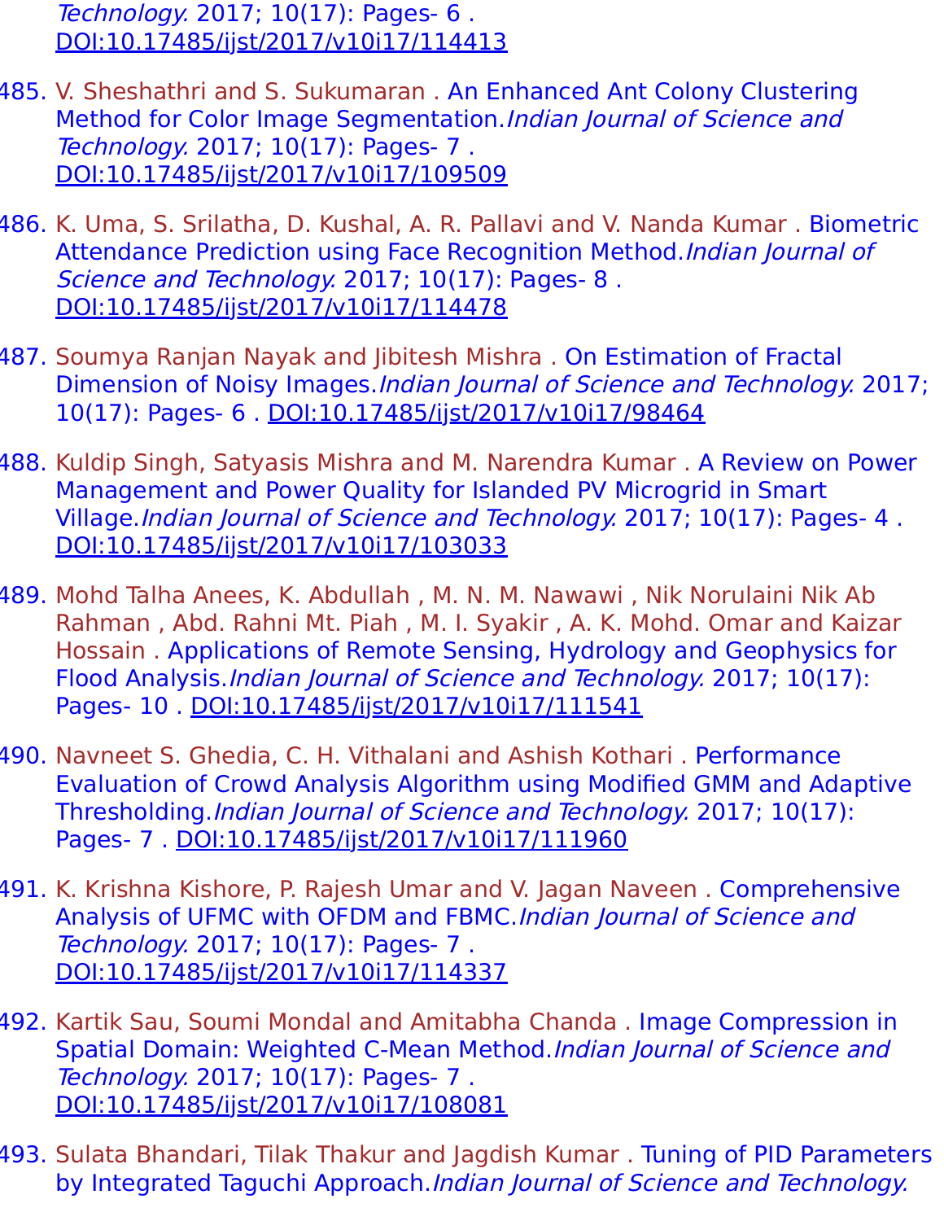Technology. 2017; 10(17): Pages- 6 . DOI:10.17485/ijst/2017/v10i17/114413

485. V. Sheshathri and S. Sukumaran . An Enhanced Ant Colony Clustering Method for Color Image Segmentation.*Indian Journal of Science and Technology.* 2017; 10(17): Pages- 7 . DOI:10.17485/ijst/2017/v10i17/109509

486. K. Uma, S. Srilatha, D. Kushal, A. R. Pallavi and V. Nanda Kumar . Biometric Attendance Prediction using Face Recognition Method.*Indian Journal of Science and Technology.* 2017; 10(17): Pages- 8 . DOI:10.17485/ijst/2017/v10i17/114478

487. Soumya Ranjan Nayak and Jibitesh Mishra . On Estimation of Fractal Dimension of Noisy Images.*Indian Journal of Science and Technology.* 2017; 10(17): Pages- 6 . DOI:10.17485/ijst/2017/v10i17/98464

488. Kuldip Singh, Satyasis Mishra and M. Narendra Kumar . A Review on Power Management and Power Quality for Islanded PV Microgrid in Smart Village.*Indian Journal of Science and Technology.* 2017; 10(17): Pages- 4 . DOI:10.17485/ijst/2017/v10i17/103033

489. Mohd Talha Anees, K. Abdullah , M. N. M. Nawawi , Nik Norulaini Nik Ab Rahman , Abd. Rahni Mt. Piah , M. I. Syakir , A. K. Mohd. Omar and Kaizar Hossain . Applications of Remote Sensing, Hydrology and Geophysics for Flood Analysis.*Indian Journal of Science and Technology.* 2017; 10(17): Pages- 10 . DOI:10.17485/ijst/2017/v10i17/111541

490. Navneet S. Ghedia, C. H. Vithalani and Ashish Kothari . Performance Evaluation of Crowd Analysis Algorithm using Modified GMM and Adaptive Thresholding.*Indian Journal of Science and Technology.* 2017; 10(17): Pages- 7 . DOI:10.17485/ijst/2017/v10i17/111960

491. K. Krishna Kishore, P. Rajesh Umar and V. Jagan Naveen . Comprehensive Analysis of UFMC with OFDM and FBMC.*Indian Journal of Science and Technology.* 2017; 10(17): Pages- 7 . DOI:10.17485/ijst/2017/v10i17/114337

492. Kartik Sau, Soumi Mondal and Amitabha Chanda . Image Compression in Spatial Domain: Weighted C-Mean Method.*Indian Journal of Science and Technology.* 2017; 10(17): Pages- 7 . DOI:10.17485/ijst/2017/v10i17/108081

493. Sulata Bhandari, Tilak Thakur and Jagdish Kumar . Tuning of PID Parameters by Integrated Taguchi Approach.*Indian Journal of Science and Technology.*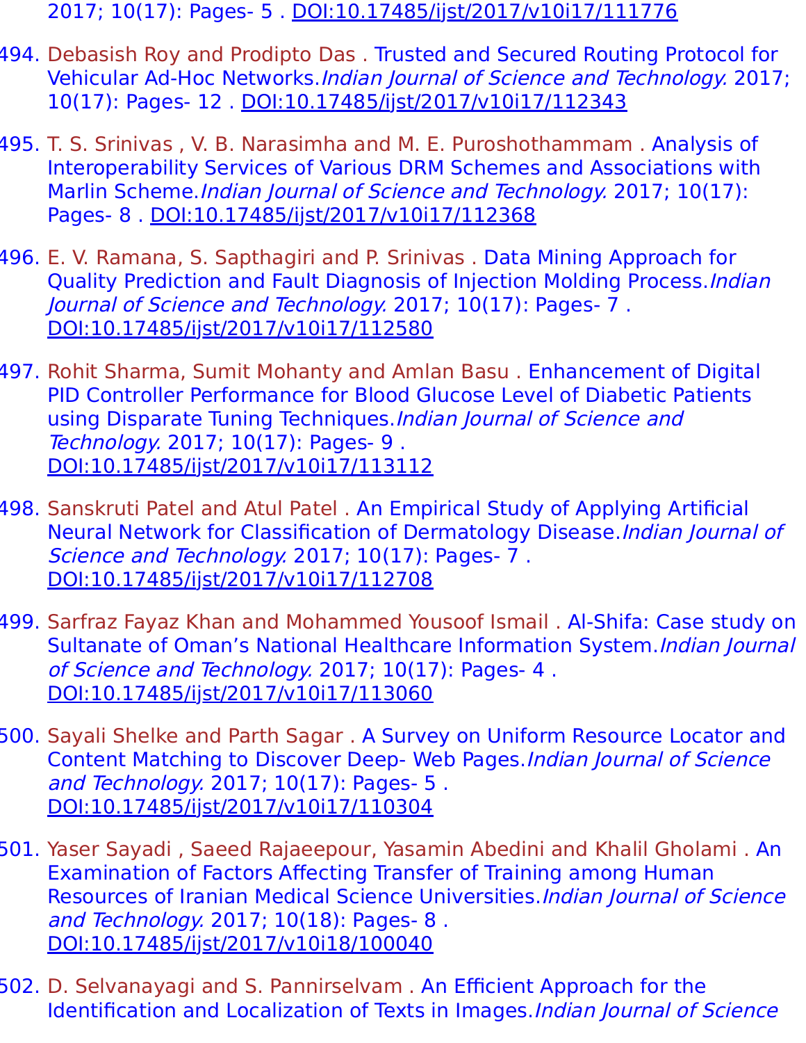2017; 10(17): Pages- 5 . DOI:10.17485/ijst/2017/v10i17/111776

494. Debasish Roy and Prodipto Das . Trusted and Secured Routing Protocol for Vehicular Ad-Hoc Networks.*Indian Journal of Science and Technology.* 2017; 10(17): Pages- 12 . DOI:10.17485/ijst/2017/v10i17/112343

495. T. S. Srinivas , V. B. Narasimha and M. E. Puroshothammam . Analysis of Interoperability Services of Various DRM Schemes and Associations with Marlin Scheme.*Indian Journal of Science and Technology.* 2017; 10(17): Pages- 8 . DOI:10.17485/ijst/2017/v10i17/112368

496. E. V. Ramana, S. Sapthagiri and P. Srinivas . Data Mining Approach for Quality Prediction and Fault Diagnosis of Injection Molding Process.*Indian Journal of Science and Technology.* 2017; 10(17): Pages- 7 . DOI:10.17485/ijst/2017/v10i17/112580

497. Rohit Sharma, Sumit Mohanty and Amlan Basu . Enhancement of Digital PID Controller Performance for Blood Glucose Level of Diabetic Patients using Disparate Tuning Techniques.*Indian Journal of Science and Technology.* 2017; 10(17): Pages- 9 . DOI:10.17485/ijst/2017/v10i17/113112

498. Sanskruti Patel and Atul Patel . An Empirical Study of Applying Artificial Neural Network for Classification of Dermatology Disease.*Indian Journal of Science and Technology.* 2017; 10(17): Pages- 7 . DOI:10.17485/ijst/2017/v10i17/112708

499. Sarfraz Fayaz Khan and Mohammed Yousoof Ismail . Al-Shifa: Case study on Sultanate of Oman’s National Healthcare Information System.*Indian Journal of Science and Technology.* 2017; 10(17): Pages- 4 . DOI:10.17485/ijst/2017/v10i17/113060

500. Sayali Shelke and Parth Sagar . A Survey on Uniform Resource Locator and Content Matching to Discover Deep- Web Pages.*Indian Journal of Science and Technology.* 2017; 10(17): Pages- 5 . DOI:10.17485/ijst/2017/v10i17/110304

501. Yaser Sayadi , Saeed Rajaeepour, Yasamin Abedini and Khalil Gholami . An Examination of Factors Affecting Transfer of Training among Human Resources of Iranian Medical Science Universities.*Indian Journal of Science and Technology.* 2017; 10(18): Pages- 8 . DOI:10.17485/ijst/2017/v10i18/100040

502. D. Selvanayagi and S. Pannirselvam . An Efficient Approach for the Identification and Localization of Texts in Images.*Indian Journal of Science*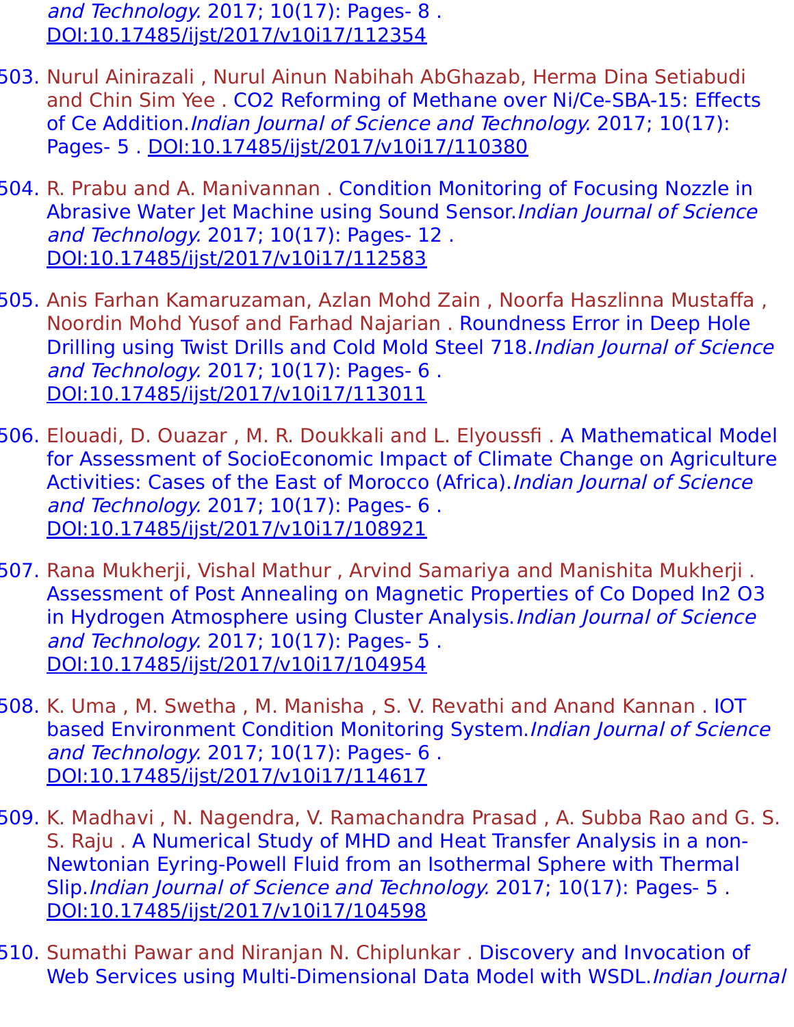and Technology. 2017; 10(17): Pages- 8 . DOI:10.17485/ijst/2017/v10i17/112354

503. Nurul Ainirazali , Nurul Ainun Nabihah AbGhazab, Herma Dina Setiabudi and Chin Sim Yee . CO2 Reforming of Methane over Ni/Ce-SBA-15: Effects of Ce Addition.*Indian Journal of Science and Technology.* 2017; 10(17): Pages- 5 . DOI:10.17485/ijst/2017/v10i17/110380

504. R. Prabu and A. Manivannan . Condition Monitoring of Focusing Nozzle in Abrasive Water Jet Machine using Sound Sensor.*Indian Journal of Science and Technology.* 2017; 10(17): Pages- 12 . DOI:10.17485/ijst/2017/v10i17/112583

505. Anis Farhan Kamaruzaman, Azlan Mohd Zain , Noorfa Haszlinna Mustaffa , Noordin Mohd Yusof and Farhad Najarian . Roundness Error in Deep Hole Drilling using Twist Drills and Cold Mold Steel 718.*Indian Journal of Science and Technology.* 2017; 10(17): Pages- 6 . DOI:10.17485/ijst/2017/v10i17/113011

506. Elouadi, D. Ouazar , M. R. Doukkali and L. Elyoussfi . A Mathematical Model for Assessment of SocioEconomic Impact of Climate Change on Agriculture Activities: Cases of the East of Morocco (Africa).*Indian Journal of Science and Technology.* 2017; 10(17): Pages- 6 . DOI:10.17485/ijst/2017/v10i17/108921

507. Rana Mukherji, Vishal Mathur , Arvind Samariya and Manishita Mukherji . Assessment of Post Annealing on Magnetic Properties of Co Doped In2 O3 in Hydrogen Atmosphere using Cluster Analysis.*Indian Journal of Science and Technology.* 2017; 10(17): Pages- 5 . DOI:10.17485/ijst/2017/v10i17/104954

508. K. Uma , M. Swetha , M. Manisha , S. V. Revathi and Anand Kannan . IOT based Environment Condition Monitoring System.*Indian Journal of Science and Technology.* 2017; 10(17): Pages- 6 . DOI:10.17485/ijst/2017/v10i17/114617

509. K. Madhavi , N. Nagendra, V. Ramachandra Prasad , A. Subba Rao and G. S. S. Raju . A Numerical Study of MHD and Heat Transfer Analysis in a non-Newtonian Eyring-Powell Fluid from an Isothermal Sphere with Thermal Slip.*Indian Journal of Science and Technology.* 2017; 10(17): Pages- 5 . DOI:10.17485/ijst/2017/v10i17/104598

510. Sumathi Pawar and Niranjan N. Chiplunkar . Discovery and Invocation of Web Services using Multi-Dimensional Data Model with WSDL.*Indian Journal*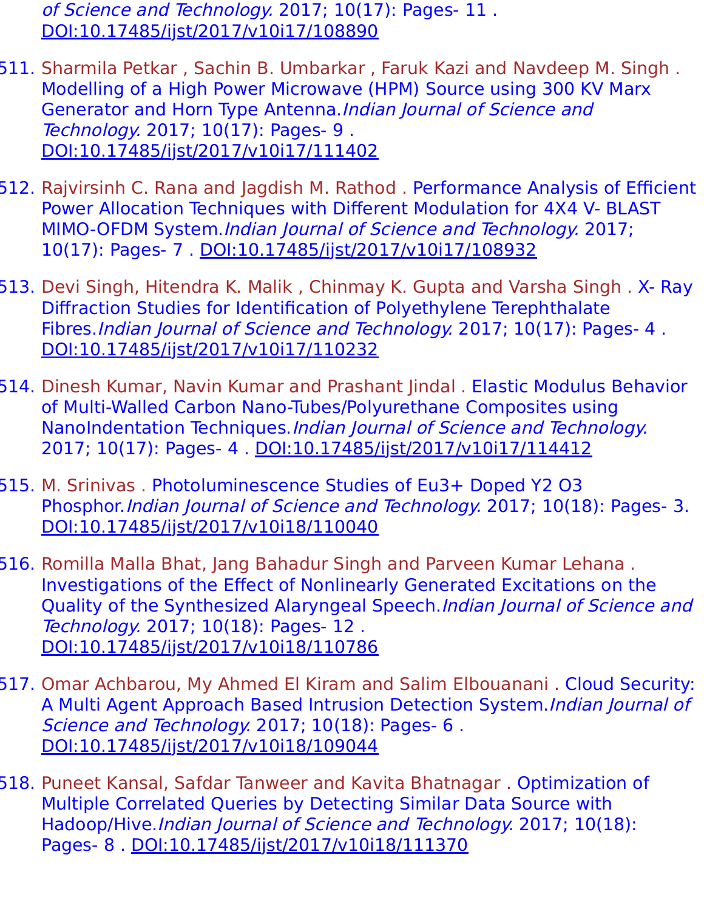of Science and Technology. 2017; 10(17): Pages- 11 . DOI:10.17485/ijst/2017/v10i17/108890

511. Sharmila Petkar , Sachin B. Umbarkar , Faruk Kazi and Navdeep M. Singh . Modelling of a High Power Microwave (HPM) Source using 300 KV Marx Generator and Horn Type Antenna.*Indian Journal of Science and Technology.* 2017; 10(17): Pages- 9 . DOI:10.17485/ijst/2017/v10i17/111402

512. Rajvirsinh C. Rana and Jagdish M. Rathod . Performance Analysis of Efficient Power Allocation Techniques with Different Modulation for 4X4 V- BLAST MIMO-OFDM System.*Indian Journal of Science and Technology.* 2017; 10(17): Pages- 7 . DOI:10.17485/ijst/2017/v10i17/108932

513. Devi Singh, Hitendra K. Malik , Chinmay K. Gupta and Varsha Singh . X- Ray Diffraction Studies for Identification of Polyethylene Terephthalate Fibres.*Indian Journal of Science and Technology.* 2017; 10(17): Pages- 4 . DOI:10.17485/ijst/2017/v10i17/110232

514. Dinesh Kumar, Navin Kumar and Prashant Jindal . Elastic Modulus Behavior of Multi-Walled Carbon Nano-Tubes/Polyurethane Composites using NanoIndentation Techniques.*Indian Journal of Science and Technology.* 2017; 10(17): Pages- 4 . DOI:10.17485/ijst/2017/v10i17/114412

515. M. Srinivas . Photoluminescence Studies of $Eu^{3+}$ Doped $Y_2 O_3$ Phosphor.*Indian Journal of Science and Technology.* 2017; 10(18): Pages- 3. DOI:10.17485/ijst/2017/v10i18/110040

516. Romilla Malla Bhat, Jang Bahadur Singh and Parveen Kumar Lehana . Investigations of the Effect of Nonlinearly Generated Excitations on the Quality of the Synthesized Alaryngeal Speech.*Indian Journal of Science and Technology.* 2017; 10(18): Pages- 12 . DOI:10.17485/ijst/2017/v10i18/110786

517. Omar Achbarou, My Ahmed El Kiram and Salim Elbouanani . Cloud Security: A Multi Agent Approach Based Intrusion Detection System.*Indian Journal of Science and Technology.* 2017; 10(18): Pages- 6 . DOI:10.17485/ijst/2017/v10i18/109044

518. Puneet Kansal, Safdar Tanweer and Kavita Bhatnagar . Optimization of Multiple Correlated Queries by Detecting Similar Data Source with Hadoop/Hive.*Indian Journal of Science and Technology.* 2017; 10(18): Pages- 8 . DOI:10.17485/ijst/2017/v10i18/111370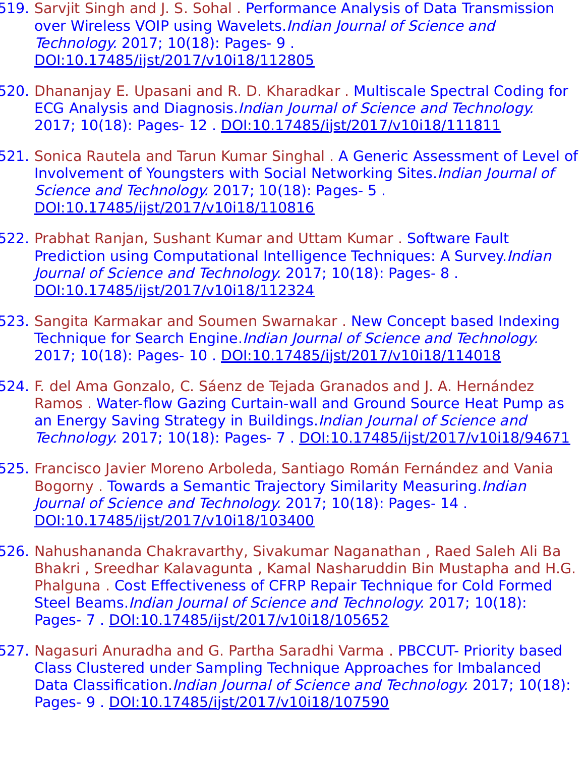519. Sarvjit Singh and J. S. Sohal . Performance Analysis of Data Transmission over Wireless VOIP using Wavelets.*Indian Journal of Science and Technology.* 2017; 10(18): Pages- 9 . DOI:10.17485/ijst/2017/v10i18/112805

520. Dhananjay E. Upasani and R. D. Kharadkar . Multiscale Spectral Coding for ECG Analysis and Diagnosis.*Indian Journal of Science and Technology.* 2017; 10(18): Pages- 12 . DOI:10.17485/ijst/2017/v10i18/111811

521. Sonica Rautela and Tarun Kumar Singhal . A Generic Assessment of Level of Involvement of Youngsters with Social Networking Sites.*Indian Journal of Science and Technology.* 2017; 10(18): Pages- 5 . DOI:10.17485/ijst/2017/v10i18/110816

522. Prabhat Ranjan, Sushant Kumar and Uttam Kumar . Software Fault Prediction using Computational Intelligence Techniques: A Survey.*Indian Journal of Science and Technology.* 2017; 10(18): Pages- 8 . DOI:10.17485/ijst/2017/v10i18/112324

523. Sangita Karmakar and Soumen Swarnakar . New Concept based Indexing Technique for Search Engine.*Indian Journal of Science and Technology.* 2017; 10(18): Pages- 10 . DOI:10.17485/ijst/2017/v10i18/114018

524. F. del Ama Gonzalo, C. Sáenz de Tejada Granados and J. A. Hernández Ramos . Water-flow Gazing Curtain-wall and Ground Source Heat Pump as an Energy Saving Strategy in Buildings.*Indian Journal of Science and Technology.* 2017; 10(18): Pages- 7 . DOI:10.17485/ijst/2017/v10i18/94671

525. Francisco Javier Moreno Arboleda, Santiago Román Fernández and Vania Bogorny . Towards a Semantic Trajectory Similarity Measuring.*Indian Journal of Science and Technology.* 2017; 10(18): Pages- 14 . DOI:10.17485/ijst/2017/v10i18/103400

526. Nahushananda Chakravarthy, Sivakumar Naganathan , Raed Saleh Ali Ba Bhakri , Sreedhar Kalavagunta , Kamal Nasharuddin Bin Mustapha and H.G. Phalguna . Cost Effectiveness of CFRP Repair Technique for Cold Formed Steel Beams.*Indian Journal of Science and Technology.* 2017; 10(18): Pages- 7 . DOI:10.17485/ijst/2017/v10i18/105652

527. Nagasuri Anuradha and G. Partha Saradhi Varma . PBCCUT- Priority based Class Clustered under Sampling Technique Approaches for Imbalanced Data Classification.*Indian Journal of Science and Technology.* 2017; 10(18): Pages- 9 . DOI:10.17485/ijst/2017/v10i18/107590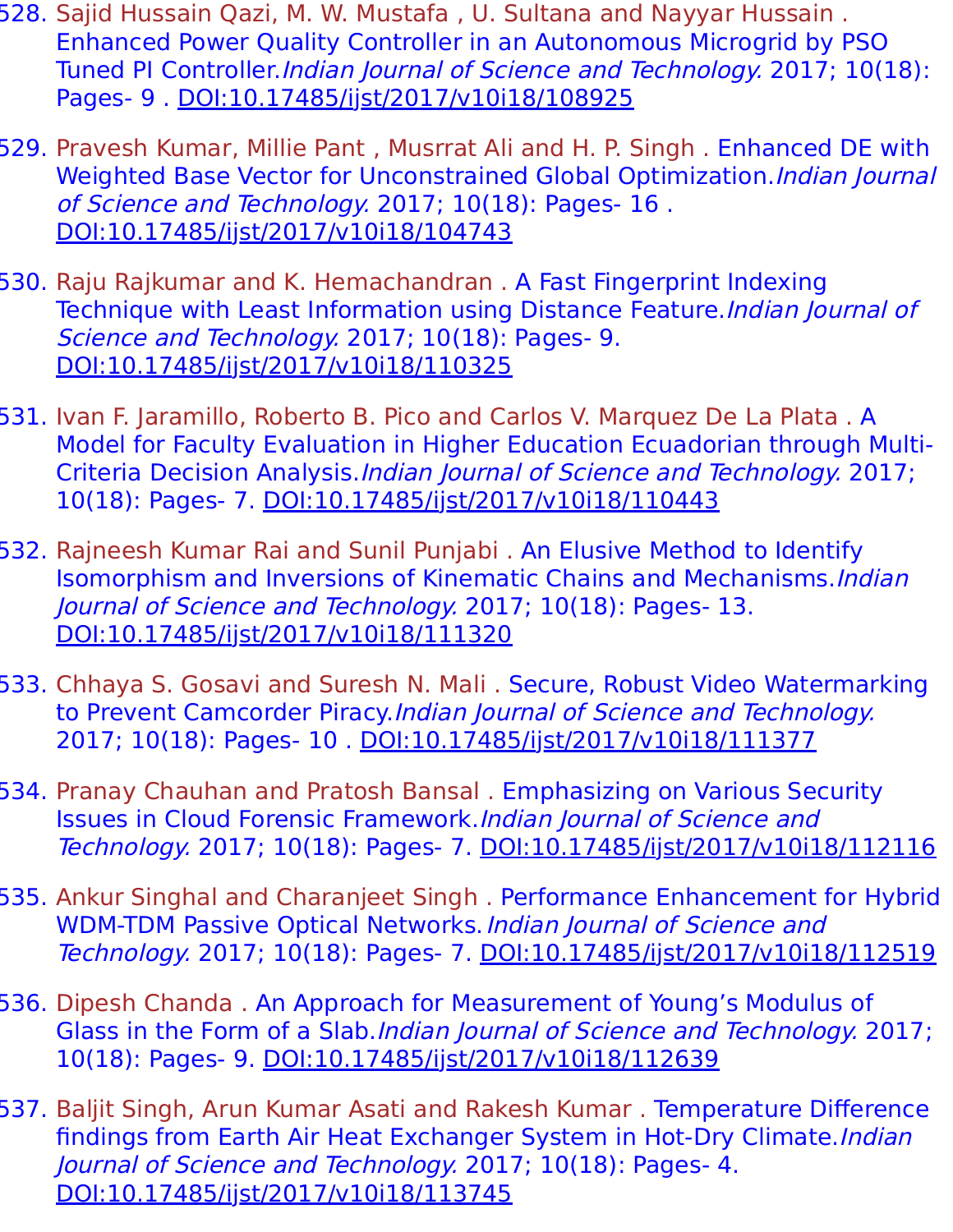528. Sajid Hussain Qazi, M. W. Mustafa , U. Sultana and Nayyar Hussain . Enhanced Power Quality Controller in an Autonomous Microgrid by PSO Tuned PI Controller.*Indian Journal of Science and Technology.* 2017; 10(18): Pages- 9 . DOI:10.17485/ijst/2017/v10i18/108925

529. Pravesh Kumar, Millie Pant , Musrrat Ali and H. P. Singh . Enhanced DE with Weighted Base Vector for Unconstrained Global Optimization.*Indian Journal of Science and Technology.* 2017; 10(18): Pages- 16 . DOI:10.17485/ijst/2017/v10i18/104743

530. Raju Rajkumar and K. Hemachandran . A Fast Fingerprint Indexing Technique with Least Information using Distance Feature.*Indian Journal of Science and Technology.* 2017; 10(18): Pages- 9. DOI:10.17485/ijst/2017/v10i18/110325

531. Ivan F. Jaramillo, Roberto B. Pico and Carlos V. Marquez De La Plata . A Model for Faculty Evaluation in Higher Education Ecuadorian through Multi-Criteria Decision Analysis.*Indian Journal of Science and Technology.* 2017; 10(18): Pages- 7. DOI:10.17485/ijst/2017/v10i18/110443

532. Rajneesh Kumar Rai and Sunil Punjabi . An Elusive Method to Identify Isomorphism and Inversions of Kinematic Chains and Mechanisms.*Indian Journal of Science and Technology.* 2017; 10(18): Pages- 13. DOI:10.17485/ijst/2017/v10i18/111320

533. Chhaya S. Gosavi and Suresh N. Mali . Secure, Robust Video Watermarking to Prevent Camcorder Piracy.*Indian Journal of Science and Technology.* 2017; 10(18): Pages- 10 . DOI:10.17485/ijst/2017/v10i18/111377

534. Pranay Chauhan and Pratosh Bansal . Emphasizing on Various Security Issues in Cloud Forensic Framework.*Indian Journal of Science and Technology.* 2017; 10(18): Pages- 7. DOI:10.17485/ijst/2017/v10i18/112116

535. Ankur Singhal and Charanjeet Singh . Performance Enhancement for Hybrid WDM-TDM Passive Optical Networks.*Indian Journal of Science and Technology.* 2017; 10(18): Pages- 7. DOI:10.17485/ijst/2017/v10i18/112519

536. Dipesh Chanda . An Approach for Measurement of Young's Modulus of Glass in the Form of a Slab.*Indian Journal of Science and Technology.* 2017; 10(18): Pages- 9. DOI:10.17485/ijst/2017/v10i18/112639

537. Baljit Singh, Arun Kumar Asati and Rakesh Kumar . Temperature Difference findings from Earth Air Heat Exchanger System in Hot-Dry Climate.*Indian Journal of Science and Technology.* 2017; 10(18): Pages- 4. DOI:10.17485/ijst/2017/v10i18/113745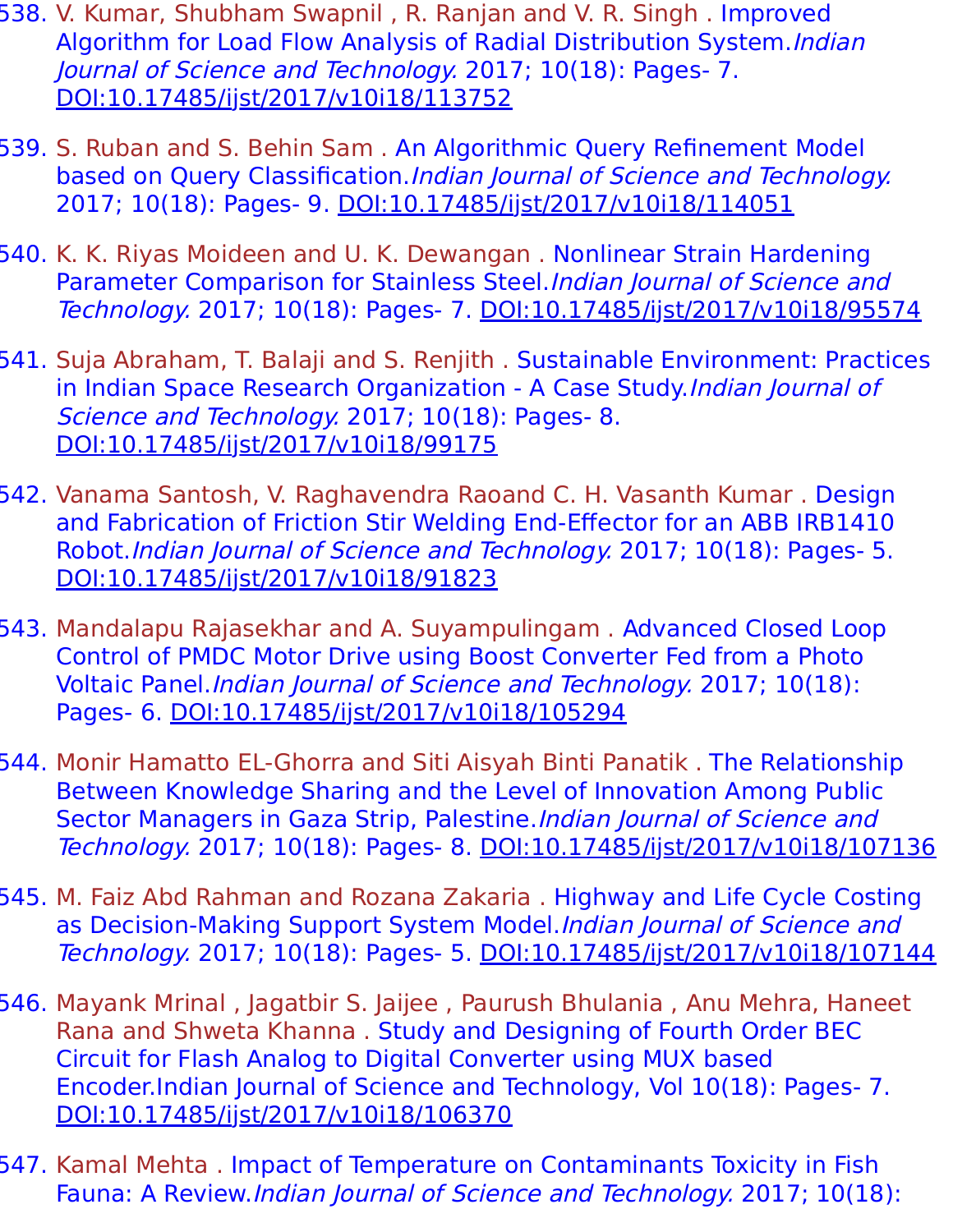538. V. Kumar, Shubham Swapnil , R. Ranjan and V. R. Singh . Improved Algorithm for Load Flow Analysis of Radial Distribution System.*Indian Journal of Science and Technology.* 2017; 10(18): Pages- 7. DOI:10.17485/ijst/2017/v10i18/113752

539. S. Ruban and S. Behin Sam . An Algorithmic Query Refinement Model based on Query Classification.*Indian Journal of Science and Technology.* 2017; 10(18): Pages- 9. DOI:10.17485/ijst/2017/v10i18/114051

540. K. K. Riyas Moideen and U. K. Dewangan . Nonlinear Strain Hardening Parameter Comparison for Stainless Steel.*Indian Journal of Science and Technology.* 2017; 10(18): Pages- 7. DOI:10.17485/ijst/2017/v10i18/95574

541. Suja Abraham, T. Balaji and S. Renjith . Sustainable Environment: Practices in Indian Space Research Organization - A Case Study.*Indian Journal of Science and Technology.* 2017; 10(18): Pages- 8. DOI:10.17485/ijst/2017/v10i18/99175

542. Vanama Santosh, V. Raghavendra Raoand C. H. Vasanth Kumar . Design and Fabrication of Friction Stir Welding End-Effector for an ABB IRB1410 Robot.*Indian Journal of Science and Technology.* 2017; 10(18): Pages- 5. DOI:10.17485/ijst/2017/v10i18/91823

543. Mandalapu Rajasekhar and A. Suyampulingam . Advanced Closed Loop Control of PMDC Motor Drive using Boost Converter Fed from a Photo Voltaic Panel.*Indian Journal of Science and Technology.* 2017; 10(18): Pages- 6. DOI:10.17485/ijst/2017/v10i18/105294

544. Monir Hamatto EL-Ghorra and Siti Aisyah Binti Panatik . The Relationship Between Knowledge Sharing and the Level of Innovation Among Public Sector Managers in Gaza Strip, Palestine.*Indian Journal of Science and Technology.* 2017; 10(18): Pages- 8. DOI:10.17485/ijst/2017/v10i18/107136

545. M. Faiz Abd Rahman and Rozana Zakaria . Highway and Life Cycle Costing as Decision-Making Support System Model.*Indian Journal of Science and Technology.* 2017; 10(18): Pages- 5. DOI:10.17485/ijst/2017/v10i18/107144

546. Mayank Mrinal , Jagatbir S. Jaijee , Paurush Bhulania , Anu Mehra, Haneet Rana and Shweta Khanna . Study and Designing of Fourth Order BEC Circuit for Flash Analog to Digital Converter using MUX based Encoder.Indian Journal of Science and Technology, Vol 10(18): Pages- 7. DOI:10.17485/ijst/2017/v10i18/106370

547. Kamal Mehta . Impact of Temperature on Contaminants Toxicity in Fish Fauna: A Review.*Indian Journal of Science and Technology.* 2017; 10(18):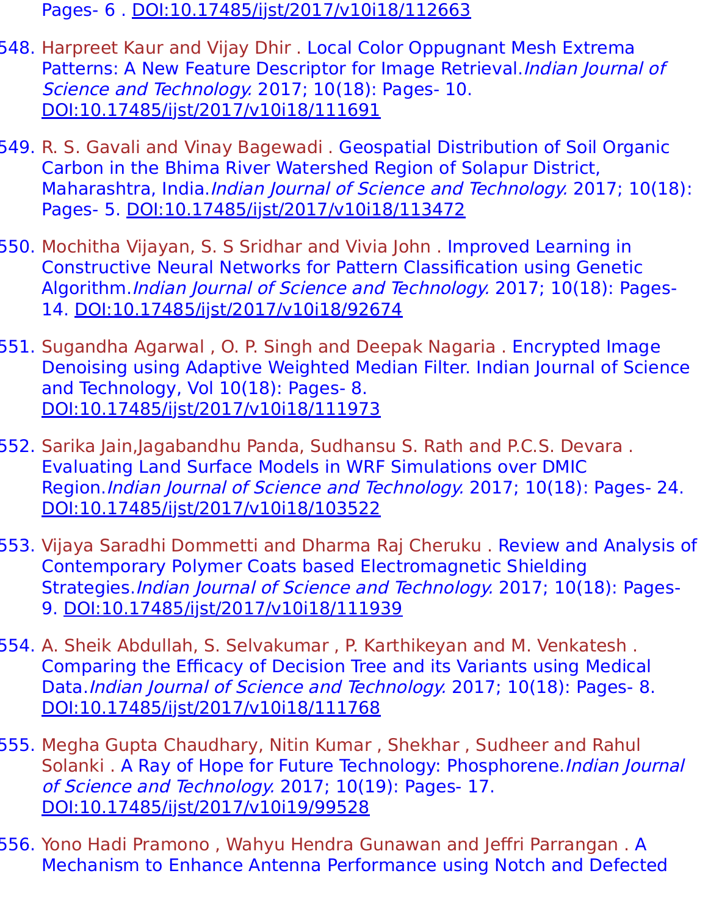Pages- 6 . DOI:10.17485/ijst/2017/v10i18/112663

548. Harpreet Kaur and Vijay Dhir . Local Color Oppugnant Mesh Extrema Patterns: A New Feature Descriptor for Image Retrieval.*Indian Journal of Science and Technology.* 2017; 10(18): Pages- 10. DOI:10.17485/ijst/2017/v10i18/111691

549. R. S. Gavali and Vinay Bagewadi . Geospatial Distribution of Soil Organic Carbon in the Bhima River Watershed Region of Solapur District, Maharashtra, India.*Indian Journal of Science and Technology.* 2017; 10(18): Pages- 5. DOI:10.17485/ijst/2017/v10i18/113472

550. Mochitha Vijayan, S. S Sridhar and Vivia John . Improved Learning in Constructive Neural Networks for Pattern Classification using Genetic Algorithm.*Indian Journal of Science and Technology.* 2017; 10(18): Pages- 14. DOI:10.17485/ijst/2017/v10i18/92674

551. Sugandha Agarwal , O. P. Singh and Deepak Nagaria . Encrypted Image Denoising using Adaptive Weighted Median Filter. Indian Journal of Science and Technology, Vol 10(18): Pages- 8. DOI:10.17485/ijst/2017/v10i18/111973

552. Sarika Jain,Jagabandhu Panda, Sudhansu S. Rath and P.C.S. Devara . Evaluating Land Surface Models in WRF Simulations over DMIC Region.*Indian Journal of Science and Technology.* 2017; 10(18): Pages- 24. DOI:10.17485/ijst/2017/v10i18/103522

553. Vijaya Saradhi Dommetti and Dharma Raj Cheruku . Review and Analysis of Contemporary Polymer Coats based Electromagnetic Shielding Strategies.*Indian Journal of Science and Technology.* 2017; 10(18): Pages- 9. DOI:10.17485/ijst/2017/v10i18/111939

554. A. Sheik Abdullah, S. Selvakumar , P. Karthikeyan and M. Venkatesh . Comparing the Efficacy of Decision Tree and its Variants using Medical Data.*Indian Journal of Science and Technology.* 2017; 10(18): Pages- 8. DOI:10.17485/ijst/2017/v10i18/111768

555. Megha Gupta Chaudhary, Nitin Kumar , Shekhar , Sudheer and Rahul Solanki . A Ray of Hope for Future Technology: Phosphorene.*Indian Journal of Science and Technology.* 2017; 10(19): Pages- 17. DOI:10.17485/ijst/2017/v10i19/99528

556. Yono Hadi Pramono , Wahyu Hendra Gunawan and Jeffri Parrangan . A Mechanism to Enhance Antenna Performance using Notch and Defected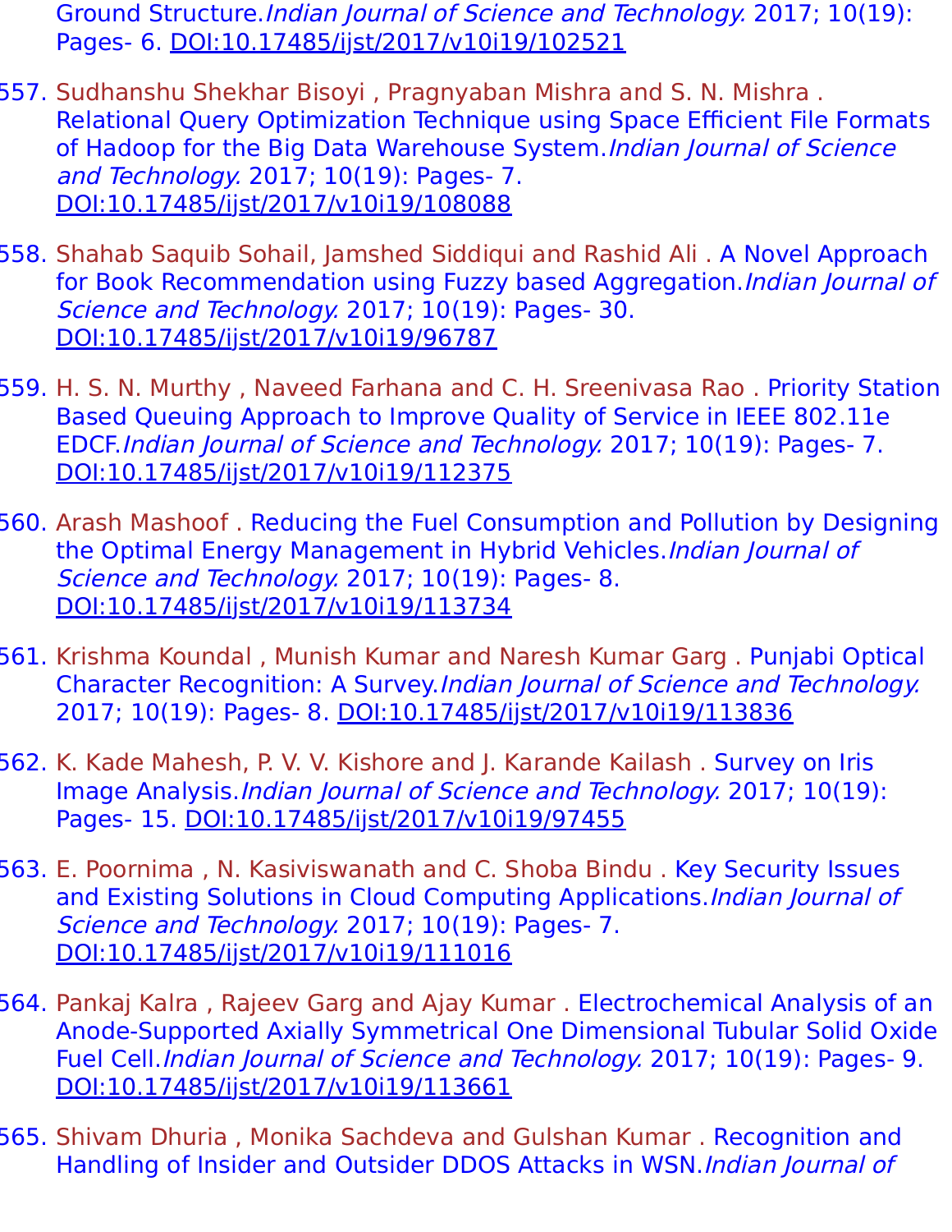Ground Structure. *Indian Journal of Science and Technology.* 2017; 10(19): Pages- 6. DOI:10.17485/ijst/2017/v10i19/102521

557. Sudhanshu Shekhar Bisoyi , Pragnyaban Mishra and S. N. Mishra . Relational Query Optimization Technique using Space Efficient File Formats of Hadoop for the Big Data Warehouse System. *Indian Journal of Science and Technology.* 2017; 10(19): Pages- 7. DOI:10.17485/ijst/2017/v10i19/108088

558. Shahab Saquib Sohail, Jamshed Siddiqui and Rashid Ali . A Novel Approach for Book Recommendation using Fuzzy based Aggregation. *Indian Journal of Science and Technology.* 2017; 10(19): Pages- 30. DOI:10.17485/ijst/2017/v10i19/96787

559. H. S. N. Murthy , Naveed Farhana and C. H. Sreenivasa Rao . Priority Station Based Queuing Approach to Improve Quality of Service in IEEE 802.11e EDCF. *Indian Journal of Science and Technology.* 2017; 10(19): Pages- 7. DOI:10.17485/ijst/2017/v10i19/112375

560. Arash Mashoof . Reducing the Fuel Consumption and Pollution by Designing the Optimal Energy Management in Hybrid Vehicles. *Indian Journal of Science and Technology.* 2017; 10(19): Pages- 8. DOI:10.17485/ijst/2017/v10i19/113734

561. Krishma Koundal , Munish Kumar and Naresh Kumar Garg . Punjabi Optical Character Recognition: A Survey. *Indian Journal of Science and Technology.* 2017; 10(19): Pages- 8. DOI:10.17485/ijst/2017/v10i19/113836

562. K. Kade Mahesh, P. V. V. Kishore and J. Karande Kailash . Survey on Iris Image Analysis. *Indian Journal of Science and Technology.* 2017; 10(19): Pages- 15. DOI:10.17485/ijst/2017/v10i19/97455

563. E. Poornima , N. Kasiviswanath and C. Shoba Bindu . Key Security Issues and Existing Solutions in Cloud Computing Applications. *Indian Journal of Science and Technology.* 2017; 10(19): Pages- 7. DOI:10.17485/ijst/2017/v10i19/111016

564. Pankaj Kalra , Rajeev Garg and Ajay Kumar . Electrochemical Analysis of an Anode-Supported Axially Symmetrical One Dimensional Tubular Solid Oxide Fuel Cell. *Indian Journal of Science and Technology.* 2017; 10(19): Pages- 9. DOI:10.17485/ijst/2017/v10i19/113661

565. Shivam Dhuria , Monika Sachdeva and Gulshan Kumar . Recognition and Handling of Insider and Outsider DDOS Attacks in WSN. *Indian Journal of*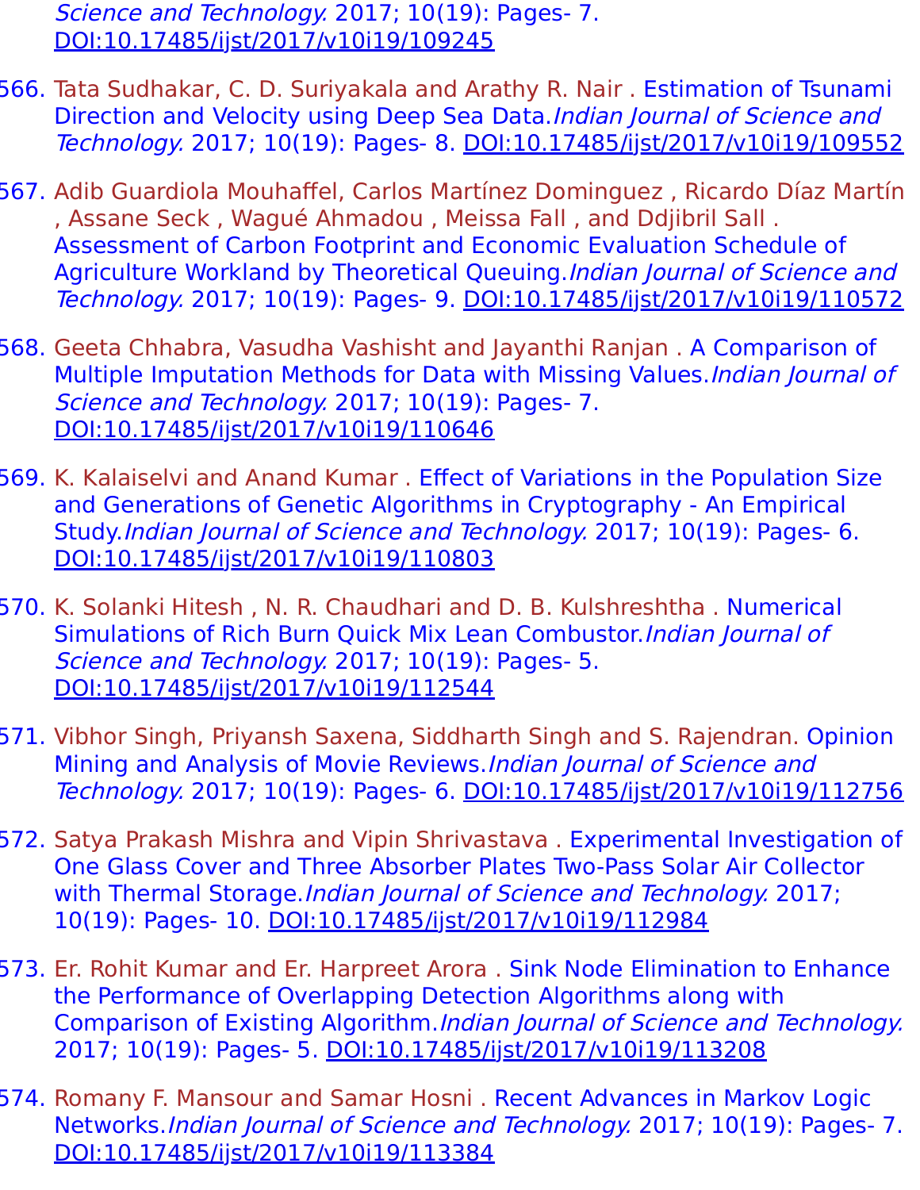*Science and Technology.* 2017; 10(19): Pages- 7. DOI:10.17485/ijst/2017/v10i19/109245

566. Tata Sudhakar, C. D. Suriyakala and Arathy R. Nair . Estimation of Tsunami Direction and Velocity using Deep Sea Data.*Indian Journal of Science and Technology.* 2017; 10(19): Pages- 8. DOI:10.17485/ijst/2017/v10i19/109552

567. Adib Guardiola Mouhaffel, Carlos Martínez Dominguez , Ricardo Díaz Martín , Assane Seck , Wagué Ahmadou , Meissa Fall , and Ddjibril Sall . Assessment of Carbon Footprint and Economic Evaluation Schedule of Agriculture Workland by Theoretical Queuing.*Indian Journal of Science and Technology.* 2017; 10(19): Pages- 9. DOI:10.17485/ijst/2017/v10i19/110572

568. Geeta Chhabra, Vasudha Vashisht and Jayanthi Ranjan . A Comparison of Multiple Imputation Methods for Data with Missing Values.*Indian Journal of Science and Technology.* 2017; 10(19): Pages- 7. DOI:10.17485/ijst/2017/v10i19/110646

569. K. Kalaiselvi and Anand Kumar . Effect of Variations in the Population Size and Generations of Genetic Algorithms in Cryptography - An Empirical Study.*Indian Journal of Science and Technology.* 2017; 10(19): Pages- 6. DOI:10.17485/ijst/2017/v10i19/110803

570. K. Solanki Hitesh , N. R. Chaudhari and D. B. Kulshreshtha . Numerical Simulations of Rich Burn Quick Mix Lean Combustor.*Indian Journal of Science and Technology.* 2017; 10(19): Pages- 5. DOI:10.17485/ijst/2017/v10i19/112544

571. Vibhor Singh, Priyansh Saxena, Siddharth Singh and S. Rajendran. Opinion Mining and Analysis of Movie Reviews.*Indian Journal of Science and Technology.* 2017; 10(19): Pages- 6. DOI:10.17485/ijst/2017/v10i19/112756

572. Satya Prakash Mishra and Vipin Shrivastava . Experimental Investigation of One Glass Cover and Three Absorber Plates Two-Pass Solar Air Collector with Thermal Storage.*Indian Journal of Science and Technology.* 2017; 10(19): Pages- 10. DOI:10.17485/ijst/2017/v10i19/112984

573. Er. Rohit Kumar and Er. Harpreet Arora . Sink Node Elimination to Enhance the Performance of Overlapping Detection Algorithms along with Comparison of Existing Algorithm.*Indian Journal of Science and Technology.* 2017; 10(19): Pages- 5. DOI:10.17485/ijst/2017/v10i19/113208

574. Romany F. Mansour and Samar Hosni . Recent Advances in Markov Logic Networks.*Indian Journal of Science and Technology.* 2017; 10(19): Pages- 7. DOI:10.17485/ijst/2017/v10i19/113384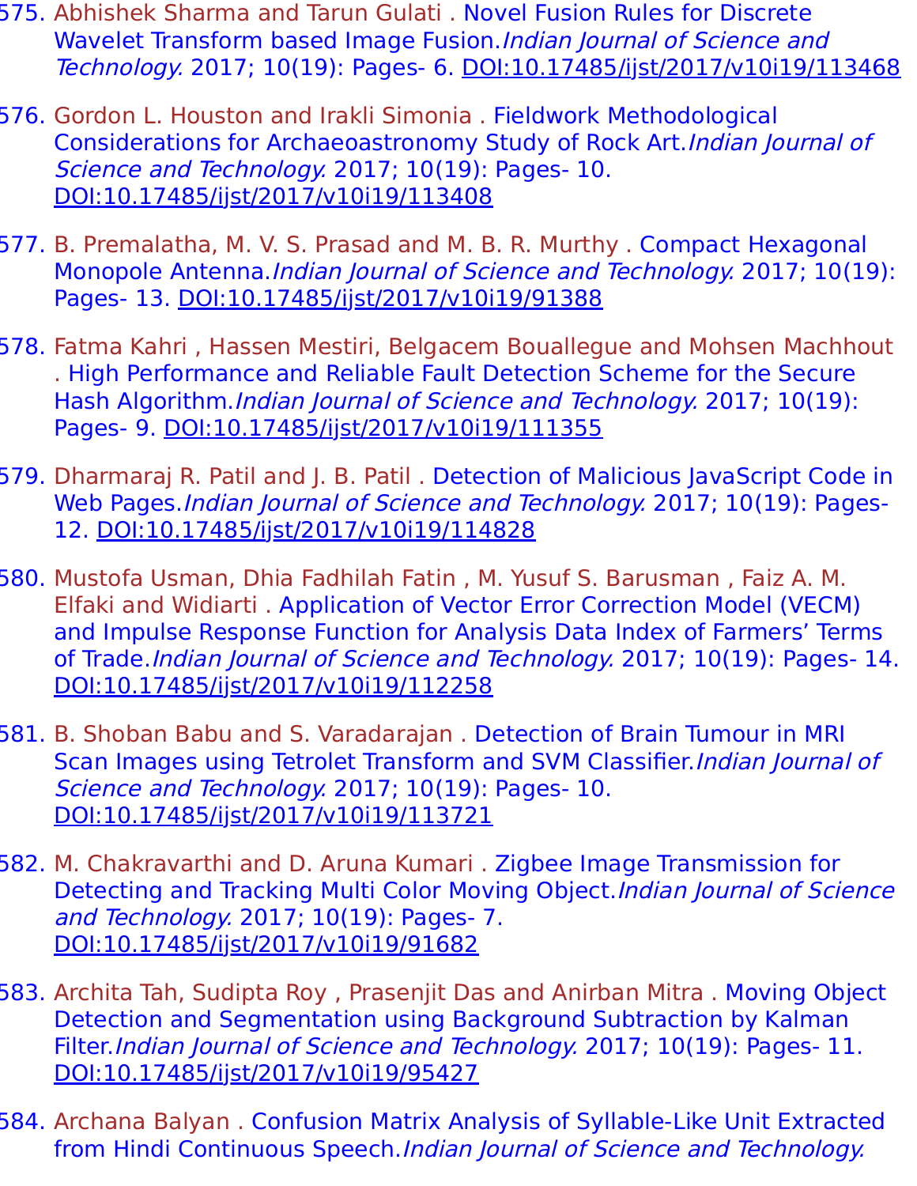575. Abhishek Sharma and Tarun Gulati . Novel Fusion Rules for Discrete Wavelet Transform based Image Fusion.*Indian Journal of Science and Technology.* 2017; 10(19): Pages- 6. DOI:10.17485/ijst/2017/v10i19/113468

576. Gordon L. Houston and Irakli Simonia . Fieldwork Methodological Considerations for Archaeoastronomy Study of Rock Art.*Indian Journal of Science and Technology.* 2017; 10(19): Pages- 10. DOI:10.17485/ijst/2017/v10i19/113408

577. B. Premalatha, M. V. S. Prasad and M. B. R. Murthy . Compact Hexagonal Monopole Antenna.*Indian Journal of Science and Technology.* 2017; 10(19): Pages- 13. DOI:10.17485/ijst/2017/v10i19/91388

578. Fatma Kahri , Hassen Mestiri, Belgacem Bouallegue and Mohsen Machhout . High Performance and Reliable Fault Detection Scheme for the Secure Hash Algorithm.*Indian Journal of Science and Technology.* 2017; 10(19): Pages- 9. DOI:10.17485/ijst/2017/v10i19/111355

579. Dharmaraj R. Patil and J. B. Patil . Detection of Malicious JavaScript Code in Web Pages.*Indian Journal of Science and Technology.* 2017; 10(19): Pages- 12. DOI:10.17485/ijst/2017/v10i19/114828

580. Mustofa Usman, Dhia Fadhilah Fatin , M. Yusuf S. Barusman , Faiz A. M. Elfaki and Widiarti . Application of Vector Error Correction Model (VECM) and Impulse Response Function for Analysis Data Index of Farmers' Terms of Trade.*Indian Journal of Science and Technology.* 2017; 10(19): Pages- 14. DOI:10.17485/ijst/2017/v10i19/112258

581. B. Shoban Babu and S. Varadarajan . Detection of Brain Tumour in MRI Scan Images using Tetrolet Transform and SVM Classifier.*Indian Journal of Science and Technology.* 2017; 10(19): Pages- 10. DOI:10.17485/ijst/2017/v10i19/113721

582. M. Chakravarthi and D. Aruna Kumari . Zigbee Image Transmission for Detecting and Tracking Multi Color Moving Object.*Indian Journal of Science and Technology.* 2017; 10(19): Pages- 7. DOI:10.17485/ijst/2017/v10i19/91682

583. Archita Tah, Sudipta Roy , Prasenjit Das and Anirban Mitra . Moving Object Detection and Segmentation using Background Subtraction by Kalman Filter.*Indian Journal of Science and Technology.* 2017; 10(19): Pages- 11. DOI:10.17485/ijst/2017/v10i19/95427

584. Archana Balyan . Confusion Matrix Analysis of Syllable-Like Unit Extracted from Hindi Continuous Speech.*Indian Journal of Science and Technology.*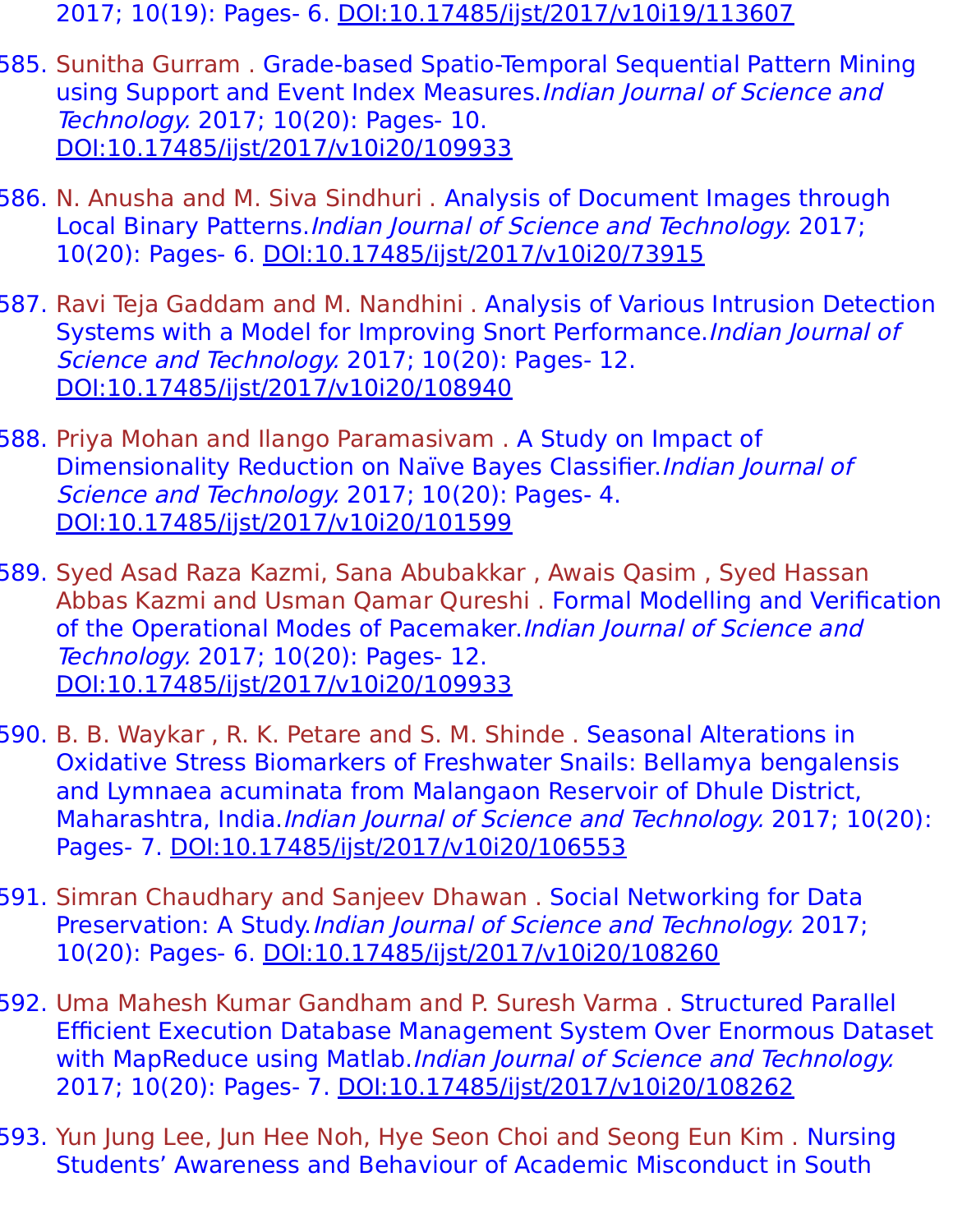2017; 10(19): Pages- 6. DOI:10.17485/ijst/2017/v10i19/113607

585. Sunitha Gurram . Grade-based Spatio-Temporal Sequential Pattern Mining using Support and Event Index Measures.*Indian Journal of Science and Technology.* 2017; 10(20): Pages- 10. DOI:10.17485/ijst/2017/v10i20/109933

586. N. Anusha and M. Siva Sindhuri . Analysis of Document Images through Local Binary Patterns.*Indian Journal of Science and Technology.* 2017; 10(20): Pages- 6. DOI:10.17485/ijst/2017/v10i20/73915

587. Ravi Teja Gaddam and M. Nandhini . Analysis of Various Intrusion Detection Systems with a Model for Improving Snort Performance.*Indian Journal of Science and Technology.* 2017; 10(20): Pages- 12. DOI:10.17485/ijst/2017/v10i20/108940

588. Priya Mohan and Ilango Paramasivam . A Study on Impact of Dimensionality Reduction on Naïve Bayes Classifier.*Indian Journal of Science and Technology.* 2017; 10(20): Pages- 4. DOI:10.17485/ijst/2017/v10i20/101599

589. Syed Asad Raza Kazmi, Sana Abubakkar , Awais Qasim , Syed Hassan Abbas Kazmi and Usman Qamar Qureshi . Formal Modelling and Verification of the Operational Modes of Pacemaker.*Indian Journal of Science and Technology.* 2017; 10(20): Pages- 12. DOI:10.17485/ijst/2017/v10i20/109933

590. B. B. Waykar , R. K. Petare and S. M. Shinde . Seasonal Alterations in Oxidative Stress Biomarkers of Freshwater Snails: Bellamya bengalensis and Lymnaea acuminata from Malangaon Reservoir of Dhule District, Maharashtra, India.*Indian Journal of Science and Technology.* 2017; 10(20): Pages- 7. DOI:10.17485/ijst/2017/v10i20/106553

591. Simran Chaudhary and Sanjeev Dhawan . Social Networking for Data Preservation: A Study.*Indian Journal of Science and Technology.* 2017; 10(20): Pages- 6. DOI:10.17485/ijst/2017/v10i20/108260

592. Uma Mahesh Kumar Gandham and P. Suresh Varma . Structured Parallel Efficient Execution Database Management System Over Enormous Dataset with MapReduce using Matlab.*Indian Journal of Science and Technology.* 2017; 10(20): Pages- 7. DOI:10.17485/ijst/2017/v10i20/108262

593. Yun Jung Lee, Jun Hee Noh, Hye Seon Choi and Seong Eun Kim . Nursing Students' Awareness and Behaviour of Academic Misconduct in South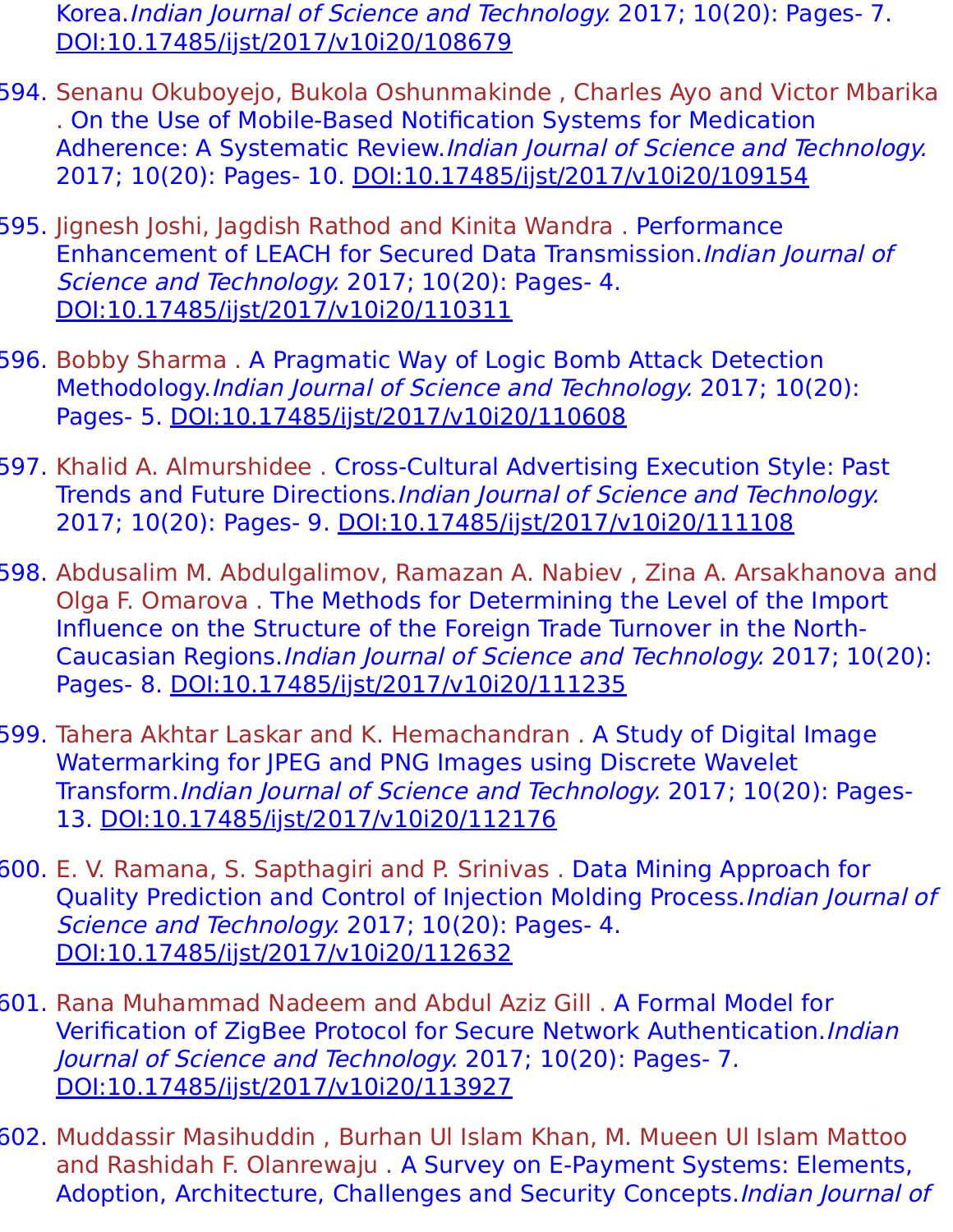Korea. *Indian Journal of Science and Technology.* 2017; 10(20): Pages- 7. DOI:10.17485/ijst/2017/v10i20/108679

594. Senanu Okuboyejo, Bukola Oshunmakinde , Charles Ayo and Victor Mbarika . On the Use of Mobile-Based Notification Systems for Medication Adherence: A Systematic Review. *Indian Journal of Science and Technology.* 2017; 10(20): Pages- 10. DOI:10.17485/ijst/2017/v10i20/109154

595. Jignesh Joshi, Jagdish Rathod and Kinita Wandra . Performance Enhancement of LEACH for Secured Data Transmission. *Indian Journal of Science and Technology.* 2017; 10(20): Pages- 4. DOI:10.17485/ijst/2017/v10i20/110311

596. Bobby Sharma . A Pragmatic Way of Logic Bomb Attack Detection Methodology. *Indian Journal of Science and Technology.* 2017; 10(20): Pages- 5. DOI:10.17485/ijst/2017/v10i20/110608

597. Khalid A. Almurshidee . Cross-Cultural Advertising Execution Style: Past Trends and Future Directions. *Indian Journal of Science and Technology.* 2017; 10(20): Pages- 9. DOI:10.17485/ijst/2017/v10i20/111108

598. Abdusalim M. Abdulgalimov, Ramazan A. Nabiev , Zina A. Arsakhanova and Olga F. Omarova . The Methods for Determining the Level of the Import Influence on the Structure of the Foreign Trade Turnover in the North-Caucasian Regions. *Indian Journal of Science and Technology.* 2017; 10(20): Pages- 8. DOI:10.17485/ijst/2017/v10i20/111235

599. Tahera Akhtar Laskar and K. Hemachandran . A Study of Digital Image Watermarking for JPEG and PNG Images using Discrete Wavelet Transform. *Indian Journal of Science and Technology.* 2017; 10(20): Pages- 13. DOI:10.17485/ijst/2017/v10i20/112176

600. E. V. Ramana, S. Sapthagiri and P. Srinivas . Data Mining Approach for Quality Prediction and Control of Injection Molding Process. *Indian Journal of Science and Technology.* 2017; 10(20): Pages- 4. DOI:10.17485/ijst/2017/v10i20/112632

601. Rana Muhammad Nadeem and Abdul Aziz Gill . A Formal Model for Verification of ZigBee Protocol for Secure Network Authentication. *Indian Journal of Science and Technology.* 2017; 10(20): Pages- 7. DOI:10.17485/ijst/2017/v10i20/113927

602. Muddassir Masihuddin , Burhan Ul Islam Khan, M. Mueen Ul Islam Mattoo and Rashidah F. Olanrewaju . A Survey on E-Payment Systems: Elements, Adoption, Architecture, Challenges and Security Concepts. *Indian Journal of*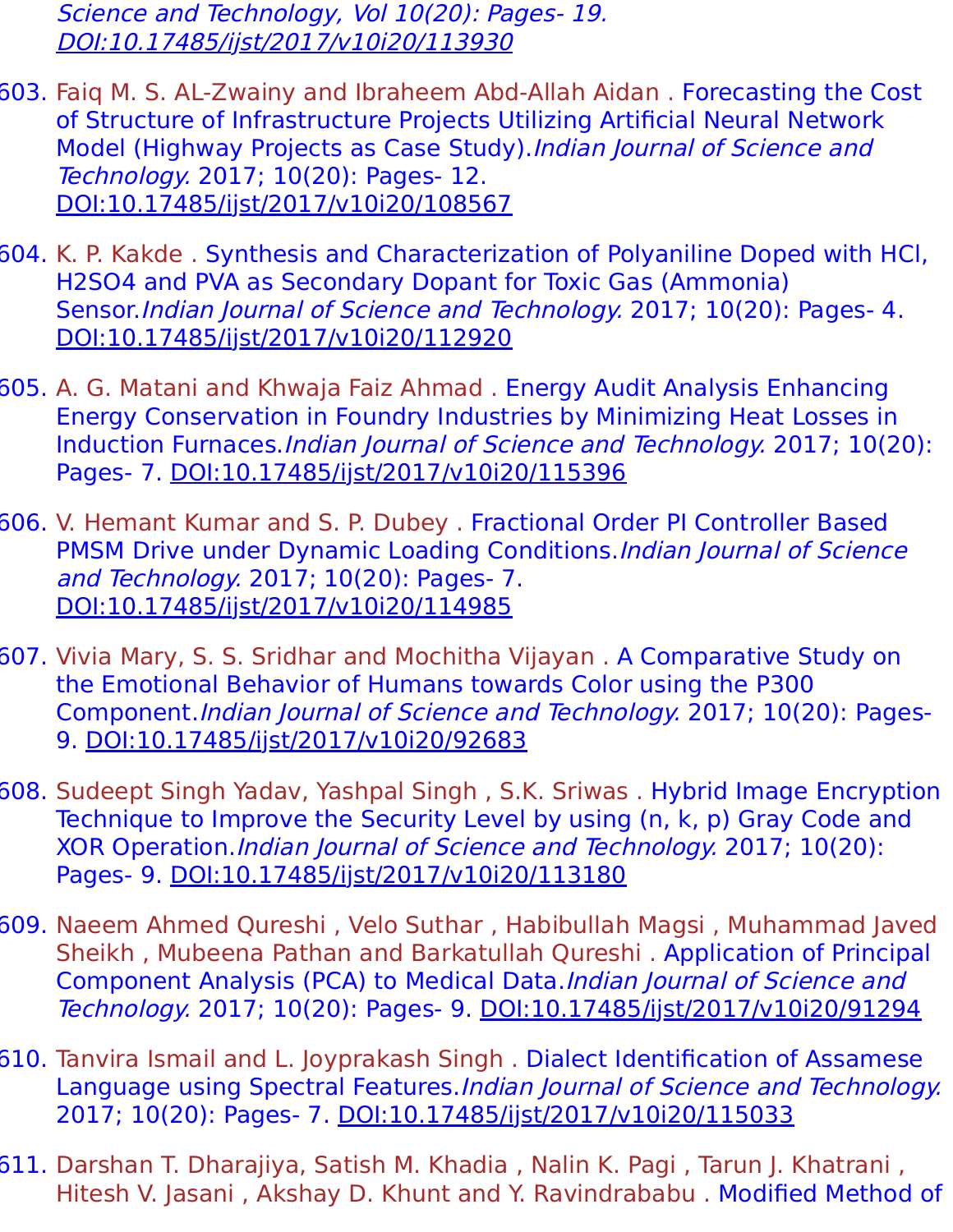*Science and Technology, Vol 10(20): Pages- 19.* DOI:10.17485/ijst/2017/v10i20/113930

603. Faiq M. S. AL-Zwainy and Ibraheem Abd-Allah Aidan . Forecasting the Cost of Structure of Infrastructure Projects Utilizing Artificial Neural Network Model (Highway Projects as Case Study).*Indian Journal of Science and Technology.* 2017; 10(20): Pages- 12. DOI:10.17485/ijst/2017/v10i20/108567

604. K. P. Kakde . Synthesis and Characterization of Polyaniline Doped with HCl, H2SO4 and PVA as Secondary Dopant for Toxic Gas (Ammonia) Sensor.*Indian Journal of Science and Technology.* 2017; 10(20): Pages- 4. DOI:10.17485/ijst/2017/v10i20/112920

605. A. G. Matani and Khwaja Faiz Ahmad . Energy Audit Analysis Enhancing Energy Conservation in Foundry Industries by Minimizing Heat Losses in Induction Furnaces.*Indian Journal of Science and Technology.* 2017; 10(20): Pages- 7. DOI:10.17485/ijst/2017/v10i20/115396

606. V. Hemant Kumar and S. P. Dubey . Fractional Order PI Controller Based PMSM Drive under Dynamic Loading Conditions.*Indian Journal of Science and Technology.* 2017; 10(20): Pages- 7. DOI:10.17485/ijst/2017/v10i20/114985

607. Vivia Mary, S. S. Sridhar and Mochitha Vijayan . A Comparative Study on the Emotional Behavior of Humans towards Color using the P300 Component.*Indian Journal of Science and Technology.* 2017; 10(20): Pages- 9. DOI:10.17485/ijst/2017/v10i20/92683

608. Sudeept Singh Yadav, Yashpal Singh , S.K. Sriwas . Hybrid Image Encryption Technique to Improve the Security Level by using (n, k, p) Gray Code and XOR Operation.*Indian Journal of Science and Technology.* 2017; 10(20): Pages- 9. DOI:10.17485/ijst/2017/v10i20/113180

609. Naeem Ahmed Qureshi , Velo Suthar , Habibullah Magsi , Muhammad Javed Sheikh , Mubeena Pathan and Barkatullah Qureshi . Application of Principal Component Analysis (PCA) to Medical Data.*Indian Journal of Science and Technology.* 2017; 10(20): Pages- 9. DOI:10.17485/ijst/2017/v10i20/91294

610. Tanvira Ismail and L. Joyprakash Singh . Dialect Identification of Assamese Language using Spectral Features.*Indian Journal of Science and Technology.* 2017; 10(20): Pages- 7. DOI:10.17485/ijst/2017/v10i20/115033

611. Darshan T. Dharajiya, Satish M. Khadia , Nalin K. Pagi , Tarun J. Khatrani , Hitesh V. Jasani , Akshay D. Khunt and Y. Ravindrababu . Modified Method of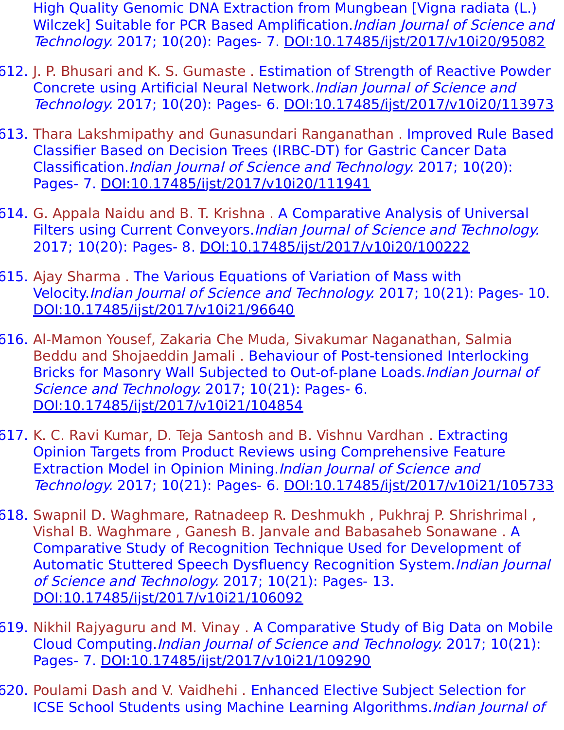High Quality Genomic DNA Extraction from Mungbean [Vigna radiata (L.) Wilczek] Suitable for PCR Based Amplification.*Indian Journal of Science and Technology.* 2017; 10(20): Pages- 7. DOI:10.17485/ijst/2017/v10i20/95082

612. J. P. Bhusari and K. S. Gumaste . Estimation of Strength of Reactive Powder Concrete using Artificial Neural Network.*Indian Journal of Science and Technology.* 2017; 10(20): Pages- 6. DOI:10.17485/ijst/2017/v10i20/113973
613. Thara Lakshmipathy and Gunasundari Ranganathan . Improved Rule Based Classifier Based on Decision Trees (IRBC-DT) for Gastric Cancer Data Classification.*Indian Journal of Science and Technology.* 2017; 10(20): Pages- 7. DOI:10.17485/ijst/2017/v10i20/111941
614. G. Appala Naidu and B. T. Krishna . A Comparative Analysis of Universal Filters using Current Conveyors.*Indian Journal of Science and Technology.* 2017; 10(20): Pages- 8. DOI:10.17485/ijst/2017/v10i20/100222
615. Ajay Sharma . The Various Equations of Variation of Mass with Velocity.*Indian Journal of Science and Technology.* 2017; 10(21): Pages- 10. DOI:10.17485/ijst/2017/v10i21/96640
616. Al-Mamon Yousef, Zakaria Che Muda, Sivakumar Naganathan, Salmia Beddu and Shojaeddin Jamali . Behaviour of Post-tensioned Interlocking Bricks for Masonry Wall Subjected to Out-of-plane Loads.*Indian Journal of Science and Technology.* 2017; 10(21): Pages- 6. DOI:10.17485/ijst/2017/v10i21/104854
617. K. C. Ravi Kumar, D. Teja Santosh and B. Vishnu Vardhan . Extracting Opinion Targets from Product Reviews using Comprehensive Feature Extraction Model in Opinion Mining.*Indian Journal of Science and Technology.* 2017; 10(21): Pages- 6. DOI:10.17485/ijst/2017/v10i21/105733
618. Swapnil D. Waghmare, Ratnadeep R. Deshmukh , Pukhraj P. Shrishrimal , Vishal B. Waghmare , Ganesh B. Janvale and Babasaheb Sonawane . A Comparative Study of Recognition Technique Used for Development of Automatic Stuttered Speech Dysfluency Recognition System.*Indian Journal of Science and Technology.* 2017; 10(21): Pages- 13. DOI:10.17485/ijst/2017/v10i21/106092
619. Nikhil Rajyaguru and M. Vinay . A Comparative Study of Big Data on Mobile Cloud Computing.*Indian Journal of Science and Technology.* 2017; 10(21): Pages- 7. DOI:10.17485/ijst/2017/v10i21/109290
620. Poulami Dash and V. Vaidhehi . Enhanced Elective Subject Selection for ICSE School Students using Machine Learning Algorithms.*Indian Journal of*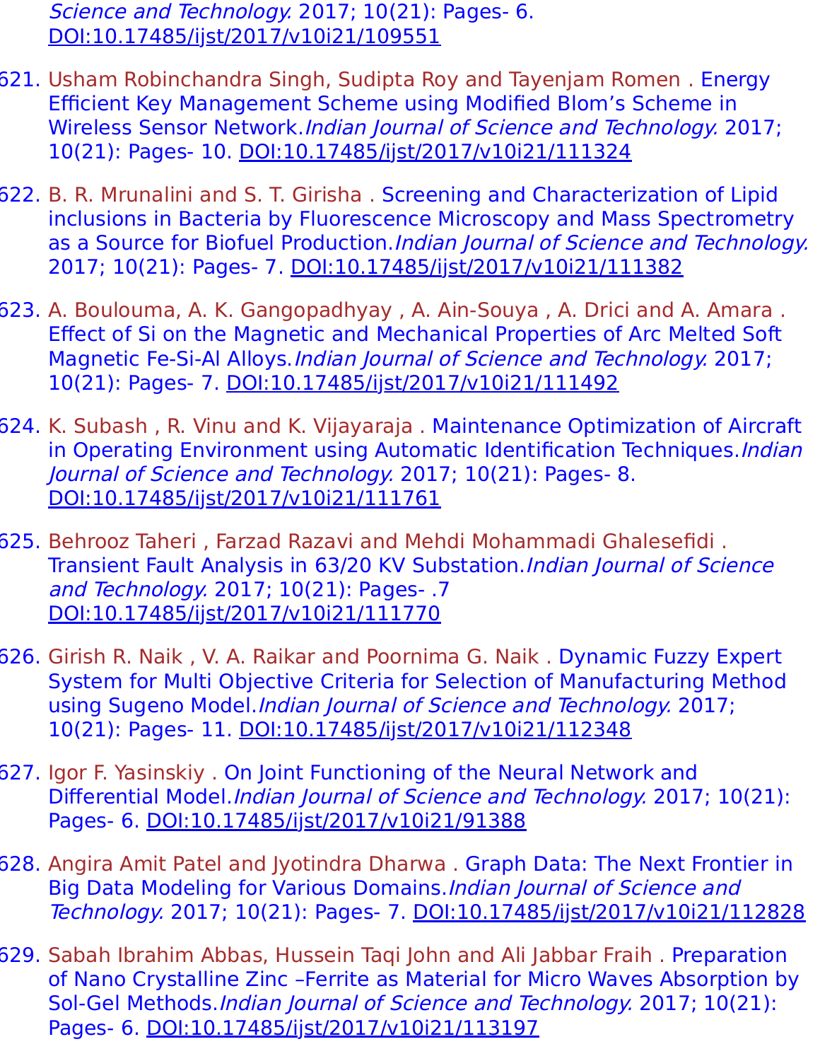*Science and Technology.* 2017; 10(21): Pages- 6. DOI:10.17485/ijst/2017/v10i21/109551

621. Usham Robinchandra Singh, Sudipta Roy and Tayenjam Romen . Energy Efficient Key Management Scheme using Modified Blom's Scheme in Wireless Sensor Network.*Indian Journal of Science and Technology.* 2017; 10(21): Pages- 10. DOI:10.17485/ijst/2017/v10i21/111324

622. B. R. Mrunalini and S. T. Girisha . Screening and Characterization of Lipid inclusions in Bacteria by Fluorescence Microscopy and Mass Spectrometry as a Source for Biofuel Production.*Indian Journal of Science and Technology.* 2017; 10(21): Pages- 7. DOI:10.17485/ijst/2017/v10i21/111382

623. A. Boulouma, A. K. Gangopadhyay , A. Ain-Souya , A. Drici and A. Amara . Effect of Si on the Magnetic and Mechanical Properties of Arc Melted Soft Magnetic Fe-Si-Al Alloys.*Indian Journal of Science and Technology.* 2017; 10(21): Pages- 7. DOI:10.17485/ijst/2017/v10i21/111492

624. K. Subash , R. Vinu and K. Vijayaraja . Maintenance Optimization of Aircraft in Operating Environment using Automatic Identification Techniques.*Indian Journal of Science and Technology.* 2017; 10(21): Pages- 8. DOI:10.17485/ijst/2017/v10i21/111761

625. Behrooz Taheri , Farzad Razavi and Mehdi Mohammadi Ghalesefidi . Transient Fault Analysis in 63/20 KV Substation.*Indian Journal of Science and Technology.* 2017; 10(21): Pages- .7 DOI:10.17485/ijst/2017/v10i21/111770

626. Girish R. Naik , V. A. Raikar and Poornima G. Naik . Dynamic Fuzzy Expert System for Multi Objective Criteria for Selection of Manufacturing Method using Sugeno Model.*Indian Journal of Science and Technology.* 2017; 10(21): Pages- 11. DOI:10.17485/ijst/2017/v10i21/112348

627. Igor F. Yasinskiy . On Joint Functioning of the Neural Network and Differential Model.*Indian Journal of Science and Technology.* 2017; 10(21): Pages- 6. DOI:10.17485/ijst/2017/v10i21/91388

628. Angira Amit Patel and Jyotindra Dharwa . Graph Data: The Next Frontier in Big Data Modeling for Various Domains.*Indian Journal of Science and Technology.* 2017; 10(21): Pages- 7. DOI:10.17485/ijst/2017/v10i21/112828

629. Sabah Ibrahim Abbas, Hussein Taqi John and Ali Jabbar Fraih . Preparation of Nano Crystalline Zinc –Ferrite as Material for Micro Waves Absorption by Sol-Gel Methods.*Indian Journal of Science and Technology.* 2017; 10(21): Pages- 6. DOI:10.17485/ijst/2017/v10i21/113197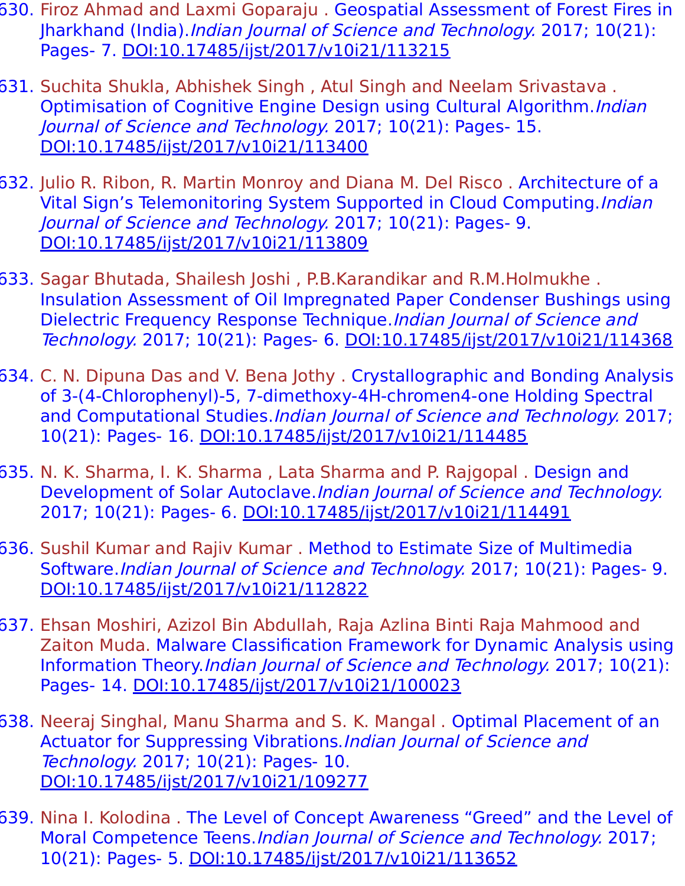630. Firoz Ahmad and Laxmi Goparaju . Geospatial Assessment of Forest Fires in Jharkhand (India).*Indian Journal of Science and Technology.* 2017; 10(21): Pages- 7. DOI:10.17485/ijst/2017/v10i21/113215

631. Suchita Shukla, Abhishek Singh , Atul Singh and Neelam Srivastava . Optimisation of Cognitive Engine Design using Cultural Algorithm.*Indian Journal of Science and Technology.* 2017; 10(21): Pages- 15. DOI:10.17485/ijst/2017/v10i21/113400

632. Julio R. Ribon, R. Martin Monroy and Diana M. Del Risco . Architecture of a Vital Sign's Telemonitoring System Supported in Cloud Computing.*Indian Journal of Science and Technology.* 2017; 10(21): Pages- 9. DOI:10.17485/ijst/2017/v10i21/113809

633. Sagar Bhutada, Shailesh Joshi , P.B.Karandikar and R.M.Holmukhe . Insulation Assessment of Oil Impregnated Paper Condenser Bushings using Dielectric Frequency Response Technique.*Indian Journal of Science and Technology.* 2017; 10(21): Pages- 6. DOI:10.17485/ijst/2017/v10i21/114368

634. C. N. Dipuna Das and V. Bena Jothy . Crystallographic and Bonding Analysis of 3-(4-Chlorophenyl)-5, 7-dimethoxy-4H-chromen4-one Holding Spectral and Computational Studies.*Indian Journal of Science and Technology.* 2017; 10(21): Pages- 16. DOI:10.17485/ijst/2017/v10i21/114485

635. N. K. Sharma, I. K. Sharma , Lata Sharma and P. Rajgopal . Design and Development of Solar Autoclave.*Indian Journal of Science and Technology.* 2017; 10(21): Pages- 6. DOI:10.17485/ijst/2017/v10i21/114491

636. Sushil Kumar and Rajiv Kumar . Method to Estimate Size of Multimedia Software.*Indian Journal of Science and Technology.* 2017; 10(21): Pages- 9. DOI:10.17485/ijst/2017/v10i21/112822

637. Ehsan Moshiri, Azizol Bin Abdullah, Raja Azlina Binti Raja Mahmood and Zaiton Muda. Malware Classification Framework for Dynamic Analysis using Information Theory.*Indian Journal of Science and Technology.* 2017; 10(21): Pages- 14. DOI:10.17485/ijst/2017/v10i21/100023

638. Neeraj Singhal, Manu Sharma and S. K. Mangal . Optimal Placement of an Actuator for Suppressing Vibrations.*Indian Journal of Science and Technology.* 2017; 10(21): Pages- 10. DOI:10.17485/ijst/2017/v10i21/109277

639. Nina I. Kolodina . The Level of Concept Awareness "Greed" and the Level of Moral Competence Teens.*Indian Journal of Science and Technology.* 2017; 10(21): Pages- 5. DOI:10.17485/ijst/2017/v10i21/113652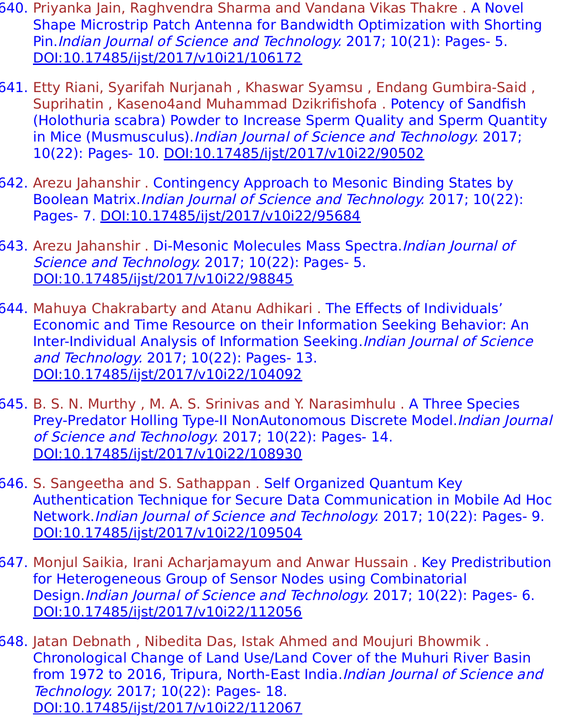640. Priyanka Jain, Raghvendra Sharma and Vandana Vikas Thakre . A Novel Shape Microstrip Patch Antenna for Bandwidth Optimization with Shorting Pin.*Indian Journal of Science and Technology.* 2017; 10(21): Pages- 5. DOI:10.17485/ijst/2017/v10i21/106172

641. Etty Riani, Syarifah Nurjanah , Khaswar Syamsu , Endang Gumbira-Said , Suprihatin , Kaseno4and Muhammad Dzikrifishofa . Potency of Sandfish (Holothuria scabra) Powder to Increase Sperm Quality and Sperm Quantity in Mice (Musmusculus).*Indian Journal of Science and Technology.* 2017; 10(22): Pages- 10. DOI:10.17485/ijst/2017/v10i22/90502

642. Arezu Jahanshir . Contingency Approach to Mesonic Binding States by Boolean Matrix.*Indian Journal of Science and Technology.* 2017; 10(22): Pages- 7. DOI:10.17485/ijst/2017/v10i22/95684

643. Arezu Jahanshir . Di-Mesonic Molecules Mass Spectra.*Indian Journal of Science and Technology.* 2017; 10(22): Pages- 5. DOI:10.17485/ijst/2017/v10i22/98845

644. Mahuya Chakrabarty and Atanu Adhikari . The Effects of Individuals' Economic and Time Resource on their Information Seeking Behavior: An Inter-Individual Analysis of Information Seeking.*Indian Journal of Science and Technology.* 2017; 10(22): Pages- 13. DOI:10.17485/ijst/2017/v10i22/104092

645. B. S. N. Murthy , M. A. S. Srinivas and Y. Narasimhulu . A Three Species Prey-Predator Holling Type-II NonAutonomous Discrete Model.*Indian Journal of Science and Technology.* 2017; 10(22): Pages- 14. DOI:10.17485/ijst/2017/v10i22/108930

646. S. Sangeetha and S. Sathappan . Self Organized Quantum Key Authentication Technique for Secure Data Communication in Mobile Ad Hoc Network.*Indian Journal of Science and Technology.* 2017; 10(22): Pages- 9. DOI:10.17485/ijst/2017/v10i22/109504

647. Monjul Saikia, Irani Acharjamayum and Anwar Hussain . Key Predistribution for Heterogeneous Group of Sensor Nodes using Combinatorial Design.*Indian Journal of Science and Technology.* 2017; 10(22): Pages- 6. DOI:10.17485/ijst/2017/v10i22/112056

648. Jatan Debnath , Nibedita Das, Istak Ahmed and Moujuri Bhowmik . Chronological Change of Land Use/Land Cover of the Muhuri River Basin from 1972 to 2016, Tripura, North-East India.*Indian Journal of Science and Technology.* 2017; 10(22): Pages- 18. DOI:10.17485/ijst/2017/v10i22/112067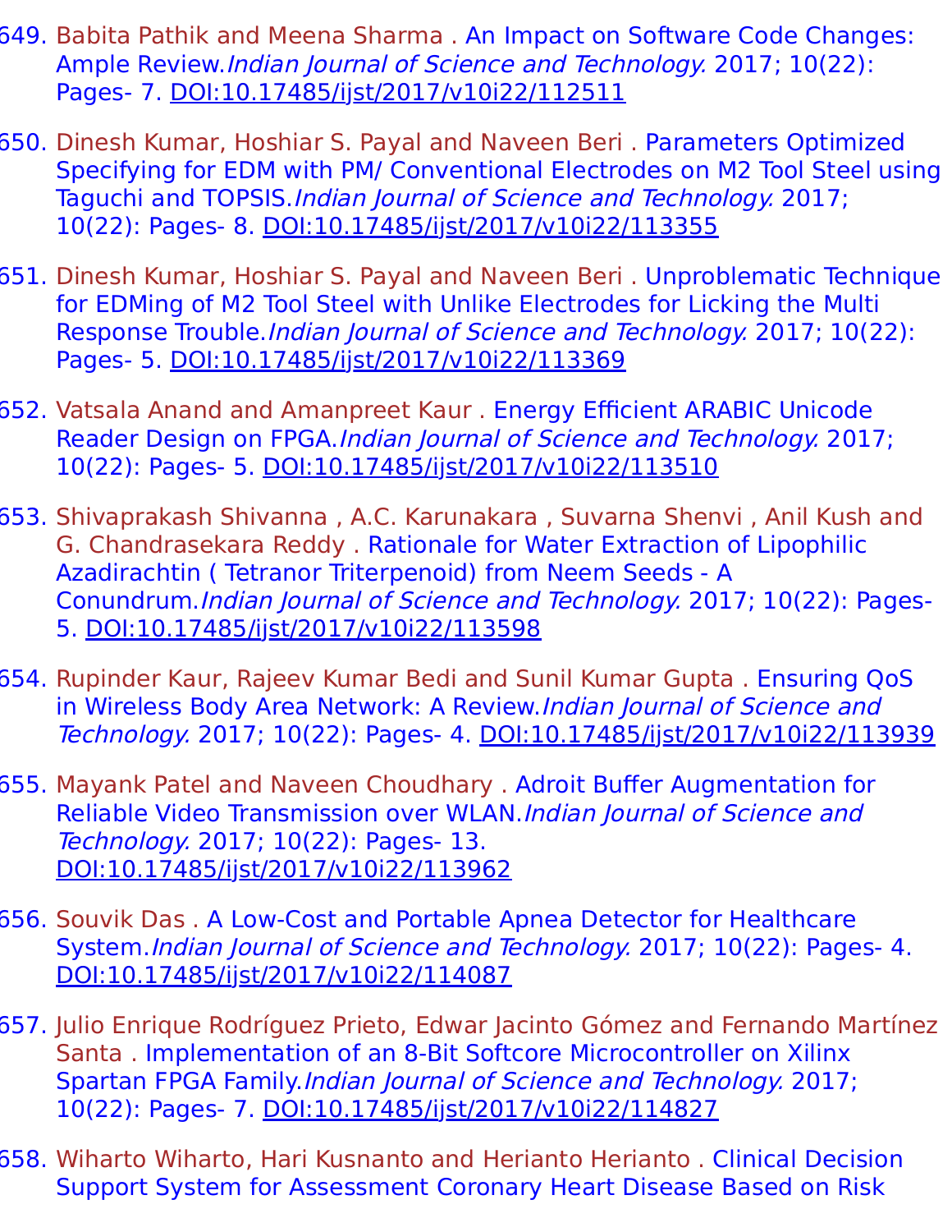649. Babita Pathik and Meena Sharma . An Impact on Software Code Changes: Ample Review.*Indian Journal of Science and Technology.* 2017; 10(22): Pages- 7. DOI:10.17485/ijst/2017/v10i22/112511

650. Dinesh Kumar, Hoshiar S. Payal and Naveen Beri . Parameters Optimized Specifying for EDM with PM/ Conventional Electrodes on M2 Tool Steel using Taguchi and TOPSIS.*Indian Journal of Science and Technology.* 2017; 10(22): Pages- 8. DOI:10.17485/ijst/2017/v10i22/113355

651. Dinesh Kumar, Hoshiar S. Payal and Naveen Beri . Unproblematic Technique for EDMing of M2 Tool Steel with Unlike Electrodes for Licking the Multi Response Trouble.*Indian Journal of Science and Technology.* 2017; 10(22): Pages- 5. DOI:10.17485/ijst/2017/v10i22/113369

652. Vatsala Anand and Amanpreet Kaur . Energy Efficient ARABIC Unicode Reader Design on FPGA.*Indian Journal of Science and Technology.* 2017; 10(22): Pages- 5. DOI:10.17485/ijst/2017/v10i22/113510

653. Shivaprakash Shivanna , A.C. Karunakara , Suvarna Shenvi , Anil Kush and G. Chandrasekara Reddy . Rationale for Water Extraction of Lipophilic Azadirachtin ( Tetranor Triterpenoid) from Neem Seeds - A Conundrum.*Indian Journal of Science and Technology.* 2017; 10(22): Pages- 5. DOI:10.17485/ijst/2017/v10i22/113598

654. Rupinder Kaur, Rajeev Kumar Bedi and Sunil Kumar Gupta . Ensuring QoS in Wireless Body Area Network: A Review.*Indian Journal of Science and Technology.* 2017; 10(22): Pages- 4. DOI:10.17485/ijst/2017/v10i22/113939

655. Mayank Patel and Naveen Choudhary . Adroit Buffer Augmentation for Reliable Video Transmission over WLAN.*Indian Journal of Science and Technology.* 2017; 10(22): Pages- 13. DOI:10.17485/ijst/2017/v10i22/113962

656. Souvik Das . A Low-Cost and Portable Apnea Detector for Healthcare System.*Indian Journal of Science and Technology.* 2017; 10(22): Pages- 4. DOI:10.17485/ijst/2017/v10i22/114087

657. Julio Enrique Rodríguez Prieto, Edwar Jacinto Gómez and Fernando Martínez Santa . Implementation of an 8-Bit Softcore Microcontroller on Xilinx Spartan FPGA Family.*Indian Journal of Science and Technology.* 2017; 10(22): Pages- 7. DOI:10.17485/ijst/2017/v10i22/114827

658. Wiharto Wiharto, Hari Kusnanto and Herianto Herianto . Clinical Decision Support System for Assessment Coronary Heart Disease Based on Risk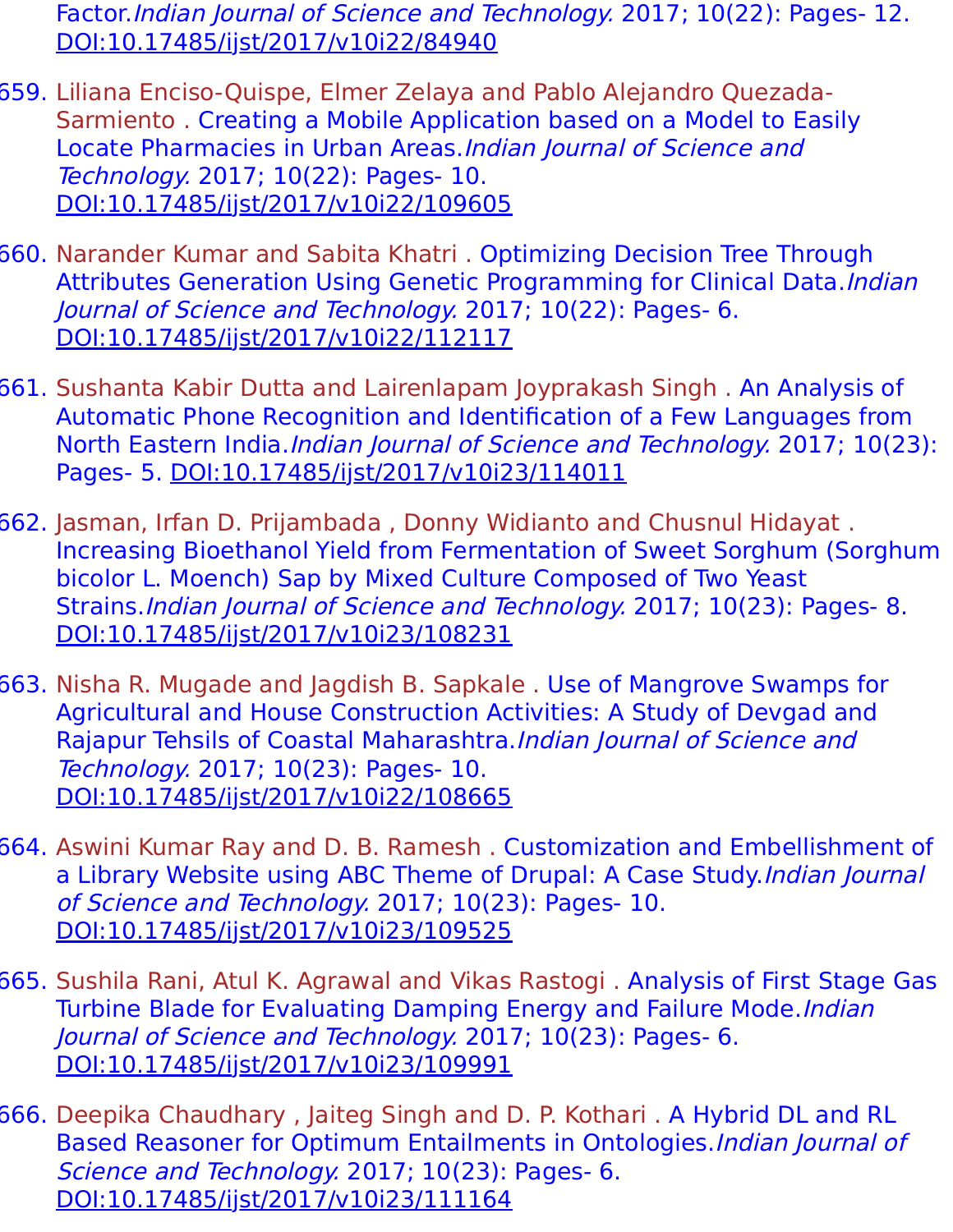Factor. *Indian Journal of Science and Technology.* 2017; 10(22): Pages- 12. DOI:10.17485/ijst/2017/v10i22/84940

659. Liliana Enciso-Quispe, Elmer Zelaya and Pablo Alejandro Quezada-Sarmiento . Creating a Mobile Application based on a Model to Easily Locate Pharmacies in Urban Areas. *Indian Journal of Science and Technology.* 2017; 10(22): Pages- 10. DOI:10.17485/ijst/2017/v10i22/109605

660. Narander Kumar and Sabita Khatri . Optimizing Decision Tree Through Attributes Generation Using Genetic Programming for Clinical Data. *Indian Journal of Science and Technology.* 2017; 10(22): Pages- 6. DOI:10.17485/ijst/2017/v10i22/112117

661. Sushanta Kabir Dutta and Lairenlapam Joyprakash Singh . An Analysis of Automatic Phone Recognition and Identification of a Few Languages from North Eastern India. *Indian Journal of Science and Technology.* 2017; 10(23): Pages- 5. DOI:10.17485/ijst/2017/v10i23/114011

662. Jasman, Irfan D. Prijambada , Donny Widianto and Chusnul Hidayat . Increasing Bioethanol Yield from Fermentation of Sweet Sorghum (Sorghum bicolor L. Moench) Sap by Mixed Culture Composed of Two Yeast Strains. *Indian Journal of Science and Technology.* 2017; 10(23): Pages- 8. DOI:10.17485/ijst/2017/v10i23/108231

663. Nisha R. Mugade and Jagdish B. Sapkale . Use of Mangrove Swamps for Agricultural and House Construction Activities: A Study of Devgad and Rajapur Tehsils of Coastal Maharashtra. *Indian Journal of Science and Technology.* 2017; 10(23): Pages- 10. DOI:10.17485/ijst/2017/v10i22/108665

664. Aswini Kumar Ray and D. B. Ramesh . Customization and Embellishment of a Library Website using ABC Theme of Drupal: A Case Study. *Indian Journal of Science and Technology.* 2017; 10(23): Pages- 10. DOI:10.17485/ijst/2017/v10i23/109525

665. Sushila Rani, Atul K. Agrawal and Vikas Rastogi . Analysis of First Stage Gas Turbine Blade for Evaluating Damping Energy and Failure Mode. *Indian Journal of Science and Technology.* 2017; 10(23): Pages- 6. DOI:10.17485/ijst/2017/v10i23/109991

666. Deepika Chaudhary , Jaiteg Singh and D. P. Kothari . A Hybrid DL and RL Based Reasoner for Optimum Entailments in Ontologies. *Indian Journal of Science and Technology.* 2017; 10(23): Pages- 6. DOI:10.17485/ijst/2017/v10i23/111164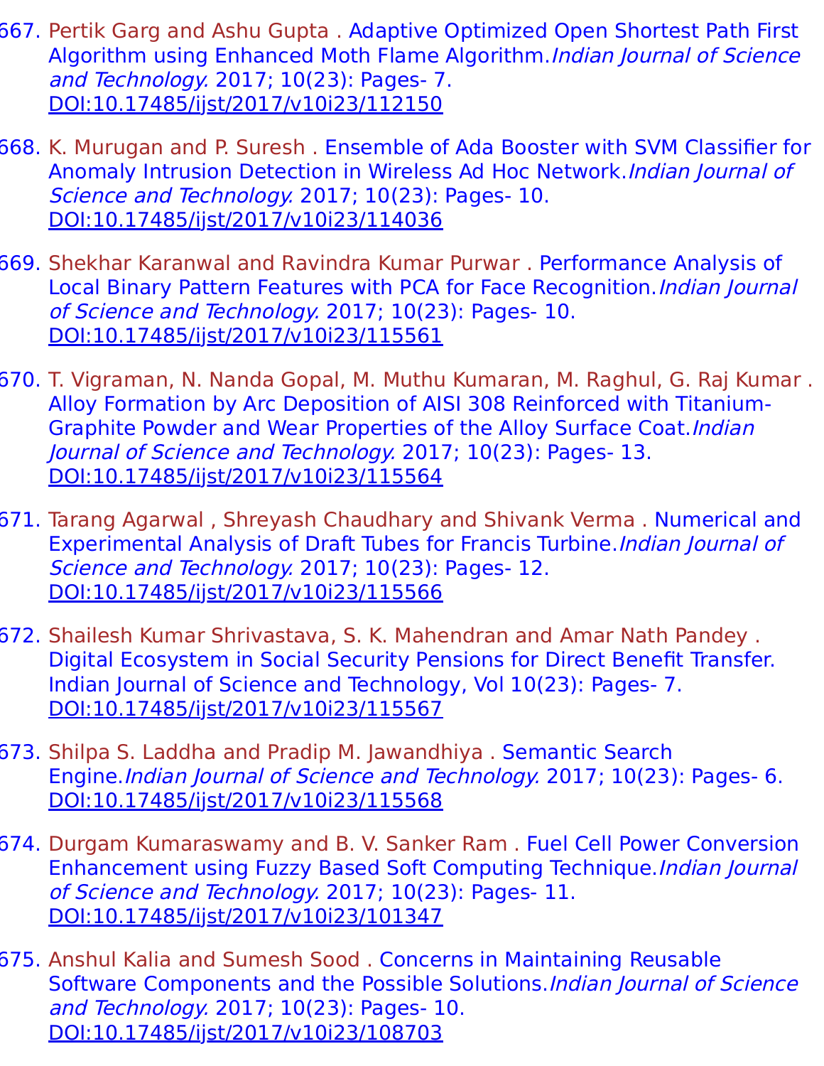667. Pertik Garg and Ashu Gupta . Adaptive Optimized Open Shortest Path First Algorithm using Enhanced Moth Flame Algorithm.*Indian Journal of Science and Technology.* 2017; 10(23): Pages- 7. DOI:10.17485/ijst/2017/v10i23/112150

668. K. Murugan and P. Suresh . Ensemble of Ada Booster with SVM Classifier for Anomaly Intrusion Detection in Wireless Ad Hoc Network.*Indian Journal of Science and Technology.* 2017; 10(23): Pages- 10. DOI:10.17485/ijst/2017/v10i23/114036

669. Shekhar Karanwal and Ravindra Kumar Purwar . Performance Analysis of Local Binary Pattern Features with PCA for Face Recognition.*Indian Journal of Science and Technology.* 2017; 10(23): Pages- 10. DOI:10.17485/ijst/2017/v10i23/115561

670. T. Vigraman, N. Nanda Gopal, M. Muthu Kumaran, M. Raghul, G. Raj Kumar . Alloy Formation by Arc Deposition of AISI 308 Reinforced with Titanium-Graphite Powder and Wear Properties of the Alloy Surface Coat.*Indian Journal of Science and Technology.* 2017; 10(23): Pages- 13. DOI:10.17485/ijst/2017/v10i23/115564

671. Tarang Agarwal , Shreyash Chaudhary and Shivank Verma . Numerical and Experimental Analysis of Draft Tubes for Francis Turbine.*Indian Journal of Science and Technology.* 2017; 10(23): Pages- 12. DOI:10.17485/ijst/2017/v10i23/115566

672. Shailesh Kumar Shrivastava, S. K. Mahendran and Amar Nath Pandey . Digital Ecosystem in Social Security Pensions for Direct Benefit Transfer. Indian Journal of Science and Technology, Vol 10(23): Pages- 7. DOI:10.17485/ijst/2017/v10i23/115567

673. Shilpa S. Laddha and Pradip M. Jawandhiya . Semantic Search Engine.*Indian Journal of Science and Technology.* 2017; 10(23): Pages- 6. DOI:10.17485/ijst/2017/v10i23/115568

674. Durgam Kumaraswamy and B. V. Sanker Ram . Fuel Cell Power Conversion Enhancement using Fuzzy Based Soft Computing Technique.*Indian Journal of Science and Technology.* 2017; 10(23): Pages- 11. DOI:10.17485/ijst/2017/v10i23/101347

675. Anshul Kalia and Sumesh Sood . Concerns in Maintaining Reusable Software Components and the Possible Solutions.*Indian Journal of Science and Technology.* 2017; 10(23): Pages- 10. DOI:10.17485/ijst/2017/v10i23/108703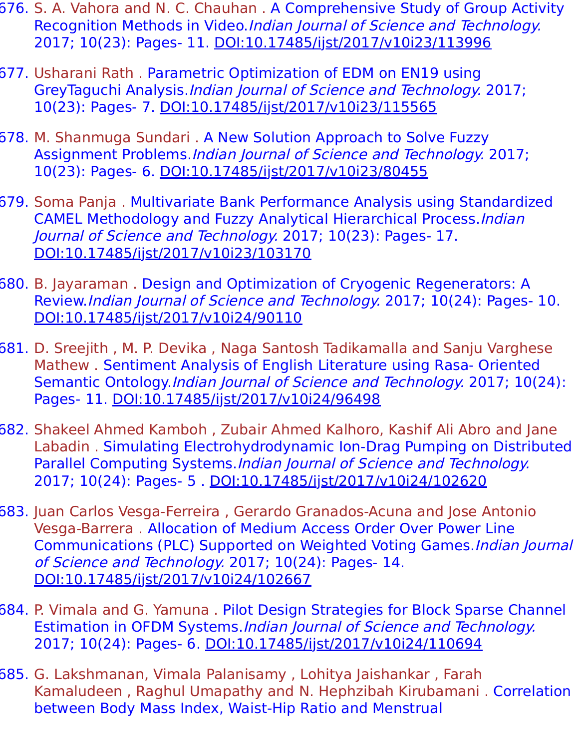676. S. A. Vahora and N. C. Chauhan . A Comprehensive Study of Group Activity Recognition Methods in Video.*Indian Journal of Science and Technology.* 2017; 10(23): Pages- 11. DOI:10.17485/ijst/2017/v10i23/113996

677. Usharani Rath . Parametric Optimization of EDM on EN19 using GreyTaguchi Analysis.*Indian Journal of Science and Technology.* 2017; 10(23): Pages- 7. DOI:10.17485/ijst/2017/v10i23/115565

678. M. Shanmuga Sundari . A New Solution Approach to Solve Fuzzy Assignment Problems.*Indian Journal of Science and Technology.* 2017; 10(23): Pages- 6. DOI:10.17485/ijst/2017/v10i23/80455

679. Soma Panja . Multivariate Bank Performance Analysis using Standardized CAMEL Methodology and Fuzzy Analytical Hierarchical Process.*Indian Journal of Science and Technology.* 2017; 10(23): Pages- 17. DOI:10.17485/ijst/2017/v10i23/103170

680. B. Jayaraman . Design and Optimization of Cryogenic Regenerators: A Review.*Indian Journal of Science and Technology.* 2017; 10(24): Pages- 10. DOI:10.17485/ijst/2017/v10i24/90110

681. D. Sreejith , M. P. Devika , Naga Santosh Tadikamalla and Sanju Varghese Mathew . Sentiment Analysis of English Literature using Rasa- Oriented Semantic Ontology.*Indian Journal of Science and Technology.* 2017; 10(24): Pages- 11. DOI:10.17485/ijst/2017/v10i24/96498

682. Shakeel Ahmed Kamboh , Zubair Ahmed Kalhoro, Kashif Ali Abro and Jane Labadin . Simulating Electrohydrodynamic Ion-Drag Pumping on Distributed Parallel Computing Systems.*Indian Journal of Science and Technology.* 2017; 10(24): Pages- 5 . DOI:10.17485/ijst/2017/v10i24/102620

683. Juan Carlos Vesga-Ferreira , Gerardo Granados-Acuna and Jose Antonio Vesga-Barrera . Allocation of Medium Access Order Over Power Line Communications (PLC) Supported on Weighted Voting Games.*Indian Journal of Science and Technology.* 2017; 10(24): Pages- 14. DOI:10.17485/ijst/2017/v10i24/102667

684. P. Vimala and G. Yamuna . Pilot Design Strategies for Block Sparse Channel Estimation in OFDM Systems.*Indian Journal of Science and Technology.* 2017; 10(24): Pages- 6. DOI:10.17485/ijst/2017/v10i24/110694

685. G. Lakshmanan, Vimala Palanisamy , Lohitya Jaishankar , Farah Kamaludeen , Raghul Umapathy and N. Hephzibah Kirubamani . Correlation between Body Mass Index, Waist-Hip Ratio and Menstrual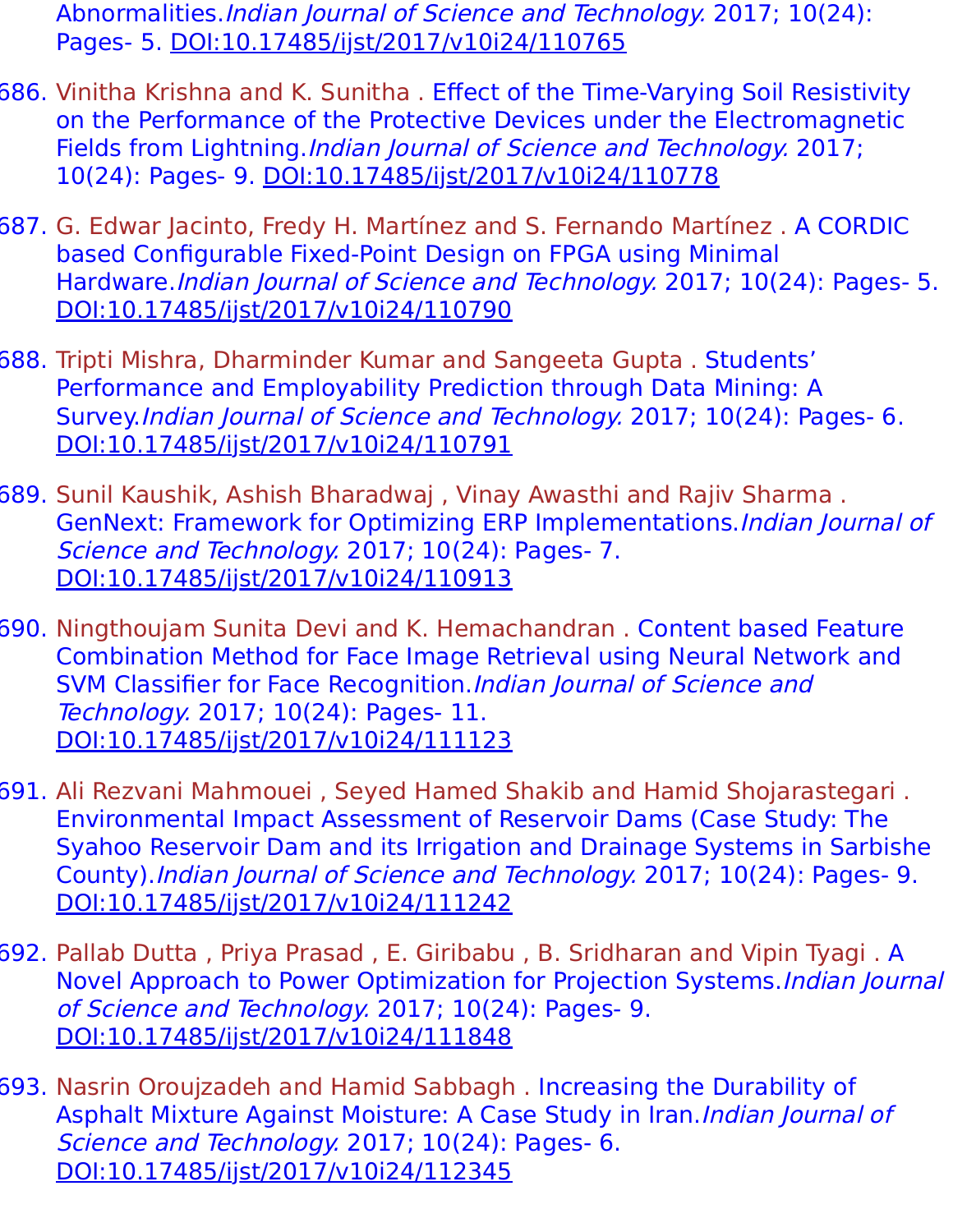Abnormalities.*Indian Journal of Science and Technology.* 2017; 10(24): Pages- 5. DOI:10.17485/ijst/2017/v10i24/110765

686. Vinitha Krishna and K. Sunitha . Effect of the Time-Varying Soil Resistivity on the Performance of the Protective Devices under the Electromagnetic Fields from Lightning.*Indian Journal of Science and Technology.* 2017; 10(24): Pages- 9. DOI:10.17485/ijst/2017/v10i24/110778

687. G. Edwar Jacinto, Fredy H. Martínez and S. Fernando Martínez . A CORDIC based Configurable Fixed-Point Design on FPGA using Minimal Hardware.*Indian Journal of Science and Technology.* 2017; 10(24): Pages- 5. DOI:10.17485/ijst/2017/v10i24/110790

688. Tripti Mishra, Dharminder Kumar and Sangeeta Gupta . Students' Performance and Employability Prediction through Data Mining: A Survey.*Indian Journal of Science and Technology.* 2017; 10(24): Pages- 6. DOI:10.17485/ijst/2017/v10i24/110791

689. Sunil Kaushik, Ashish Bharadwaj , Vinay Awasthi and Rajiv Sharma . GenNext: Framework for Optimizing ERP Implementations.*Indian Journal of Science and Technology.* 2017; 10(24): Pages- 7. DOI:10.17485/ijst/2017/v10i24/110913

690. Ningthoujam Sunita Devi and K. Hemachandran . Content based Feature Combination Method for Face Image Retrieval using Neural Network and SVM Classifier for Face Recognition.*Indian Journal of Science and Technology.* 2017; 10(24): Pages- 11. DOI:10.17485/ijst/2017/v10i24/111123

691. Ali Rezvani Mahmouei , Seyed Hamed Shakib and Hamid Shojarastegari . Environmental Impact Assessment of Reservoir Dams (Case Study: The Syahoo Reservoir Dam and its Irrigation and Drainage Systems in Sarbishe County).*Indian Journal of Science and Technology.* 2017; 10(24): Pages- 9. DOI:10.17485/ijst/2017/v10i24/111242

692. Pallab Dutta , Priya Prasad , E. Giribabu , B. Sridharan and Vipin Tyagi . A Novel Approach to Power Optimization for Projection Systems.*Indian Journal of Science and Technology.* 2017; 10(24): Pages- 9. DOI:10.17485/ijst/2017/v10i24/111848

693. Nasrin Oroujzadeh and Hamid Sabbagh . Increasing the Durability of Asphalt Mixture Against Moisture: A Case Study in Iran.*Indian Journal of Science and Technology.* 2017; 10(24): Pages- 6. DOI:10.17485/ijst/2017/v10i24/112345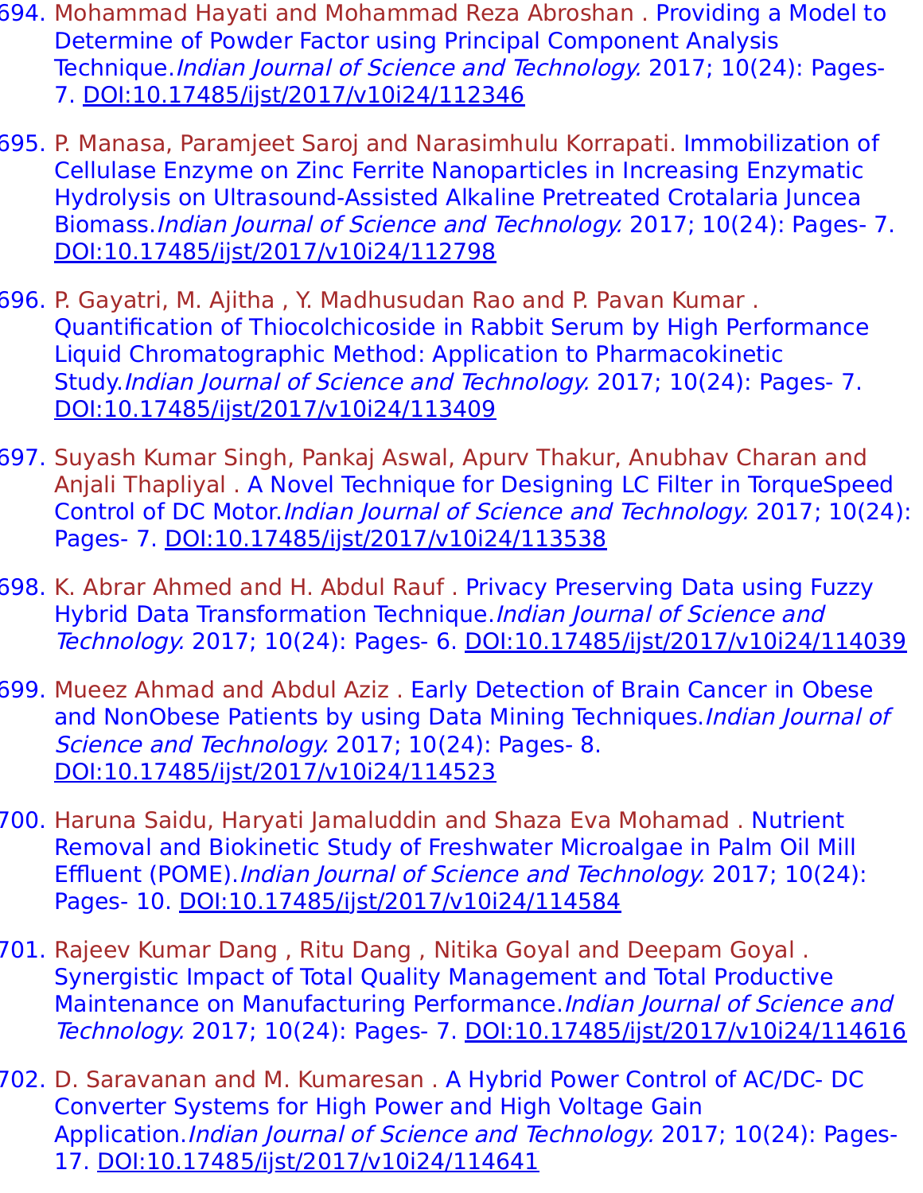694. Mohammad Hayati and Mohammad Reza Abroshan . Providing a Model to Determine of Powder Factor using Principal Component Analysis Technique.*Indian Journal of Science and Technology.* 2017; 10(24): Pages- 7. DOI:10.17485/ijst/2017/v10i24/112346

695. P. Manasa, Paramjeet Saroj and Narasimhulu Korrapati. Immobilization of Cellulase Enzyme on Zinc Ferrite Nanoparticles in Increasing Enzymatic Hydrolysis on Ultrasound-Assisted Alkaline Pretreated Crotalaria Juncea Biomass.*Indian Journal of Science and Technology.* 2017; 10(24): Pages- 7. DOI:10.17485/ijst/2017/v10i24/112798

696. P. Gayatri, M. Ajitha , Y. Madhusudan Rao and P. Pavan Kumar . Quantification of Thiocolchicoside in Rabbit Serum by High Performance Liquid Chromatographic Method: Application to Pharmacokinetic Study.*Indian Journal of Science and Technology.* 2017; 10(24): Pages- 7. DOI:10.17485/ijst/2017/v10i24/113409

697. Suyash Kumar Singh, Pankaj Aswal, Apurv Thakur, Anubhav Charan and Anjali Thapliyal . A Novel Technique for Designing LC Filter in TorqueSpeed Control of DC Motor.*Indian Journal of Science and Technology.* 2017; 10(24): Pages- 7. DOI:10.17485/ijst/2017/v10i24/113538

698. K. Abrar Ahmed and H. Abdul Rauf . Privacy Preserving Data using Fuzzy Hybrid Data Transformation Technique.*Indian Journal of Science and Technology.* 2017; 10(24): Pages- 6. DOI:10.17485/ijst/2017/v10i24/114039

699. Mueez Ahmad and Abdul Aziz . Early Detection of Brain Cancer in Obese and NonObese Patients by using Data Mining Techniques.*Indian Journal of Science and Technology.* 2017; 10(24): Pages- 8. DOI:10.17485/ijst/2017/v10i24/114523

700. Haruna Saidu, Haryati Jamaluddin and Shaza Eva Mohamad . Nutrient Removal and Biokinetic Study of Freshwater Microalgae in Palm Oil Mill Effluent (POME).*Indian Journal of Science and Technology.* 2017; 10(24): Pages- 10. DOI:10.17485/ijst/2017/v10i24/114584

701. Rajeev Kumar Dang , Ritu Dang , Nitika Goyal and Deepam Goyal . Synergistic Impact of Total Quality Management and Total Productive Maintenance on Manufacturing Performance.*Indian Journal of Science and Technology.* 2017; 10(24): Pages- 7. DOI:10.17485/ijst/2017/v10i24/114616

702. D. Saravanan and M. Kumaresan . A Hybrid Power Control of AC/DC- DC Converter Systems for High Power and High Voltage Gain Application.*Indian Journal of Science and Technology.* 2017; 10(24): Pages- 17. DOI:10.17485/ijst/2017/v10i24/114641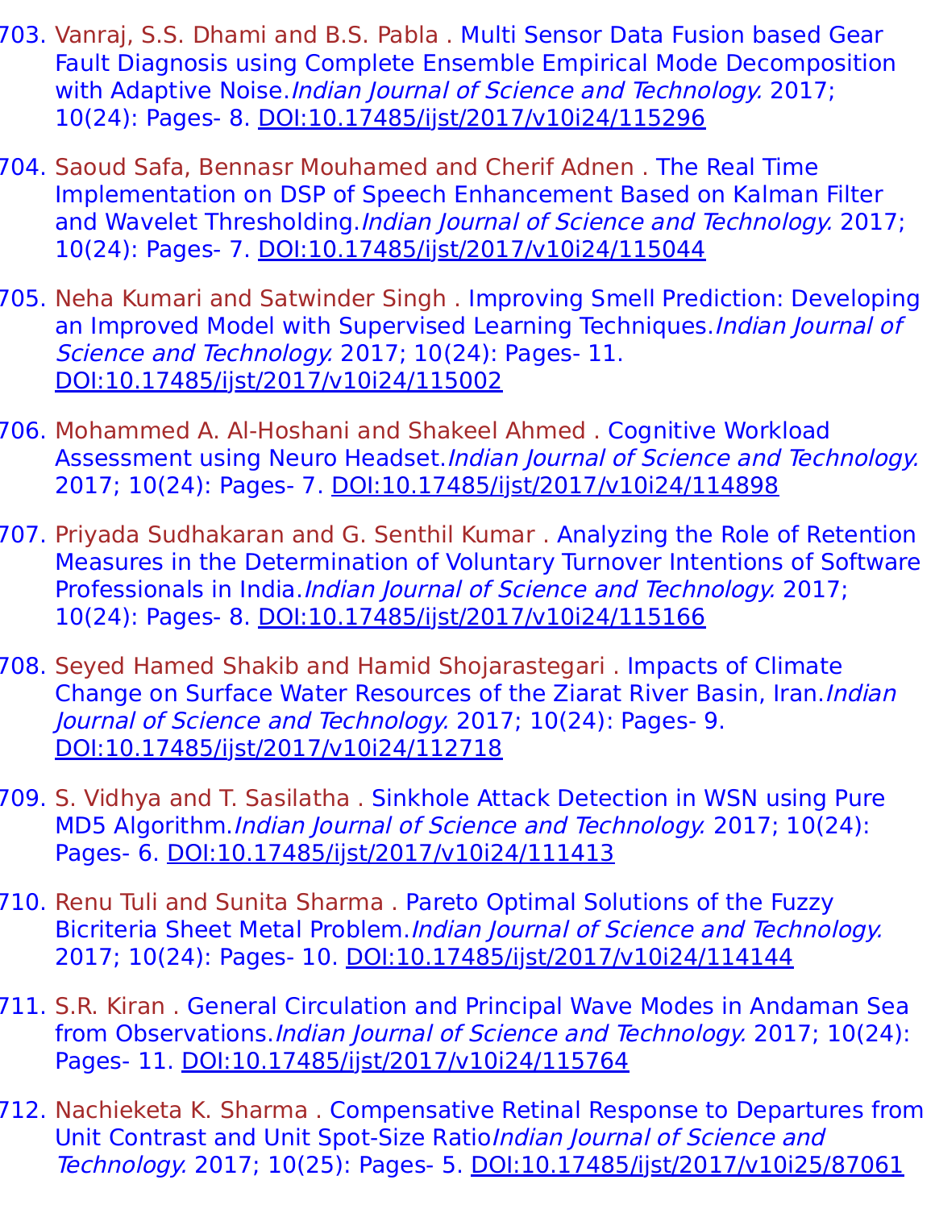703. Vanraj, S.S. Dhami and B.S. Pabla . Multi Sensor Data Fusion based Gear Fault Diagnosis using Complete Ensemble Empirical Mode Decomposition with Adaptive Noise.*Indian Journal of Science and Technology.* 2017; 10(24): Pages- 8. DOI:10.17485/ijst/2017/v10i24/115296

704. Saoud Safa, Bennasr Mouhamed and Cherif Adnen . The Real Time Implementation on DSP of Speech Enhancement Based on Kalman Filter and Wavelet Thresholding.*Indian Journal of Science and Technology.* 2017; 10(24): Pages- 7. DOI:10.17485/ijst/2017/v10i24/115044

705. Neha Kumari and Satwinder Singh . Improving Smell Prediction: Developing an Improved Model with Supervised Learning Techniques.*Indian Journal of Science and Technology.* 2017; 10(24): Pages- 11. DOI:10.17485/ijst/2017/v10i24/115002

706. Mohammed A. Al-Hoshani and Shakeel Ahmed . Cognitive Workload Assessment using Neuro Headset.*Indian Journal of Science and Technology.* 2017; 10(24): Pages- 7. DOI:10.17485/ijst/2017/v10i24/114898

707. Priyada Sudhakaran and G. Senthil Kumar . Analyzing the Role of Retention Measures in the Determination of Voluntary Turnover Intentions of Software Professionals in India.*Indian Journal of Science and Technology.* 2017; 10(24): Pages- 8. DOI:10.17485/ijst/2017/v10i24/115166

708. Seyed Hamed Shakib and Hamid Shojarastegari . Impacts of Climate Change on Surface Water Resources of the Ziarat River Basin, Iran.*Indian Journal of Science and Technology.* 2017; 10(24): Pages- 9. DOI:10.17485/ijst/2017/v10i24/112718

709. S. Vidhya and T. Sasilatha . Sinkhole Attack Detection in WSN using Pure MD5 Algorithm.*Indian Journal of Science and Technology.* 2017; 10(24): Pages- 6. DOI:10.17485/ijst/2017/v10i24/111413

710. Renu Tuli and Sunita Sharma . Pareto Optimal Solutions of the Fuzzy Bicriteria Sheet Metal Problem.*Indian Journal of Science and Technology.* 2017; 10(24): Pages- 10. DOI:10.17485/ijst/2017/v10i24/114144

711. S.R. Kiran . General Circulation and Principal Wave Modes in Andaman Sea from Observations.*Indian Journal of Science and Technology.* 2017; 10(24): Pages- 11. DOI:10.17485/ijst/2017/v10i24/115764

712. Nachieketa K. Sharma . Compensative Retinal Response to Departures from Unit Contrast and Unit Spot-Size Ratio*Indian Journal of Science and Technology.* 2017; 10(25): Pages- 5. DOI:10.17485/ijst/2017/v10i25/87061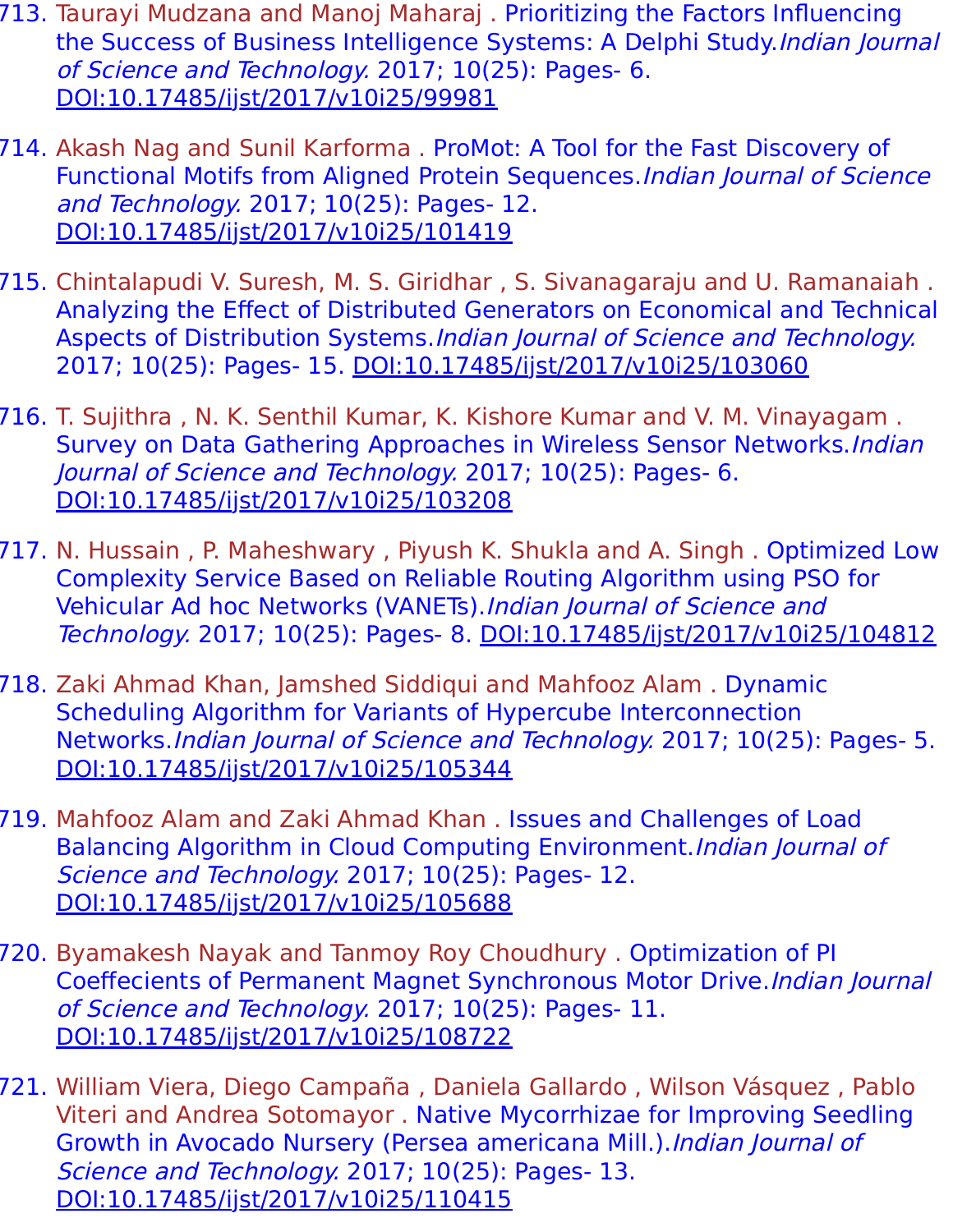713. Taurayi Mudzana and Manoj Maharaj . Prioritizing the Factors Influencing the Success of Business Intelligence Systems: A Delphi Study.*Indian Journal of Science and Technology.* 2017; 10(25): Pages- 6. DOI:10.17485/ijst/2017/v10i25/99981

714. Akash Nag and Sunil Karforma . ProMot: A Tool for the Fast Discovery of Functional Motifs from Aligned Protein Sequences.*Indian Journal of Science and Technology.* 2017; 10(25): Pages- 12. DOI:10.17485/ijst/2017/v10i25/101419

715. Chintalapudi V. Suresh, M. S. Giridhar , S. Sivanagaraju and U. Ramanaiah . Analyzing the Effect of Distributed Generators on Economical and Technical Aspects of Distribution Systems.*Indian Journal of Science and Technology.* 2017; 10(25): Pages- 15. DOI:10.17485/ijst/2017/v10i25/103060

716. T. Sujithra , N. K. Senthil Kumar, K. Kishore Kumar and V. M. Vinayagam . Survey on Data Gathering Approaches in Wireless Sensor Networks.*Indian Journal of Science and Technology.* 2017; 10(25): Pages- 6. DOI:10.17485/ijst/2017/v10i25/103208

717. N. Hussain , P. Maheshwary , Piyush K. Shukla and A. Singh . Optimized Low Complexity Service Based on Reliable Routing Algorithm using PSO for Vehicular Ad hoc Networks (VANETs).*Indian Journal of Science and Technology.* 2017; 10(25): Pages- 8. DOI:10.17485/ijst/2017/v10i25/104812

718. Zaki Ahmad Khan, Jamshed Siddiqui and Mahfooz Alam . Dynamic Scheduling Algorithm for Variants of Hypercube Interconnection Networks.*Indian Journal of Science and Technology.* 2017; 10(25): Pages- 5. DOI:10.17485/ijst/2017/v10i25/105344

719. Mahfooz Alam and Zaki Ahmad Khan . Issues and Challenges of Load Balancing Algorithm in Cloud Computing Environment.*Indian Journal of Science and Technology.* 2017; 10(25): Pages- 12. DOI:10.17485/ijst/2017/v10i25/105688

720. Byamakesh Nayak and Tanmoy Roy Choudhury . Optimization of PI Coeffecients of Permanent Magnet Synchronous Motor Drive.*Indian Journal of Science and Technology.* 2017; 10(25): Pages- 11. DOI:10.17485/ijst/2017/v10i25/108722

721. William Viera, Diego Campaña , Daniela Gallardo , Wilson Vásquez , Pablo Viteri and Andrea Sotomayor . Native Mycorrhizae for Improving Seedling Growth in Avocado Nursery (Persea americana Mill.).*Indian Journal of Science and Technology.* 2017; 10(25): Pages- 13. DOI:10.17485/ijst/2017/v10i25/110415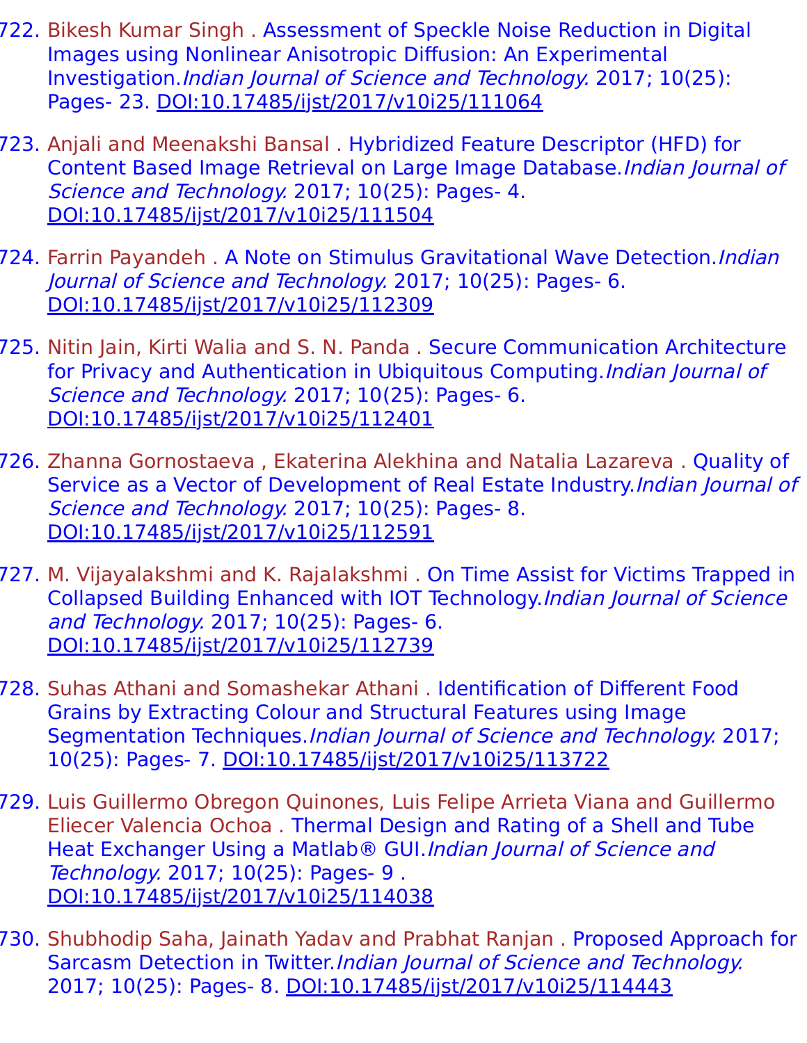722. Bikesh Kumar Singh . Assessment of Speckle Noise Reduction in Digital Images using Nonlinear Anisotropic Diffusion: An Experimental Investigation.*Indian Journal of Science and Technology.* 2017; 10(25): Pages- 23. DOI:10.17485/ijst/2017/v10i25/111064

723. Anjali and Meenakshi Bansal . Hybridized Feature Descriptor (HFD) for Content Based Image Retrieval on Large Image Database.*Indian Journal of Science and Technology.* 2017; 10(25): Pages- 4. DOI:10.17485/ijst/2017/v10i25/111504

724. Farrin Payandeh . A Note on Stimulus Gravitational Wave Detection.*Indian Journal of Science and Technology.* 2017; 10(25): Pages- 6. DOI:10.17485/ijst/2017/v10i25/112309

725. Nitin Jain, Kirti Walia and S. N. Panda . Secure Communication Architecture for Privacy and Authentication in Ubiquitous Computing.*Indian Journal of Science and Technology.* 2017; 10(25): Pages- 6. DOI:10.17485/ijst/2017/v10i25/112401

726. Zhanna Gornostaeva , Ekaterina Alekhina and Natalia Lazareva . Quality of Service as a Vector of Development of Real Estate Industry.*Indian Journal of Science and Technology.* 2017; 10(25): Pages- 8. DOI:10.17485/ijst/2017/v10i25/112591

727. M. Vijayalakshmi and K. Rajalakshmi . On Time Assist for Victims Trapped in Collapsed Building Enhanced with IOT Technology.*Indian Journal of Science and Technology.* 2017; 10(25): Pages- 6. DOI:10.17485/ijst/2017/v10i25/112739

728. Suhas Athani and Somashekar Athani . Identification of Different Food Grains by Extracting Colour and Structural Features using Image Segmentation Techniques.*Indian Journal of Science and Technology.* 2017; 10(25): Pages- 7. DOI:10.17485/ijst/2017/v10i25/113722

729. Luis Guillermo Obregon Quinones, Luis Felipe Arrieta Viana and Guillermo Eliecer Valencia Ochoa . Thermal Design and Rating of a Shell and Tube Heat Exchanger Using a Matlab® GUI.*Indian Journal of Science and Technology.* 2017; 10(25): Pages- 9 . DOI:10.17485/ijst/2017/v10i25/114038

730. Shubhodip Saha, Jainath Yadav and Prabhat Ranjan . Proposed Approach for Sarcasm Detection in Twitter.*Indian Journal of Science and Technology.* 2017; 10(25): Pages- 8. DOI:10.17485/ijst/2017/v10i25/114443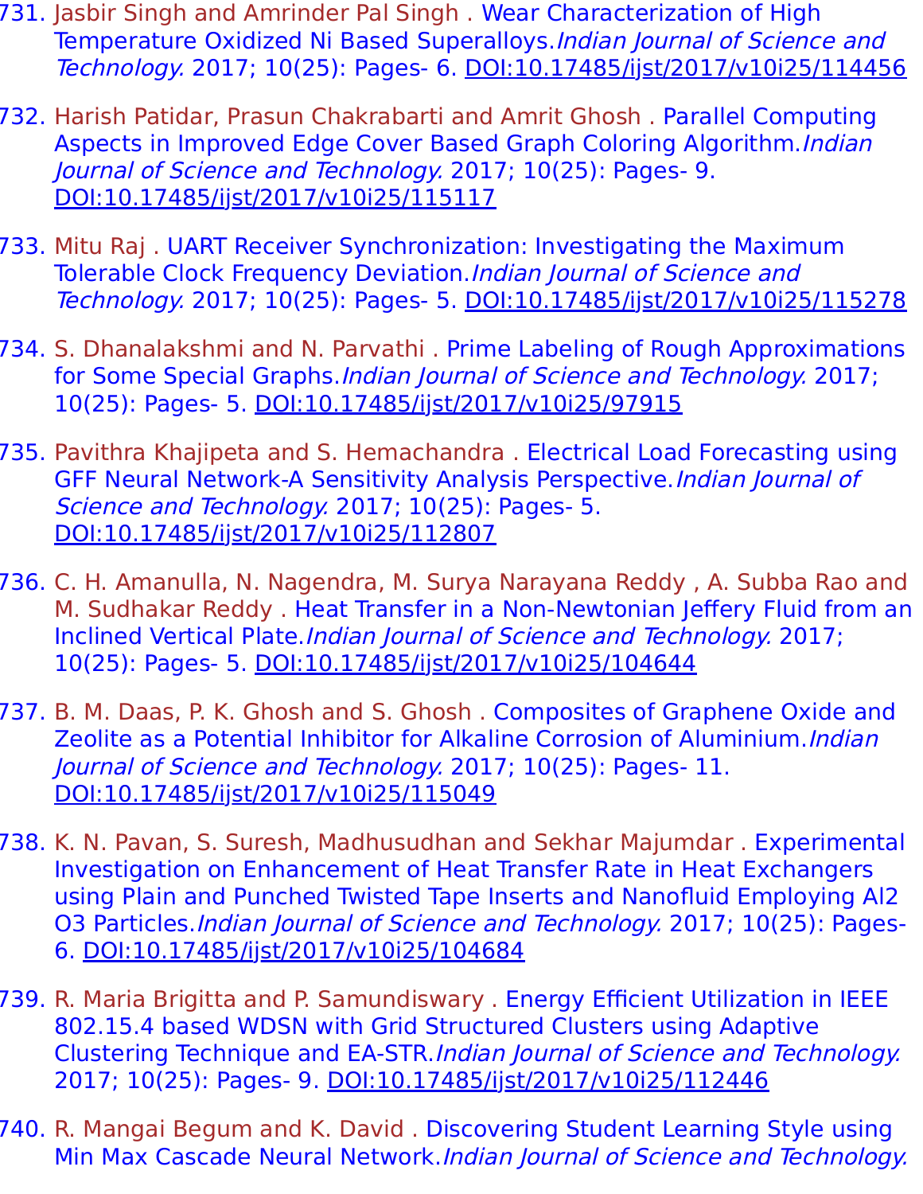731. Jasbir Singh and Amrinder Pal Singh . Wear Characterization of High Temperature Oxidized Ni Based Superalloys.*Indian Journal of Science and Technology.* 2017; 10(25): Pages- 6. DOI:10.17485/ijst/2017/v10i25/114456

732. Harish Patidar, Prasun Chakrabarti and Amrit Ghosh . Parallel Computing Aspects in Improved Edge Cover Based Graph Coloring Algorithm.*Indian Journal of Science and Technology.* 2017; 10(25): Pages- 9. DOI:10.17485/ijst/2017/v10i25/115117

733. Mitu Raj . UART Receiver Synchronization: Investigating the Maximum Tolerable Clock Frequency Deviation.*Indian Journal of Science and Technology.* 2017; 10(25): Pages- 5. DOI:10.17485/ijst/2017/v10i25/115278

734. S. Dhanalakshmi and N. Parvathi . Prime Labeling of Rough Approximations for Some Special Graphs.*Indian Journal of Science and Technology.* 2017; 10(25): Pages- 5. DOI:10.17485/ijst/2017/v10i25/97915

735. Pavithra Khajipeta and S. Hemachandra . Electrical Load Forecasting using GFF Neural Network-A Sensitivity Analysis Perspective.*Indian Journal of Science and Technology.* 2017; 10(25): Pages- 5. DOI:10.17485/ijst/2017/v10i25/112807

736. C. H. Amanulla, N. Nagendra, M. Surya Narayana Reddy , A. Subba Rao and M. Sudhakar Reddy . Heat Transfer in a Non-Newtonian Jeffery Fluid from an Inclined Vertical Plate.*Indian Journal of Science and Technology.* 2017; 10(25): Pages- 5. DOI:10.17485/ijst/2017/v10i25/104644

737. B. M. Daas, P. K. Ghosh and S. Ghosh . Composites of Graphene Oxide and Zeolite as a Potential Inhibitor for Alkaline Corrosion of Aluminium.*Indian Journal of Science and Technology.* 2017; 10(25): Pages- 11. DOI:10.17485/ijst/2017/v10i25/115049

738. K. N. Pavan, S. Suresh, Madhusudhan and Sekhar Majumdar . Experimental Investigation on Enhancement of Heat Transfer Rate in Heat Exchangers using Plain and Punched Twisted Tape Inserts and Nanofluid Employing Al2 O3 Particles.*Indian Journal of Science and Technology.* 2017; 10(25): Pages- 6. DOI:10.17485/ijst/2017/v10i25/104684

739. R. Maria Brigitta and P. Samundiswary . Energy Efficient Utilization in IEEE 802.15.4 based WDSN with Grid Structured Clusters using Adaptive Clustering Technique and EA-STR.*Indian Journal of Science and Technology.* 2017; 10(25): Pages- 9. DOI:10.17485/ijst/2017/v10i25/112446

740. R. Mangai Begum and K. David . Discovering Student Learning Style using Min Max Cascade Neural Network.*Indian Journal of Science and Technology.*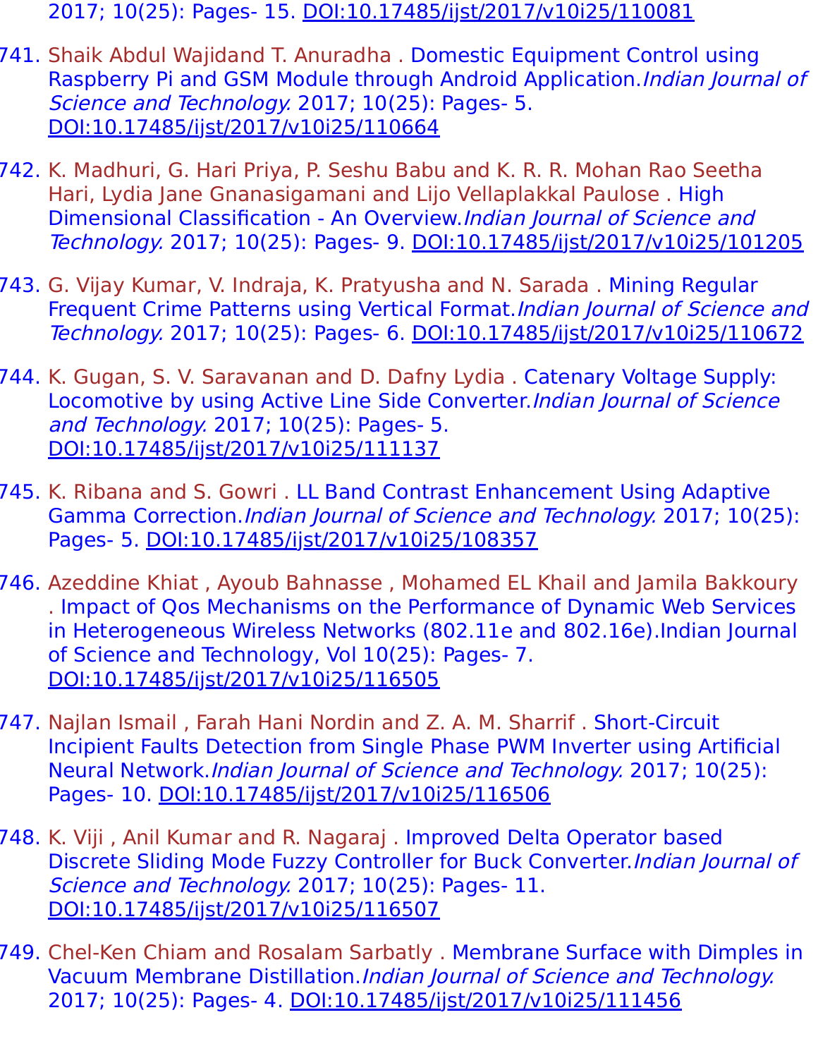2017; 10(25): Pages- 15. DOI:10.17485/ijst/2017/v10i25/110081

741. Shaik Abdul Wajidand T. Anuradha . Domestic Equipment Control using Raspberry Pi and GSM Module through Android Application.*Indian Journal of Science and Technology.* 2017; 10(25): Pages- 5. DOI:10.17485/ijst/2017/v10i25/110664

742. K. Madhuri, G. Hari Priya, P. Seshu Babu and K. R. R. Mohan Rao Seetha Hari, Lydia Jane Gnanasigamani and Lijo Vellaplakkal Paulose . High Dimensional Classification - An Overview.*Indian Journal of Science and Technology.* 2017; 10(25): Pages- 9. DOI:10.17485/ijst/2017/v10i25/101205

743. G. Vijay Kumar, V. Indraja, K. Pratyusha and N. Sarada . Mining Regular Frequent Crime Patterns using Vertical Format.*Indian Journal of Science and Technology.* 2017; 10(25): Pages- 6. DOI:10.17485/ijst/2017/v10i25/110672

744. K. Gugan, S. V. Saravanan and D. Dafny Lydia . Catenary Voltage Supply: Locomotive by using Active Line Side Converter.*Indian Journal of Science and Technology.* 2017; 10(25): Pages- 5. DOI:10.17485/ijst/2017/v10i25/111137

745. K. Ribana and S. Gowri . LL Band Contrast Enhancement Using Adaptive Gamma Correction.*Indian Journal of Science and Technology.* 2017; 10(25): Pages- 5. DOI:10.17485/ijst/2017/v10i25/108357

746. Azeddine Khiat , Ayoub Bahnasse , Mohamed EL Khail and Jamila Bakkoury . Impact of Qos Mechanisms on the Performance of Dynamic Web Services in Heterogeneous Wireless Networks (802.11e and 802.16e).Indian Journal of Science and Technology, Vol 10(25): Pages- 7. DOI:10.17485/ijst/2017/v10i25/116505

747. Najlan Ismail , Farah Hani Nordin and Z. A. M. Sharrif . Short-Circuit Incipient Faults Detection from Single Phase PWM Inverter using Artificial Neural Network.*Indian Journal of Science and Technology.* 2017; 10(25): Pages- 10. DOI:10.17485/ijst/2017/v10i25/116506

748. K. Viji , Anil Kumar and R. Nagaraj . Improved Delta Operator based Discrete Sliding Mode Fuzzy Controller for Buck Converter.*Indian Journal of Science and Technology.* 2017; 10(25): Pages- 11. DOI:10.17485/ijst/2017/v10i25/116507

749. Chel-Ken Chiam and Rosalam Sarbatly . Membrane Surface with Dimples in Vacuum Membrane Distillation.*Indian Journal of Science and Technology.* 2017; 10(25): Pages- 4. DOI:10.17485/ijst/2017/v10i25/111456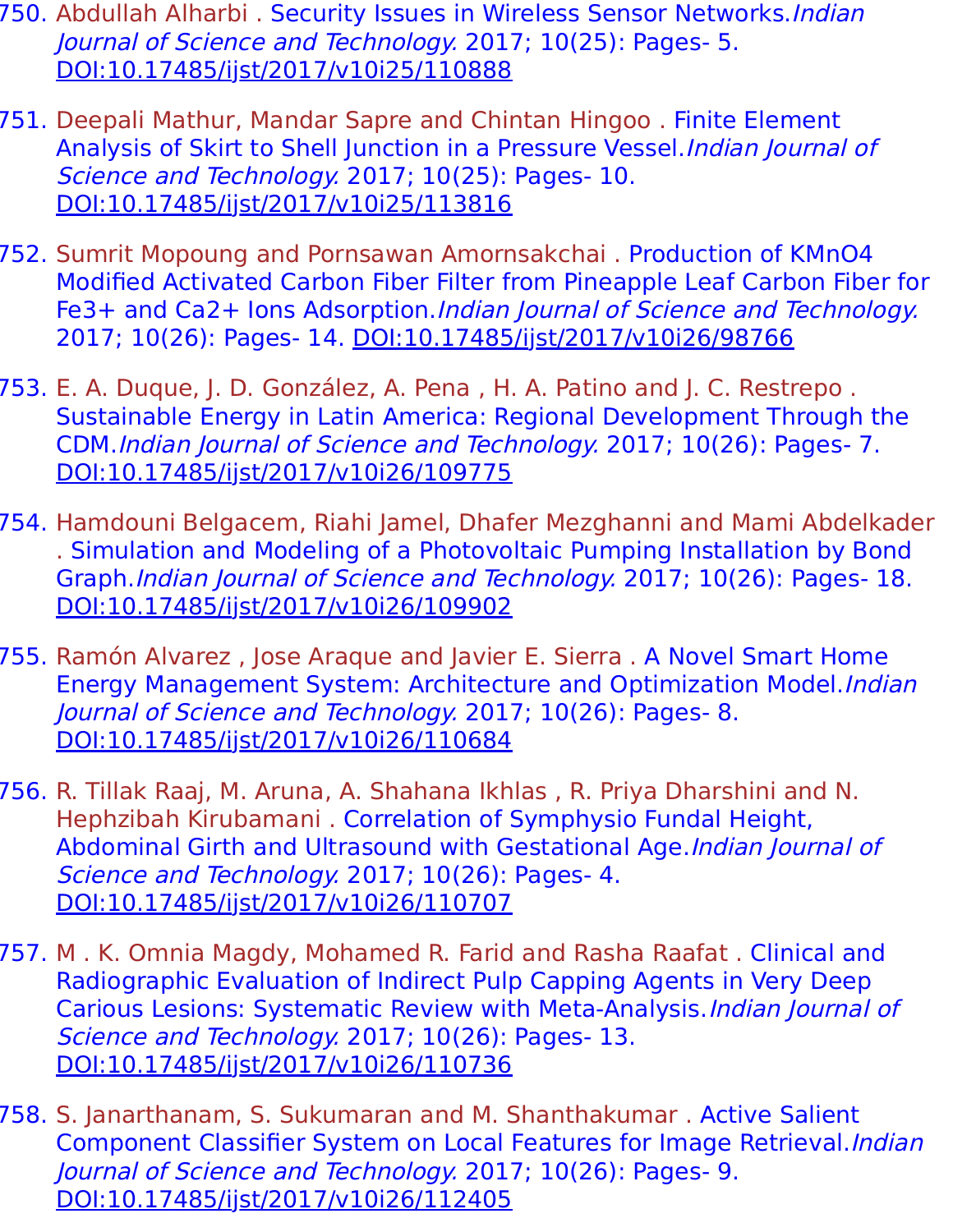750. Abdullah Alharbi . Security Issues in Wireless Sensor Networks.*Indian Journal of Science and Technology.* 2017; 10(25): Pages- 5. DOI:10.17485/ijst/2017/v10i25/110888

751. Deepali Mathur, Mandar Sapre and Chintan Hingoo . Finite Element Analysis of Skirt to Shell Junction in a Pressure Vessel.*Indian Journal of Science and Technology.* 2017; 10(25): Pages- 10. DOI:10.17485/ijst/2017/v10i25/113816

752. Sumrit Mopoung and Pornsawan Amornsakchai . Production of $KMnO_4$ Modified Activated Carbon Fiber Filter from Pineapple Leaf Carbon Fiber for $Fe^{3+}$ and $Ca^{2+}$ Ions Adsorption.*Indian Journal of Science and Technology.* 2017; 10(26): Pages- 14. DOI:10.17485/ijst/2017/v10i26/98766

753. E. A. Duque, J. D. González, A. Pena , H. A. Patino and J. C. Restrepo . Sustainable Energy in Latin America: Regional Development Through the CDM.*Indian Journal of Science and Technology.* 2017; 10(26): Pages- 7. DOI:10.17485/ijst/2017/v10i26/109775

754. Hamdouni Belgacem, Riahi Jamel, Dhafer Mezghanni and Mami Abdelkader . Simulation and Modeling of a Photovoltaic Pumping Installation by Bond Graph.*Indian Journal of Science and Technology.* 2017; 10(26): Pages- 18. DOI:10.17485/ijst/2017/v10i26/109902

755. Ramón Alvarez , Jose Araque and Javier E. Sierra . A Novel Smart Home Energy Management System: Architecture and Optimization Model.*Indian Journal of Science and Technology.* 2017; 10(26): Pages- 8. DOI:10.17485/ijst/2017/v10i26/110684

756. R. Tillak Raaj, M. Aruna, A. Shahana Ikhlas , R. Priya Dharshini and N. Hephzibah Kirubamani . Correlation of Symphysio Fundal Height, Abdominal Girth and Ultrasound with Gestational Age.*Indian Journal of Science and Technology.* 2017; 10(26): Pages- 4. DOI:10.17485/ijst/2017/v10i26/110707

757. M . K. Omnia Magdy, Mohamed R. Farid and Rasha Raafat . Clinical and Radiographic Evaluation of Indirect Pulp Capping Agents in Very Deep Carious Lesions: Systematic Review with Meta-Analysis.*Indian Journal of Science and Technology.* 2017; 10(26): Pages- 13. DOI:10.17485/ijst/2017/v10i26/110736

758. S. Janarthanam, S. Sukumaran and M. Shanthakumar . Active Salient Component Classifier System on Local Features for Image Retrieval.*Indian Journal of Science and Technology.* 2017; 10(26): Pages- 9. DOI:10.17485/ijst/2017/v10i26/112405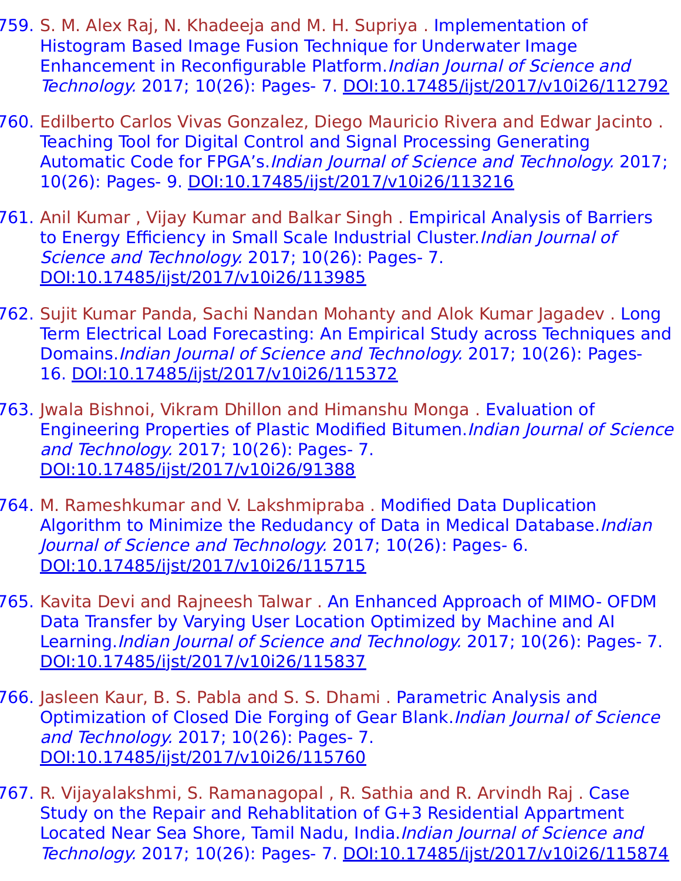759. S. M. Alex Raj, N. Khadeeja and M. H. Supriya . Implementation of Histogram Based Image Fusion Technique for Underwater Image Enhancement in Reconfigurable Platform.*Indian Journal of Science and Technology.* 2017; 10(26): Pages- 7. DOI:10.17485/ijst/2017/v10i26/112792

760. Edilberto Carlos Vivas Gonzalez, Diego Mauricio Rivera and Edwar Jacinto . Teaching Tool for Digital Control and Signal Processing Generating Automatic Code for FPGA's.*Indian Journal of Science and Technology.* 2017; 10(26): Pages- 9. DOI:10.17485/ijst/2017/v10i26/113216

761. Anil Kumar , Vijay Kumar and Balkar Singh . Empirical Analysis of Barriers to Energy Efficiency in Small Scale Industrial Cluster.*Indian Journal of Science and Technology.* 2017; 10(26): Pages- 7. DOI:10.17485/ijst/2017/v10i26/113985

762. Sujit Kumar Panda, Sachi Nandan Mohanty and Alok Kumar Jagadev . Long Term Electrical Load Forecasting: An Empirical Study across Techniques and Domains.*Indian Journal of Science and Technology.* 2017; 10(26): Pages- 16. DOI:10.17485/ijst/2017/v10i26/115372

763. Jwala Bishnoi, Vikram Dhillon and Himanshu Monga . Evaluation of Engineering Properties of Plastic Modified Bitumen.*Indian Journal of Science and Technology.* 2017; 10(26): Pages- 7. DOI:10.17485/ijst/2017/v10i26/91388

764. M. Rameshkumar and V. Lakshmipraba . Modified Data Duplication Algorithm to Minimize the Redudancy of Data in Medical Database.*Indian Journal of Science and Technology.* 2017; 10(26): Pages- 6. DOI:10.17485/ijst/2017/v10i26/115715

765. Kavita Devi and Rajneesh Talwar . An Enhanced Approach of MIMO- OFDM Data Transfer by Varying User Location Optimized by Machine and AI Learning.*Indian Journal of Science and Technology.* 2017; 10(26): Pages- 7. DOI:10.17485/ijst/2017/v10i26/115837

766. Jasleen Kaur, B. S. Pabla and S. S. Dhami . Parametric Analysis and Optimization of Closed Die Forging of Gear Blank.*Indian Journal of Science and Technology.* 2017; 10(26): Pages- 7. DOI:10.17485/ijst/2017/v10i26/115760

767. R. Vijayalakshmi, S. Ramanagopal , R. Sathia and R. Arvindh Raj . Case Study on the Repair and Rehablitation of G+3 Residential Appartment Located Near Sea Shore, Tamil Nadu, India.*Indian Journal of Science and Technology.* 2017; 10(26): Pages- 7. DOI:10.17485/ijst/2017/v10i26/115874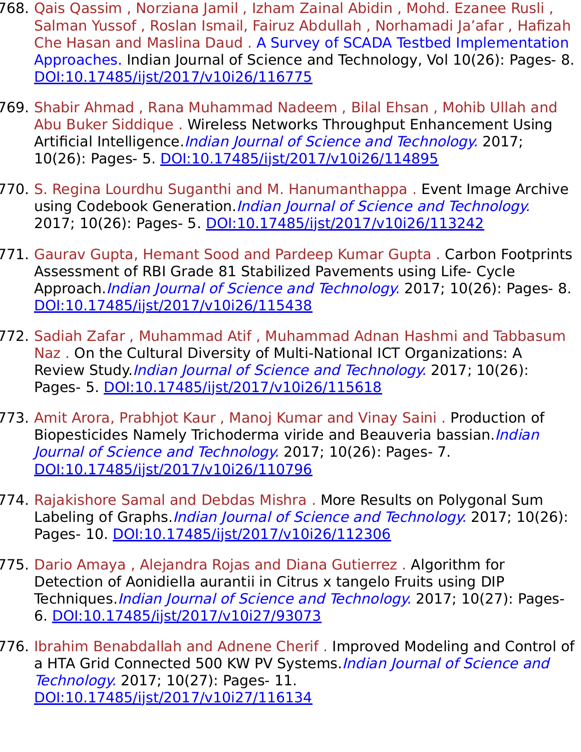768. Qais Qassim , Norziana Jamil , Izham Zainal Abidin , Mohd. Ezanee Rusli , Salman Yussof , Roslan Ismail, Fairuz Abdullah , Norhamadi Ja'afar , Hafizah Che Hasan and Maslina Daud . A Survey of SCADA Testbed Implementation Approaches. Indian Journal of Science and Technology, Vol 10(26): Pages- 8. DOI:10.17485/ijst/2017/v10i26/116775

769. Shabir Ahmad , Rana Muhammad Nadeem , Bilal Ehsan , Mohib Ullah and Abu Buker Siddique . Wireless Networks Throughput Enhancement Using Artificial Intelligence.*Indian Journal of Science and Technology.* 2017; 10(26): Pages- 5. DOI:10.17485/ijst/2017/v10i26/114895

770. S. Regina Lourdhu Suganthi and M. Hanumanthappa . Event Image Archive using Codebook Generation.*Indian Journal of Science and Technology.* 2017; 10(26): Pages- 5. DOI:10.17485/ijst/2017/v10i26/113242

771. Gaurav Gupta, Hemant Sood and Pardeep Kumar Gupta . Carbon Footprints Assessment of RBI Grade 81 Stabilized Pavements using Life- Cycle Approach.*Indian Journal of Science and Technology.* 2017; 10(26): Pages- 8. DOI:10.17485/ijst/2017/v10i26/115438

772. Sadiah Zafar , Muhammad Atif , Muhammad Adnan Hashmi and Tabbasum Naz . On the Cultural Diversity of Multi-National ICT Organizations: A Review Study.*Indian Journal of Science and Technology.* 2017; 10(26): Pages- 5. DOI:10.17485/ijst/2017/v10i26/115618

773. Amit Arora, Prabhjot Kaur , Manoj Kumar and Vinay Saini . Production of Biopesticides Namely Trichoderma viride and Beauveria bassian.*Indian Journal of Science and Technology.* 2017; 10(26): Pages- 7. DOI:10.17485/ijst/2017/v10i26/110796

774. Rajakishore Samal and Debdas Mishra . More Results on Polygonal Sum Labeling of Graphs.*Indian Journal of Science and Technology.* 2017; 10(26): Pages- 10. DOI:10.17485/ijst/2017/v10i26/112306

775. Dario Amaya , Alejandra Rojas and Diana Gutierrez . Algorithm for Detection of Aonidiella aurantii in Citrus x tangelo Fruits using DIP Techniques.*Indian Journal of Science and Technology.* 2017; 10(27): Pages- 6. DOI:10.17485/ijst/2017/v10i27/93073

776. Ibrahim Benabdallah and Adnene Cherif . Improved Modeling and Control of a HTA Grid Connected 500 KW PV Systems.*Indian Journal of Science and Technology.* 2017; 10(27): Pages- 11. DOI:10.17485/ijst/2017/v10i27/116134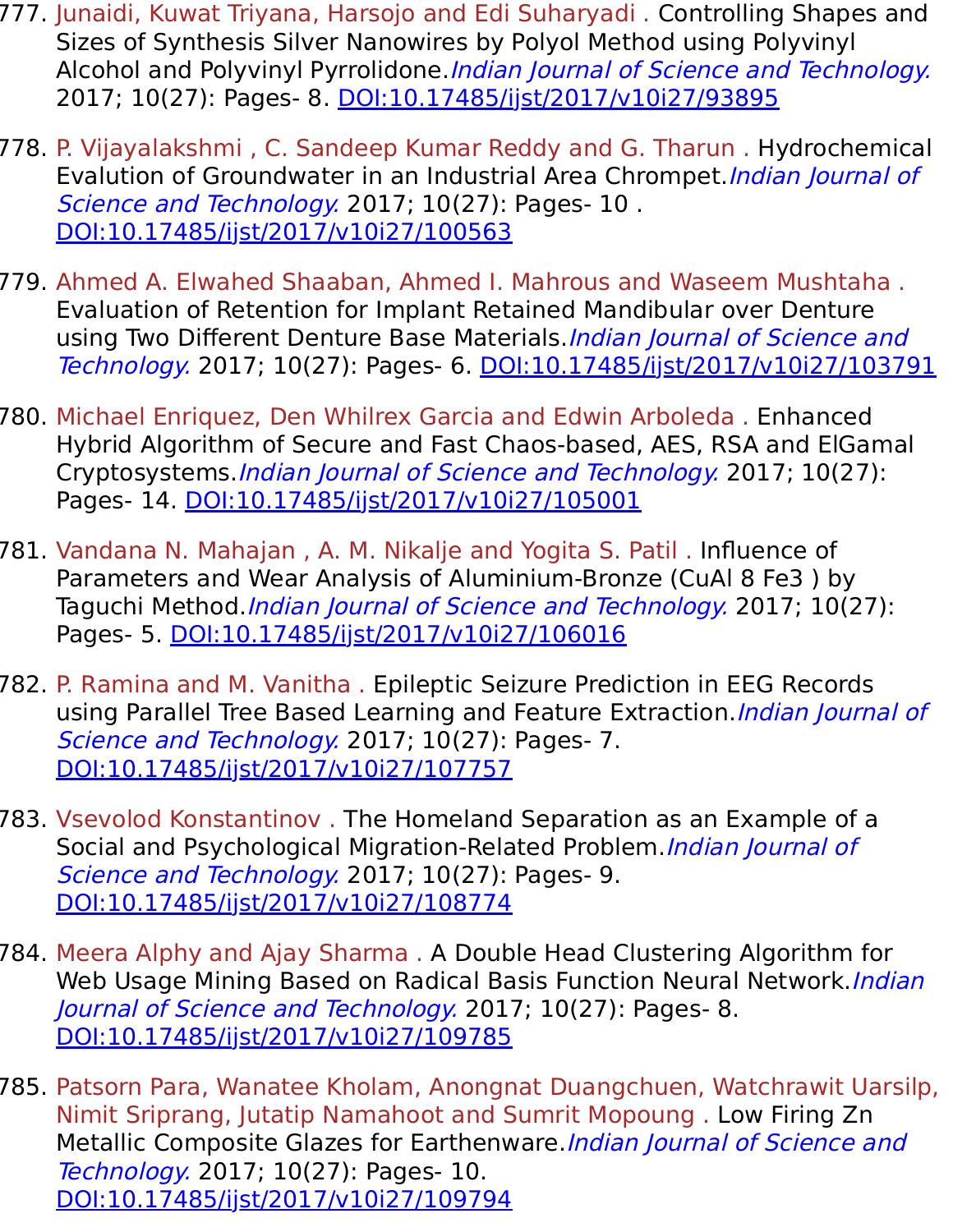777. Junaidi, Kuwat Triyana, Harsojo and Edi Suharyadi . Controlling Shapes and Sizes of Synthesis Silver Nanowires by Polyol Method using Polyvinyl Alcohol and Polyvinyl Pyrrolidone.*Indian Journal of Science and Technology.* 2017; 10(27): Pages- 8. DOI:10.17485/ijst/2017/v10i27/93895

778. P. Vijayalakshmi , C. Sandeep Kumar Reddy and G. Tharun . Hydrochemical Evalution of Groundwater in an Industrial Area Chrompet.*Indian Journal of Science and Technology.* 2017; 10(27): Pages- 10 . DOI:10.17485/ijst/2017/v10i27/100563

779. Ahmed A. Elwahed Shaaban, Ahmed I. Mahrous and Waseem Mushtaha . Evaluation of Retention for Implant Retained Mandibular over Denture using Two Different Denture Base Materials.*Indian Journal of Science and Technology.* 2017; 10(27): Pages- 6. DOI:10.17485/ijst/2017/v10i27/103791

780. Michael Enriquez, Den Whilrex Garcia and Edwin Arboleda . Enhanced Hybrid Algorithm of Secure and Fast Chaos-based, AES, RSA and ElGamal Cryptosystems.*Indian Journal of Science and Technology.* 2017; 10(27): Pages- 14. DOI:10.17485/ijst/2017/v10i27/105001

781. Vandana N. Mahajan , A. M. Nikalje and Yogita S. Patil . Influence of Parameters and Wear Analysis of Aluminium-Bronze (CuAl 8 Fe3 ) by Taguchi Method.*Indian Journal of Science and Technology.* 2017; 10(27): Pages- 5. DOI:10.17485/ijst/2017/v10i27/106016

782. P. Ramina and M. Vanitha . Epileptic Seizure Prediction in EEG Records using Parallel Tree Based Learning and Feature Extraction.*Indian Journal of Science and Technology.* 2017; 10(27): Pages- 7. DOI:10.17485/ijst/2017/v10i27/107757

783. Vsevolod Konstantinov . The Homeland Separation as an Example of a Social and Psychological Migration-Related Problem.*Indian Journal of Science and Technology.* 2017; 10(27): Pages- 9. DOI:10.17485/ijst/2017/v10i27/108774

784. Meera Alphy and Ajay Sharma . A Double Head Clustering Algorithm for Web Usage Mining Based on Radical Basis Function Neural Network.*Indian Journal of Science and Technology.* 2017; 10(27): Pages- 8. DOI:10.17485/ijst/2017/v10i27/109785

785. Patsorn Para, Wanatee Kholam, Anongnat Duangchuen, Watchrawit Uarsilp, Nimit Sriprang, Jutatip Namahoot and Sumrit Mopoung . Low Firing Zn Metallic Composite Glazes for Earthenware.*Indian Journal of Science and Technology.* 2017; 10(27): Pages- 10. DOI:10.17485/ijst/2017/v10i27/109794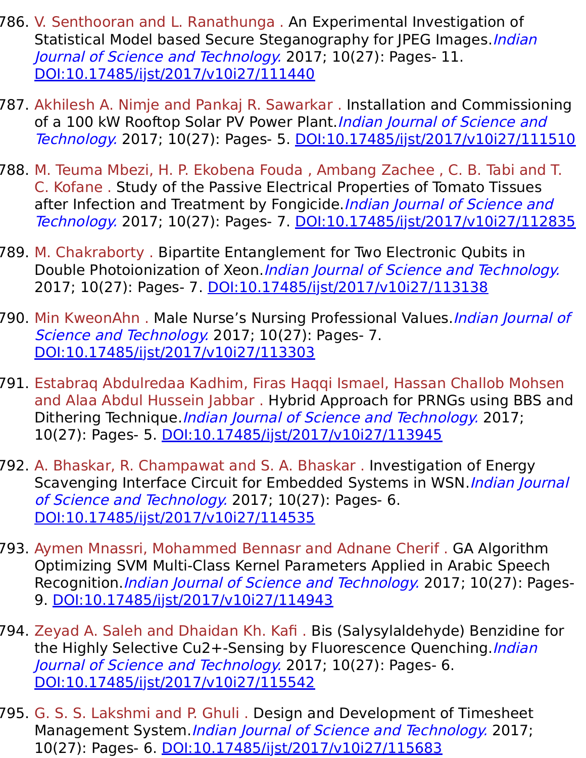786. V. Senthooran and L. Ranathunga . An Experimental Investigation of Statistical Model based Secure Steganography for JPEG Images.*Indian Journal of Science and Technology.* 2017; 10(27): Pages- 11. [DOI:10.17485/ijst/2017/v10i27/111440](DOI:10.17485/ijst/2017/v10i27/111440)

787. Akhilesh A. Nimje and Pankaj R. Sawarkar . Installation and Commissioning of a 100 kW Rooftop Solar PV Power Plant.*Indian Journal of Science and Technology.* 2017; 10(27): Pages- 5. [DOI:10.17485/ijst/2017/v10i27/111510](DOI:10.17485/ijst/2017/v10i27/111510)

788. M. Teuma Mbezi, H. P. Ekobena Fouda , Ambang Zachee , C. B. Tabi and T. C. Kofane . Study of the Passive Electrical Properties of Tomato Tissues after Infection and Treatment by Fongicide.*Indian Journal of Science and Technology.* 2017; 10(27): Pages- 7. [DOI:10.17485/ijst/2017/v10i27/112835](DOI:10.17485/ijst/2017/v10i27/112835)

789. M. Chakraborty . Bipartite Entanglement for Two Electronic Qubits in Double Photoionization of Xeon.*Indian Journal of Science and Technology.* 2017; 10(27): Pages- 7. [DOI:10.17485/ijst/2017/v10i27/113138](DOI:10.17485/ijst/2017/v10i27/113138)

790. Min KweonAhn . Male Nurse's Nursing Professional Values.*Indian Journal of Science and Technology.* 2017; 10(27): Pages- 7. [DOI:10.17485/ijst/2017/v10i27/113303](DOI:10.17485/ijst/2017/v10i27/113303)

791. Estabraq Abdulredaa Kadhim, Firas Haqqi Ismael, Hassan Challob Mohsen and Alaa Abdul Hussein Jabbar . Hybrid Approach for PRNGs using BBS and Dithering Technique.*Indian Journal of Science and Technology.* 2017; 10(27): Pages- 5. [DOI:10.17485/ijst/2017/v10i27/113945](DOI:10.17485/ijst/2017/v10i27/113945)

792. A. Bhaskar, R. Champawat and S. A. Bhaskar . Investigation of Energy Scavenging Interface Circuit for Embedded Systems in WSN.*Indian Journal of Science and Technology.* 2017; 10(27): Pages- 6. [DOI:10.17485/ijst/2017/v10i27/114535](DOI:10.17485/ijst/2017/v10i27/114535)

793. Aymen Mnassri, Mohammed Bennasr and Adnane Cherif . GA Algorithm Optimizing SVM Multi-Class Kernel Parameters Applied in Arabic Speech Recognition.*Indian Journal of Science and Technology.* 2017; 10(27): Pages- 9. [DOI:10.17485/ijst/2017/v10i27/114943](DOI:10.17485/ijst/2017/v10i27/114943)

794. Zeyad A. Saleh and Dhaidan Kh. Kafi . Bis (Salysylaldehyde) Benzidine for the Highly Selective $Cu^{2+}$-Sensing by Fluorescence Quenching.*Indian Journal of Science and Technology.* 2017; 10(27): Pages- 6. [DOI:10.17485/ijst/2017/v10i27/115542](DOI:10.17485/ijst/2017/v10i27/115542)

795. G. S. S. Lakshmi and P. Ghuli . Design and Development of Timesheet Management System.*Indian Journal of Science and Technology.* 2017; 10(27): Pages- 6. [DOI:10.17485/ijst/2017/v10i27/115683](DOI:10.17485/ijst/2017/v10i27/115683)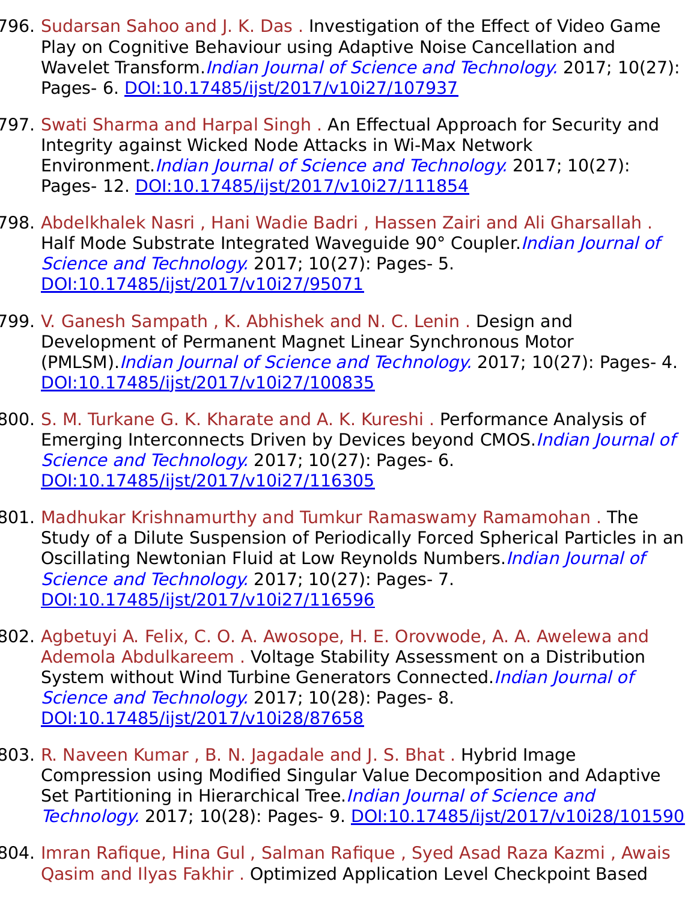796. Sudarsan Sahoo and J. K. Das . Investigation of the Effect of Video Game Play on Cognitive Behaviour using Adaptive Noise Cancellation and Wavelet Transform.*Indian Journal of Science and Technology.* 2017; 10(27): Pages- 6. DOI:10.17485/ijst/2017/v10i27/107937

797. Swati Sharma and Harpal Singh . An Effectual Approach for Security and Integrity against Wicked Node Attacks in Wi-Max Network Environment.*Indian Journal of Science and Technology.* 2017; 10(27): Pages- 12. DOI:10.17485/ijst/2017/v10i27/111854

798. Abdelkhalek Nasri , Hani Wadie Badri , Hassen Zairi and Ali Gharsallah . Half Mode Substrate Integrated Waveguide 90° Coupler.*Indian Journal of Science and Technology.* 2017; 10(27): Pages- 5. DOI:10.17485/ijst/2017/v10i27/95071

799. V. Ganesh Sampath , K. Abhishek and N. C. Lenin . Design and Development of Permanent Magnet Linear Synchronous Motor (PMLSM).*Indian Journal of Science and Technology.* 2017; 10(27): Pages- 4. DOI:10.17485/ijst/2017/v10i27/100835

800. S. M. Turkane G. K. Kharate and A. K. Kureshi . Performance Analysis of Emerging Interconnects Driven by Devices beyond CMOS.*Indian Journal of Science and Technology.* 2017; 10(27): Pages- 6. DOI:10.17485/ijst/2017/v10i27/116305

801. Madhukar Krishnamurthy and Tumkur Ramaswamy Ramamohan . The Study of a Dilute Suspension of Periodically Forced Spherical Particles in an Oscillating Newtonian Fluid at Low Reynolds Numbers.*Indian Journal of Science and Technology.* 2017; 10(27): Pages- 7. DOI:10.17485/ijst/2017/v10i27/116596

802. Agbetuyi A. Felix, C. O. A. Awosope, H. E. Orovwode, A. A. Awelewa and Ademola Abdulkareem . Voltage Stability Assessment on a Distribution System without Wind Turbine Generators Connected.*Indian Journal of Science and Technology.* 2017; 10(28): Pages- 8. DOI:10.17485/ijst/2017/v10i28/87658

803. R. Naveen Kumar , B. N. Jagadale and J. S. Bhat . Hybrid Image Compression using Modified Singular Value Decomposition and Adaptive Set Partitioning in Hierarchical Tree.*Indian Journal of Science and Technology.* 2017; 10(28): Pages- 9. DOI:10.17485/ijst/2017/v10i28/101590

804. Imran Rafique, Hina Gul , Salman Rafique , Syed Asad Raza Kazmi , Awais Qasim and Ilyas Fakhir . Optimized Application Level Checkpoint Based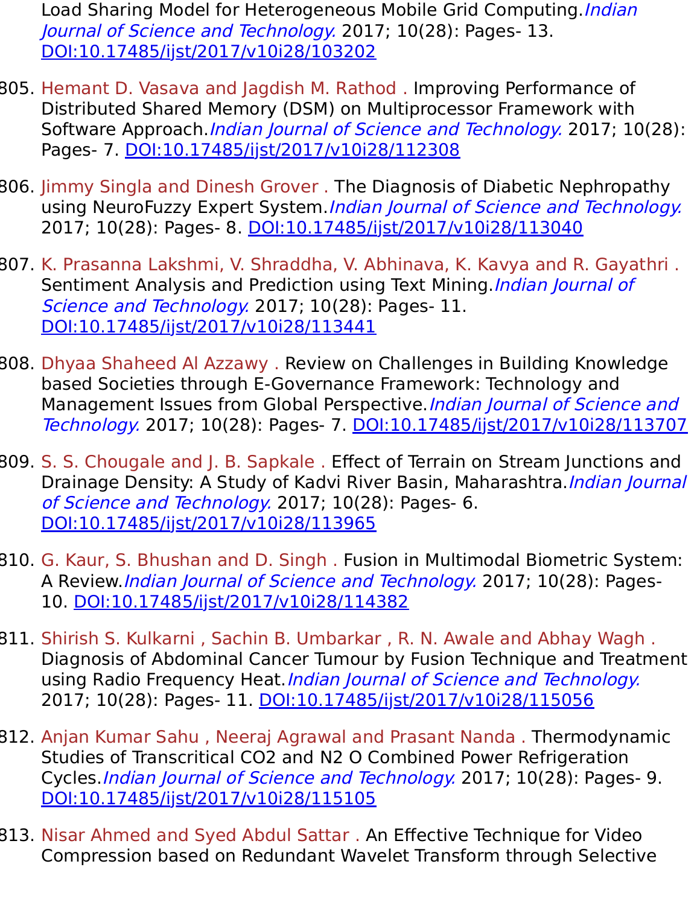Load Sharing Model for Heterogeneous Mobile Grid Computing.*Indian Journal of Science and Technology.* 2017; 10(28): Pages- 13. DOI:10.17485/ijst/2017/v10i28/103202

805. Hemant D. Vasava and Jagdish M. Rathod . Improving Performance of Distributed Shared Memory (DSM) on Multiprocessor Framework with Software Approach.*Indian Journal of Science and Technology.* 2017; 10(28): Pages- 7. DOI:10.17485/ijst/2017/v10i28/112308

806. Jimmy Singla and Dinesh Grover . The Diagnosis of Diabetic Nephropathy using NeuroFuzzy Expert System.*Indian Journal of Science and Technology.* 2017; 10(28): Pages- 8. DOI:10.17485/ijst/2017/v10i28/113040

807. K. Prasanna Lakshmi, V. Shraddha, V. Abhinava, K. Kavya and R. Gayathri . Sentiment Analysis and Prediction using Text Mining.*Indian Journal of Science and Technology.* 2017; 10(28): Pages- 11. DOI:10.17485/ijst/2017/v10i28/113441

808. Dhyaa Shaheed Al Azzawy . Review on Challenges in Building Knowledge based Societies through E-Governance Framework: Technology and Management Issues from Global Perspective.*Indian Journal of Science and Technology.* 2017; 10(28): Pages- 7. DOI:10.17485/ijst/2017/v10i28/113707

809. S. S. Chougale and J. B. Sapkale . Effect of Terrain on Stream Junctions and Drainage Density: A Study of Kadvi River Basin, Maharashtra.*Indian Journal of Science and Technology.* 2017; 10(28): Pages- 6. DOI:10.17485/ijst/2017/v10i28/113965

810. G. Kaur, S. Bhushan and D. Singh . Fusion in Multimodal Biometric System: A Review.*Indian Journal of Science and Technology.* 2017; 10(28): Pages- 10. DOI:10.17485/ijst/2017/v10i28/114382

811. Shirish S. Kulkarni , Sachin B. Umbarkar , R. N. Awale and Abhay Wagh . Diagnosis of Abdominal Cancer Tumour by Fusion Technique and Treatment using Radio Frequency Heat.*Indian Journal of Science and Technology.* 2017; 10(28): Pages- 11. DOI:10.17485/ijst/2017/v10i28/115056

812. Anjan Kumar Sahu , Neeraj Agrawal and Prasant Nanda . Thermodynamic Studies of Transcritical CO2 and N2 O Combined Power Refrigeration Cycles.*Indian Journal of Science and Technology.* 2017; 10(28): Pages- 9. DOI:10.17485/ijst/2017/v10i28/115105

813. Nisar Ahmed and Syed Abdul Sattar . An Effective Technique for Video Compression based on Redundant Wavelet Transform through Selective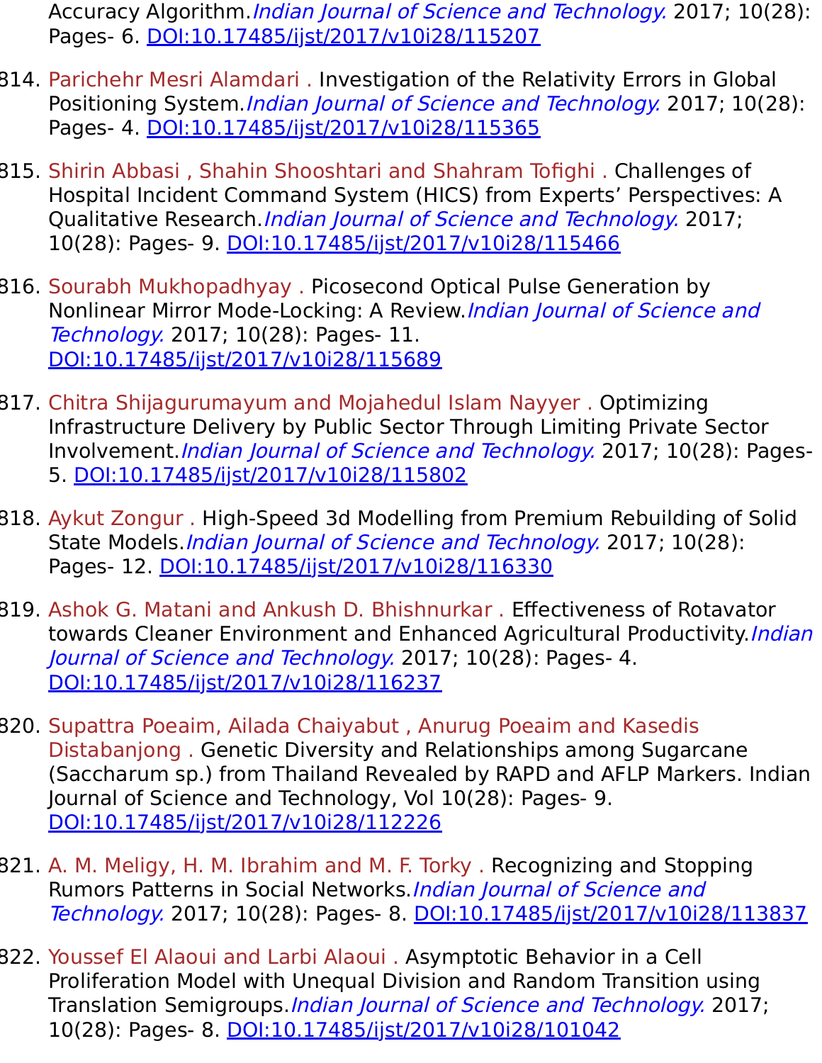Accuracy Algorithm.*Indian Journal of Science and Technology.* 2017; 10(28): Pages- 6. [DOI:10.17485/ijst/2017/v10i28/115207](DOI:10.17485/ijst/2017/v10i28/115207)

814. Parichehr Mesri Alamdari . Investigation of the Relativity Errors in Global Positioning System.*Indian Journal of Science and Technology.* 2017; 10(28): Pages- 4. [DOI:10.17485/ijst/2017/v10i28/115365](DOI:10.17485/ijst/2017/v10i28/115365)

815. Shirin Abbasi , Shahin Shooshtari and Shahram Tofighi . Challenges of Hospital Incident Command System (HICS) from Experts' Perspectives: A Qualitative Research.*Indian Journal of Science and Technology.* 2017; 10(28): Pages- 9. [DOI:10.17485/ijst/2017/v10i28/115466](DOI:10.17485/ijst/2017/v10i28/115466)

816. Sourabh Mukhopadhyay . Picosecond Optical Pulse Generation by Nonlinear Mirror Mode-Locking: A Review.*Indian Journal of Science and Technology.* 2017; 10(28): Pages- 11. [DOI:10.17485/ijst/2017/v10i28/115689](DOI:10.17485/ijst/2017/v10i28/115689)

817. Chitra Shijagurumayum and Mojahedul Islam Nayyer . Optimizing Infrastructure Delivery by Public Sector Through Limiting Private Sector Involvement.*Indian Journal of Science and Technology.* 2017; 10(28): Pages- 5. [DOI:10.17485/ijst/2017/v10i28/115802](DOI:10.17485/ijst/2017/v10i28/115802)

818. Aykut Zongur . High-Speed 3d Modelling from Premium Rebuilding of Solid State Models.*Indian Journal of Science and Technology.* 2017; 10(28): Pages- 12. [DOI:10.17485/ijst/2017/v10i28/116330](DOI:10.17485/ijst/2017/v10i28/116330)

819. Ashok G. Matani and Ankush D. Bhishnurkar . Effectiveness of Rotavator towards Cleaner Environment and Enhanced Agricultural Productivity.*Indian Journal of Science and Technology.* 2017; 10(28): Pages- 4. [DOI:10.17485/ijst/2017/v10i28/116237](DOI:10.17485/ijst/2017/v10i28/116237)

820. Supattra Poeaim, Ailada Chaiyabut , Anurug Poeaim and Kasedis Distabanjong . Genetic Diversity and Relationships among Sugarcane (Saccharum sp.) from Thailand Revealed by RAPD and AFLP Markers. Indian Journal of Science and Technology, Vol 10(28): Pages- 9. [DOI:10.17485/ijst/2017/v10i28/112226](DOI:10.17485/ijst/2017/v10i28/112226)

821. A. M. Meligy, H. M. Ibrahim and M. F. Torky . Recognizing and Stopping Rumors Patterns in Social Networks.*Indian Journal of Science and Technology.* 2017; 10(28): Pages- 8. [DOI:10.17485/ijst/2017/v10i28/113837](DOI:10.17485/ijst/2017/v10i28/113837)

822. Youssef El Alaoui and Larbi Alaoui . Asymptotic Behavior in a Cell Proliferation Model with Unequal Division and Random Transition using Translation Semigroups.*Indian Journal of Science and Technology.* 2017; 10(28): Pages- 8. [DOI:10.17485/ijst/2017/v10i28/101042](DOI:10.17485/ijst/2017/v10i28/101042)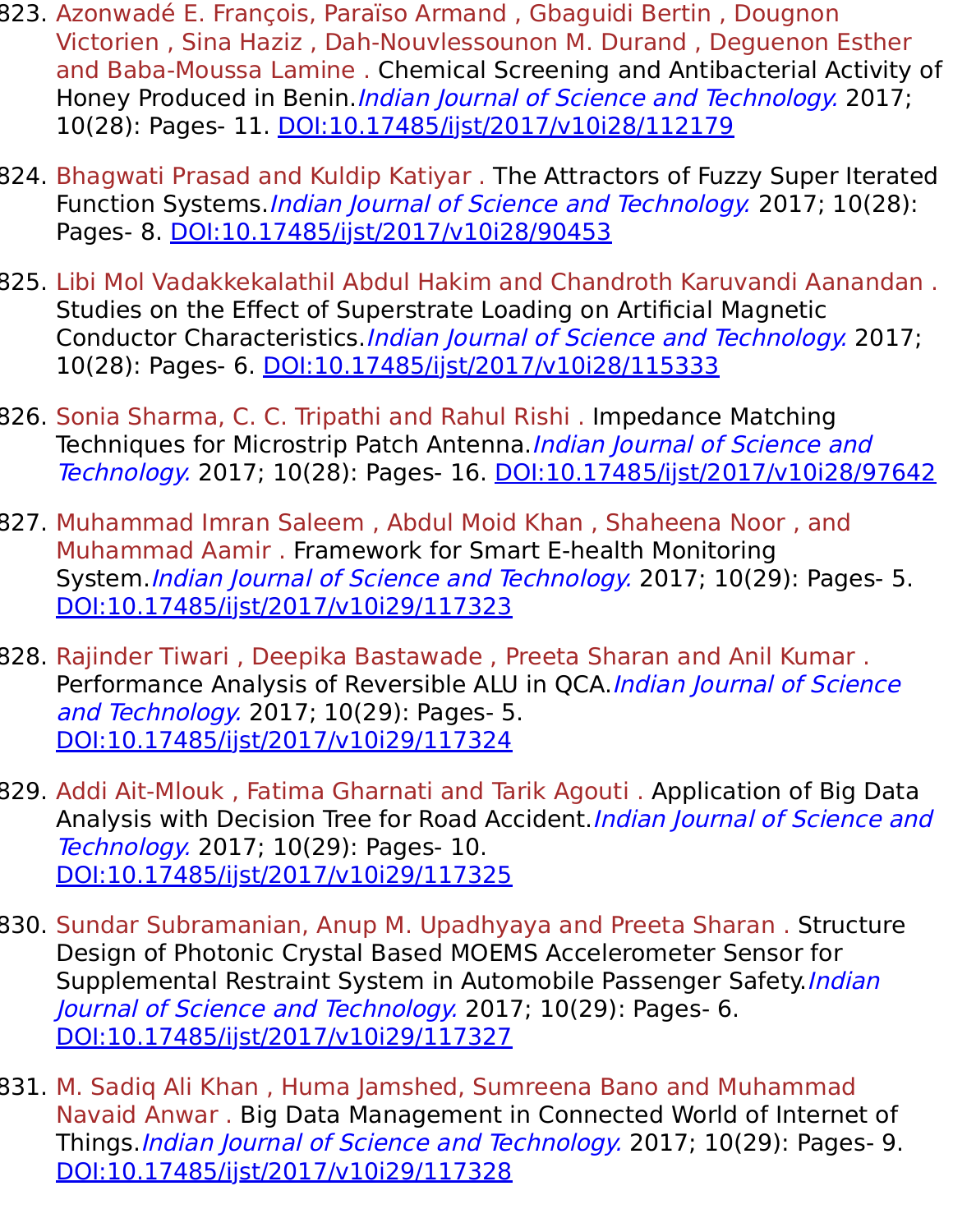823. Azonwadé E. François, Paraïso Armand , Gbaguidi Bertin , Dougnon Victorien , Sina Haziz , Dah-Nouvlessounon M. Durand , Deguenon Esther and Baba-Moussa Lamine . Chemical Screening and Antibacterial Activity of Honey Produced in Benin.*Indian Journal of Science and Technology.* 2017; 10(28): Pages- 11. DOI:10.17485/ijst/2017/v10i28/112179

824. Bhagwati Prasad and Kuldip Katiyar . The Attractors of Fuzzy Super Iterated Function Systems.*Indian Journal of Science and Technology.* 2017; 10(28): Pages- 8. DOI:10.17485/ijst/2017/v10i28/90453

825. Libi Mol Vadakkekalathil Abdul Hakim and Chandroth Karuvandi Aanandan . Studies on the Effect of Superstrate Loading on Artificial Magnetic Conductor Characteristics.*Indian Journal of Science and Technology.* 2017; 10(28): Pages- 6. DOI:10.17485/ijst/2017/v10i28/115333

826. Sonia Sharma, C. C. Tripathi and Rahul Rishi . Impedance Matching Techniques for Microstrip Patch Antenna.*Indian Journal of Science and Technology.* 2017; 10(28): Pages- 16. DOI:10.17485/ijst/2017/v10i28/97642

827. Muhammad Imran Saleem , Abdul Moid Khan , Shaheena Noor , and Muhammad Aamir . Framework for Smart E-health Monitoring System.*Indian Journal of Science and Technology.* 2017; 10(29): Pages- 5. DOI:10.17485/ijst/2017/v10i29/117323

828. Rajinder Tiwari , Deepika Bastawade , Preeta Sharan and Anil Kumar . Performance Analysis of Reversible ALU in QCA.*Indian Journal of Science and Technology.* 2017; 10(29): Pages- 5. DOI:10.17485/ijst/2017/v10i29/117324

829. Addi Ait-Mlouk , Fatima Gharnati and Tarik Agouti . Application of Big Data Analysis with Decision Tree for Road Accident.*Indian Journal of Science and Technology.* 2017; 10(29): Pages- 10. DOI:10.17485/ijst/2017/v10i29/117325

830. Sundar Subramanian, Anup M. Upadhyaya and Preeta Sharan . Structure Design of Photonic Crystal Based MOEMS Accelerometer Sensor for Supplemental Restraint System in Automobile Passenger Safety.*Indian Journal of Science and Technology.* 2017; 10(29): Pages- 6. DOI:10.17485/ijst/2017/v10i29/117327

831. M. Sadiq Ali Khan , Huma Jamshed, Sumreena Bano and Muhammad Navaid Anwar . Big Data Management in Connected World of Internet of Things.*Indian Journal of Science and Technology.* 2017; 10(29): Pages- 9. DOI:10.17485/ijst/2017/v10i29/117328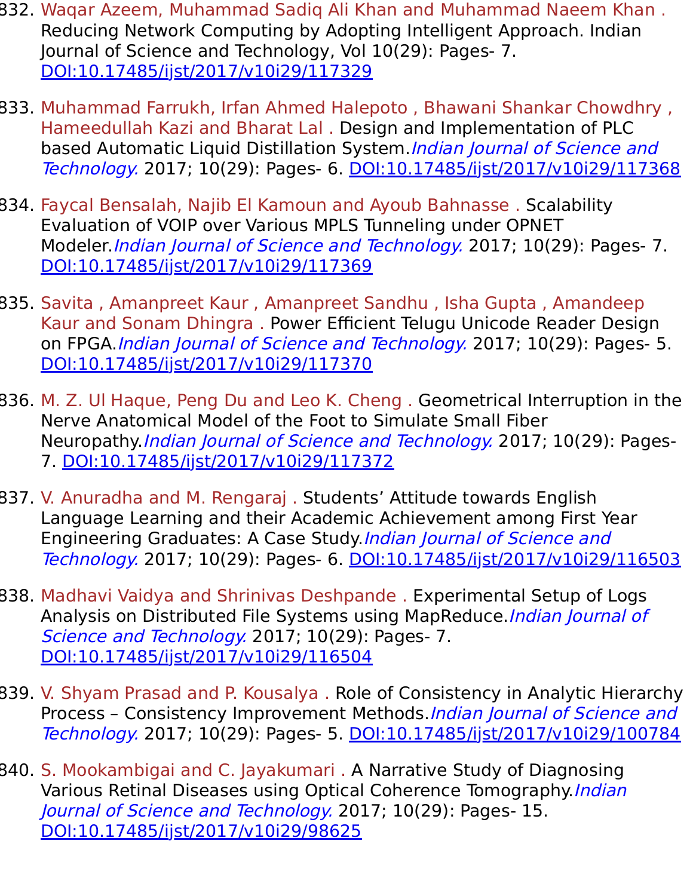832. Waqar Azeem, Muhammad Sadiq Ali Khan and Muhammad Naeem Khan . Reducing Network Computing by Adopting Intelligent Approach. Indian Journal of Science and Technology, Vol 10(29): Pages- 7. DOI:10.17485/ijst/2017/v10i29/117329

833. Muhammad Farrukh, Irfan Ahmed Halepoto , Bhawani Shankar Chowdhry , Hameedullah Kazi and Bharat Lal . Design and Implementation of PLC based Automatic Liquid Distillation System.*Indian Journal of Science and Technology.* 2017; 10(29): Pages- 6. DOI:10.17485/ijst/2017/v10i29/117368

834. Faycal Bensalah, Najib El Kamoun and Ayoub Bahnasse . Scalability Evaluation of VOIP over Various MPLS Tunneling under OPNET Modeler.*Indian Journal of Science and Technology.* 2017; 10(29): Pages- 7. DOI:10.17485/ijst/2017/v10i29/117369

835. Savita , Amanpreet Kaur , Amanpreet Sandhu , Isha Gupta , Amandeep Kaur and Sonam Dhingra . Power Efficient Telugu Unicode Reader Design on FPGA.*Indian Journal of Science and Technology.* 2017; 10(29): Pages- 5. DOI:10.17485/ijst/2017/v10i29/117370

836. M. Z. Ul Haque, Peng Du and Leo K. Cheng . Geometrical Interruption in the Nerve Anatomical Model of the Foot to Simulate Small Fiber Neuropathy.*Indian Journal of Science and Technology.* 2017; 10(29): Pages- 7. DOI:10.17485/ijst/2017/v10i29/117372

837. V. Anuradha and M. Rengaraj . Students' Attitude towards English Language Learning and their Academic Achievement among First Year Engineering Graduates: A Case Study.*Indian Journal of Science and Technology.* 2017; 10(29): Pages- 6. DOI:10.17485/ijst/2017/v10i29/116503

838. Madhavi Vaidya and Shrinivas Deshpande . Experimental Setup of Logs Analysis on Distributed File Systems using MapReduce.*Indian Journal of Science and Technology.* 2017; 10(29): Pages- 7. DOI:10.17485/ijst/2017/v10i29/116504

839. V. Shyam Prasad and P. Kousalya . Role of Consistency in Analytic Hierarchy Process – Consistency Improvement Methods.*Indian Journal of Science and Technology.* 2017; 10(29): Pages- 5. DOI:10.17485/ijst/2017/v10i29/100784

840. S. Mookambigai and C. Jayakumari . A Narrative Study of Diagnosing Various Retinal Diseases using Optical Coherence Tomography.*Indian Journal of Science and Technology.* 2017; 10(29): Pages- 15. DOI:10.17485/ijst/2017/v10i29/98625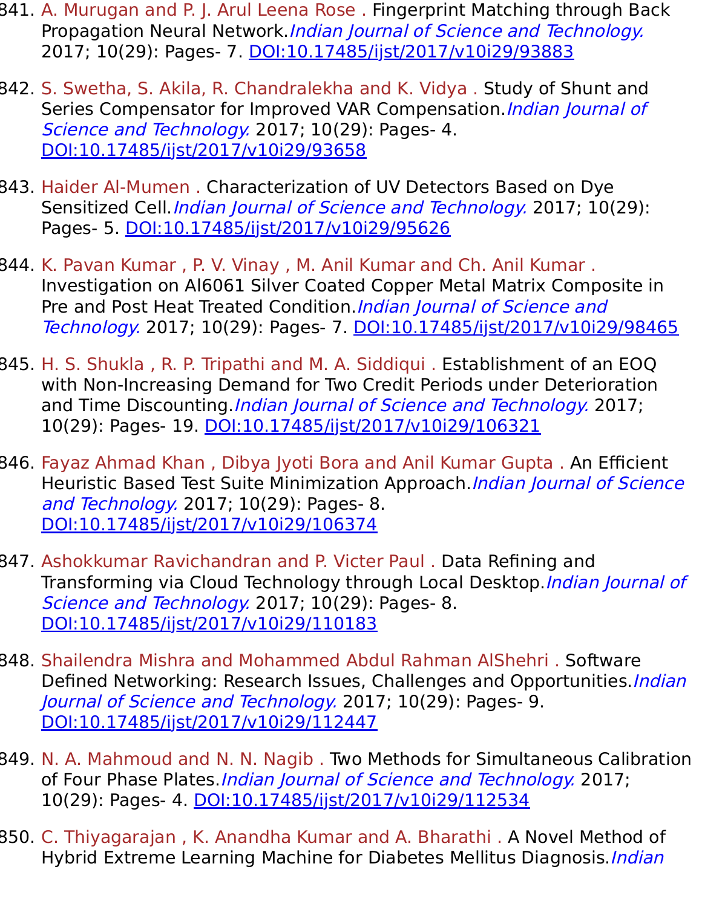841. A. Murugan and P. J. Arul Leena Rose . Fingerprint Matching through Back Propagation Neural Network.*Indian Journal of Science and Technology.* 2017; 10(29): Pages- 7. DOI:10.17485/ijst/2017/v10i29/93883

842. S. Swetha, S. Akila, R. Chandralekha and K. Vidya . Study of Shunt and Series Compensator for Improved VAR Compensation.*Indian Journal of Science and Technology.* 2017; 10(29): Pages- 4. DOI:10.17485/ijst/2017/v10i29/93658

843. Haider Al-Mumen . Characterization of UV Detectors Based on Dye Sensitized Cell.*Indian Journal of Science and Technology.* 2017; 10(29): Pages- 5. DOI:10.17485/ijst/2017/v10i29/95626

844. K. Pavan Kumar , P. V. Vinay , M. Anil Kumar and Ch. Anil Kumar . Investigation on Al6061 Silver Coated Copper Metal Matrix Composite in Pre and Post Heat Treated Condition.*Indian Journal of Science and Technology.* 2017; 10(29): Pages- 7. DOI:10.17485/ijst/2017/v10i29/98465

845. H. S. Shukla , R. P. Tripathi and M. A. Siddiqui . Establishment of an EOQ with Non-Increasing Demand for Two Credit Periods under Deterioration and Time Discounting.*Indian Journal of Science and Technology.* 2017; 10(29): Pages- 19. DOI:10.17485/ijst/2017/v10i29/106321

846. Fayaz Ahmad Khan , Dibya Jyoti Bora and Anil Kumar Gupta . An Efficient Heuristic Based Test Suite Minimization Approach.*Indian Journal of Science and Technology.* 2017; 10(29): Pages- 8. DOI:10.17485/ijst/2017/v10i29/106374

847. Ashokkumar Ravichandran and P. Victer Paul . Data Refining and Transforming via Cloud Technology through Local Desktop.*Indian Journal of Science and Technology.* 2017; 10(29): Pages- 8. DOI:10.17485/ijst/2017/v10i29/110183

848. Shailendra Mishra and Mohammed Abdul Rahman AlShehri . Software Defined Networking: Research Issues, Challenges and Opportunities.*Indian Journal of Science and Technology.* 2017; 10(29): Pages- 9. DOI:10.17485/ijst/2017/v10i29/112447

849. N. A. Mahmoud and N. N. Nagib . Two Methods for Simultaneous Calibration of Four Phase Plates.*Indian Journal of Science and Technology.* 2017; 10(29): Pages- 4. DOI:10.17485/ijst/2017/v10i29/112534

850. C. Thiyagarajan , K. Anandha Kumar and A. Bharathi . A Novel Method of Hybrid Extreme Learning Machine for Diabetes Mellitus Diagnosis.*Indian*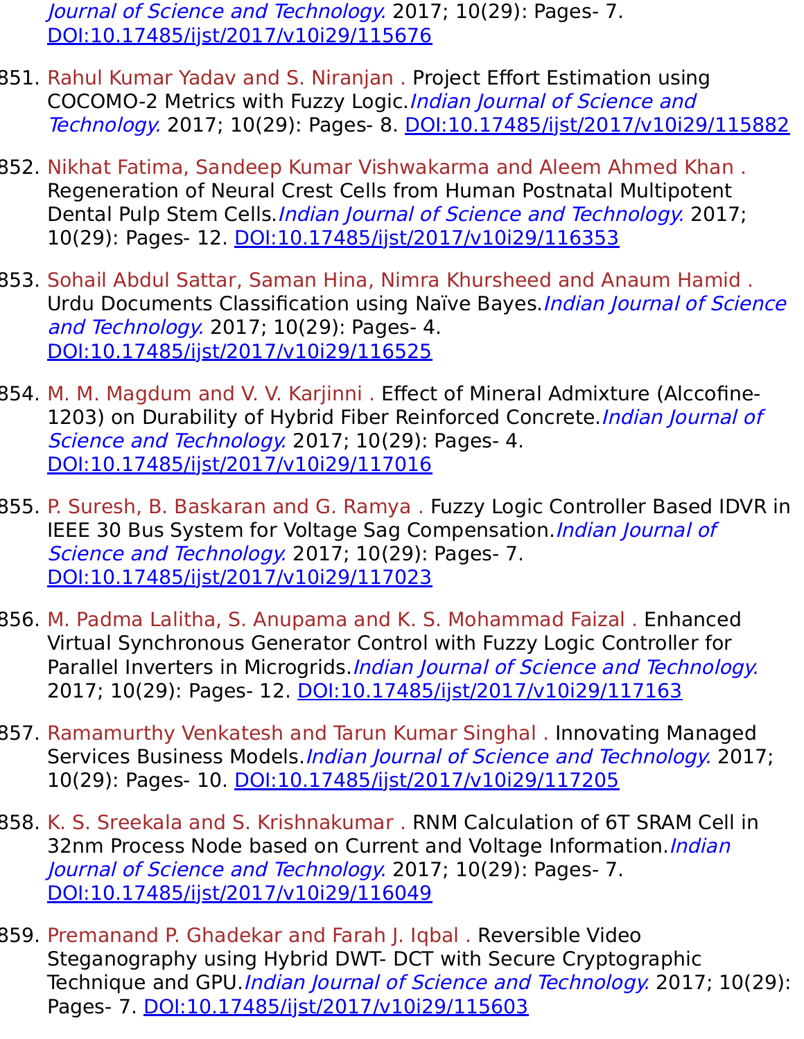Journal of Science and Technology.* 2017; 10(29): Pages- 7. DOI:10.17485/ijst/2017/v10i29/115676

851. Rahul Kumar Yadav and S. Niranjan . Project Effort Estimation using COCOMO-2 Metrics with Fuzzy Logic.*Indian Journal of Science and Technology.* 2017; 10(29): Pages- 8. DOI:10.17485/ijst/2017/v10i29/115882

852. Nikhat Fatima, Sandeep Kumar Vishwakarma and Aleem Ahmed Khan . Regeneration of Neural Crest Cells from Human Postnatal Multipotent Dental Pulp Stem Cells.*Indian Journal of Science and Technology.* 2017; 10(29): Pages- 12. DOI:10.17485/ijst/2017/v10i29/116353

853. Sohail Abdul Sattar, Saman Hina, Nimra Khursheed and Anaum Hamid . Urdu Documents Classification using Naïve Bayes.*Indian Journal of Science and Technology.* 2017; 10(29): Pages- 4. DOI:10.17485/ijst/2017/v10i29/116525

854. M. M. Magdum and V. V. Karjinni . Effect of Mineral Admixture (Alccofine-1203) on Durability of Hybrid Fiber Reinforced Concrete.*Indian Journal of Science and Technology.* 2017; 10(29): Pages- 4. DOI:10.17485/ijst/2017/v10i29/117016

855. P. Suresh, B. Baskaran and G. Ramya . Fuzzy Logic Controller Based IDVR in IEEE 30 Bus System for Voltage Sag Compensation.*Indian Journal of Science and Technology.* 2017; 10(29): Pages- 7. DOI:10.17485/ijst/2017/v10i29/117023

856. M. Padma Lalitha, S. Anupama and K. S. Mohammad Faizal . Enhanced Virtual Synchronous Generator Control with Fuzzy Logic Controller for Parallel Inverters in Microgrids.*Indian Journal of Science and Technology.* 2017; 10(29): Pages- 12. DOI:10.17485/ijst/2017/v10i29/117163

857. Ramamurthy Venkatesh and Tarun Kumar Singhal . Innovating Managed Services Business Models.*Indian Journal of Science and Technology.* 2017; 10(29): Pages- 10. DOI:10.17485/ijst/2017/v10i29/117205

858. K. S. Sreekala and S. Krishnakumar . RNM Calculation of 6T SRAM Cell in 32nm Process Node based on Current and Voltage Information.*Indian Journal of Science and Technology.* 2017; 10(29): Pages- 7. DOI:10.17485/ijst/2017/v10i29/116049

859. Premanand P. Ghadekar and Farah J. Iqbal . Reversible Video Steganography using Hybrid DWT- DCT with Secure Cryptographic Technique and GPU.*Indian Journal of Science and Technology.* 2017; 10(29): Pages- 7. DOI:10.17485/ijst/2017/v10i29/115603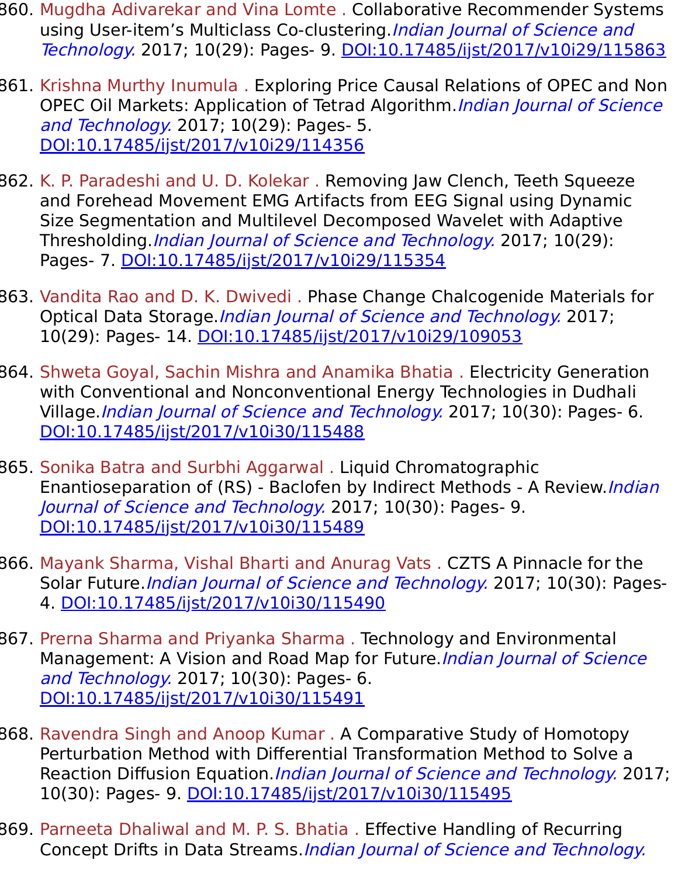860. Mugdha Adivarekar and Vina Lomte . Collaborative Recommender Systems using User-item’s Multiclass Co-clustering.*Indian Journal of Science and Technology.* 2017; 10(29): Pages- 9. DOI:10.17485/ijst/2017/v10i29/115863

861. Krishna Murthy Inumula . Exploring Price Causal Relations of OPEC and Non OPEC Oil Markets: Application of Tetrad Algorithm.*Indian Journal of Science and Technology.* 2017; 10(29): Pages- 5. DOI:10.17485/ijst/2017/v10i29/114356

862. K. P. Paradeshi and U. D. Kolekar . Removing Jaw Clench, Teeth Squeeze and Forehead Movement EMG Artifacts from EEG Signal using Dynamic Size Segmentation and Multilevel Decomposed Wavelet with Adaptive Thresholding.*Indian Journal of Science and Technology.* 2017; 10(29): Pages- 7. DOI:10.17485/ijst/2017/v10i29/115354

863. Vandita Rao and D. K. Dwivedi . Phase Change Chalcogenide Materials for Optical Data Storage.*Indian Journal of Science and Technology.* 2017; 10(29): Pages- 14. DOI:10.17485/ijst/2017/v10i29/109053

864. Shweta Goyal, Sachin Mishra and Anamika Bhatia . Electricity Generation with Conventional and Nonconventional Energy Technologies in Dudhali Village.*Indian Journal of Science and Technology.* 2017; 10(30): Pages- 6. DOI:10.17485/ijst/2017/v10i30/115488

865. Sonika Batra and Surbhi Aggarwal . Liquid Chromatographic Enantioseparation of (RS) - Baclofen by Indirect Methods - A Review.*Indian Journal of Science and Technology.* 2017; 10(30): Pages- 9. DOI:10.17485/ijst/2017/v10i30/115489

866. Mayank Sharma, Vishal Bharti and Anurag Vats . CZTS A Pinnacle for the Solar Future.*Indian Journal of Science and Technology.* 2017; 10(30): Pages- 4. DOI:10.17485/ijst/2017/v10i30/115490

867. Prerna Sharma and Priyanka Sharma . Technology and Environmental Management: A Vision and Road Map for Future.*Indian Journal of Science and Technology.* 2017; 10(30): Pages- 6. DOI:10.17485/ijst/2017/v10i30/115491

868. Ravendra Singh and Anoop Kumar . A Comparative Study of Homotopy Perturbation Method with Differential Transformation Method to Solve a Reaction Diffusion Equation.*Indian Journal of Science and Technology.* 2017; 10(30): Pages- 9. DOI:10.17485/ijst/2017/v10i30/115495

869. Parneeta Dhaliwal and M. P. S. Bhatia . Effective Handling of Recurring Concept Drifts in Data Streams.*Indian Journal of Science and Technology.*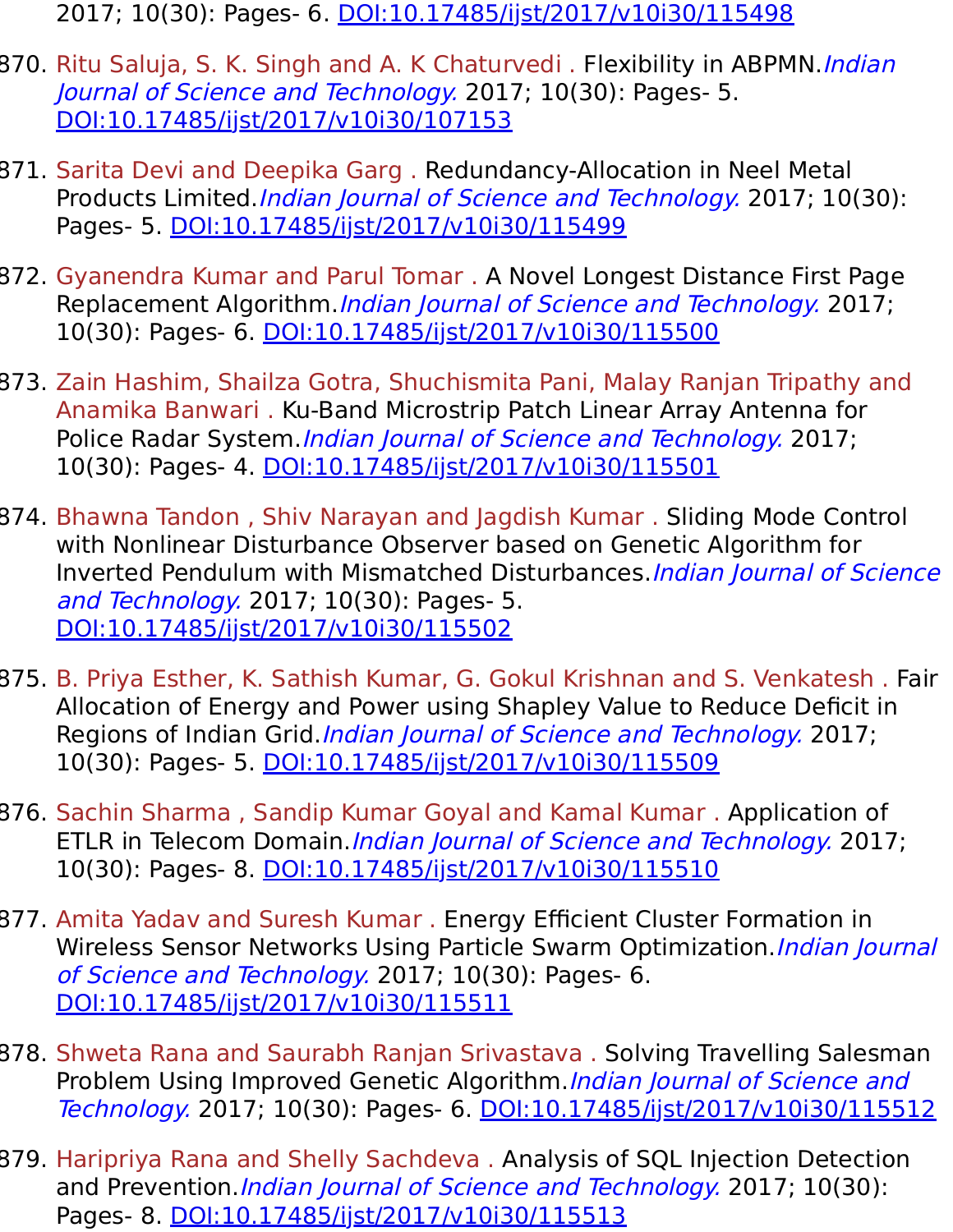2017; 10(30): Pages- 6. [DOI:10.17485/ijst/2017/v10i30/115498](DOI:10.17485/ijst/2017/v10i30/115498)

870. Ritu Saluja, S. K. Singh and A. K Chaturvedi . Flexibility in ABPMN.*Indian Journal of Science and Technology.* 2017; 10(30): Pages- 5. DOI:10.17485/ijst/2017/v10i30/107153

871. Sarita Devi and Deepika Garg . Redundancy-Allocation in Neel Metal Products Limited.*Indian Journal of Science and Technology.* 2017; 10(30): Pages- 5. DOI:10.17485/ijst/2017/v10i30/115499

872. Gyanendra Kumar and Parul Tomar . A Novel Longest Distance First Page Replacement Algorithm.*Indian Journal of Science and Technology.* 2017; 10(30): Pages- 6. DOI:10.17485/ijst/2017/v10i30/115500

873. Zain Hashim, Shailza Gotra, Shuchismita Pani, Malay Ranjan Tripathy and Anamika Banwari . Ku-Band Microstrip Patch Linear Array Antenna for Police Radar System.*Indian Journal of Science and Technology.* 2017; 10(30): Pages- 4. DOI:10.17485/ijst/2017/v10i30/115501

874. Bhawna Tandon , Shiv Narayan and Jagdish Kumar . Sliding Mode Control with Nonlinear Disturbance Observer based on Genetic Algorithm for Inverted Pendulum with Mismatched Disturbances.*Indian Journal of Science and Technology.* 2017; 10(30): Pages- 5. DOI:10.17485/ijst/2017/v10i30/115502

875. B. Priya Esther, K. Sathish Kumar, G. Gokul Krishnan and S. Venkatesh . Fair Allocation of Energy and Power using Shapley Value to Reduce Deficit in Regions of Indian Grid.*Indian Journal of Science and Technology.* 2017; 10(30): Pages- 5. DOI:10.17485/ijst/2017/v10i30/115509

876. Sachin Sharma , Sandip Kumar Goyal and Kamal Kumar . Application of ETLR in Telecom Domain.*Indian Journal of Science and Technology.* 2017; 10(30): Pages- 8. DOI:10.17485/ijst/2017/v10i30/115510

877. Amita Yadav and Suresh Kumar . Energy Efficient Cluster Formation in Wireless Sensor Networks Using Particle Swarm Optimization.*Indian Journal of Science and Technology.* 2017; 10(30): Pages- 6. DOI:10.17485/ijst/2017/v10i30/115511

878. Shweta Rana and Saurabh Ranjan Srivastava . Solving Travelling Salesman Problem Using Improved Genetic Algorithm.*Indian Journal of Science and Technology.* 2017; 10(30): Pages- 6. DOI:10.17485/ijst/2017/v10i30/115512

879. Haripriya Rana and Shelly Sachdeva . Analysis of SQL Injection Detection and Prevention.*Indian Journal of Science and Technology.* 2017; 10(30): Pages- 8. DOI:10.17485/ijst/2017/v10i30/115513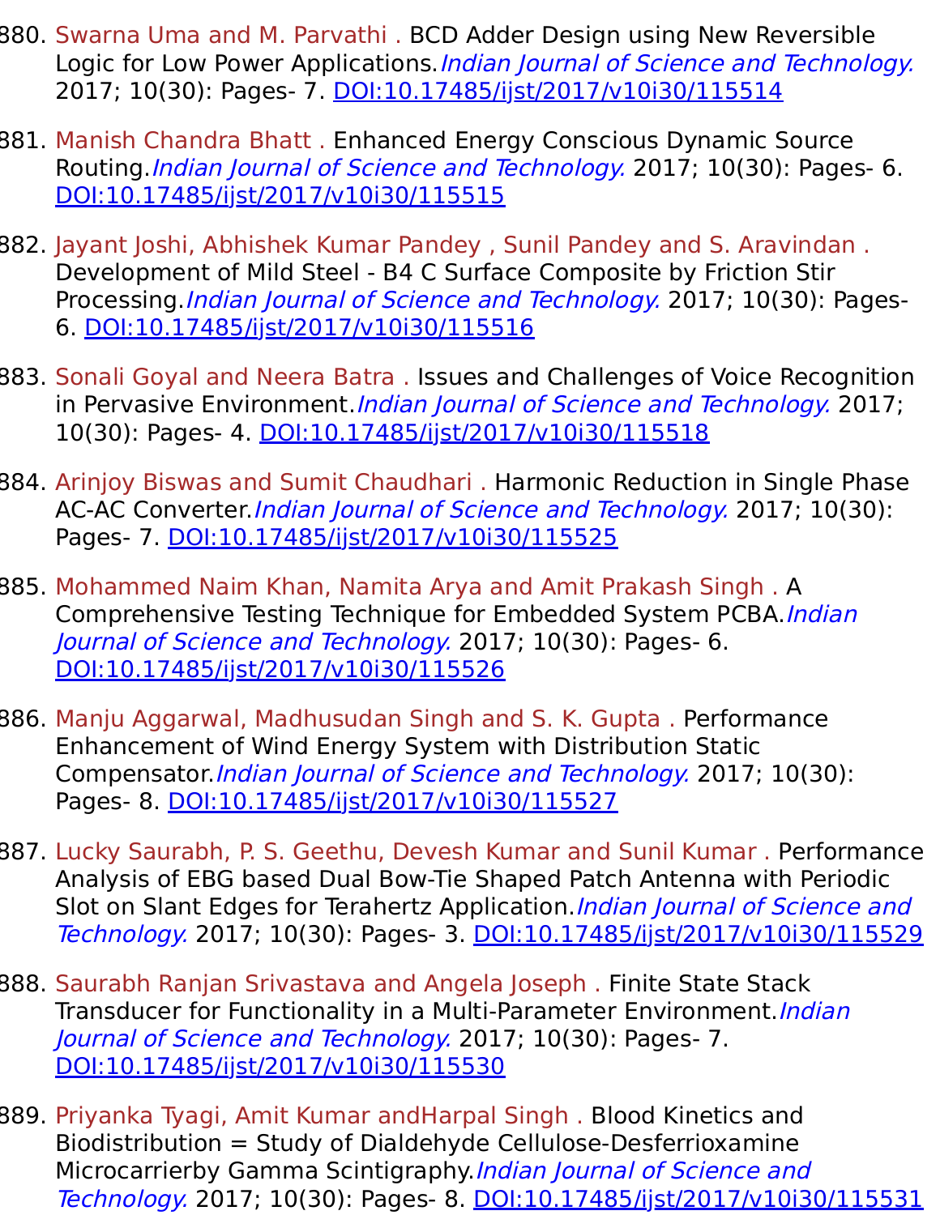880. Swarna Uma and M. Parvathi . BCD Adder Design using New Reversible Logic for Low Power Applications.*Indian Journal of Science and Technology.* 2017; 10(30): Pages- 7. DOI:10.17485/ijst/2017/v10i30/115514

881. Manish Chandra Bhatt . Enhanced Energy Conscious Dynamic Source Routing.*Indian Journal of Science and Technology.* 2017; 10(30): Pages- 6. DOI:10.17485/ijst/2017/v10i30/115515

882. Jayant Joshi, Abhishek Kumar Pandey , Sunil Pandey and S. Aravindan . Development of Mild Steel - B4 C Surface Composite by Friction Stir Processing.*Indian Journal of Science and Technology.* 2017; 10(30): Pages- 6. DOI:10.17485/ijst/2017/v10i30/115516

883. Sonali Goyal and Neera Batra . Issues and Challenges of Voice Recognition in Pervasive Environment.*Indian Journal of Science and Technology.* 2017; 10(30): Pages- 4. DOI:10.17485/ijst/2017/v10i30/115518

884. Arinjoy Biswas and Sumit Chaudhari . Harmonic Reduction in Single Phase AC-AC Converter.*Indian Journal of Science and Technology.* 2017; 10(30): Pages- 7. DOI:10.17485/ijst/2017/v10i30/115525

885. Mohammed Naim Khan, Namita Arya and Amit Prakash Singh . A Comprehensive Testing Technique for Embedded System PCBA.*Indian Journal of Science and Technology.* 2017; 10(30): Pages- 6. DOI:10.17485/ijst/2017/v10i30/115526

886. Manju Aggarwal, Madhusudan Singh and S. K. Gupta . Performance Enhancement of Wind Energy System with Distribution Static Compensator.*Indian Journal of Science and Technology.* 2017; 10(30): Pages- 8. DOI:10.17485/ijst/2017/v10i30/115527

887. Lucky Saurabh, P. S. Geethu, Devesh Kumar and Sunil Kumar . Performance Analysis of EBG based Dual Bow-Tie Shaped Patch Antenna with Periodic Slot on Slant Edges for Terahertz Application.*Indian Journal of Science and Technology.* 2017; 10(30): Pages- 3. DOI:10.17485/ijst/2017/v10i30/115529

888. Saurabh Ranjan Srivastava and Angela Joseph . Finite State Stack Transducer for Functionality in a Multi-Parameter Environment.*Indian Journal of Science and Technology.* 2017; 10(30): Pages- 7. DOI:10.17485/ijst/2017/v10i30/115530

889. Priyanka Tyagi, Amit Kumar andHarpal Singh . Blood Kinetics and Biodistribution = Study of Dialdehyde Cellulose-Desferrioxamine Microcarrierby Gamma Scintigraphy.*Indian Journal of Science and Technology.* 2017; 10(30): Pages- 8. DOI:10.17485/ijst/2017/v10i30/115531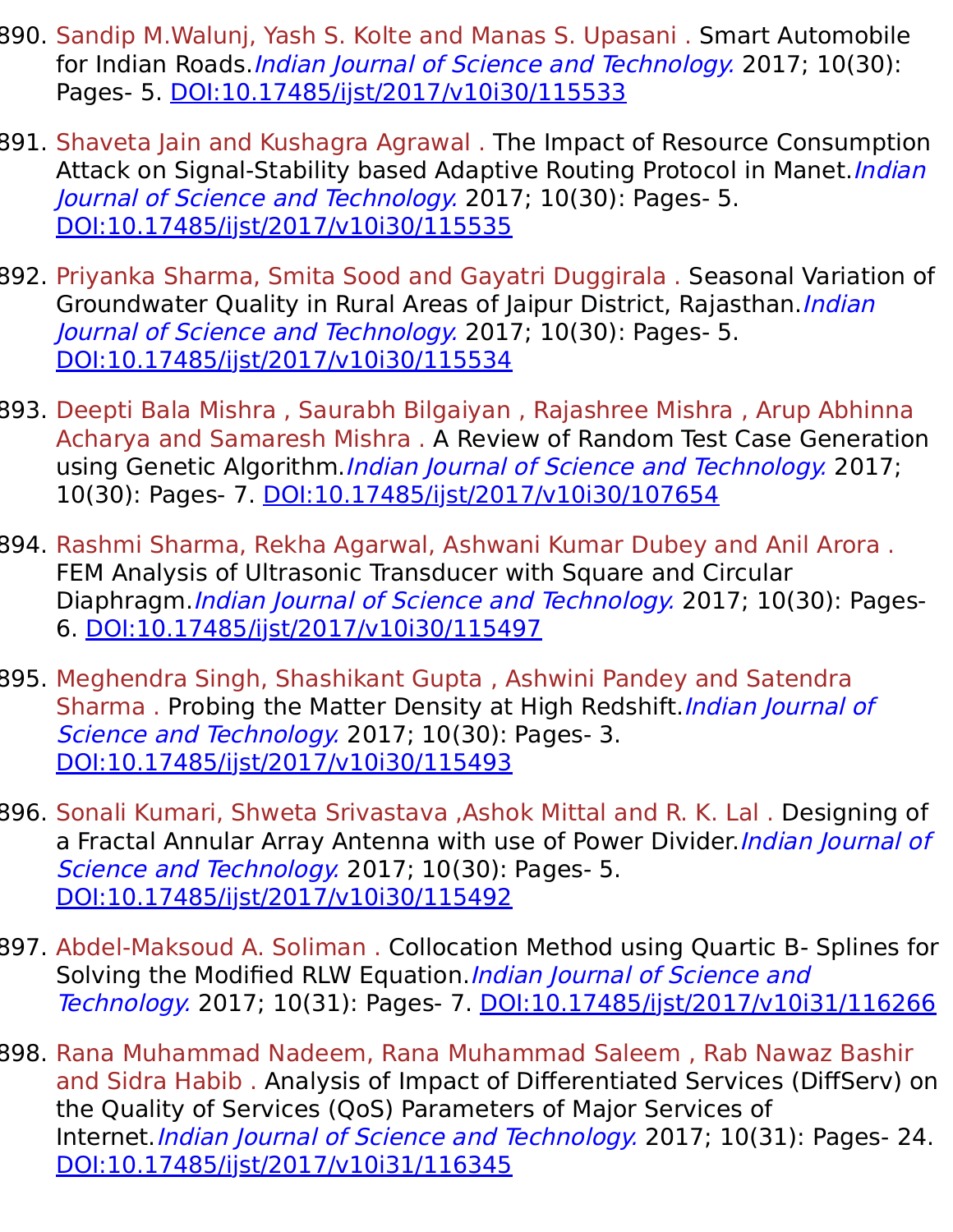890. Sandip M.Walunj, Yash S. Kolte and Manas S. Upasani . Smart Automobile for Indian Roads.*Indian Journal of Science and Technology.* 2017; 10(30): Pages- 5. DOI:10.17485/ijst/2017/v10i30/115533

891. Shaveta Jain and Kushagra Agrawal . The Impact of Resource Consumption Attack on Signal-Stability based Adaptive Routing Protocol in Manet.*Indian Journal of Science and Technology.* 2017; 10(30): Pages- 5. DOI:10.17485/ijst/2017/v10i30/115535

892. Priyanka Sharma, Smita Sood and Gayatri Duggirala . Seasonal Variation of Groundwater Quality in Rural Areas of Jaipur District, Rajasthan.*Indian Journal of Science and Technology.* 2017; 10(30): Pages- 5. DOI:10.17485/ijst/2017/v10i30/115534

893. Deepti Bala Mishra , Saurabh Bilgaiyan , Rajashree Mishra , Arup Abhinna Acharya and Samaresh Mishra . A Review of Random Test Case Generation using Genetic Algorithm.*Indian Journal of Science and Technology.* 2017; 10(30): Pages- 7. DOI:10.17485/ijst/2017/v10i30/107654

894. Rashmi Sharma, Rekha Agarwal, Ashwani Kumar Dubey and Anil Arora . FEM Analysis of Ultrasonic Transducer with Square and Circular Diaphragm.*Indian Journal of Science and Technology.* 2017; 10(30): Pages- 6. DOI:10.17485/ijst/2017/v10i30/115497

895. Meghendra Singh, Shashikant Gupta , Ashwini Pandey and Satendra Sharma . Probing the Matter Density at High Redshift.*Indian Journal of Science and Technology.* 2017; 10(30): Pages- 3. DOI:10.17485/ijst/2017/v10i30/115493

896. Sonali Kumari, Shweta Srivastava ,Ashok Mittal and R. K. Lal . Designing of a Fractal Annular Array Antenna with use of Power Divider.*Indian Journal of Science and Technology.* 2017; 10(30): Pages- 5. DOI:10.17485/ijst/2017/v10i30/115492

897. Abdel-Maksoud A. Soliman . Collocation Method using Quartic B- Splines for Solving the Modified RLW Equation.*Indian Journal of Science and Technology.* 2017; 10(31): Pages- 7. DOI:10.17485/ijst/2017/v10i31/116266

898. Rana Muhammad Nadeem, Rana Muhammad Saleem , Rab Nawaz Bashir and Sidra Habib . Analysis of Impact of Differentiated Services (DiffServ) on the Quality of Services (QoS) Parameters of Major Services of Internet.*Indian Journal of Science and Technology.* 2017; 10(31): Pages- 24. DOI:10.17485/ijst/2017/v10i31/116345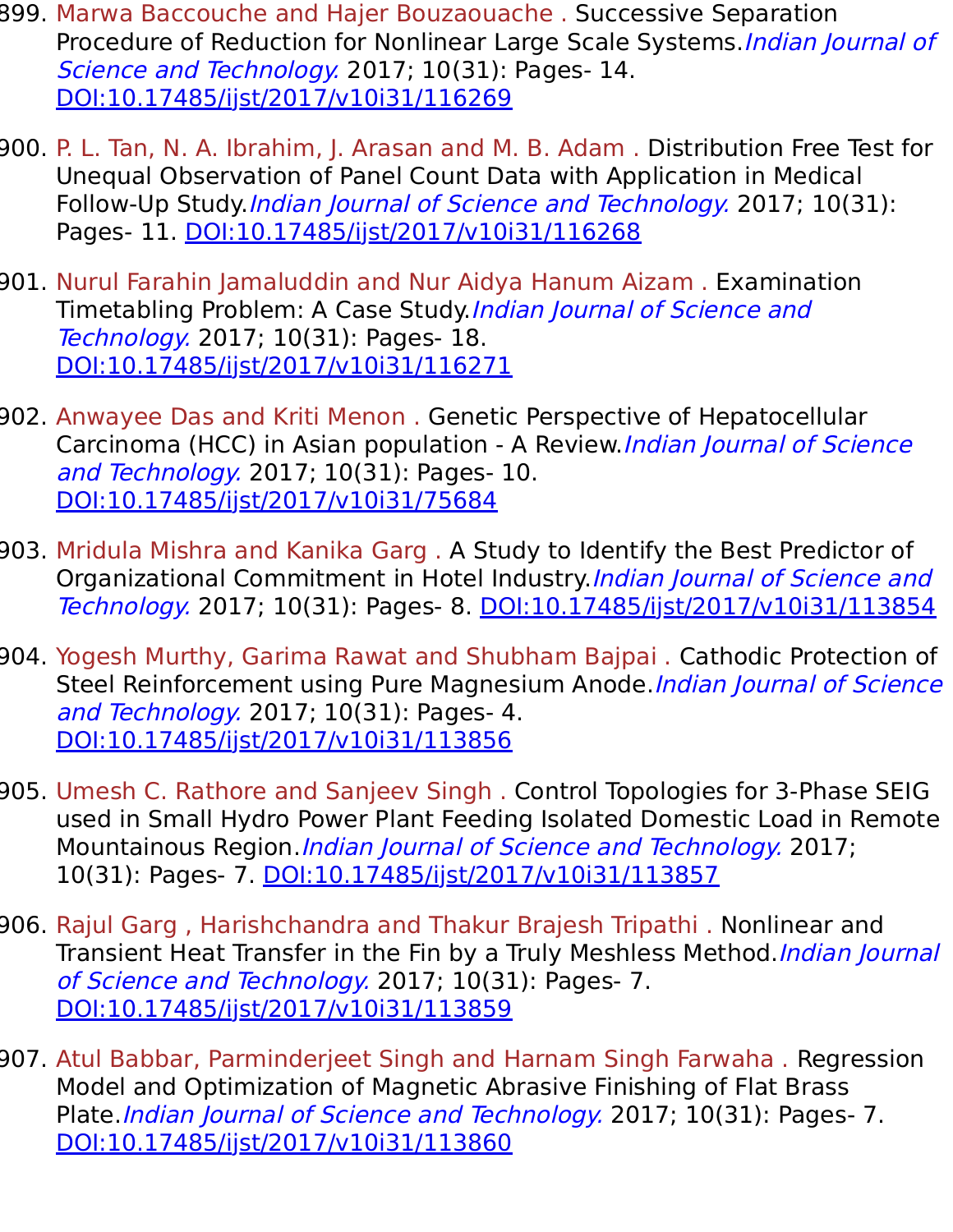899. Marwa Baccouche and Hajer Bouzaouache . Successive Separation Procedure of Reduction for Nonlinear Large Scale Systems.*Indian Journal of Science and Technology.* 2017; 10(31): Pages- 14. DOI:10.17485/ijst/2017/v10i31/116269

900. P. L. Tan, N. A. Ibrahim, J. Arasan and M. B. Adam . Distribution Free Test for Unequal Observation of Panel Count Data with Application in Medical Follow-Up Study.*Indian Journal of Science and Technology.* 2017; 10(31): Pages- 11. DOI:10.17485/ijst/2017/v10i31/116268

901. Nurul Farahin Jamaluddin and Nur Aidya Hanum Aizam . Examination Timetabling Problem: A Case Study.*Indian Journal of Science and Technology.* 2017; 10(31): Pages- 18. DOI:10.17485/ijst/2017/v10i31/116271

902. Anwayee Das and Kriti Menon . Genetic Perspective of Hepatocellular Carcinoma (HCC) in Asian population - A Review.*Indian Journal of Science and Technology.* 2017; 10(31): Pages- 10. DOI:10.17485/ijst/2017/v10i31/75684

903. Mridula Mishra and Kanika Garg . A Study to Identify the Best Predictor of Organizational Commitment in Hotel Industry.*Indian Journal of Science and Technology.* 2017; 10(31): Pages- 8. DOI:10.17485/ijst/2017/v10i31/113854

904. Yogesh Murthy, Garima Rawat and Shubham Bajpai . Cathodic Protection of Steel Reinforcement using Pure Magnesium Anode.*Indian Journal of Science and Technology.* 2017; 10(31): Pages- 4. DOI:10.17485/ijst/2017/v10i31/113856

905. Umesh C. Rathore and Sanjeev Singh . Control Topologies for 3-Phase SEIG used in Small Hydro Power Plant Feeding Isolated Domestic Load in Remote Mountainous Region.*Indian Journal of Science and Technology.* 2017; 10(31): Pages- 7. DOI:10.17485/ijst/2017/v10i31/113857

906. Rajul Garg , Harishchandra and Thakur Brajesh Tripathi . Nonlinear and Transient Heat Transfer in the Fin by a Truly Meshless Method.*Indian Journal of Science and Technology.* 2017; 10(31): Pages- 7. DOI:10.17485/ijst/2017/v10i31/113859

907. Atul Babbar, Parminderjeet Singh and Harnam Singh Farwaha . Regression Model and Optimization of Magnetic Abrasive Finishing of Flat Brass Plate.*Indian Journal of Science and Technology.* 2017; 10(31): Pages- 7. DOI:10.17485/ijst/2017/v10i31/113860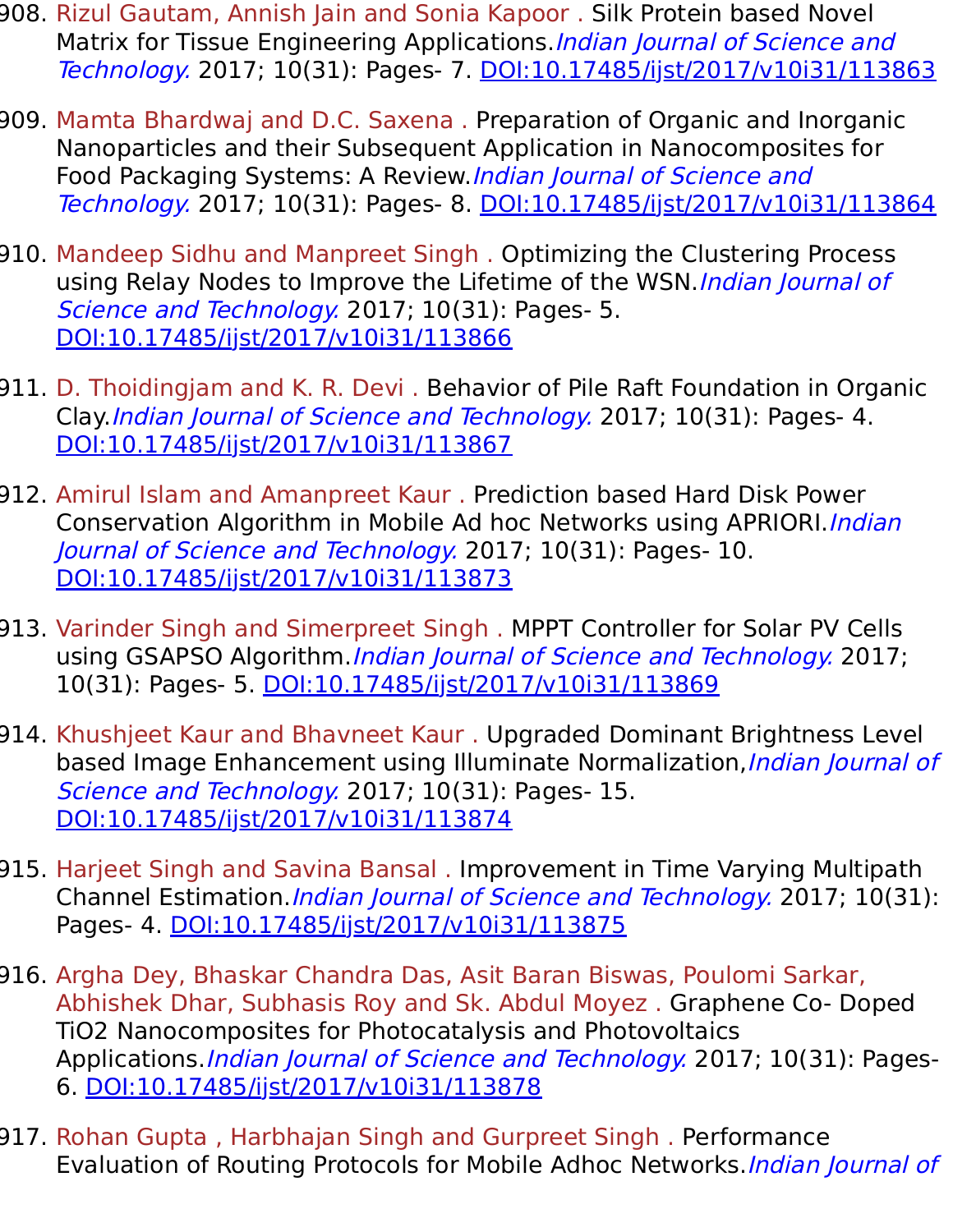908. Rizul Gautam, Annish Jain and Sonia Kapoor . Silk Protein based Novel Matrix for Tissue Engineering Applications.*Indian Journal of Science and Technology.* 2017; 10(31): Pages- 7. DOI:10.17485/ijst/2017/v10i31/113863

909. Mamta Bhardwaj and D.C. Saxena . Preparation of Organic and Inorganic Nanoparticles and their Subsequent Application in Nanocomposites for Food Packaging Systems: A Review.*Indian Journal of Science and Technology.* 2017; 10(31): Pages- 8. DOI:10.17485/ijst/2017/v10i31/113864

910. Mandeep Sidhu and Manpreet Singh . Optimizing the Clustering Process using Relay Nodes to Improve the Lifetime of the WSN.*Indian Journal of Science and Technology.* 2017; 10(31): Pages- 5. DOI:10.17485/ijst/2017/v10i31/113866

911. D. Thoidingjam and K. R. Devi . Behavior of Pile Raft Foundation in Organic Clay.*Indian Journal of Science and Technology.* 2017; 10(31): Pages- 4. DOI:10.17485/ijst/2017/v10i31/113867

912. Amirul Islam and Amanpreet Kaur . Prediction based Hard Disk Power Conservation Algorithm in Mobile Ad hoc Networks using APRIORI.*Indian Journal of Science and Technology.* 2017; 10(31): Pages- 10. DOI:10.17485/ijst/2017/v10i31/113873

913. Varinder Singh and Simerpreet Singh . MPPT Controller for Solar PV Cells using GSAPSO Algorithm.*Indian Journal of Science and Technology.* 2017; 10(31): Pages- 5. DOI:10.17485/ijst/2017/v10i31/113869

914. Khushjeet Kaur and Bhavneet Kaur . Upgraded Dominant Brightness Level based Image Enhancement using Illuminate Normalization,*Indian Journal of Science and Technology.* 2017; 10(31): Pages- 15. DOI:10.17485/ijst/2017/v10i31/113874

915. Harjeet Singh and Savina Bansal . Improvement in Time Varying Multipath Channel Estimation.*Indian Journal of Science and Technology.* 2017; 10(31): Pages- 4. DOI:10.17485/ijst/2017/v10i31/113875

916. Argha Dey, Bhaskar Chandra Das, Asit Baran Biswas, Poulomi Sarkar, Abhishek Dhar, Subhasis Roy and Sk. Abdul Moyez . Graphene Co- Doped TiO2 Nanocomposites for Photocatalysis and Photovoltaics Applications.*Indian Journal of Science and Technology.* 2017; 10(31): Pages- 6. DOI:10.17485/ijst/2017/v10i31/113878

917. Rohan Gupta , Harbhajan Singh and Gurpreet Singh . Performance Evaluation of Routing Protocols for Mobile Adhoc Networks.*Indian Journal of*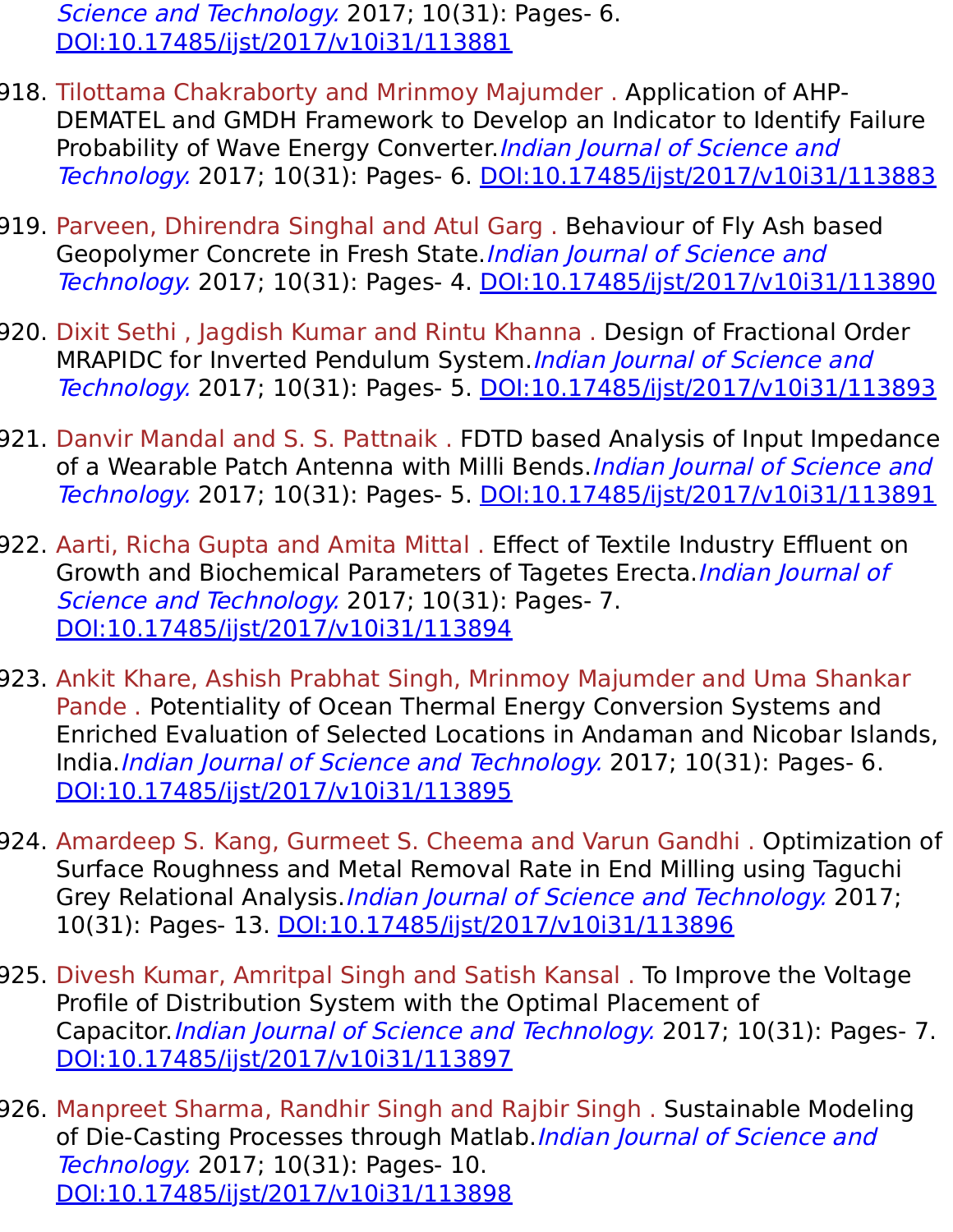*Science and Technology.* 2017; 10(31): Pages- 6. DOI:10.17485/ijst/2017/v10i31/113881

918. Tilottama Chakraborty and Mrinmoy Majumder . Application of AHP-DEMATEL and GMDH Framework to Develop an Indicator to Identify Failure Probability of Wave Energy Converter.*Indian Journal of Science and Technology.* 2017; 10(31): Pages- 6. DOI:10.17485/ijst/2017/v10i31/113883

919. Parveen, Dhirendra Singhal and Atul Garg . Behaviour of Fly Ash based Geopolymer Concrete in Fresh State.*Indian Journal of Science and Technology.* 2017; 10(31): Pages- 4. DOI:10.17485/ijst/2017/v10i31/113890

920. Dixit Sethi , Jagdish Kumar and Rintu Khanna . Design of Fractional Order MRAPIDC for Inverted Pendulum System.*Indian Journal of Science and Technology.* 2017; 10(31): Pages- 5. DOI:10.17485/ijst/2017/v10i31/113893

921. Danvir Mandal and S. S. Pattnaik . FDTD based Analysis of Input Impedance of a Wearable Patch Antenna with Milli Bends.*Indian Journal of Science and Technology.* 2017; 10(31): Pages- 5. DOI:10.17485/ijst/2017/v10i31/113891

922. Aarti, Richa Gupta and Amita Mittal . Effect of Textile Industry Effluent on Growth and Biochemical Parameters of Tagetes Erecta.*Indian Journal of Science and Technology.* 2017; 10(31): Pages- 7. DOI:10.17485/ijst/2017/v10i31/113894

923. Ankit Khare, Ashish Prabhat Singh, Mrinmoy Majumder and Uma Shankar Pande . Potentiality of Ocean Thermal Energy Conversion Systems and Enriched Evaluation of Selected Locations in Andaman and Nicobar Islands, India.*Indian Journal of Science and Technology.* 2017; 10(31): Pages- 6. DOI:10.17485/ijst/2017/v10i31/113895

924. Amardeep S. Kang, Gurmeet S. Cheema and Varun Gandhi . Optimization of Surface Roughness and Metal Removal Rate in End Milling using Taguchi Grey Relational Analysis.*Indian Journal of Science and Technology.* 2017; 10(31): Pages- 13. DOI:10.17485/ijst/2017/v10i31/113896

925. Divesh Kumar, Amritpal Singh and Satish Kansal . To Improve the Voltage Profile of Distribution System with the Optimal Placement of Capacitor.*Indian Journal of Science and Technology.* 2017; 10(31): Pages- 7. DOI:10.17485/ijst/2017/v10i31/113897

926. Manpreet Sharma, Randhir Singh and Rajbir Singh . Sustainable Modeling of Die-Casting Processes through Matlab.*Indian Journal of Science and Technology.* 2017; 10(31): Pages- 10. DOI:10.17485/ijst/2017/v10i31/113898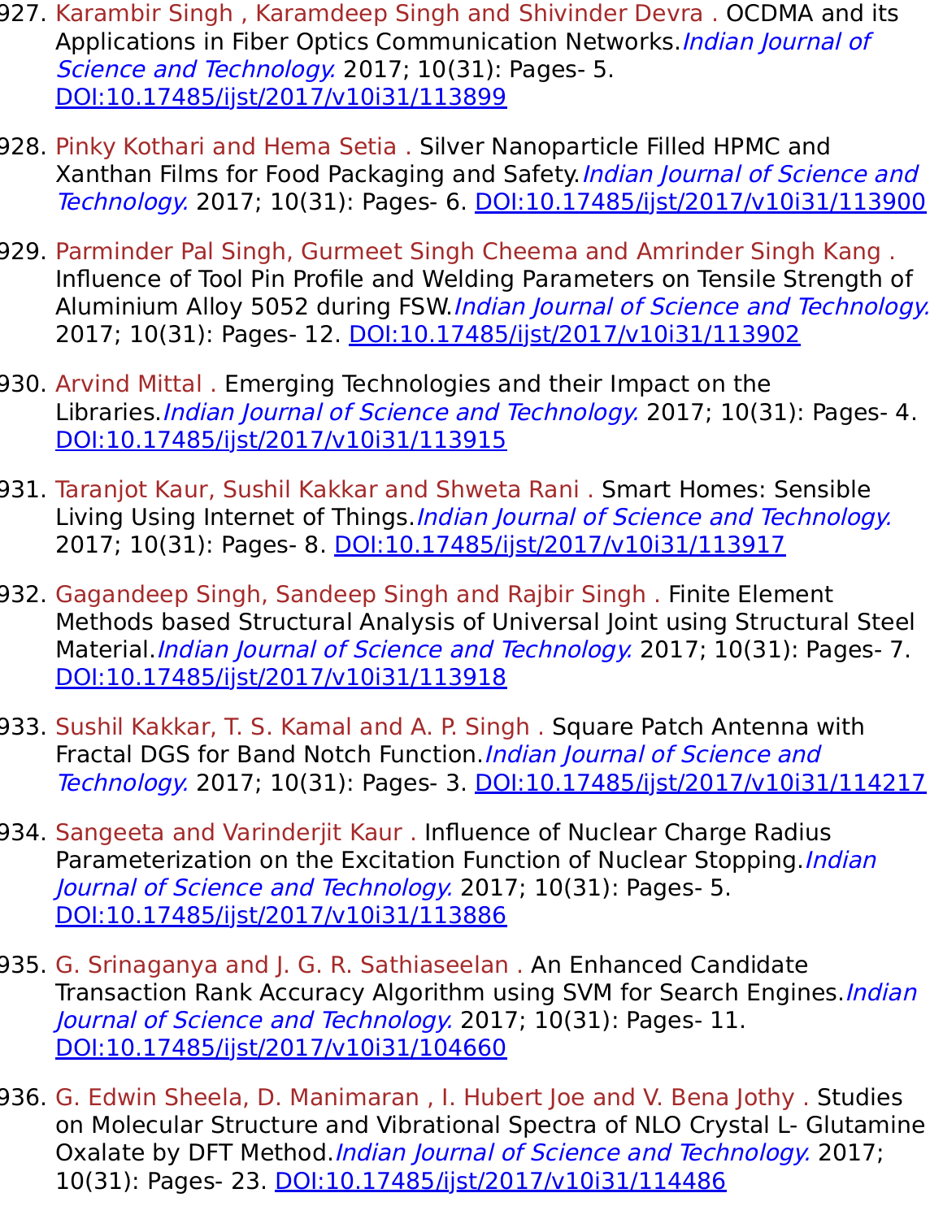927. Karambir Singh , Karamdeep Singh and Shivinder Devra . OCDMA and its Applications in Fiber Optics Communication Networks.*Indian Journal of Science and Technology.* 2017; 10(31): Pages- 5. DOI:10.17485/ijst/2017/v10i31/113899

928. Pinky Kothari and Hema Setia . Silver Nanoparticle Filled HPMC and Xanthan Films for Food Packaging and Safety.*Indian Journal of Science and Technology.* 2017; 10(31): Pages- 6. DOI:10.17485/ijst/2017/v10i31/113900

929. Parminder Pal Singh, Gurmeet Singh Cheema and Amrinder Singh Kang . Influence of Tool Pin Profile and Welding Parameters on Tensile Strength of Aluminium Alloy 5052 during FSW.*Indian Journal of Science and Technology.* 2017; 10(31): Pages- 12. DOI:10.17485/ijst/2017/v10i31/113902

930. Arvind Mittal . Emerging Technologies and their Impact on the Libraries.*Indian Journal of Science and Technology.* 2017; 10(31): Pages- 4. DOI:10.17485/ijst/2017/v10i31/113915

931. Taranjot Kaur, Sushil Kakkar and Shweta Rani . Smart Homes: Sensible Living Using Internet of Things.*Indian Journal of Science and Technology.* 2017; 10(31): Pages- 8. DOI:10.17485/ijst/2017/v10i31/113917

932. Gagandeep Singh, Sandeep Singh and Rajbir Singh . Finite Element Methods based Structural Analysis of Universal Joint using Structural Steel Material.*Indian Journal of Science and Technology.* 2017; 10(31): Pages- 7. DOI:10.17485/ijst/2017/v10i31/113918

933. Sushil Kakkar, T. S. Kamal and A. P. Singh . Square Patch Antenna with Fractal DGS for Band Notch Function.*Indian Journal of Science and Technology.* 2017; 10(31): Pages- 3. DOI:10.17485/ijst/2017/v10i31/114217

934. Sangeeta and Varinderjit Kaur . Influence of Nuclear Charge Radius Parameterization on the Excitation Function of Nuclear Stopping.*Indian Journal of Science and Technology.* 2017; 10(31): Pages- 5. DOI:10.17485/ijst/2017/v10i31/113886

935. G. Srinaganya and J. G. R. Sathiaseelan . An Enhanced Candidate Transaction Rank Accuracy Algorithm using SVM for Search Engines.*Indian Journal of Science and Technology.* 2017; 10(31): Pages- 11. DOI:10.17485/ijst/2017/v10i31/104660

936. G. Edwin Sheela, D. Manimaran , I. Hubert Joe and V. Bena Jothy . Studies on Molecular Structure and Vibrational Spectra of NLO Crystal L- Glutamine Oxalate by DFT Method.*Indian Journal of Science and Technology.* 2017; 10(31): Pages- 23. DOI:10.17485/ijst/2017/v10i31/114486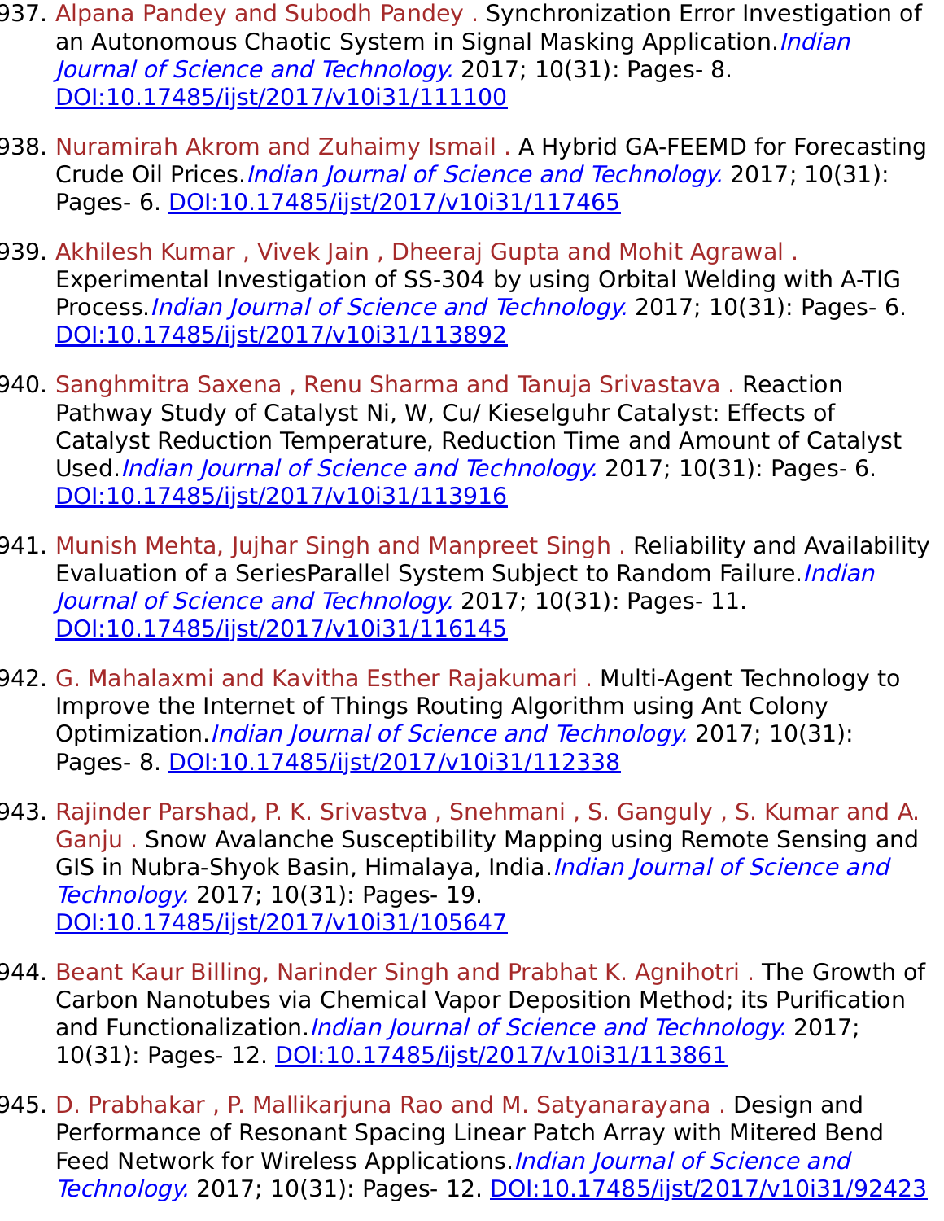937. Alpana Pandey and Subodh Pandey . Synchronization Error Investigation of an Autonomous Chaotic System in Signal Masking Application.*Indian Journal of Science and Technology.* 2017; 10(31): Pages- 8. DOI:10.17485/ijst/2017/v10i31/111100

938. Nuramirah Akrom and Zuhaimy Ismail . A Hybrid GA-FEEMD for Forecasting Crude Oil Prices.*Indian Journal of Science and Technology.* 2017; 10(31): Pages- 6. DOI:10.17485/ijst/2017/v10i31/117465

939. Akhilesh Kumar , Vivek Jain , Dheeraj Gupta and Mohit Agrawal . Experimental Investigation of SS-304 by using Orbital Welding with A-TIG Process.*Indian Journal of Science and Technology.* 2017; 10(31): Pages- 6. DOI:10.17485/ijst/2017/v10i31/113892

940. Sanghmitra Saxena , Renu Sharma and Tanuja Srivastava . Reaction Pathway Study of Catalyst Ni, W, Cu/ Kieselguhr Catalyst: Effects of Catalyst Reduction Temperature, Reduction Time and Amount of Catalyst Used.*Indian Journal of Science and Technology.* 2017; 10(31): Pages- 6. DOI:10.17485/ijst/2017/v10i31/113916

941. Munish Mehta, Jujhar Singh and Manpreet Singh . Reliability and Availability Evaluation of a SeriesParallel System Subject to Random Failure.*Indian Journal of Science and Technology.* 2017; 10(31): Pages- 11. DOI:10.17485/ijst/2017/v10i31/116145

942. G. Mahalaxmi and Kavitha Esther Rajakumari . Multi-Agent Technology to Improve the Internet of Things Routing Algorithm using Ant Colony Optimization.*Indian Journal of Science and Technology.* 2017; 10(31): Pages- 8. DOI:10.17485/ijst/2017/v10i31/112338

943. Rajinder Parshad, P. K. Srivastva , Snehmani , S. Ganguly , S. Kumar and A. Ganju . Snow Avalanche Susceptibility Mapping using Remote Sensing and GIS in Nubra-Shyok Basin, Himalaya, India.*Indian Journal of Science and Technology.* 2017; 10(31): Pages- 19. DOI:10.17485/ijst/2017/v10i31/105647

944. Beant Kaur Billing, Narinder Singh and Prabhat K. Agnihotri . The Growth of Carbon Nanotubes via Chemical Vapor Deposition Method; its Purification and Functionalization.*Indian Journal of Science and Technology.* 2017; 10(31): Pages- 12. DOI:10.17485/ijst/2017/v10i31/113861

945. D. Prabhakar , P. Mallikarjuna Rao and M. Satyanarayana . Design and Performance of Resonant Spacing Linear Patch Array with Mitered Bend Feed Network for Wireless Applications.*Indian Journal of Science and Technology.* 2017; 10(31): Pages- 12. DOI:10.17485/ijst/2017/v10i31/92423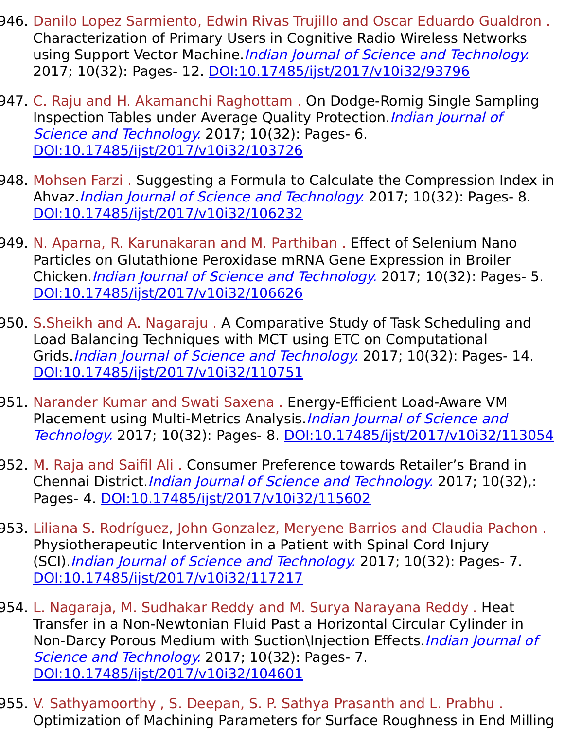946. Danilo Lopez Sarmiento, Edwin Rivas Trujillo and Oscar Eduardo Gualdron . Characterization of Primary Users in Cognitive Radio Wireless Networks using Support Vector Machine.*Indian Journal of Science and Technology.* 2017; 10(32): Pages- 12. [DOI:10.17485/ijst/2017/v10i32/93796](DOI:10.17485/ijst/2017/v10i32/93796)

947. C. Raju and H. Akamanchi Raghottam . On Dodge-Romig Single Sampling Inspection Tables under Average Quality Protection.*Indian Journal of Science and Technology.* 2017; 10(32): Pages- 6. [DOI:10.17485/ijst/2017/v10i32/103726](DOI:10.17485/ijst/2017/v10i32/103726)

948. Mohsen Farzi . Suggesting a Formula to Calculate the Compression Index in Ahvaz.*Indian Journal of Science and Technology.* 2017; 10(32): Pages- 8. [DOI:10.17485/ijst/2017/v10i32/106232](DOI:10.17485/ijst/2017/v10i32/106232)

949. N. Aparna, R. Karunakaran and M. Parthiban . Effect of Selenium Nano Particles on Glutathione Peroxidase mRNA Gene Expression in Broiler Chicken.*Indian Journal of Science and Technology.* 2017; 10(32): Pages- 5. [DOI:10.17485/ijst/2017/v10i32/106626](DOI:10.17485/ijst/2017/v10i32/106626)

950. S.Sheikh and A. Nagaraju . A Comparative Study of Task Scheduling and Load Balancing Techniques with MCT using ETC on Computational Grids.*Indian Journal of Science and Technology.* 2017; 10(32): Pages- 14. [DOI:10.17485/ijst/2017/v10i32/110751](DOI:10.17485/ijst/2017/v10i32/110751)

951. Narander Kumar and Swati Saxena . Energy-Efficient Load-Aware VM Placement using Multi-Metrics Analysis.*Indian Journal of Science and Technology.* 2017; 10(32): Pages- 8. [DOI:10.17485/ijst/2017/v10i32/113054](DOI:10.17485/ijst/2017/v10i32/113054)

952. M. Raja and Saifil Ali . Consumer Preference towards Retailer's Brand in Chennai District.*Indian Journal of Science and Technology.* 2017; 10(32),: Pages- 4. [DOI:10.17485/ijst/2017/v10i32/115602](DOI:10.17485/ijst/2017/v10i32/115602)

953. Liliana S. Rodríguez, John Gonzalez, Meryene Barrios and Claudia Pachon . Physiotherapeutic Intervention in a Patient with Spinal Cord Injury (SCI).*Indian Journal of Science and Technology.* 2017; 10(32): Pages- 7. [DOI:10.17485/ijst/2017/v10i32/117217](DOI:10.17485/ijst/2017/v10i32/117217)

954. L. Nagaraja, M. Sudhakar Reddy and M. Surya Narayana Reddy . Heat Transfer in a Non-Newtonian Fluid Past a Horizontal Circular Cylinder in Non-Darcy Porous Medium with Suction\Injection Effects.*Indian Journal of Science and Technology.* 2017; 10(32): Pages- 7. [DOI:10.17485/ijst/2017/v10i32/104601](DOI:10.17485/ijst/2017/v10i32/104601)

955. V. Sathyamoorthy , S. Deepan, S. P. Sathya Prasanth and L. Prabhu . Optimization of Machining Parameters for Surface Roughness in End Milling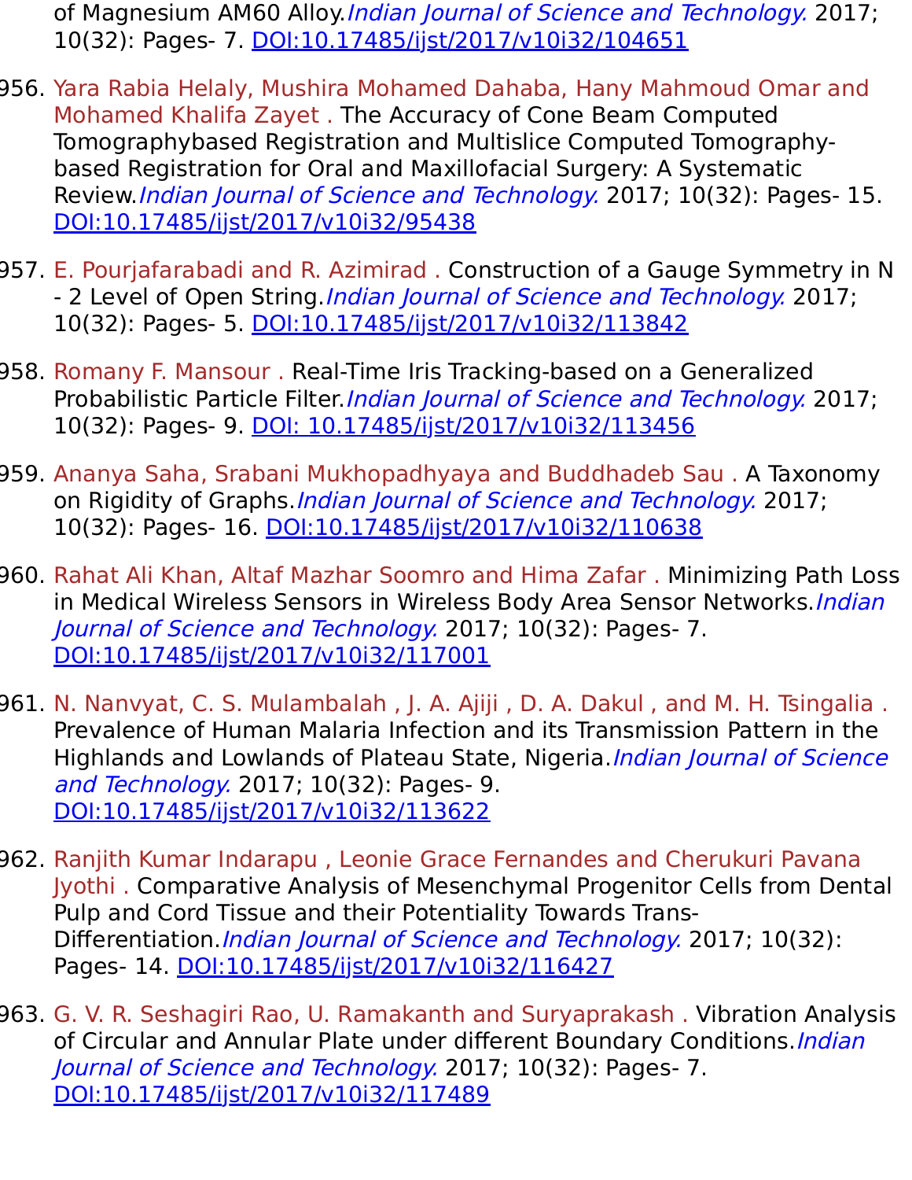of Magnesium AM60 Alloy.*Indian Journal of Science and Technology.* 2017; 10(32): Pages- 7. DOI:10.17485/ijst/2017/v10i32/104651

956. Yara Rabia Helaly, Mushira Mohamed Dahaba, Hany Mahmoud Omar and Mohamed Khalifa Zayet . The Accuracy of Cone Beam Computed Tomographybased Registration and Multislice Computed Tomography-based Registration for Oral and Maxillofacial Surgery: A Systematic Review.*Indian Journal of Science and Technology.* 2017; 10(32): Pages- 15. DOI:10.17485/ijst/2017/v10i32/95438

957. E. Pourjafarabadi and R. Azimirad . Construction of a Gauge Symmetry in N - 2 Level of Open String.*Indian Journal of Science and Technology.* 2017; 10(32): Pages- 5. DOI:10.17485/ijst/2017/v10i32/113842

958. Romany F. Mansour . Real-Time Iris Tracking-based on a Generalized Probabilistic Particle Filter.*Indian Journal of Science and Technology.* 2017; 10(32): Pages- 9. DOI: 10.17485/ijst/2017/v10i32/113456

959. Ananya Saha, Srabani Mukhopadhyaya and Buddhadeb Sau . A Taxonomy on Rigidity of Graphs.*Indian Journal of Science and Technology.* 2017; 10(32): Pages- 16. DOI:10.17485/ijst/2017/v10i32/110638

960. Rahat Ali Khan, Altaf Mazhar Soomro and Hima Zafar . Minimizing Path Loss in Medical Wireless Sensors in Wireless Body Area Sensor Networks.*Indian Journal of Science and Technology.* 2017; 10(32): Pages- 7. DOI:10.17485/ijst/2017/v10i32/117001

961. N. Nanvyat, C. S. Mulambalah , J. A. Ajiji , D. A. Dakul , and M. H. Tsingalia . Prevalence of Human Malaria Infection and its Transmission Pattern in the Highlands and Lowlands of Plateau State, Nigeria.*Indian Journal of Science and Technology.* 2017; 10(32): Pages- 9. DOI:10.17485/ijst/2017/v10i32/113622

962. Ranjith Kumar Indarapu , Leonie Grace Fernandes and Cherukuri Pavana Jyothi . Comparative Analysis of Mesenchymal Progenitor Cells from Dental Pulp and Cord Tissue and their Potentiality Towards Trans-Differentiation.*Indian Journal of Science and Technology.* 2017; 10(32): Pages- 14. DOI:10.17485/ijst/2017/v10i32/116427

963. G. V. R. Seshagiri Rao, U. Ramakanth and Suryaprakash . Vibration Analysis of Circular and Annular Plate under different Boundary Conditions.*Indian Journal of Science and Technology.* 2017; 10(32): Pages- 7. DOI:10.17485/ijst/2017/v10i32/117489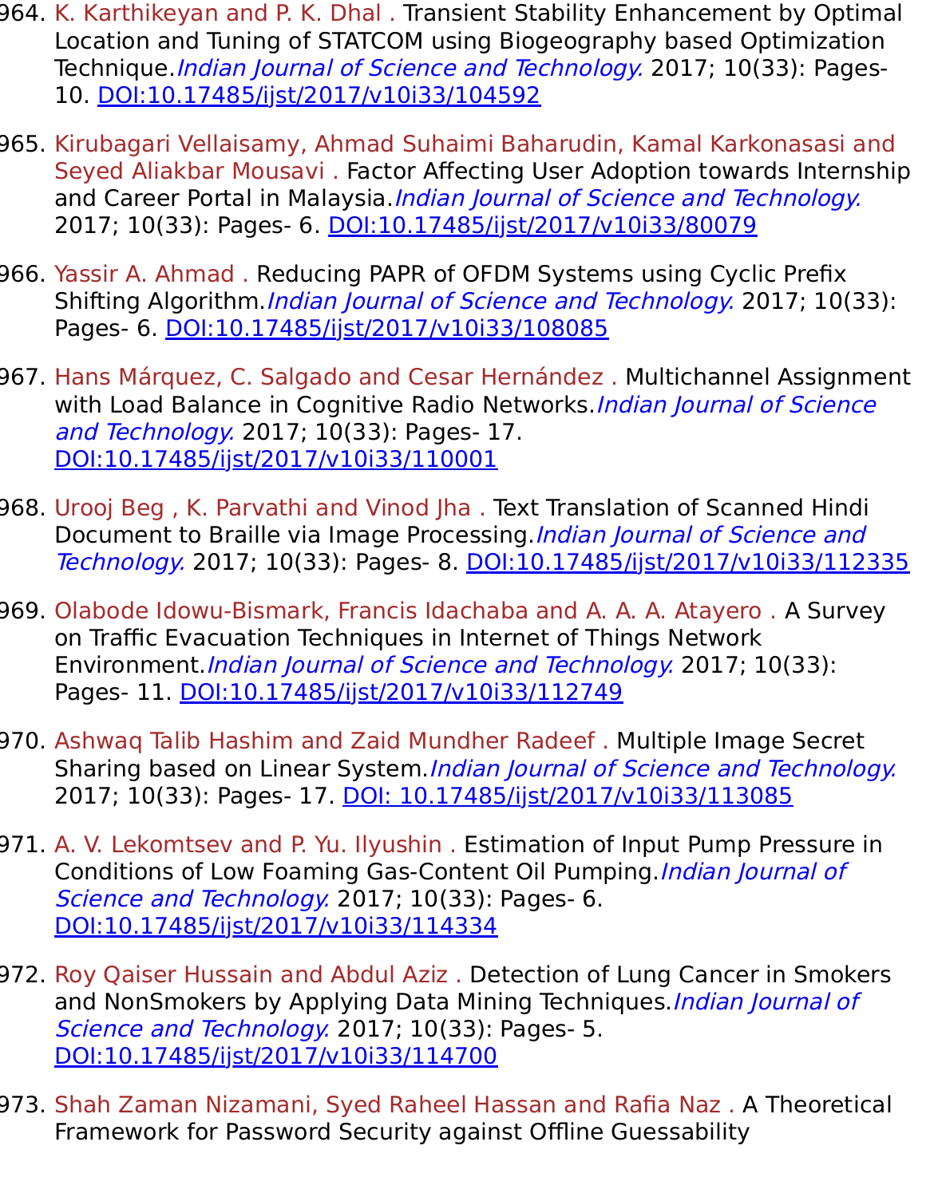964. K. Karthikeyan and P. K. Dhal . Transient Stability Enhancement by Optimal Location and Tuning of STATCOM using Biogeography based Optimization Technique.*Indian Journal of Science and Technology.* 2017; 10(33): Pages- 10. DOI:10.17485/ijst/2017/v10i33/104592

965. Kirubagari Vellaisamy, Ahmad Suhaimi Baharudin, Kamal Karkonasasi and Seyed Aliakbar Mousavi . Factor Affecting User Adoption towards Internship and Career Portal in Malaysia.*Indian Journal of Science and Technology.* 2017; 10(33): Pages- 6. DOI:10.17485/ijst/2017/v10i33/80079

966. Yassir A. Ahmad . Reducing PAPR of OFDM Systems using Cyclic Prefix Shifting Algorithm.*Indian Journal of Science and Technology.* 2017; 10(33): Pages- 6. DOI:10.17485/ijst/2017/v10i33/108085

967. Hans Márquez, C. Salgado and Cesar Hernández . Multichannel Assignment with Load Balance in Cognitive Radio Networks.*Indian Journal of Science and Technology.* 2017; 10(33): Pages- 17. DOI:10.17485/ijst/2017/v10i33/110001

968. Urooj Beg , K. Parvathi and Vinod Jha . Text Translation of Scanned Hindi Document to Braille via Image Processing.*Indian Journal of Science and Technology.* 2017; 10(33): Pages- 8. DOI:10.17485/ijst/2017/v10i33/112335

969. Olabode Idowu-Bismark, Francis Idachaba and A. A. A. Atayero . A Survey on Traffic Evacuation Techniques in Internet of Things Network Environment.*Indian Journal of Science and Technology.* 2017; 10(33): Pages- 11. DOI:10.17485/ijst/2017/v10i33/112749

970. Ashwaq Talib Hashim and Zaid Mundher Radeef . Multiple Image Secret Sharing based on Linear System.*Indian Journal of Science and Technology.* 2017; 10(33): Pages- 17. DOI: 10.17485/ijst/2017/v10i33/113085

971. A. V. Lekomtsev and P. Yu. Ilyushin . Estimation of Input Pump Pressure in Conditions of Low Foaming Gas-Content Oil Pumping.*Indian Journal of Science and Technology.* 2017; 10(33): Pages- 6. DOI:10.17485/ijst/2017/v10i33/114334

972. Roy Qaiser Hussain and Abdul Aziz . Detection of Lung Cancer in Smokers and NonSmokers by Applying Data Mining Techniques.*Indian Journal of Science and Technology.* 2017; 10(33): Pages- 5. DOI:10.17485/ijst/2017/v10i33/114700

973. Shah Zaman Nizamani, Syed Raheel Hassan and Rafia Naz . A Theoretical Framework for Password Security against Offline Guessability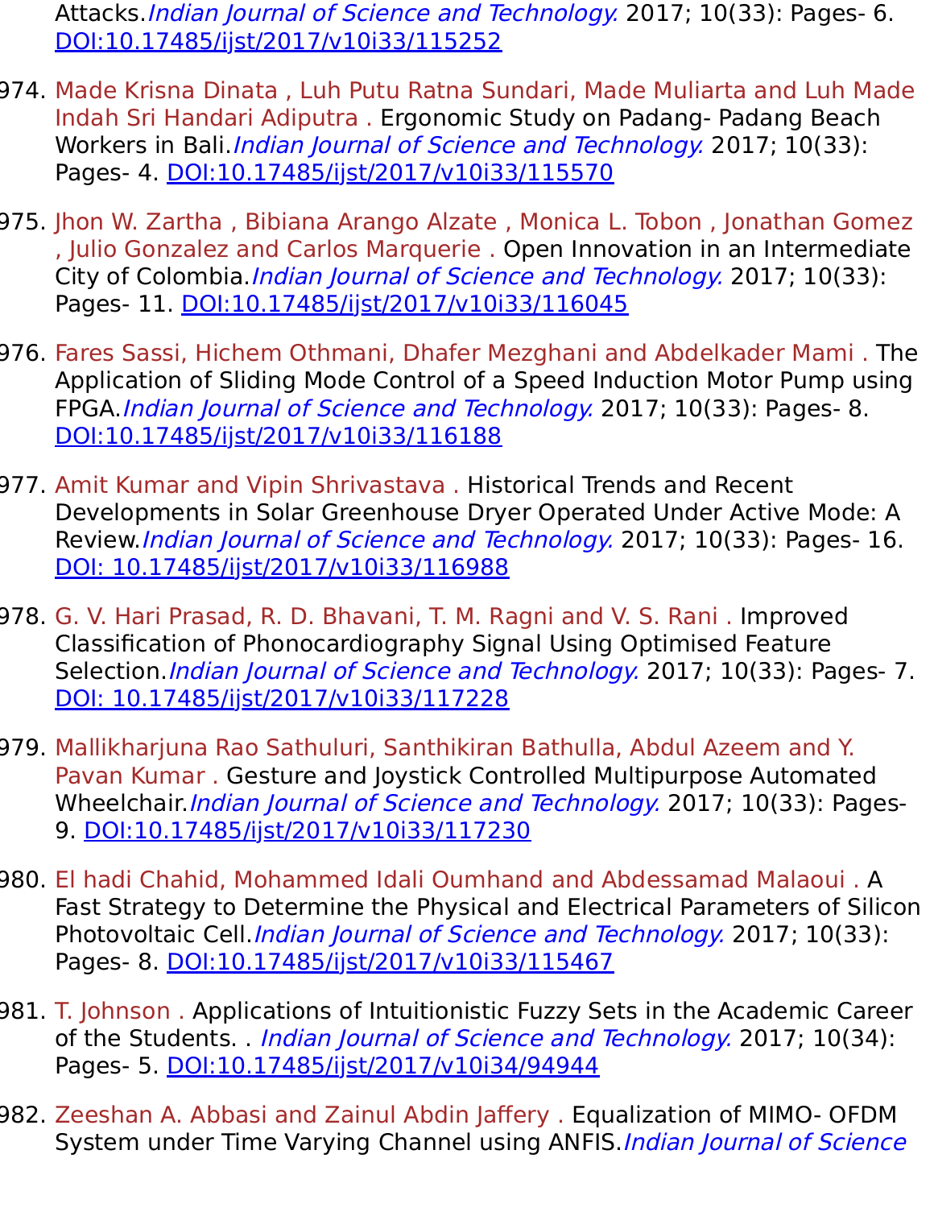Attacks.*Indian Journal of Science and Technology.* 2017; 10(33): Pages- 6. DOI:10.17485/ijst/2017/v10i33/115252

974. Made Krisna Dinata , Luh Putu Ratna Sundari, Made Muliarta and Luh Made Indah Sri Handari Adiputra . Ergonomic Study on Padang- Padang Beach Workers in Bali.*Indian Journal of Science and Technology.* 2017; 10(33): Pages- 4. DOI:10.17485/ijst/2017/v10i33/115570

975. Jhon W. Zartha , Bibiana Arango Alzate , Monica L. Tobon , Jonathan Gomez , Julio Gonzalez and Carlos Marquerie . Open Innovation in an Intermediate City of Colombia.*Indian Journal of Science and Technology.* 2017; 10(33): Pages- 11. DOI:10.17485/ijst/2017/v10i33/116045

976. Fares Sassi, Hichem Othmani, Dhafer Mezghani and Abdelkader Mami . The Application of Sliding Mode Control of a Speed Induction Motor Pump using FPGA.*Indian Journal of Science and Technology.* 2017; 10(33): Pages- 8. DOI:10.17485/ijst/2017/v10i33/116188

977. Amit Kumar and Vipin Shrivastava . Historical Trends and Recent Developments in Solar Greenhouse Dryer Operated Under Active Mode: A Review.*Indian Journal of Science and Technology.* 2017; 10(33): Pages- 16. DOI: 10.17485/ijst/2017/v10i33/116988

978. G. V. Hari Prasad, R. D. Bhavani, T. M. Ragni and V. S. Rani . Improved Classification of Phonocardiography Signal Using Optimised Feature Selection.*Indian Journal of Science and Technology.* 2017; 10(33): Pages- 7. DOI: 10.17485/ijst/2017/v10i33/117228

979. Mallikharjuna Rao Sathuluri, Santhikiran Bathulla, Abdul Azeem and Y. Pavan Kumar . Gesture and Joystick Controlled Multipurpose Automated Wheelchair.*Indian Journal of Science and Technology.* 2017; 10(33): Pages- 9. DOI:10.17485/ijst/2017/v10i33/117230

980. El hadi Chahid, Mohammed Idali Oumhand and Abdessamad Malaoui . A Fast Strategy to Determine the Physical and Electrical Parameters of Silicon Photovoltaic Cell.*Indian Journal of Science and Technology.* 2017; 10(33): Pages- 8. DOI:10.17485/ijst/2017/v10i33/115467

981. T. Johnson . Applications of Intuitionistic Fuzzy Sets in the Academic Career of the Students. . *Indian Journal of Science and Technology.* 2017; 10(34): Pages- 5. DOI:10.17485/ijst/2017/v10i34/94944

982. Zeeshan A. Abbasi and Zainul Abdin Jaffery . Equalization of MIMO- OFDM System under Time Varying Channel using ANFIS.*Indian Journal of Science*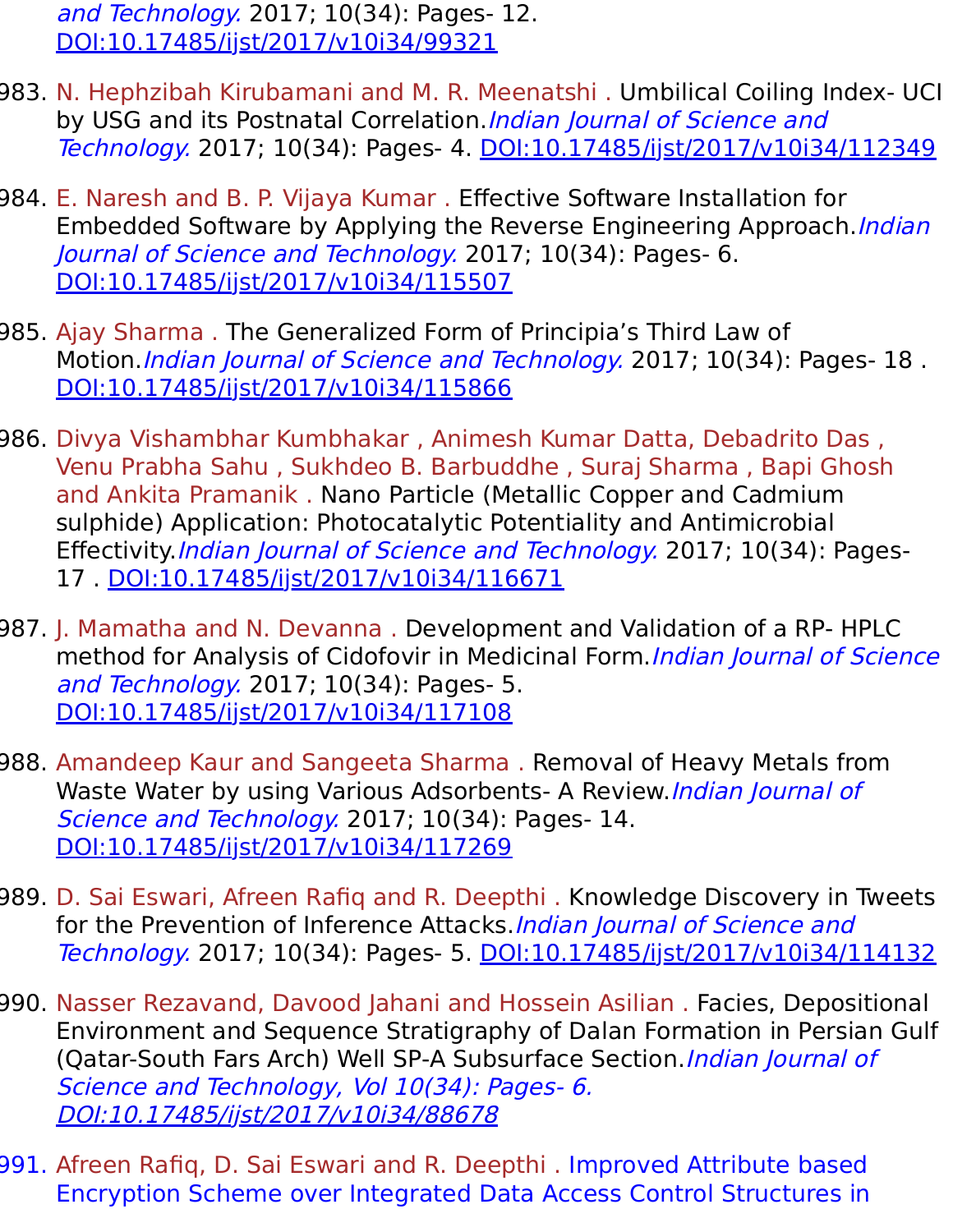*and Technology.* 2017; 10(34): Pages- 12. DOI:10.17485/ijst/2017/v10i34/99321

983. N. Hephzibah Kirubamani and M. R. Meenatshi . Umbilical Coiling Index- UCI by USG and its Postnatal Correlation.*Indian Journal of Science and Technology.* 2017; 10(34): Pages- 4. DOI:10.17485/ijst/2017/v10i34/112349

984. E. Naresh and B. P. Vijaya Kumar . Effective Software Installation for Embedded Software by Applying the Reverse Engineering Approach.*Indian Journal of Science and Technology.* 2017; 10(34): Pages- 6. DOI:10.17485/ijst/2017/v10i34/115507

985. Ajay Sharma . The Generalized Form of Principia's Third Law of Motion.*Indian Journal of Science and Technology.* 2017; 10(34): Pages- 18 . DOI:10.17485/ijst/2017/v10i34/115866

986. Divya Vishambhar Kumbhakar , Animesh Kumar Datta, Debadrito Das , Venu Prabha Sahu , Sukhdeo B. Barbuddhe , Suraj Sharma , Bapi Ghosh and Ankita Pramanik . Nano Particle (Metallic Copper and Cadmium sulphide) Application: Photocatalytic Potentiality and Antimicrobial Effectivity.*Indian Journal of Science and Technology.* 2017; 10(34): Pages- 17 . DOI:10.17485/ijst/2017/v10i34/116671

987. J. Mamatha and N. Devanna . Development and Validation of a RP- HPLC method for Analysis of Cidofovir in Medicinal Form.*Indian Journal of Science and Technology.* 2017; 10(34): Pages- 5. DOI:10.17485/ijst/2017/v10i34/117108

988. Amandeep Kaur and Sangeeta Sharma . Removal of Heavy Metals from Waste Water by using Various Adsorbents- A Review.*Indian Journal of Science and Technology.* 2017; 10(34): Pages- 14. DOI:10.17485/ijst/2017/v10i34/117269

989. D. Sai Eswari, Afreen Rafiq and R. Deepthi . Knowledge Discovery in Tweets for the Prevention of Inference Attacks.*Indian Journal of Science and Technology.* 2017; 10(34): Pages- 5. DOI:10.17485/ijst/2017/v10i34/114132

990. Nasser Rezavand, Davood Jahani and Hossein Asilian . Facies, Depositional Environment and Sequence Stratigraphy of Dalan Formation in Persian Gulf (Qatar-South Fars Arch) Well SP-A Subsurface Section.*Indian Journal of Science and Technology, Vol 10(34): Pages- 6. DOI:10.17485/ijst/2017/v10i34/88678*

991. Afreen Rafiq, D. Sai Eswari and R. Deepthi . Improved Attribute based Encryption Scheme over Integrated Data Access Control Structures in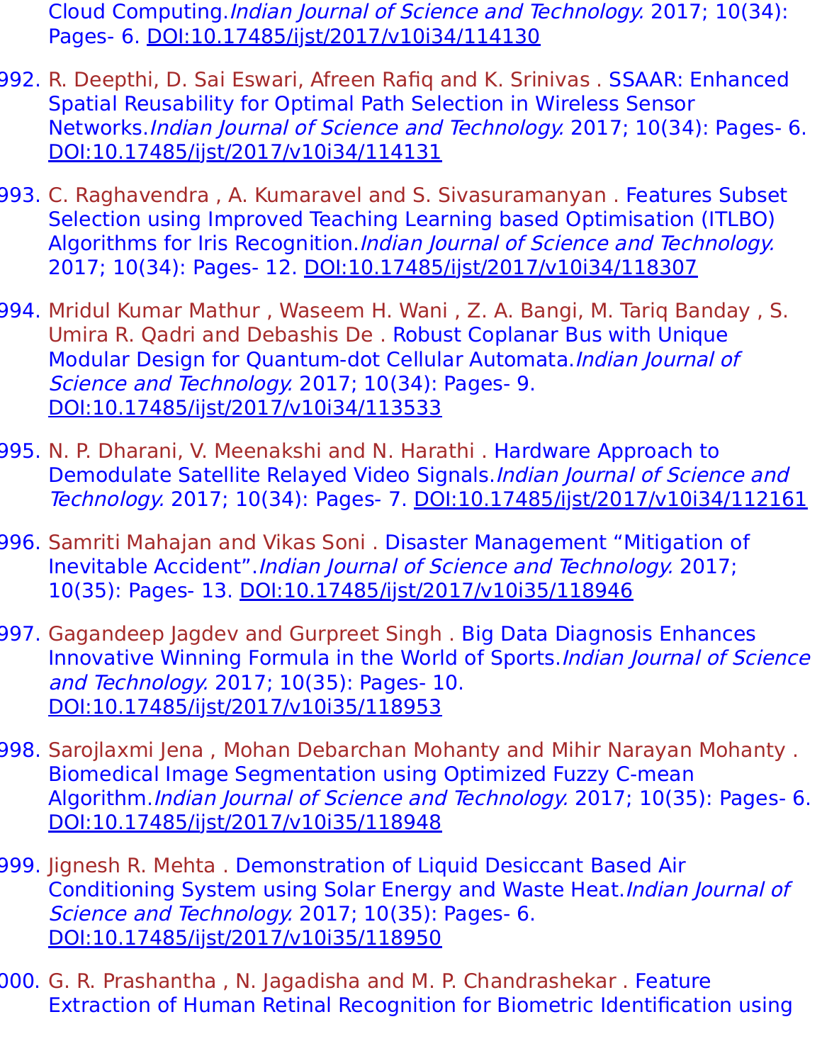Cloud Computing.*Indian Journal of Science and Technology.* 2017; 10(34): Pages- 6. DOI:10.17485/ijst/2017/v10i34/114130

992. R. Deepthi, D. Sai Eswari, Afreen Rafiq and K. Srinivas . SSAAR: Enhanced Spatial Reusability for Optimal Path Selection in Wireless Sensor Networks.*Indian Journal of Science and Technology.* 2017; 10(34): Pages- 6. DOI:10.17485/ijst/2017/v10i34/114131

993. C. Raghavendra , A. Kumaravel and S. Sivasuramanyan . Features Subset Selection using Improved Teaching Learning based Optimisation (ITLBO) Algorithms for Iris Recognition.*Indian Journal of Science and Technology.* 2017; 10(34): Pages- 12. DOI:10.17485/ijst/2017/v10i34/118307

994. Mridul Kumar Mathur , Waseem H. Wani , Z. A. Bangi, M. Tariq Banday , S. Umira R. Qadri and Debashis De . Robust Coplanar Bus with Unique Modular Design for Quantum-dot Cellular Automata.*Indian Journal of Science and Technology.* 2017; 10(34): Pages- 9. DOI:10.17485/ijst/2017/v10i34/113533

995. N. P. Dharani, V. Meenakshi and N. Harathi . Hardware Approach to Demodulate Satellite Relayed Video Signals.*Indian Journal of Science and Technology.* 2017; 10(34): Pages- 7. DOI:10.17485/ijst/2017/v10i34/112161

996. Samriti Mahajan and Vikas Soni . Disaster Management “Mitigation of Inevitable Accident”.*Indian Journal of Science and Technology.* 2017; 10(35): Pages- 13. DOI:10.17485/ijst/2017/v10i35/118946

997. Gagandeep Jagdev and Gurpreet Singh . Big Data Diagnosis Enhances Innovative Winning Formula in the World of Sports.*Indian Journal of Science and Technology.* 2017; 10(35): Pages- 10. DOI:10.17485/ijst/2017/v10i35/118953

998. Sarojlaxmi Jena , Mohan Debarchan Mohanty and Mihir Narayan Mohanty . Biomedical Image Segmentation using Optimized Fuzzy C-mean Algorithm.*Indian Journal of Science and Technology.* 2017; 10(35): Pages- 6. DOI:10.17485/ijst/2017/v10i35/118948

999. Jignesh R. Mehta . Demonstration of Liquid Desiccant Based Air Conditioning System using Solar Energy and Waste Heat.*Indian Journal of Science and Technology.* 2017; 10(35): Pages- 6. DOI:10.17485/ijst/2017/v10i35/118950

1000. G. R. Prashantha , N. Jagadisha and M. P. Chandrashekar . Feature Extraction of Human Retinal Recognition for Biometric Identification using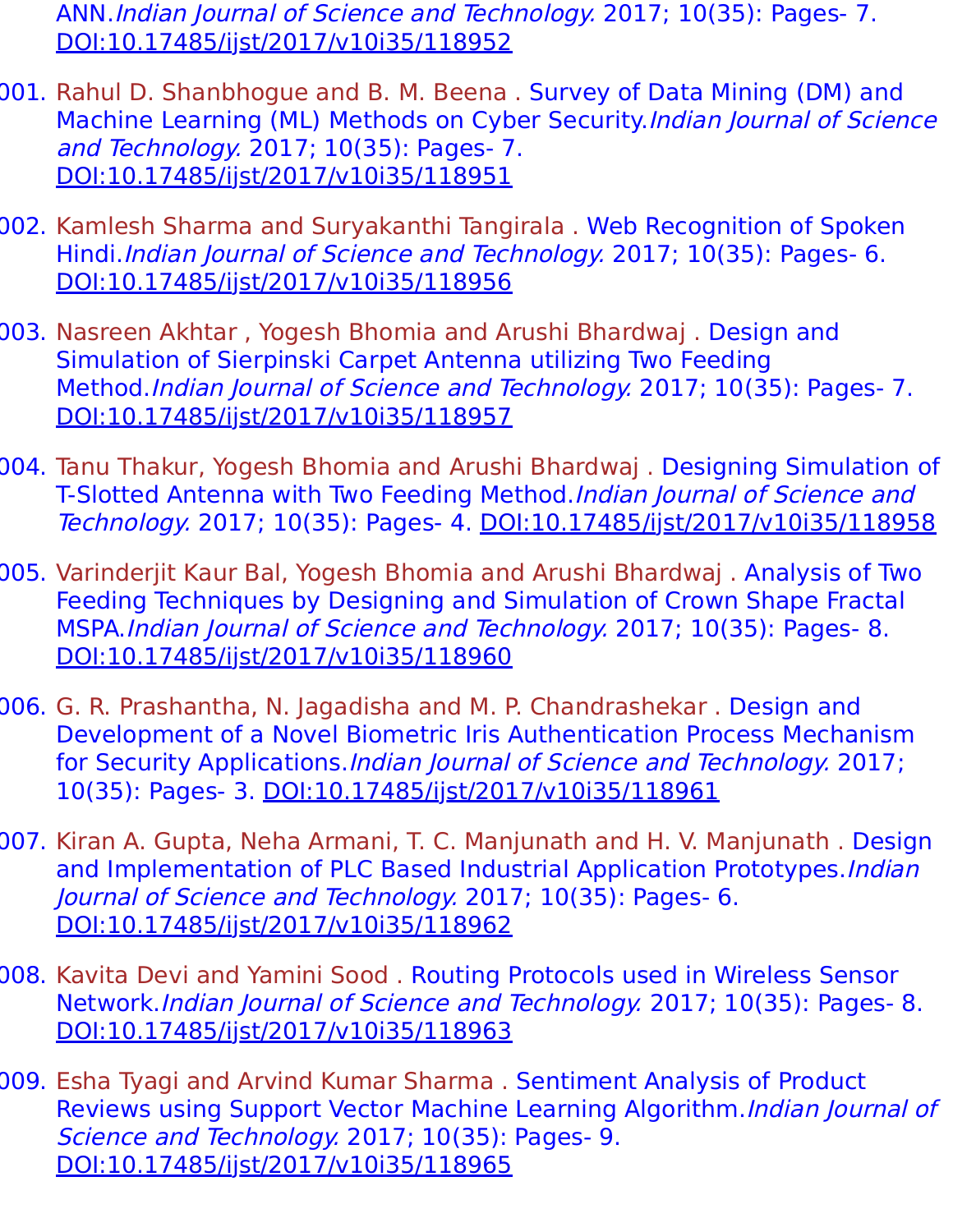ANN.*Indian Journal of Science and Technology.* 2017; 10(35): Pages- 7. DOI:10.17485/ijst/2017/v10i35/118952

001. Rahul D. Shanbhogue and B. M. Beena . Survey of Data Mining (DM) and Machine Learning (ML) Methods on Cyber Security.*Indian Journal of Science and Technology.* 2017; 10(35): Pages- 7. DOI:10.17485/ijst/2017/v10i35/118951

002. Kamlesh Sharma and Suryakanthi Tangirala . Web Recognition of Spoken Hindi.*Indian Journal of Science and Technology.* 2017; 10(35): Pages- 6. DOI:10.17485/ijst/2017/v10i35/118956

003. Nasreen Akhtar , Yogesh Bhomia and Arushi Bhardwaj . Design and Simulation of Sierpinski Carpet Antenna utilizing Two Feeding Method.*Indian Journal of Science and Technology.* 2017; 10(35): Pages- 7. DOI:10.17485/ijst/2017/v10i35/118957

004. Tanu Thakur, Yogesh Bhomia and Arushi Bhardwaj . Designing Simulation of T-Slotted Antenna with Two Feeding Method.*Indian Journal of Science and Technology.* 2017; 10(35): Pages- 4. DOI:10.17485/ijst/2017/v10i35/118958

005. Varinderjit Kaur Bal, Yogesh Bhomia and Arushi Bhardwaj . Analysis of Two Feeding Techniques by Designing and Simulation of Crown Shape Fractal MSPA.*Indian Journal of Science and Technology.* 2017; 10(35): Pages- 8. DOI:10.17485/ijst/2017/v10i35/118960

006. G. R. Prashantha, N. Jagadisha and M. P. Chandrashekar . Design and Development of a Novel Biometric Iris Authentication Process Mechanism for Security Applications.*Indian Journal of Science and Technology.* 2017; 10(35): Pages- 3. DOI:10.17485/ijst/2017/v10i35/118961

007. Kiran A. Gupta, Neha Armani, T. C. Manjunath and H. V. Manjunath . Design and Implementation of PLC Based Industrial Application Prototypes.*Indian Journal of Science and Technology.* 2017; 10(35): Pages- 6. DOI:10.17485/ijst/2017/v10i35/118962

008. Kavita Devi and Yamini Sood . Routing Protocols used in Wireless Sensor Network.*Indian Journal of Science and Technology.* 2017; 10(35): Pages- 8. DOI:10.17485/ijst/2017/v10i35/118963

009. Esha Tyagi and Arvind Kumar Sharma . Sentiment Analysis of Product Reviews using Support Vector Machine Learning Algorithm.*Indian Journal of Science and Technology.* 2017; 10(35): Pages- 9. DOI:10.17485/ijst/2017/v10i35/118965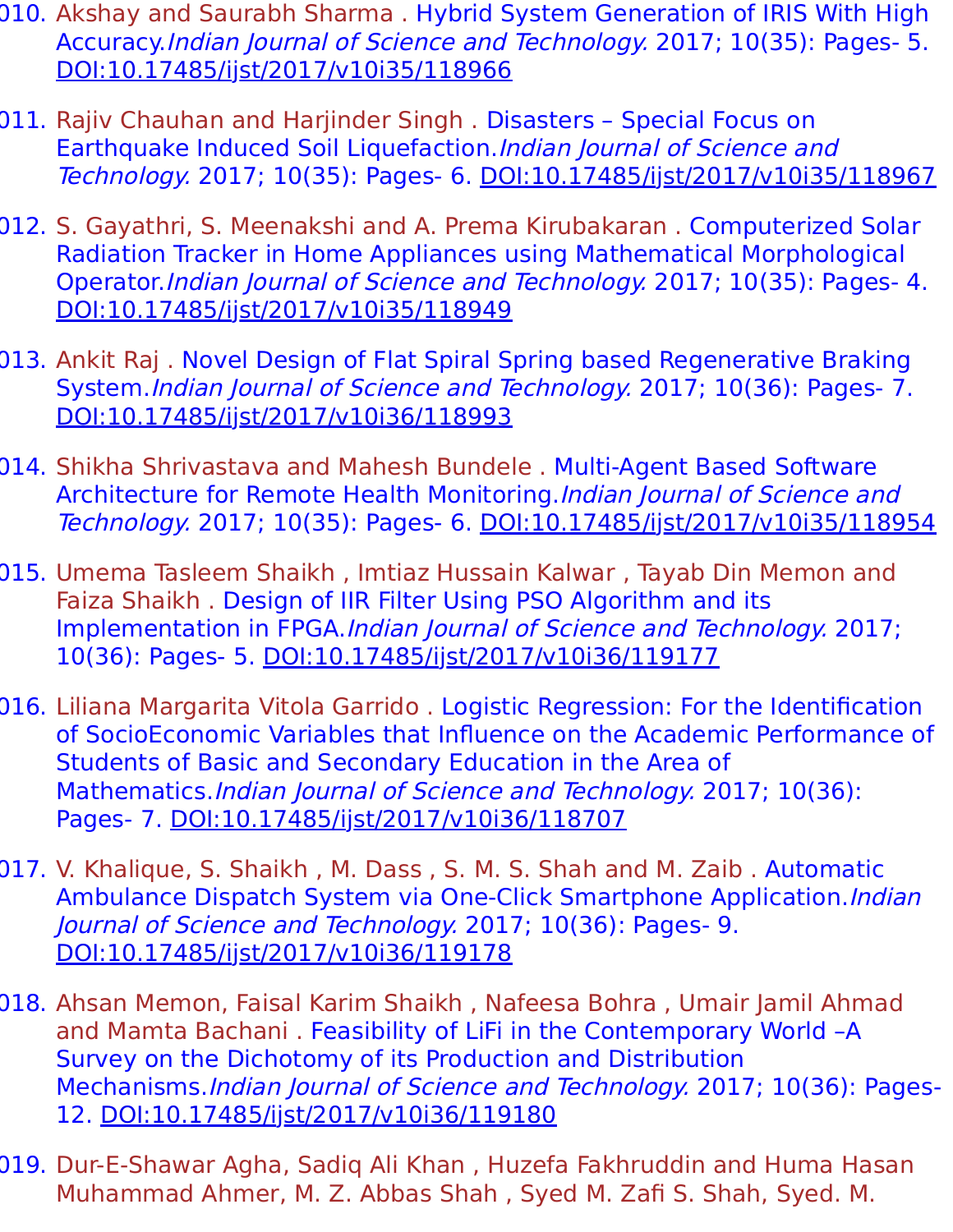010. Akshay and Saurabh Sharma . Hybrid System Generation of IRIS With High Accuracy.*Indian Journal of Science and Technology.* 2017; 10(35): Pages- 5. DOI:10.17485/ijst/2017/v10i35/118966

011. Rajiv Chauhan and Harjinder Singh . Disasters – Special Focus on Earthquake Induced Soil Liquefaction.*Indian Journal of Science and Technology.* 2017; 10(35): Pages- 6. DOI:10.17485/ijst/2017/v10i35/118967

012. S. Gayathri, S. Meenakshi and A. Prema Kirubakaran . Computerized Solar Radiation Tracker in Home Appliances using Mathematical Morphological Operator.*Indian Journal of Science and Technology.* 2017; 10(35): Pages- 4. DOI:10.17485/ijst/2017/v10i35/118949

013. Ankit Raj . Novel Design of Flat Spiral Spring based Regenerative Braking System.*Indian Journal of Science and Technology.* 2017; 10(36): Pages- 7. DOI:10.17485/ijst/2017/v10i36/118993

014. Shikha Shrivastava and Mahesh Bundele . Multi-Agent Based Software Architecture for Remote Health Monitoring.*Indian Journal of Science and Technology.* 2017; 10(35): Pages- 6. DOI:10.17485/ijst/2017/v10i35/118954

015. Umema Tasleem Shaikh , Imtiaz Hussain Kalwar , Tayab Din Memon and Faiza Shaikh . Design of IIR Filter Using PSO Algorithm and its Implementation in FPGA.*Indian Journal of Science and Technology.* 2017; 10(36): Pages- 5. DOI:10.17485/ijst/2017/v10i36/119177

016. Liliana Margarita Vitola Garrido . Logistic Regression: For the Identification of SocioEconomic Variables that Influence on the Academic Performance of Students of Basic and Secondary Education in the Area of Mathematics.*Indian Journal of Science and Technology.* 2017; 10(36): Pages- 7. DOI:10.17485/ijst/2017/v10i36/118707

017. V. Khalique, S. Shaikh , M. Dass , S. M. S. Shah and M. Zaib . Automatic Ambulance Dispatch System via One-Click Smartphone Application.*Indian Journal of Science and Technology.* 2017; 10(36): Pages- 9. DOI:10.17485/ijst/2017/v10i36/119178

018. Ahsan Memon, Faisal Karim Shaikh , Nafeesa Bohra , Umair Jamil Ahmad and Mamta Bachani . Feasibility of LiFi in the Contemporary World –A Survey on the Dichotomy of its Production and Distribution Mechanisms.*Indian Journal of Science and Technology.* 2017; 10(36): Pages- 12. DOI:10.17485/ijst/2017/v10i36/119180

019. Dur-E-Shawar Agha, Sadiq Ali Khan , Huzefa Fakhruddin and Huma Hasan Muhammad Ahmer, M. Z. Abbas Shah , Syed M. Zafi S. Shah, Syed. M.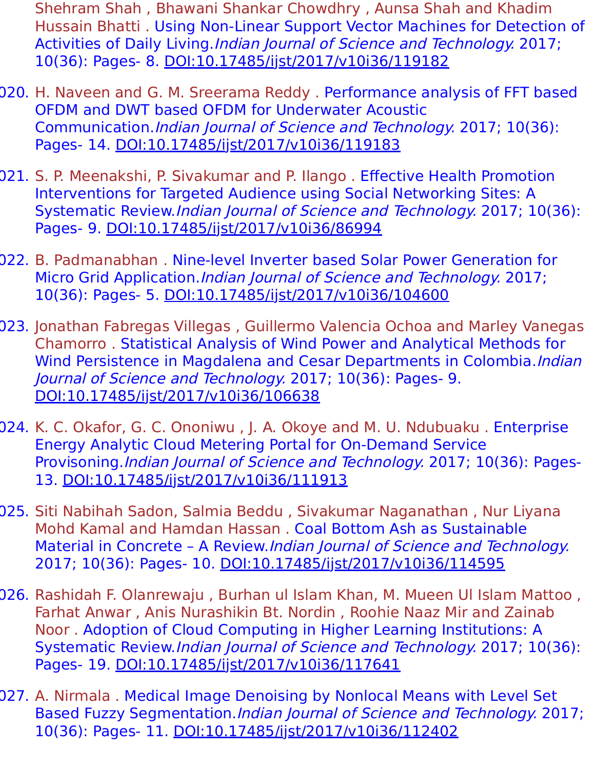Shehram Shah , Bhawani Shankar Chowdhry , Aunsa Shah and Khadim Hussain Bhatti . Using Non-Linear Support Vector Machines for Detection of Activities of Daily Living.*Indian Journal of Science and Technology.* 2017; 10(36): Pages- 8. DOI:10.17485/ijst/2017/v10i36/119182

020. H. Naveen and G. M. Sreerama Reddy . Performance analysis of FFT based OFDM and DWT based OFDM for Underwater Acoustic Communication.*Indian Journal of Science and Technology.* 2017; 10(36): Pages- 14. DOI:10.17485/ijst/2017/v10i36/119183

021. S. P. Meenakshi, P. Sivakumar and P. Ilango . Effective Health Promotion Interventions for Targeted Audience using Social Networking Sites: A Systematic Review.*Indian Journal of Science and Technology.* 2017; 10(36): Pages- 9. DOI:10.17485/ijst/2017/v10i36/86994

022. B. Padmanabhan . Nine-level Inverter based Solar Power Generation for Micro Grid Application.*Indian Journal of Science and Technology.* 2017; 10(36): Pages- 5. DOI:10.17485/ijst/2017/v10i36/104600

023. Jonathan Fabregas Villegas , Guillermo Valencia Ochoa and Marley Vanegas Chamorro . Statistical Analysis of Wind Power and Analytical Methods for Wind Persistence in Magdalena and Cesar Departments in Colombia.*Indian Journal of Science and Technology.* 2017; 10(36): Pages- 9. DOI:10.17485/ijst/2017/v10i36/106638

024. K. C. Okafor, G. C. Ononiwu , J. A. Okoye and M. U. Ndubuaku . Enterprise Energy Analytic Cloud Metering Portal for On-Demand Service Provisoning.*Indian Journal of Science and Technology.* 2017; 10(36): Pages- 13. DOI:10.17485/ijst/2017/v10i36/111913

025. Siti Nabihah Sadon, Salmia Beddu , Sivakumar Naganathan , Nur Liyana Mohd Kamal and Hamdan Hassan . Coal Bottom Ash as Sustainable Material in Concrete – A Review.*Indian Journal of Science and Technology.* 2017; 10(36): Pages- 10. DOI:10.17485/ijst/2017/v10i36/114595

026. Rashidah F. Olanrewaju , Burhan ul Islam Khan, M. Mueen Ul Islam Mattoo , Farhat Anwar , Anis Nurashikin Bt. Nordin , Roohie Naaz Mir and Zainab Noor . Adoption of Cloud Computing in Higher Learning Institutions: A Systematic Review.*Indian Journal of Science and Technology.* 2017; 10(36): Pages- 19. DOI:10.17485/ijst/2017/v10i36/117641

027. A. Nirmala . Medical Image Denoising by Nonlocal Means with Level Set Based Fuzzy Segmentation.*Indian Journal of Science and Technology.* 2017; 10(36): Pages- 11. DOI:10.17485/ijst/2017/v10i36/112402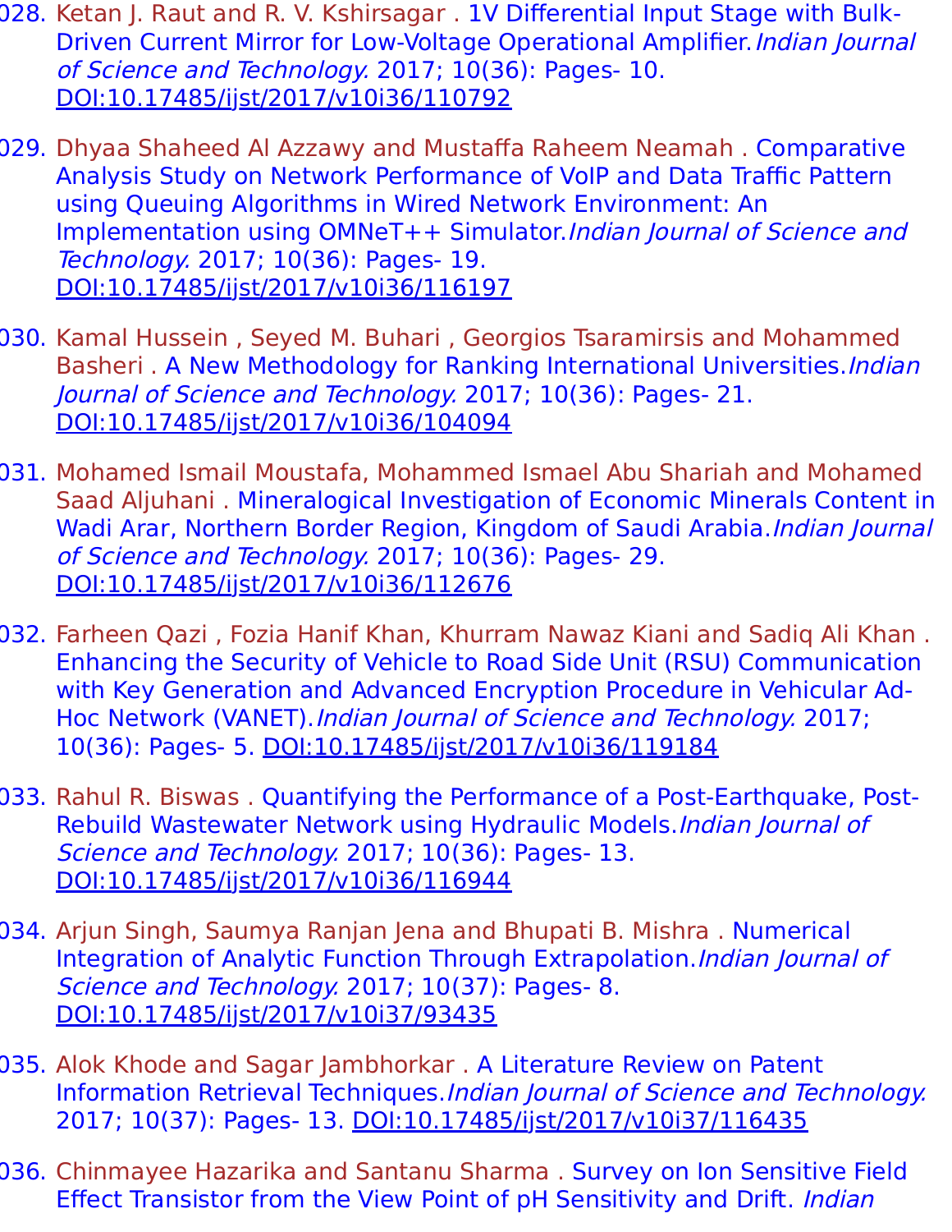028. Ketan J. Raut and R. V. Kshirsagar . 1V Differential Input Stage with Bulk-Driven Current Mirror for Low-Voltage Operational Amplifier. *Indian Journal of Science and Technology.* 2017; 10(36): Pages- 10. DOI:10.17485/ijst/2017/v10i36/110792

029. Dhyaa Shaheed Al Azzawy and Mustaffa Raheem Neamah . Comparative Analysis Study on Network Performance of VoIP and Data Traffic Pattern using Queuing Algorithms in Wired Network Environment: An Implementation using OMNeT++ Simulator. *Indian Journal of Science and Technology.* 2017; 10(36): Pages- 19. DOI:10.17485/ijst/2017/v10i36/116197

030. Kamal Hussein , Seyed M. Buhari , Georgios Tsaramirsis and Mohammed Basheri . A New Methodology for Ranking International Universities. *Indian Journal of Science and Technology.* 2017; 10(36): Pages- 21. DOI:10.17485/ijst/2017/v10i36/104094

031. Mohamed Ismail Moustafa, Mohammed Ismael Abu Shariah and Mohamed Saad Aljuhani . Mineralogical Investigation of Economic Minerals Content in Wadi Arar, Northern Border Region, Kingdom of Saudi Arabia. *Indian Journal of Science and Technology.* 2017; 10(36): Pages- 29. DOI:10.17485/ijst/2017/v10i36/112676

032. Farheen Qazi , Fozia Hanif Khan, Khurram Nawaz Kiani and Sadiq Ali Khan . Enhancing the Security of Vehicle to Road Side Unit (RSU) Communication with Key Generation and Advanced Encryption Procedure in Vehicular Ad-Hoc Network (VANET). *Indian Journal of Science and Technology.* 2017; 10(36): Pages- 5. DOI:10.17485/ijst/2017/v10i36/119184

033. Rahul R. Biswas . Quantifying the Performance of a Post-Earthquake, Post-Rebuild Wastewater Network using Hydraulic Models. *Indian Journal of Science and Technology.* 2017; 10(36): Pages- 13. DOI:10.17485/ijst/2017/v10i36/116944

034. Arjun Singh, Saumya Ranjan Jena and Bhupati B. Mishra . Numerical Integration of Analytic Function Through Extrapolation. *Indian Journal of Science and Technology.* 2017; 10(37): Pages- 8. DOI:10.17485/ijst/2017/v10i37/93435

035. Alok Khode and Sagar Jambhorkar . A Literature Review on Patent Information Retrieval Techniques. *Indian Journal of Science and Technology.* 2017; 10(37): Pages- 13. DOI:10.17485/ijst/2017/v10i37/116435

036. Chinmayee Hazarika and Santanu Sharma . Survey on Ion Sensitive Field Effect Transistor from the View Point of pH Sensitivity and Drift. *Indian*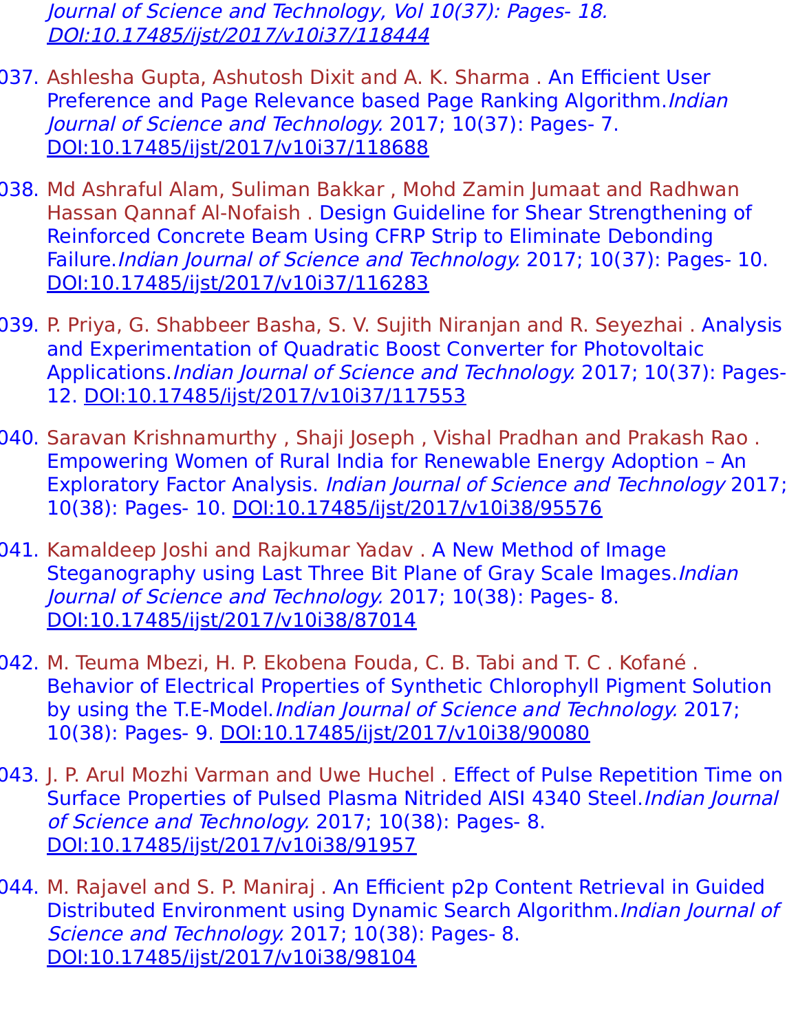*Journal of Science and Technology, Vol 10(37): Pages- 18.* [DOI:10.17485/ijst/2017/v10i37/118444](DOI:10.17485/ijst/2017/v10i37/118444)

037. Ashlesha Gupta, Ashutosh Dixit and A. K. Sharma . An Efficient User Preference and Page Relevance based Page Ranking Algorithm.*Indian Journal of Science and Technology.* 2017; 10(37): Pages- 7. DOI:10.17485/ijst/2017/v10i37/118688

038. Md Ashraful Alam, Suliman Bakkar , Mohd Zamin Jumaat and Radhwan Hassan Qannaf Al-Nofaish . Design Guideline for Shear Strengthening of Reinforced Concrete Beam Using CFRP Strip to Eliminate Debonding Failure.*Indian Journal of Science and Technology.* 2017; 10(37): Pages- 10. DOI:10.17485/ijst/2017/v10i37/116283

039. P. Priya, G. Shabbeer Basha, S. V. Sujith Niranjan and R. Seyezhai . Analysis and Experimentation of Quadratic Boost Converter for Photovoltaic Applications.*Indian Journal of Science and Technology.* 2017; 10(37): Pages- 12. DOI:10.17485/ijst/2017/v10i37/117553

040. Saravan Krishnamurthy , Shaji Joseph , Vishal Pradhan and Prakash Rao . Empowering Women of Rural India for Renewable Energy Adoption – An Exploratory Factor Analysis. *Indian Journal of Science and Technology* 2017; 10(38): Pages- 10. DOI:10.17485/ijst/2017/v10i38/95576

041. Kamaldeep Joshi and Rajkumar Yadav . A New Method of Image Steganography using Last Three Bit Plane of Gray Scale Images.*Indian Journal of Science and Technology.* 2017; 10(38): Pages- 8. DOI:10.17485/ijst/2017/v10i38/87014

042. M. Teuma Mbezi, H. P. Ekobena Fouda, C. B. Tabi and T. C . Kofané . Behavior of Electrical Properties of Synthetic Chlorophyll Pigment Solution by using the T.E-Model.*Indian Journal of Science and Technology.* 2017; 10(38): Pages- 9. DOI:10.17485/ijst/2017/v10i38/90080

043. J. P. Arul Mozhi Varman and Uwe Huchel . Effect of Pulse Repetition Time on Surface Properties of Pulsed Plasma Nitrided AISI 4340 Steel.*Indian Journal of Science and Technology.* 2017; 10(38): Pages- 8. DOI:10.17485/ijst/2017/v10i38/91957

044. M. Rajavel and S. P. Maniraj . An Efficient p2p Content Retrieval in Guided Distributed Environment using Dynamic Search Algorithm.*Indian Journal of Science and Technology.* 2017; 10(38): Pages- 8. DOI:10.17485/ijst/2017/v10i38/98104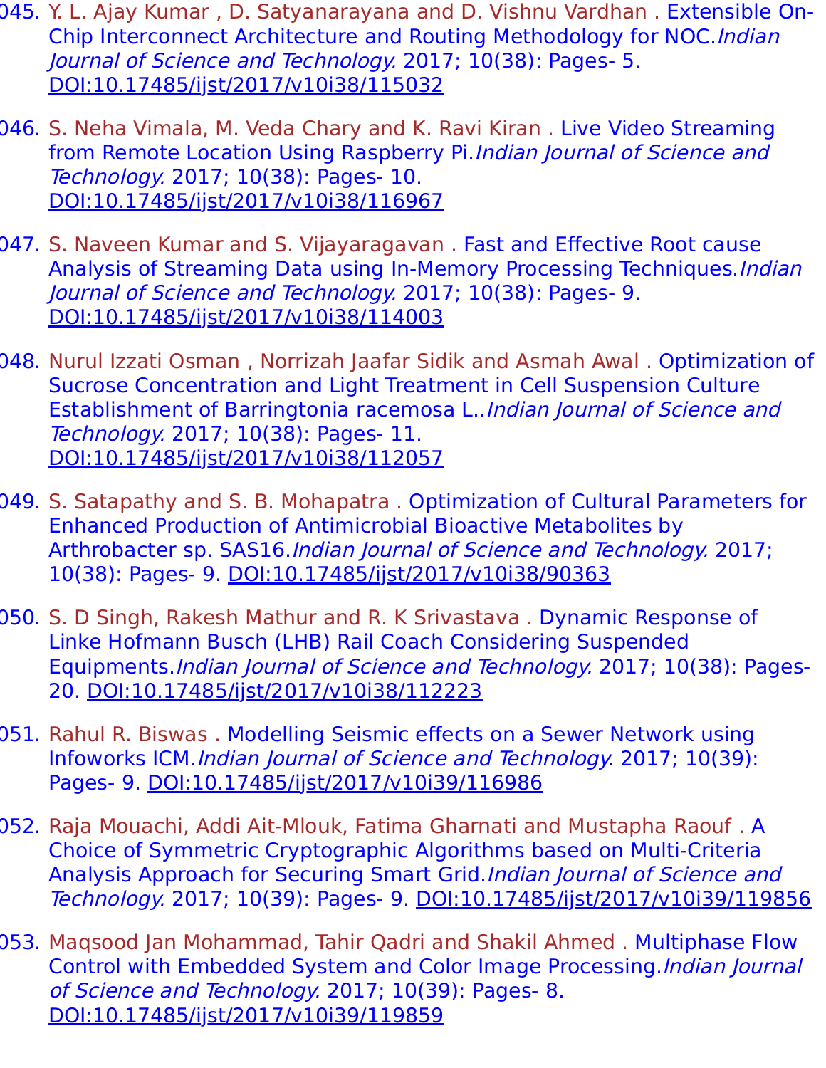1045. Y. L. Ajay Kumar , D. Satyanarayana and D. Vishnu Vardhan . Extensible On-Chip Interconnect Architecture and Routing Methodology for NOC.*Indian Journal of Science and Technology.* 2017; 10(38): Pages- 5. DOI:10.17485/ijst/2017/v10i38/115032

1046. S. Neha Vimala, M. Veda Chary and K. Ravi Kiran . Live Video Streaming from Remote Location Using Raspberry Pi.*Indian Journal of Science and Technology.* 2017; 10(38): Pages- 10. DOI:10.17485/ijst/2017/v10i38/116967

1047. S. Naveen Kumar and S. Vijayaragavan . Fast and Effective Root cause Analysis of Streaming Data using In-Memory Processing Techniques.*Indian Journal of Science and Technology.* 2017; 10(38): Pages- 9. DOI:10.17485/ijst/2017/v10i38/114003

1048. Nurul Izzati Osman , Norrizah Jaafar Sidik and Asmah Awal . Optimization of Sucrose Concentration and Light Treatment in Cell Suspension Culture Establishment of Barringtonia racemosa L..*Indian Journal of Science and Technology.* 2017; 10(38): Pages- 11. DOI:10.17485/ijst/2017/v10i38/112057

1049. S. Satapathy and S. B. Mohapatra . Optimization of Cultural Parameters for Enhanced Production of Antimicrobial Bioactive Metabolites by Arthrobacter sp. SAS16.*Indian Journal of Science and Technology.* 2017; 10(38): Pages- 9. DOI:10.17485/ijst/2017/v10i38/90363

1050. S. D Singh, Rakesh Mathur and R. K Srivastava . Dynamic Response of Linke Hofmann Busch (LHB) Rail Coach Considering Suspended Equipments.*Indian Journal of Science and Technology.* 2017; 10(38): Pages- 20. DOI:10.17485/ijst/2017/v10i38/112223

1051. Rahul R. Biswas . Modelling Seismic effects on a Sewer Network using Infoworks ICM.*Indian Journal of Science and Technology.* 2017; 10(39): Pages- 9. DOI:10.17485/ijst/2017/v10i39/116986

1052. Raja Mouachi, Addi Ait-Mlouk, Fatima Gharnati and Mustapha Raouf . A Choice of Symmetric Cryptographic Algorithms based on Multi-Criteria Analysis Approach for Securing Smart Grid.*Indian Journal of Science and Technology.* 2017; 10(39): Pages- 9. DOI:10.17485/ijst/2017/v10i39/119856

1053. Maqsood Jan Mohammad, Tahir Qadri and Shakil Ahmed . Multiphase Flow Control with Embedded System and Color Image Processing.*Indian Journal of Science and Technology.* 2017; 10(39): Pages- 8. DOI:10.17485/ijst/2017/v10i39/119859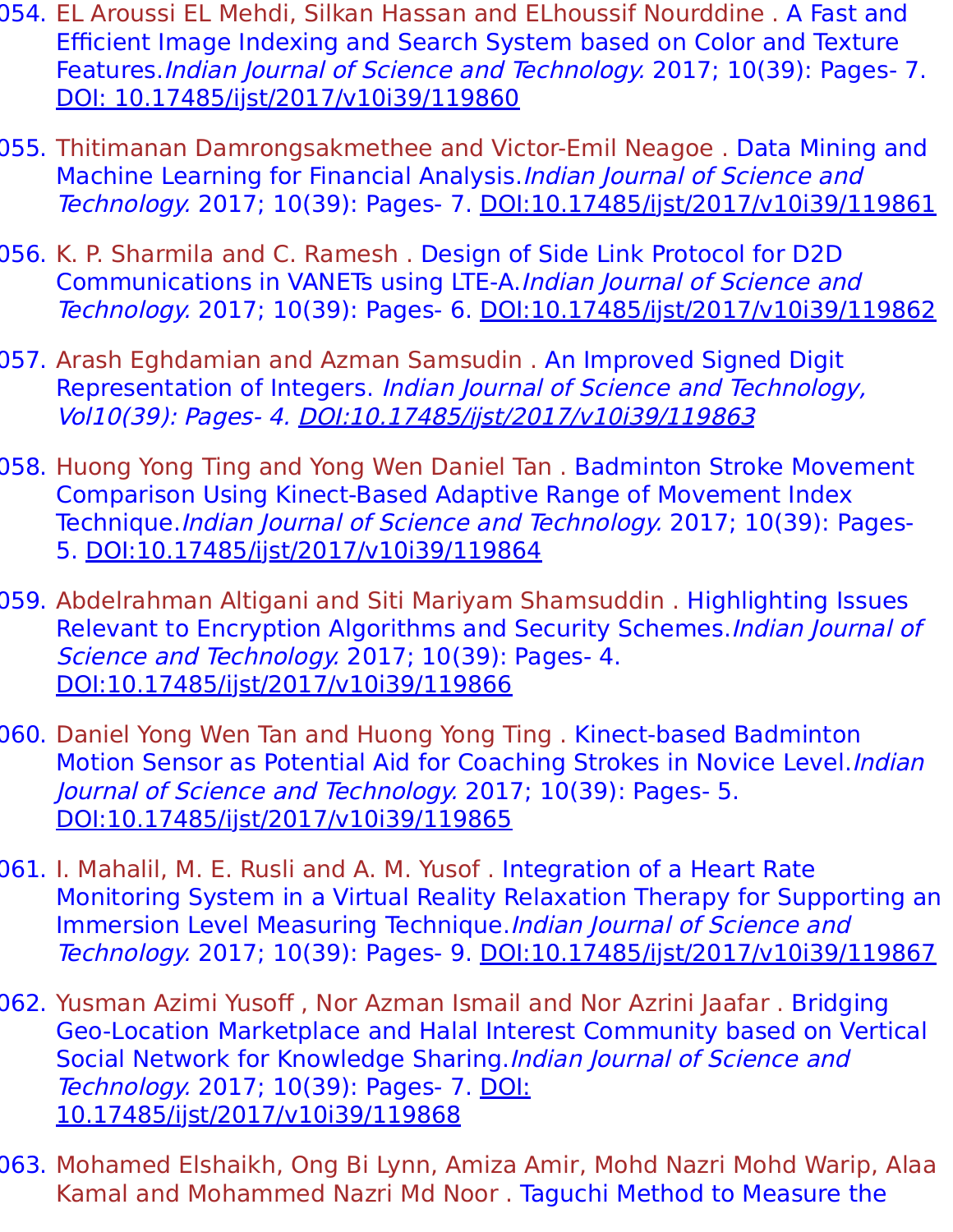054. EL Aroussi EL Mehdi, Silkan Hassan and ELhoussif Nourddine . A Fast and Efficient Image Indexing and Search System based on Color and Texture Features.*Indian Journal of Science and Technology.* 2017; 10(39): Pages- 7. DOI: 10.17485/ijst/2017/v10i39/119860

055. Thitimanan Damrongsakmethee and Victor-Emil Neagoe . Data Mining and Machine Learning for Financial Analysis.*Indian Journal of Science and Technology.* 2017; 10(39): Pages- 7. DOI:10.17485/ijst/2017/v10i39/119861

056. K. P. Sharmila and C. Ramesh . Design of Side Link Protocol for D2D Communications in VANETs using LTE-A.*Indian Journal of Science and Technology.* 2017; 10(39): Pages- 6. DOI:10.17485/ijst/2017/v10i39/119862

057. Arash Eghdamian and Azman Samsudin . An Improved Signed Digit Representation of Integers. *Indian Journal of Science and Technology, Vol10(39): Pages- 4. DOI:10.17485/ijst/2017/v10i39/119863*

058. Huong Yong Ting and Yong Wen Daniel Tan . Badminton Stroke Movement Comparison Using Kinect-Based Adaptive Range of Movement Index Technique.*Indian Journal of Science and Technology.* 2017; 10(39): Pages- 5. DOI:10.17485/ijst/2017/v10i39/119864

059. Abdelrahman Altigani and Siti Mariyam Shamsuddin . Highlighting Issues Relevant to Encryption Algorithms and Security Schemes.*Indian Journal of Science and Technology.* 2017; 10(39): Pages- 4. DOI:10.17485/ijst/2017/v10i39/119866

060. Daniel Yong Wen Tan and Huong Yong Ting . Kinect-based Badminton Motion Sensor as Potential Aid for Coaching Strokes in Novice Level.*Indian Journal of Science and Technology.* 2017; 10(39): Pages- 5. DOI:10.17485/ijst/2017/v10i39/119865

061. I. Mahalil, M. E. Rusli and A. M. Yusof . Integration of a Heart Rate Monitoring System in a Virtual Reality Relaxation Therapy for Supporting an Immersion Level Measuring Technique.*Indian Journal of Science and Technology.* 2017; 10(39): Pages- 9. DOI:10.17485/ijst/2017/v10i39/119867

062. Yusman Azimi Yusoff , Nor Azman Ismail and Nor Azrini Jaafar . Bridging Geo-Location Marketplace and Halal Interest Community based on Vertical Social Network for Knowledge Sharing.*Indian Journal of Science and Technology.* 2017; 10(39): Pages- 7. DOI: 10.17485/ijst/2017/v10i39/119868

063. Mohamed Elshaikh, Ong Bi Lynn, Amiza Amir, Mohd Nazri Mohd Warip, Alaa Kamal and Mohammed Nazri Md Noor . Taguchi Method to Measure the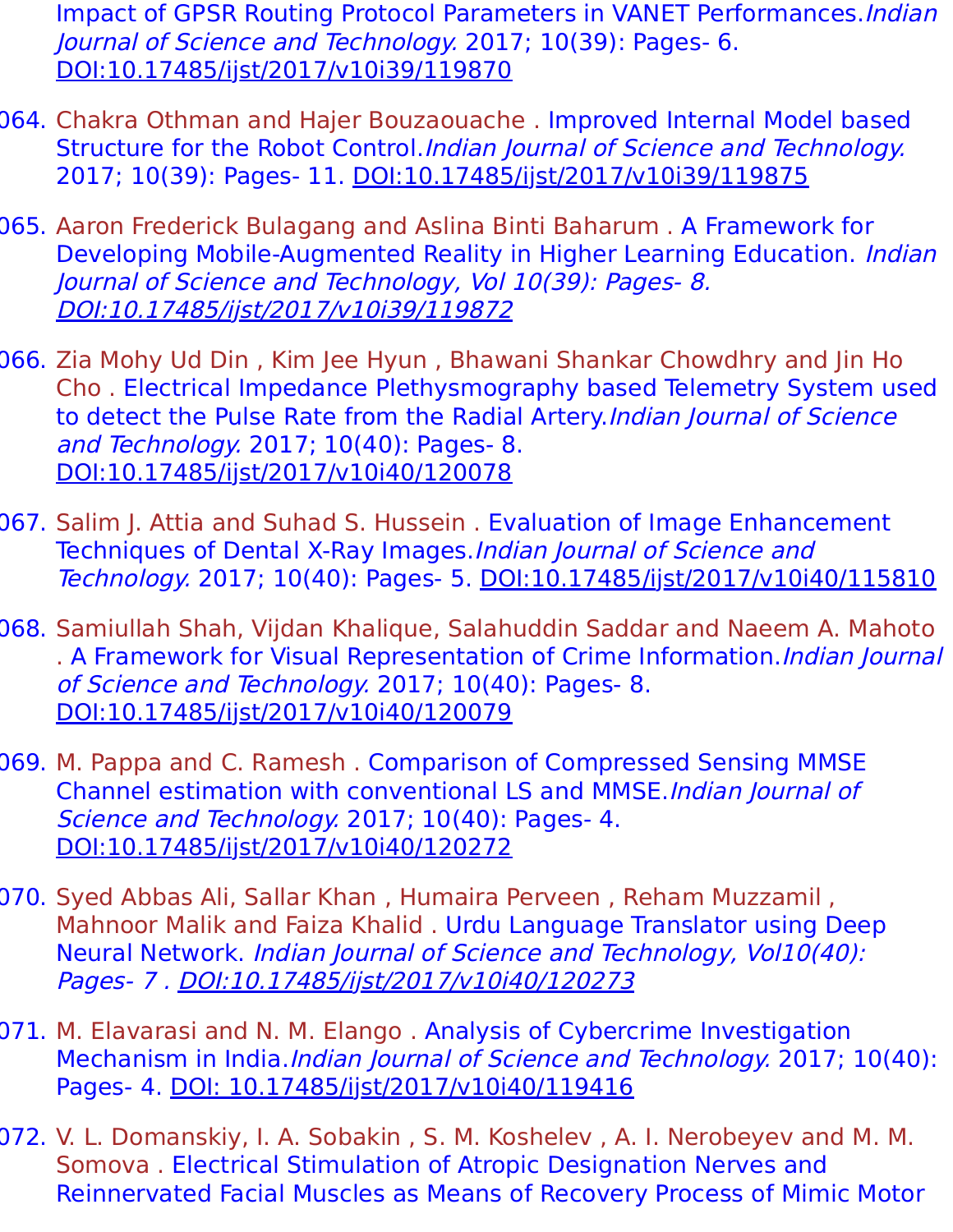Impact of GPSR Routing Protocol Parameters in VANET Performances.*Indian Journal of Science and Technology.* 2017; 10(39): Pages- 6. DOI:10.17485/ijst/2017/v10i39/119870

064. Chakra Othman and Hajer Bouzaouache . Improved Internal Model based Structure for the Robot Control.*Indian Journal of Science and Technology.* 2017; 10(39): Pages- 11. DOI:10.17485/ijst/2017/v10i39/119875

065. Aaron Frederick Bulagang and Aslina Binti Baharum . A Framework for Developing Mobile-Augmented Reality in Higher Learning Education. *Indian Journal of Science and Technology, Vol 10(39): Pages- 8. DOI:10.17485/ijst/2017/v10i39/119872*

066. Zia Mohy Ud Din , Kim Jee Hyun , Bhawani Shankar Chowdhry and Jin Ho Cho . Electrical Impedance Plethysmography based Telemetry System used to detect the Pulse Rate from the Radial Artery.*Indian Journal of Science and Technology.* 2017; 10(40): Pages- 8. DOI:10.17485/ijst/2017/v10i40/120078

067. Salim J. Attia and Suhad S. Hussein . Evaluation of Image Enhancement Techniques of Dental X-Ray Images.*Indian Journal of Science and Technology.* 2017; 10(40): Pages- 5. DOI:10.17485/ijst/2017/v10i40/115810

068. Samiullah Shah, Vijdan Khalique, Salahuddin Saddar and Naeem A. Mahoto . A Framework for Visual Representation of Crime Information.*Indian Journal of Science and Technology.* 2017; 10(40): Pages- 8. DOI:10.17485/ijst/2017/v10i40/120079

069. M. Pappa and C. Ramesh . Comparison of Compressed Sensing MMSE Channel estimation with conventional LS and MMSE.*Indian Journal of Science and Technology.* 2017; 10(40): Pages- 4. DOI:10.17485/ijst/2017/v10i40/120272

070. Syed Abbas Ali, Sallar Khan , Humaira Perveen , Reham Muzzamil , Mahnoor Malik and Faiza Khalid . Urdu Language Translator using Deep Neural Network. *Indian Journal of Science and Technology, Vol10(40): Pages- 7 . DOI:10.17485/ijst/2017/v10i40/120273*

071. M. Elavarasi and N. M. Elango . Analysis of Cybercrime Investigation Mechanism in India.*Indian Journal of Science and Technology.* 2017; 10(40): Pages- 4. DOI: 10.17485/ijst/2017/v10i40/119416

072. V. L. Domanskiy, I. A. Sobakin , S. M. Koshelev , A. I. Nerobeyev and M. M. Somova . Electrical Stimulation of Atropic Designation Nerves and Reinnervated Facial Muscles as Means of Recovery Process of Mimic Motor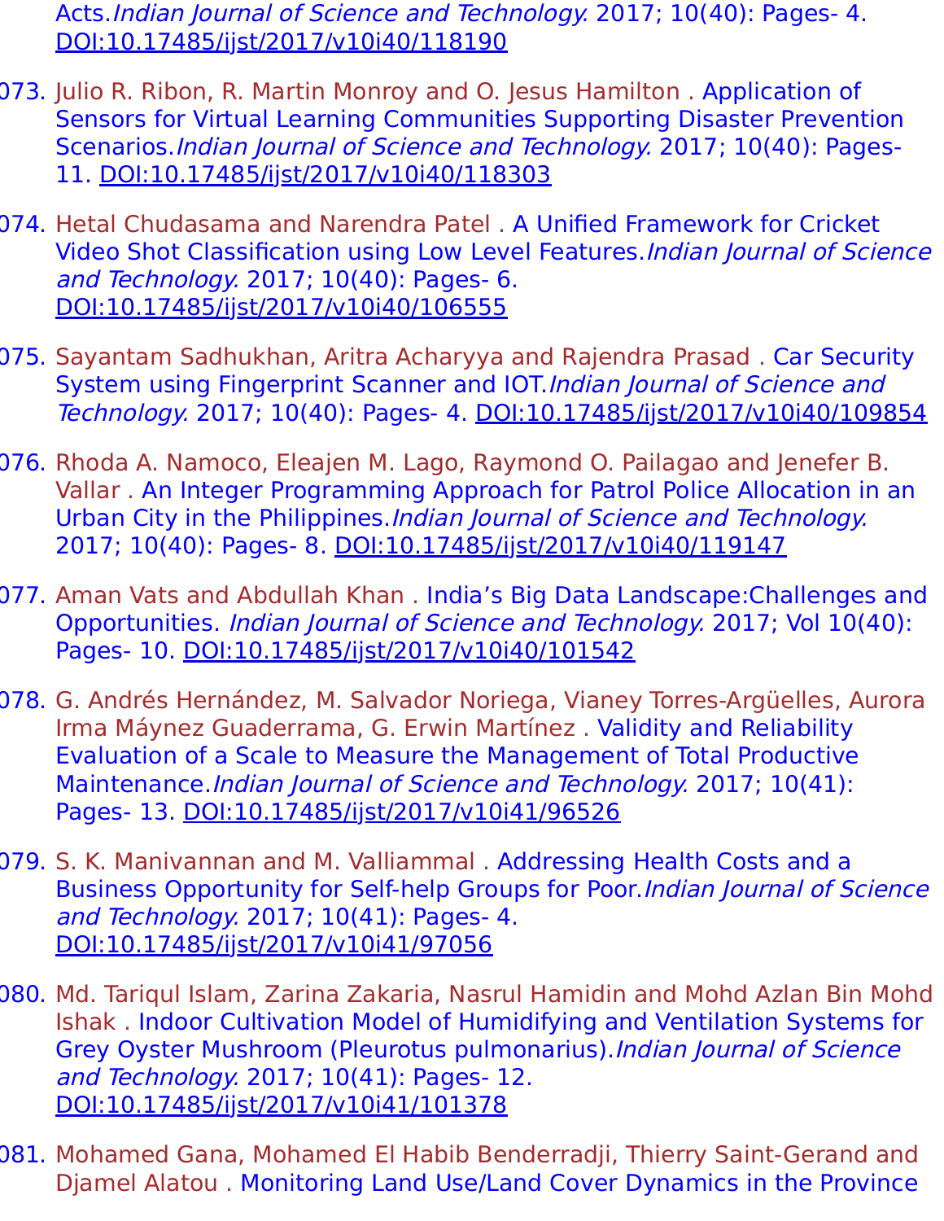Acts.*Indian Journal of Science and Technology.* 2017; 10(40): Pages- 4. DOI:10.17485/ijst/2017/v10i40/118190

073. Julio R. Ribon, R. Martin Monroy and O. Jesus Hamilton . Application of Sensors for Virtual Learning Communities Supporting Disaster Prevention Scenarios.*Indian Journal of Science and Technology.* 2017; 10(40): Pages- 11. DOI:10.17485/ijst/2017/v10i40/118303

074. Hetal Chudasama and Narendra Patel . A Unified Framework for Cricket Video Shot Classification using Low Level Features.*Indian Journal of Science and Technology.* 2017; 10(40): Pages- 6. DOI:10.17485/ijst/2017/v10i40/106555

075. Sayantam Sadhukhan, Aritra Acharyya and Rajendra Prasad . Car Security System using Fingerprint Scanner and IOT.*Indian Journal of Science and Technology.* 2017; 10(40): Pages- 4. DOI:10.17485/ijst/2017/v10i40/109854

076. Rhoda A. Namoco, Eleajen M. Lago, Raymond O. Pailagao and Jenefer B. Vallar . An Integer Programming Approach for Patrol Police Allocation in an Urban City in the Philippines.*Indian Journal of Science and Technology.* 2017; 10(40): Pages- 8. DOI:10.17485/ijst/2017/v10i40/119147

077. Aman Vats and Abdullah Khan . India’s Big Data Landscape:Challenges and Opportunities. *Indian Journal of Science and Technology.* 2017; Vol 10(40): Pages- 10. DOI:10.17485/ijst/2017/v10i40/101542

078. G. Andrés Hernández, M. Salvador Noriega, Vianey Torres-Argüelles, Aurora Irma Máynez Guaderrama, G. Erwin Martínez . Validity and Reliability Evaluation of a Scale to Measure the Management of Total Productive Maintenance.*Indian Journal of Science and Technology.* 2017; 10(41): Pages- 13. DOI:10.17485/ijst/2017/v10i41/96526

079. S. K. Manivannan and M. Valliammal . Addressing Health Costs and a Business Opportunity for Self-help Groups for Poor.*Indian Journal of Science and Technology.* 2017; 10(41): Pages- 4. DOI:10.17485/ijst/2017/v10i41/97056

080. Md. Tariqul Islam, Zarina Zakaria, Nasrul Hamidin and Mohd Azlan Bin Mohd Ishak . Indoor Cultivation Model of Humidifying and Ventilation Systems for Grey Oyster Mushroom (Pleurotus pulmonarius).*Indian Journal of Science and Technology.* 2017; 10(41): Pages- 12. DOI:10.17485/ijst/2017/v10i41/101378

081. Mohamed Gana, Mohamed El Habib Benderradji, Thierry Saint-Gerand and Djamel Alatou . Monitoring Land Use/Land Cover Dynamics in the Province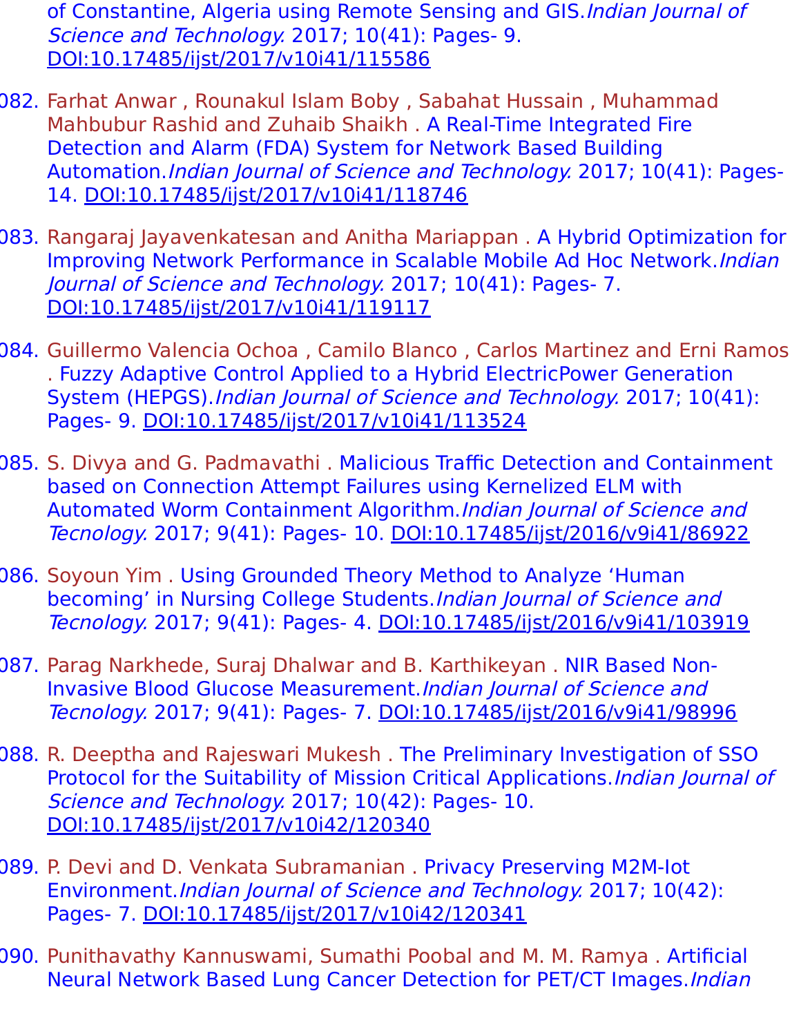of Constantine, Algeria using Remote Sensing and GIS.*Indian Journal of Science and Technology.* 2017; 10(41): Pages- 9. DOI:10.17485/ijst/2017/v10i41/115586

082. Farhat Anwar , Rounakul Islam Boby , Sabahat Hussain , Muhammad Mahbubur Rashid and Zuhaib Shaikh . A Real-Time Integrated Fire Detection and Alarm (FDA) System for Network Based Building Automation.*Indian Journal of Science and Technology.* 2017; 10(41): Pages- 14. DOI:10.17485/ijst/2017/v10i41/118746

083. Rangaraj Jayavenkatesan and Anitha Mariappan . A Hybrid Optimization for Improving Network Performance in Scalable Mobile Ad Hoc Network.*Indian Journal of Science and Technology.* 2017; 10(41): Pages- 7. DOI:10.17485/ijst/2017/v10i41/119117

084. Guillermo Valencia Ochoa , Camilo Blanco , Carlos Martinez and Erni Ramos . Fuzzy Adaptive Control Applied to a Hybrid ElectricPower Generation System (HEPGS).*Indian Journal of Science and Technology.* 2017; 10(41): Pages- 9. DOI:10.17485/ijst/2017/v10i41/113524

085. S. Divya and G. Padmavathi . Malicious Traffic Detection and Containment based on Connection Attempt Failures using Kernelized ELM with Automated Worm Containment Algorithm.*Indian Journal of Science and Tecnology.* 2017; 9(41): Pages- 10. DOI:10.17485/ijst/2016/v9i41/86922

086. Soyoun Yim . Using Grounded Theory Method to Analyze ‘Human becoming’ in Nursing College Students.*Indian Journal of Science and Tecnology.* 2017; 9(41): Pages- 4. DOI:10.17485/ijst/2016/v9i41/103919

087. Parag Narkhede, Suraj Dhalwar and B. Karthikeyan . NIR Based Non-Invasive Blood Glucose Measurement.*Indian Journal of Science and Tecnology.* 2017; 9(41): Pages- 7. DOI:10.17485/ijst/2016/v9i41/98996

088. R. Deeptha and Rajeswari Mukesh . The Preliminary Investigation of SSO Protocol for the Suitability of Mission Critical Applications.*Indian Journal of Science and Technology.* 2017; 10(42): Pages- 10. DOI:10.17485/ijst/2017/v10i42/120340

089. P. Devi and D. Venkata Subramanian . Privacy Preserving M2M-Iot Environment.*Indian Journal of Science and Technology.* 2017; 10(42): Pages- 7. DOI:10.17485/ijst/2017/v10i42/120341

090. Punithavathy Kannuswami, Sumathi Poobal and M. M. Ramya . Artificial Neural Network Based Lung Cancer Detection for PET/CT Images.*Indian*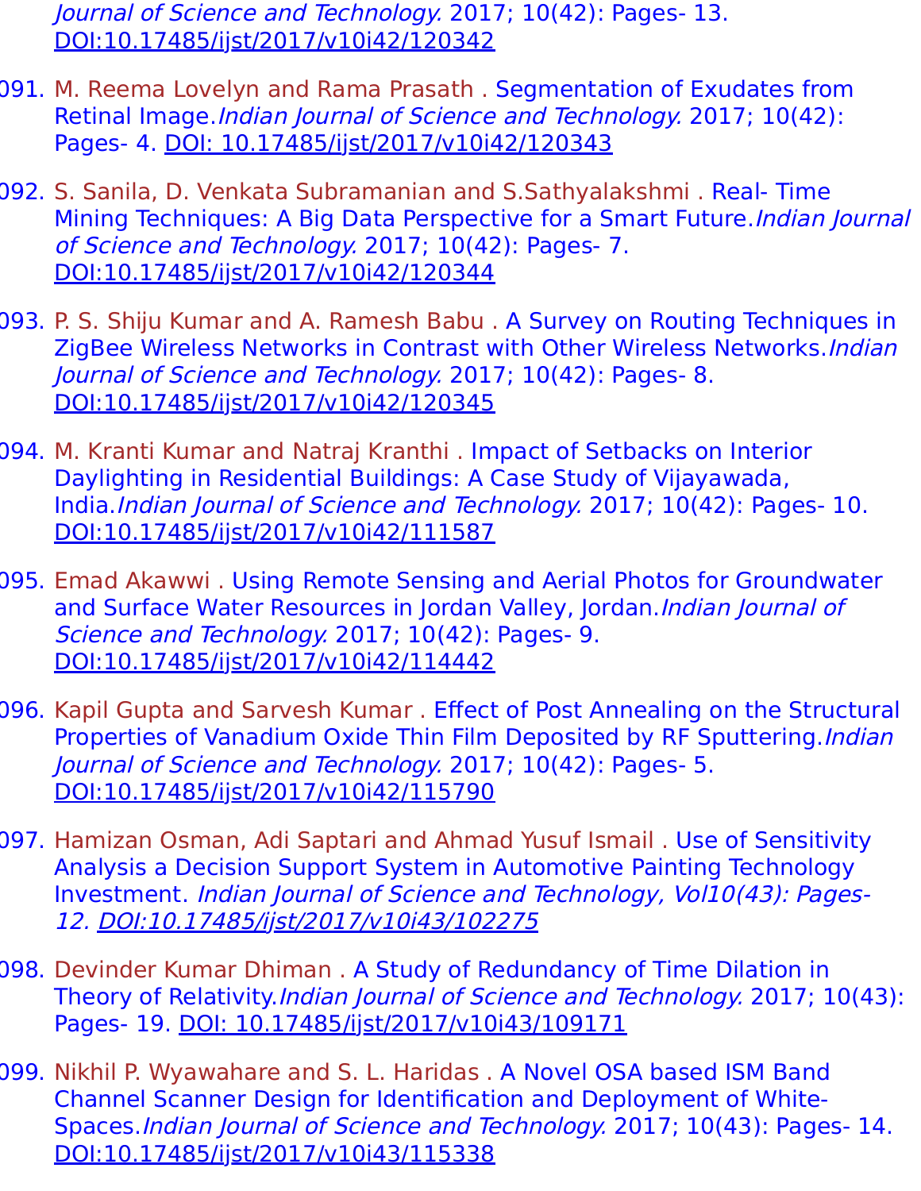Journal of Science and Technology. 2017; 10(42): Pages- 13. DOI:10.17485/ijst/2017/v10i42/120342

091. M. Reema Lovelyn and Rama Prasath . Segmentation of Exudates from Retinal Image.*Indian Journal of Science and Technology.* 2017; 10(42): Pages- 4. DOI: 10.17485/ijst/2017/v10i42/120343

092. S. Sanila, D. Venkata Subramanian and S.Sathyalakshmi . Real- Time Mining Techniques: A Big Data Perspective for a Smart Future.*Indian Journal of Science and Technology.* 2017; 10(42): Pages- 7. DOI:10.17485/ijst/2017/v10i42/120344

093. P. S. Shiju Kumar and A. Ramesh Babu . A Survey on Routing Techniques in ZigBee Wireless Networks in Contrast with Other Wireless Networks.*Indian Journal of Science and Technology.* 2017; 10(42): Pages- 8. DOI:10.17485/ijst/2017/v10i42/120345

094. M. Kranti Kumar and Natraj Kranthi . Impact of Setbacks on Interior Daylighting in Residential Buildings: A Case Study of Vijayawada, India.*Indian Journal of Science and Technology.* 2017; 10(42): Pages- 10. DOI:10.17485/ijst/2017/v10i42/111587

095. Emad Akawwi . Using Remote Sensing and Aerial Photos for Groundwater and Surface Water Resources in Jordan Valley, Jordan.*Indian Journal of Science and Technology.* 2017; 10(42): Pages- 9. DOI:10.17485/ijst/2017/v10i42/114442

096. Kapil Gupta and Sarvesh Kumar . Effect of Post Annealing on the Structural Properties of Vanadium Oxide Thin Film Deposited by RF Sputtering.*Indian Journal of Science and Technology.* 2017; 10(42): Pages- 5. DOI:10.17485/ijst/2017/v10i42/115790

097. Hamizan Osman, Adi Saptari and Ahmad Yusuf Ismail . Use of Sensitivity Analysis a Decision Support System in Automotive Painting Technology Investment. *Indian Journal of Science and Technology, Vol10(43): Pages- 12. DOI:10.17485/ijst/2017/v10i43/102275*

098. Devinder Kumar Dhiman . A Study of Redundancy of Time Dilation in Theory of Relativity.*Indian Journal of Science and Technology.* 2017; 10(43): Pages- 19. DOI: 10.17485/ijst/2017/v10i43/109171

099. Nikhil P. Wyawahare and S. L. Haridas . A Novel OSA based ISM Band Channel Scanner Design for Identification and Deployment of White-Spaces.*Indian Journal of Science and Technology.* 2017; 10(43): Pages- 14. DOI:10.17485/ijst/2017/v10i43/115338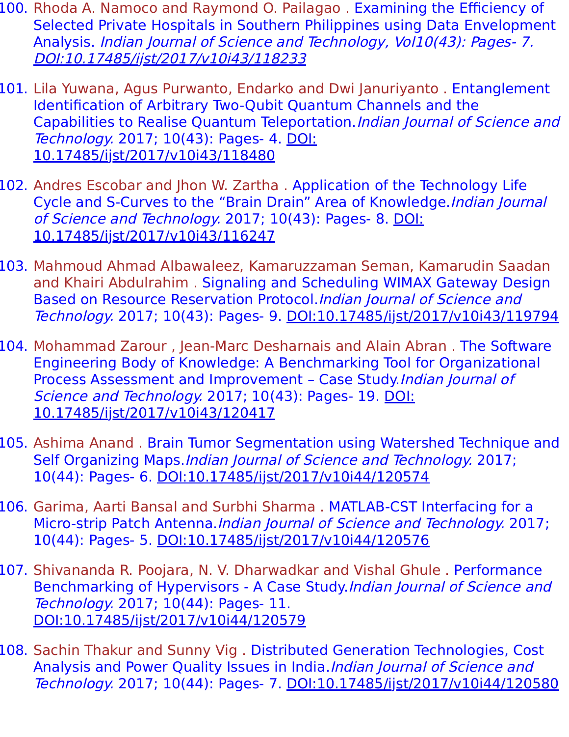100. Rhoda A. Namoco and Raymond O. Pailagao . Examining the Efficiency of Selected Private Hospitals in Southern Philippines using Data Envelopment Analysis. *Indian Journal of Science and Technology, Vol10(43): Pages- 7. DOI:10.17485/ijst/2017/v10i43/118233*

101. Lila Yuwana, Agus Purwanto, Endarko and Dwi Januriyanto . Entanglement Identification of Arbitrary Two-Qubit Quantum Channels and the Capabilities to Realise Quantum Teleportation.*Indian Journal of Science and Technology.* 2017; 10(43): Pages- 4. DOI: 10.17485/ijst/2017/v10i43/118480

102. Andres Escobar and Jhon W. Zartha . Application of the Technology Life Cycle and S-Curves to the “Brain Drain” Area of Knowledge.*Indian Journal of Science and Technology.* 2017; 10(43): Pages- 8. DOI: 10.17485/ijst/2017/v10i43/116247

103. Mahmoud Ahmad Albawaleez, Kamaruzzaman Seman, Kamarudin Saadan and Khairi Abdulrahim . Signaling and Scheduling WIMAX Gateway Design Based on Resource Reservation Protocol.*Indian Journal of Science and Technology.* 2017; 10(43): Pages- 9. DOI:10.17485/ijst/2017/v10i43/119794

104. Mohammad Zarour , Jean-Marc Desharnais and Alain Abran . The Software Engineering Body of Knowledge: A Benchmarking Tool for Organizational Process Assessment and Improvement – Case Study.*Indian Journal of Science and Technology.* 2017; 10(43): Pages- 19. DOI: 10.17485/ijst/2017/v10i43/120417

105. Ashima Anand . Brain Tumor Segmentation using Watershed Technique and Self Organizing Maps.*Indian Journal of Science and Technology.* 2017; 10(44): Pages- 6. DOI:10.17485/ijst/2017/v10i44/120574

106. Garima, Aarti Bansal and Surbhi Sharma . MATLAB-CST Interfacing for a Micro-strip Patch Antenna.*Indian Journal of Science and Technology.* 2017; 10(44): Pages- 5. DOI:10.17485/ijst/2017/v10i44/120576

107. Shivananda R. Poojara, N. V. Dharwadkar and Vishal Ghule . Performance Benchmarking of Hypervisors - A Case Study.*Indian Journal of Science and Technology.* 2017; 10(44): Pages- 11. DOI:10.17485/ijst/2017/v10i44/120579

108. Sachin Thakur and Sunny Vig . Distributed Generation Technologies, Cost Analysis and Power Quality Issues in India.*Indian Journal of Science and Technology.* 2017; 10(44): Pages- 7. DOI:10.17485/ijst/2017/v10i44/120580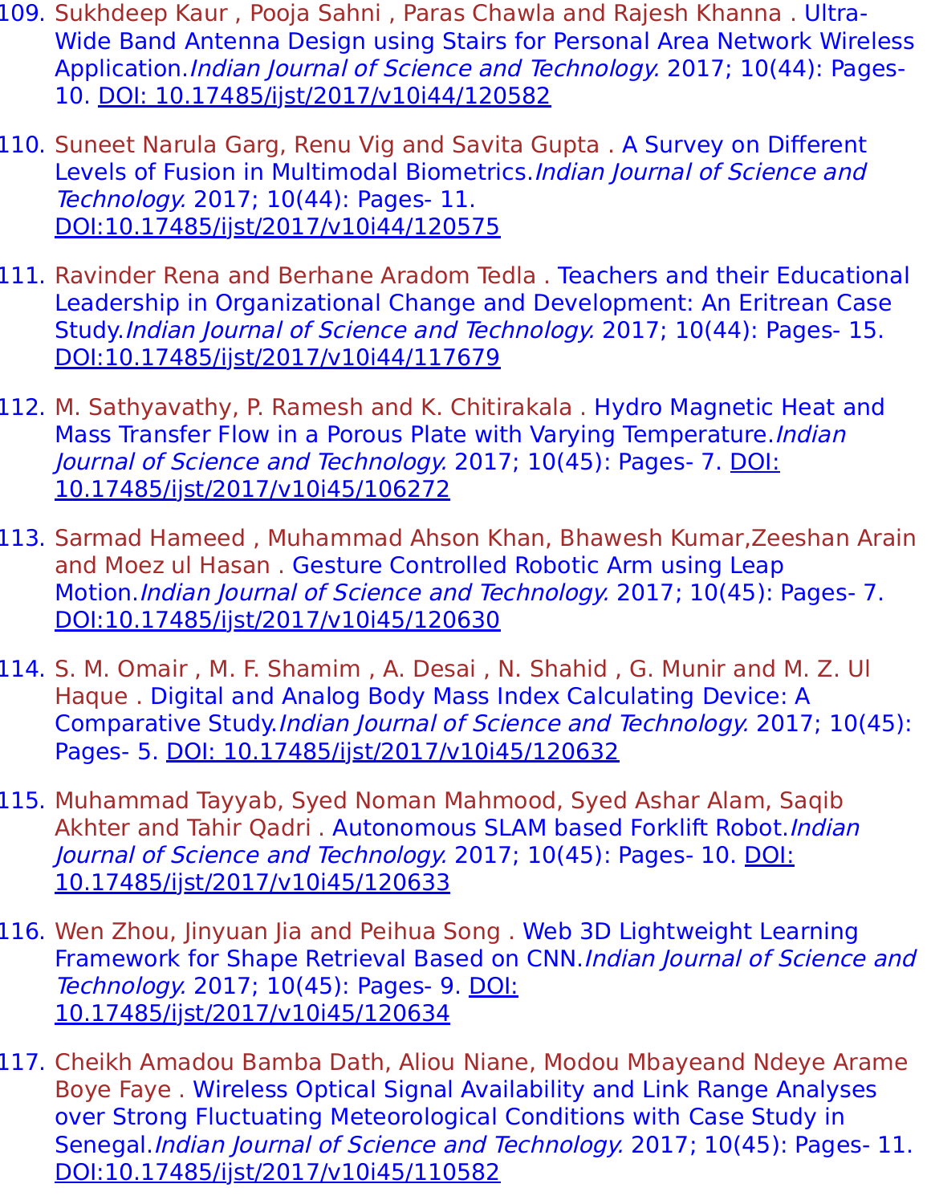109. Sukhdeep Kaur , Pooja Sahni , Paras Chawla and Rajesh Khanna . Ultra-Wide Band Antenna Design using Stairs for Personal Area Network Wireless Application.*Indian Journal of Science and Technology.* 2017; 10(44): Pages-10. DOI: 10.17485/ijst/2017/v10i44/120582

110. Suneet Narula Garg, Renu Vig and Savita Gupta . A Survey on Different Levels of Fusion in Multimodal Biometrics.*Indian Journal of Science and Technology.* 2017; 10(44): Pages- 11. DOI:10.17485/ijst/2017/v10i44/120575

111. Ravinder Rena and Berhane Aradom Tedla . Teachers and their Educational Leadership in Organizational Change and Development: An Eritrean Case Study.*Indian Journal of Science and Technology.* 2017; 10(44): Pages- 15. DOI:10.17485/ijst/2017/v10i44/117679

112. M. Sathyavathy, P. Ramesh and K. Chitirakala . Hydro Magnetic Heat and Mass Transfer Flow in a Porous Plate with Varying Temperature.*Indian Journal of Science and Technology.* 2017; 10(45): Pages- 7. DOI: 10.17485/ijst/2017/v10i45/106272

113. Sarmad Hameed , Muhammad Ahson Khan, Bhawesh Kumar,Zeeshan Arain and Moez ul Hasan . Gesture Controlled Robotic Arm using Leap Motion.*Indian Journal of Science and Technology.* 2017; 10(45): Pages- 7. DOI:10.17485/ijst/2017/v10i45/120630

114. S. M. Omair , M. F. Shamim , A. Desai , N. Shahid , G. Munir and M. Z. Ul Haque . Digital and Analog Body Mass Index Calculating Device: A Comparative Study.*Indian Journal of Science and Technology.* 2017; 10(45): Pages- 5. DOI: 10.17485/ijst/2017/v10i45/120632

115. Muhammad Tayyab, Syed Noman Mahmood, Syed Ashar Alam, Saqib Akhter and Tahir Qadri . Autonomous SLAM based Forklift Robot.*Indian Journal of Science and Technology.* 2017; 10(45): Pages- 10. DOI: 10.17485/ijst/2017/v10i45/120633

116. Wen Zhou, Jinyuan Jia and Peihua Song . Web 3D Lightweight Learning Framework for Shape Retrieval Based on CNN.*Indian Journal of Science and Technology.* 2017; 10(45): Pages- 9. DOI: 10.17485/ijst/2017/v10i45/120634

117. Cheikh Amadou Bamba Dath, Aliou Niane, Modou Mbayeand Ndeye Arame Boye Faye . Wireless Optical Signal Availability and Link Range Analyses over Strong Fluctuating Meteorological Conditions with Case Study in Senegal.*Indian Journal of Science and Technology.* 2017; 10(45): Pages- 11. DOI:10.17485/ijst/2017/v10i45/110582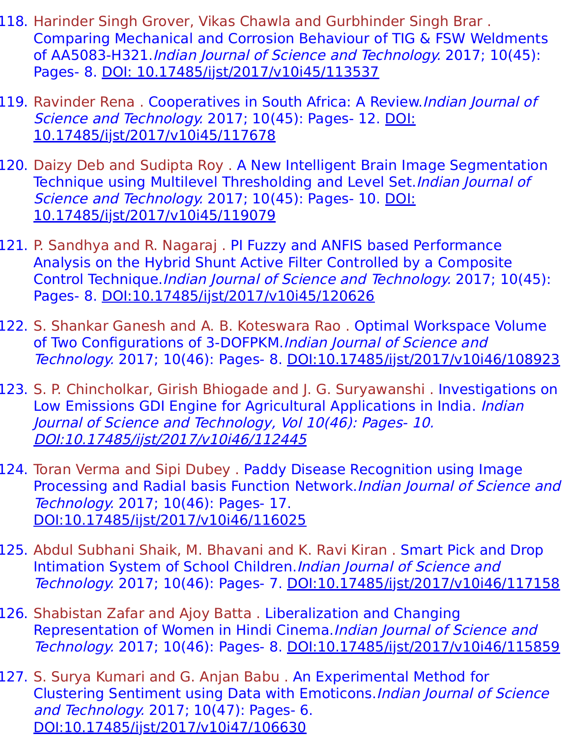118. Harinder Singh Grover, Vikas Chawla and Gurbhinder Singh Brar . Comparing Mechanical and Corrosion Behaviour of TIG & FSW Weldments of AA5083-H321.*Indian Journal of Science and Technology.* 2017; 10(45): Pages- 8. DOI: 10.17485/ijst/2017/v10i45/113537

119. Ravinder Rena . Cooperatives in South Africa: A Review.*Indian Journal of Science and Technology.* 2017; 10(45): Pages- 12. DOI: 10.17485/ijst/2017/v10i45/117678

120. Daizy Deb and Sudipta Roy . A New Intelligent Brain Image Segmentation Technique using Multilevel Thresholding and Level Set.*Indian Journal of Science and Technology.* 2017; 10(45): Pages- 10. DOI: 10.17485/ijst/2017/v10i45/119079

121. P. Sandhya and R. Nagaraj . PI Fuzzy and ANFIS based Performance Analysis on the Hybrid Shunt Active Filter Controlled by a Composite Control Technique.*Indian Journal of Science and Technology.* 2017; 10(45): Pages- 8. DOI:10.17485/ijst/2017/v10i45/120626

122. S. Shankar Ganesh and A. B. Koteswara Rao . Optimal Workspace Volume of Two Configurations of 3-DOFPKM.*Indian Journal of Science and Technology.* 2017; 10(46): Pages- 8. DOI:10.17485/ijst/2017/v10i46/108923

123. S. P. Chincholkar, Girish Bhiogade and J. G. Suryawanshi . Investigations on Low Emissions GDI Engine for Agricultural Applications in India. *Indian Journal of Science and Technology, Vol 10(46): Pages- 10. DOI:10.17485/ijst/2017/v10i46/112445*

124. Toran Verma and Sipi Dubey . Paddy Disease Recognition using Image Processing and Radial basis Function Network.*Indian Journal of Science and Technology.* 2017; 10(46): Pages- 17. DOI:10.17485/ijst/2017/v10i46/116025

125. Abdul Subhani Shaik, M. Bhavani and K. Ravi Kiran . Smart Pick and Drop Intimation System of School Children.*Indian Journal of Science and Technology.* 2017; 10(46): Pages- 7. DOI:10.17485/ijst/2017/v10i46/117158

126. Shabistan Zafar and Ajoy Batta . Liberalization and Changing Representation of Women in Hindi Cinema.*Indian Journal of Science and Technology.* 2017; 10(46): Pages- 8. DOI:10.17485/ijst/2017/v10i46/115859

127. S. Surya Kumari and G. Anjan Babu . An Experimental Method for Clustering Sentiment using Data with Emoticons.*Indian Journal of Science and Technology.* 2017; 10(47): Pages- 6. DOI:10.17485/ijst/2017/v10i47/106630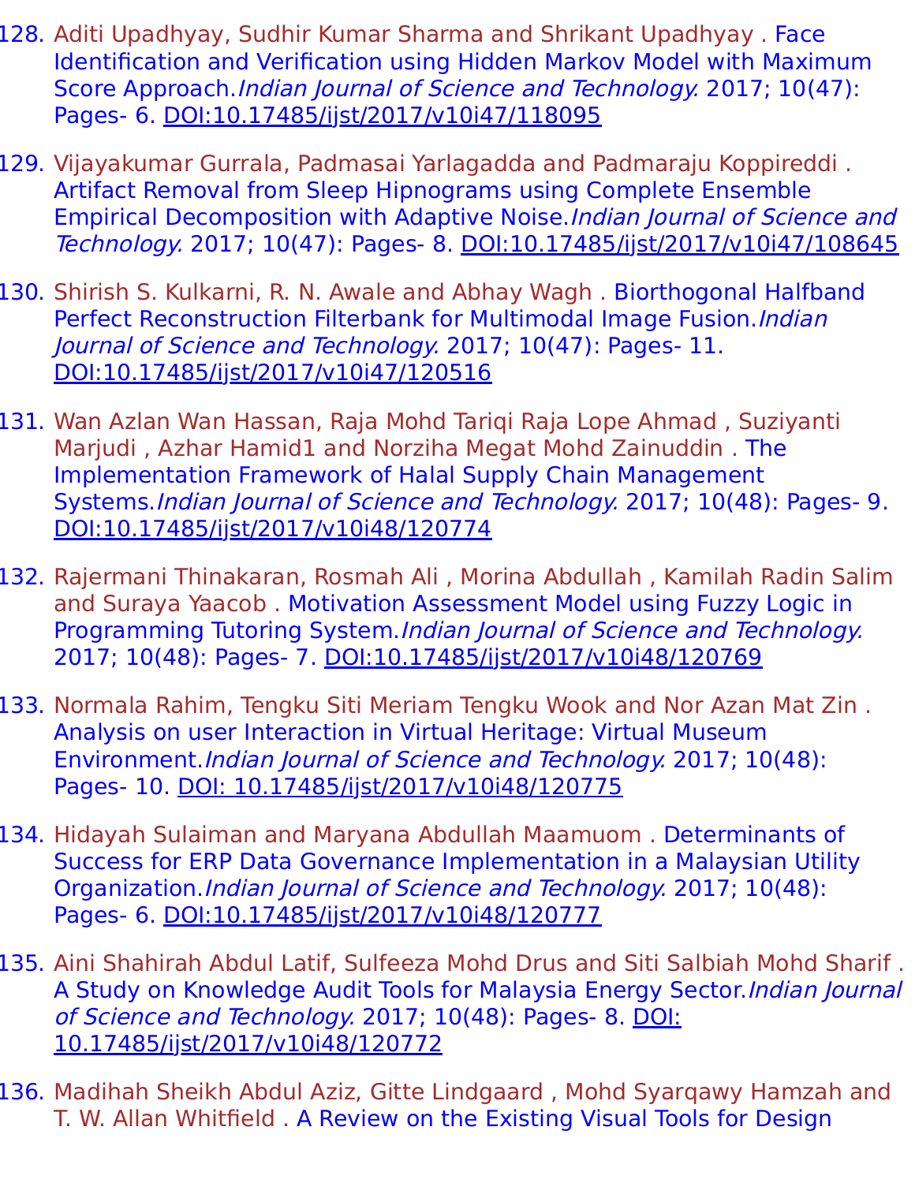128. Aditi Upadhyay, Sudhir Kumar Sharma and Shrikant Upadhyay . Face Identification and Verification using Hidden Markov Model with Maximum Score Approach.*Indian Journal of Science and Technology.* 2017; 10(47): Pages- 6. DOI:10.17485/ijst/2017/v10i47/118095

129. Vijayakumar Gurrala, Padmasai Yarlagadda and Padmaraju Koppireddi . Artifact Removal from Sleep Hipnograms using Complete Ensemble Empirical Decomposition with Adaptive Noise.*Indian Journal of Science and Technology.* 2017; 10(47): Pages- 8. DOI:10.17485/ijst/2017/v10i47/108645

130. Shirish S. Kulkarni, R. N. Awale and Abhay Wagh . Biorthogonal Halfband Perfect Reconstruction Filterbank for Multimodal Image Fusion.*Indian Journal of Science and Technology.* 2017; 10(47): Pages- 11. DOI:10.17485/ijst/2017/v10i47/120516

131. Wan Azlan Wan Hassan, Raja Mohd Tariqi Raja Lope Ahmad , Suziyanti Marjudi , Azhar Hamid1 and Norziha Megat Mohd Zainuddin . The Implementation Framework of Halal Supply Chain Management Systems.*Indian Journal of Science and Technology.* 2017; 10(48): Pages- 9. DOI:10.17485/ijst/2017/v10i48/120774

132. Rajermani Thinakaran, Rosmah Ali , Morina Abdullah , Kamilah Radin Salim and Suraya Yaacob . Motivation Assessment Model using Fuzzy Logic in Programming Tutoring System.*Indian Journal of Science and Technology.* 2017; 10(48): Pages- 7. DOI:10.17485/ijst/2017/v10i48/120769

133. Normala Rahim, Tengku Siti Meriam Tengku Wook and Nor Azan Mat Zin . Analysis on user Interaction in Virtual Heritage: Virtual Museum Environment.*Indian Journal of Science and Technology.* 2017; 10(48): Pages- 10. DOI: 10.17485/ijst/2017/v10i48/120775

134. Hidayah Sulaiman and Maryana Abdullah Maamuom . Determinants of Success for ERP Data Governance Implementation in a Malaysian Utility Organization.*Indian Journal of Science and Technology.* 2017; 10(48): Pages- 6. DOI:10.17485/ijst/2017/v10i48/120777

135. Aini Shahirah Abdul Latif, Sulfeeza Mohd Drus and Siti Salbiah Mohd Sharif . A Study on Knowledge Audit Tools for Malaysia Energy Sector.*Indian Journal of Science and Technology.* 2017; 10(48): Pages- 8. DOI: 10.17485/ijst/2017/v10i48/120772

136. Madihah Sheikh Abdul Aziz, Gitte Lindgaard , Mohd Syarqawy Hamzah and T. W. Allan Whitfield . A Review on the Existing Visual Tools for Design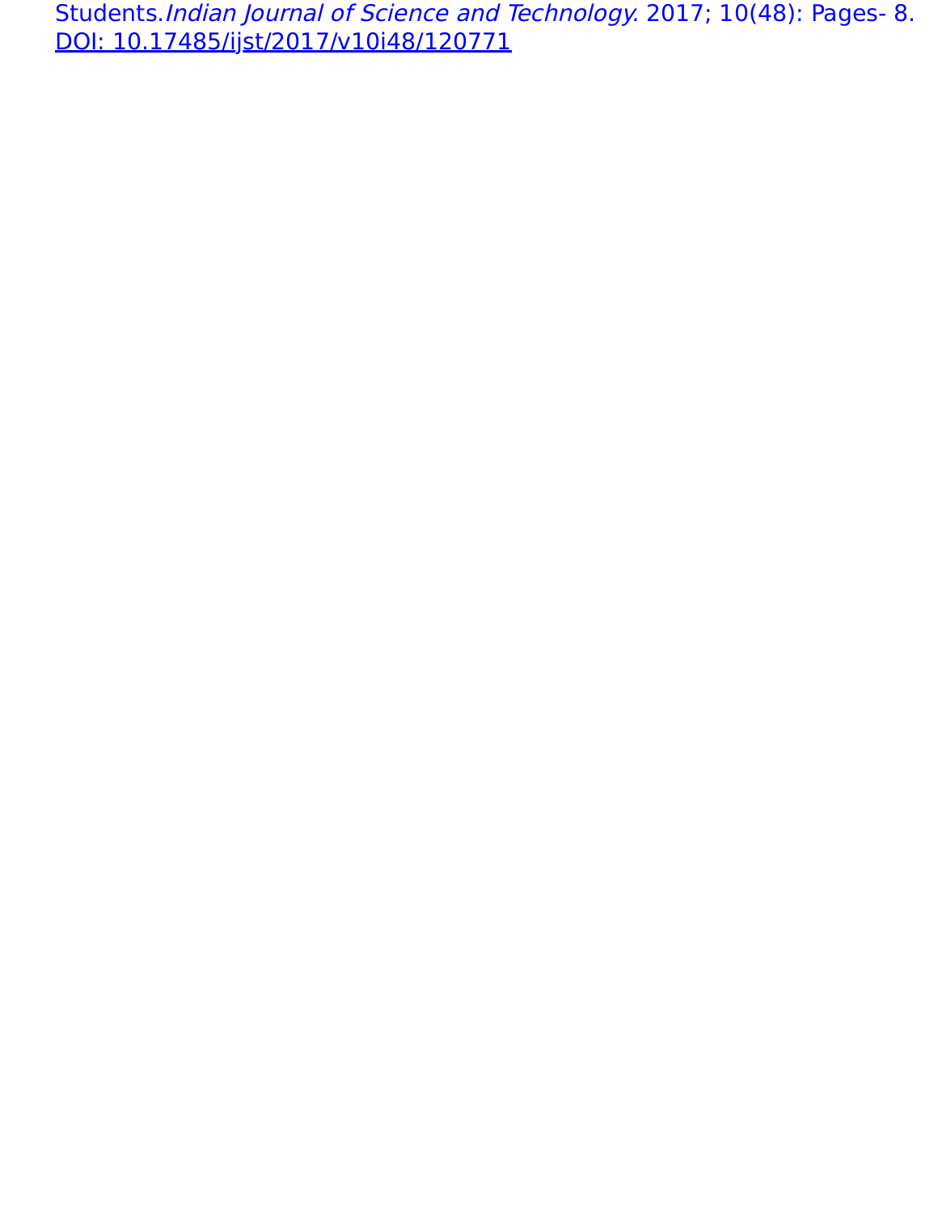Students. *Indian Journal of Science and Technology*. 2017; 10(48): Pages- 8. [DOI: 10.17485/ijst/2017/v10i48/120771]